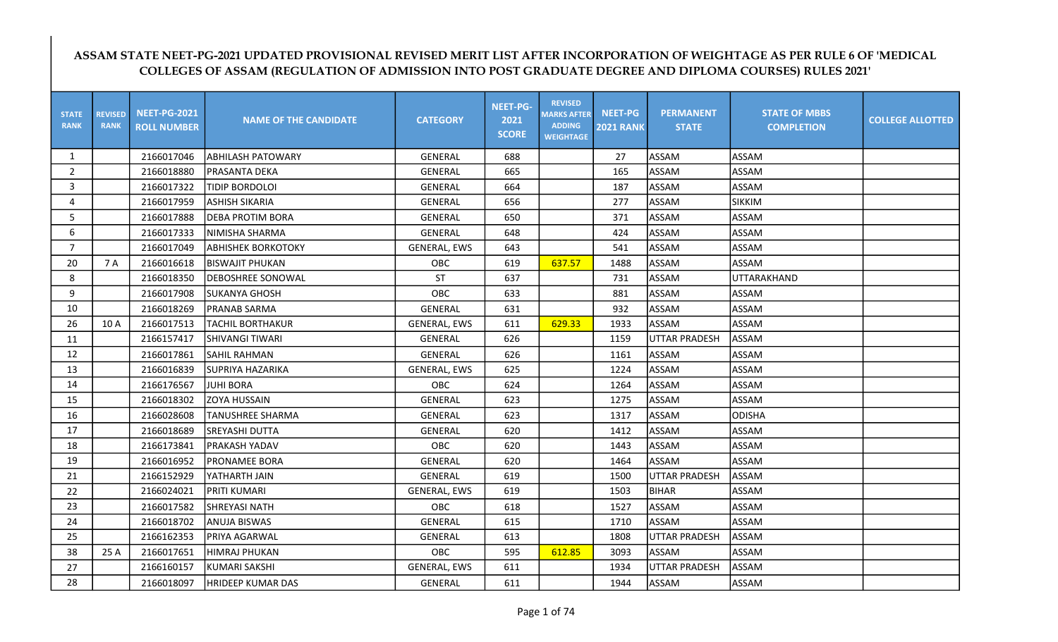# ASSAM STATE NEET-PG-2021 UPDATED PROVISIONAL REVISED MERIT LIST AFTER INCORPORATION OF WEIGHTAGE AS PER RULE 6 OF 'MEDICAL COLLEGES OF ASSAM (REGULATION OF ADMISSION INTO POST GRADUATE DEGREE AND DIPLOMA COURSES) RULES 2021'

| STATE RANK | REVISED RANK | NEET-PG-2021 ROLL NUMBER | NAME OF THE CANDIDATE | CATEGORY | NEET-PG-2021 SCORE | REVISED MARKS AFTER ADDING WEIGHTAGE | NEET-PG 2021 RANK | PERMANENT STATE | STATE OF MBBS COMPLETION | COLLEGE ALLOTTED |
|---|---|---|---|---|---|---|---|---|---|---|
| 1 | | 2166017046 | ABHILASH PATOWARY | GENERAL | 688 | | 27 | ASSAM | ASSAM | |
| 2 | | 2166018880 | PRASANTA DEKA | GENERAL | 665 | | 165 | ASSAM | ASSAM | |
| 3 | | 2166017322 | TIDIP BORDOLOI | GENERAL | 664 | | 187 | ASSAM | ASSAM | |
| 4 | | 2166017959 | ASHISH SIKARIA | GENERAL | 656 | | 277 | ASSAM | SIKKIM | |
| 5 | | 2166017888 | DEBA PROTIM BORA | GENERAL | 650 | | 371 | ASSAM | ASSAM | |
| 6 | | 2166017333 | NIMISHA SHARMA | GENERAL | 648 | | 424 | ASSAM | ASSAM | |
| 7 | | 2166017049 | ABHISHEK BORKOTOKY | GENERAL, EWS | 643 | | 541 | ASSAM | ASSAM | |
| 20 | 7 A | 2166016618 | BISWAJIT PHUKAN | OBC | 619 | 637.57 | 1488 | ASSAM | ASSAM | |
| 8 | | 2166018350 | DEBOSHREE SONOWAL | ST | 637 | | 731 | ASSAM | UTTARAKHAND | |
| 9 | | 2166017908 | SUKANYA GHOSH | OBC | 633 | | 881 | ASSAM | ASSAM | |
| 10 | | 2166018269 | PRANAB SARMA | GENERAL | 631 | | 932 | ASSAM | ASSAM | |
| 26 | 10 A | 2166017513 | TACHIL BORTHAKUR | GENERAL, EWS | 611 | 629.33 | 1933 | ASSAM | ASSAM | |
| 11 | | 2166157417 | SHIVANGI TIWARI | GENERAL | 626 | | 1159 | UTTAR PRADESH | ASSAM | |
| 12 | | 2166017861 | SAHIL RAHMAN | GENERAL | 626 | | 1161 | ASSAM | ASSAM | |
| 13 | | 2166016839 | SUPRIYA HAZARIKA | GENERAL, EWS | 625 | | 1224 | ASSAM | ASSAM | |
| 14 | | 2166176567 | JUHI BORA | OBC | 624 | | 1264 | ASSAM | ASSAM | |
| 15 | | 2166018302 | ZOYA HUSSAIN | GENERAL | 623 | | 1275 | ASSAM | ASSAM | |
| 16 | | 2166028608 | TANUSHREE SHARMA | GENERAL | 623 | | 1317 | ASSAM | ODISHA | |
| 17 | | 2166018689 | SREYASHI DUTTA | GENERAL | 620 | | 1412 | ASSAM | ASSAM | |
| 18 | | 2166173841 | PRAKASH YADAV | OBC | 620 | | 1443 | ASSAM | ASSAM | |
| 19 | | 2166016952 | PRONAMEE BORA | GENERAL | 620 | | 1464 | ASSAM | ASSAM | |
| 21 | | 2166152929 | YATHARTH JAIN | GENERAL | 619 | | 1500 | UTTAR PRADESH | ASSAM | |
| 22 | | 2166024021 | PRITI KUMARI | GENERAL, EWS | 619 | | 1503 | BIHAR | ASSAM | |
| 23 | | 2166017582 | SHREYASI NATH | OBC | 618 | | 1527 | ASSAM | ASSAM | |
| 24 | | 2166018702 | ANUJA BISWAS | GENERAL | 615 | | 1710 | ASSAM | ASSAM | |
| 25 | | 2166162353 | PRIYA AGARWAL | GENERAL | 613 | | 1808 | UTTAR PRADESH | ASSAM | |
| 38 | 25 A | 2166017651 | HIMRAJ PHUKAN | OBC | 595 | 612.85 | 3093 | ASSAM | ASSAM | |
| 27 | | 2166160157 | KUMARI SAKSHI | GENERAL, EWS | 611 | | 1934 | UTTAR PRADESH | ASSAM | |
| 28 | | 2166018097 | HRIDEEP KUMAR DAS | GENERAL | 611 | | 1944 | ASSAM | ASSAM | |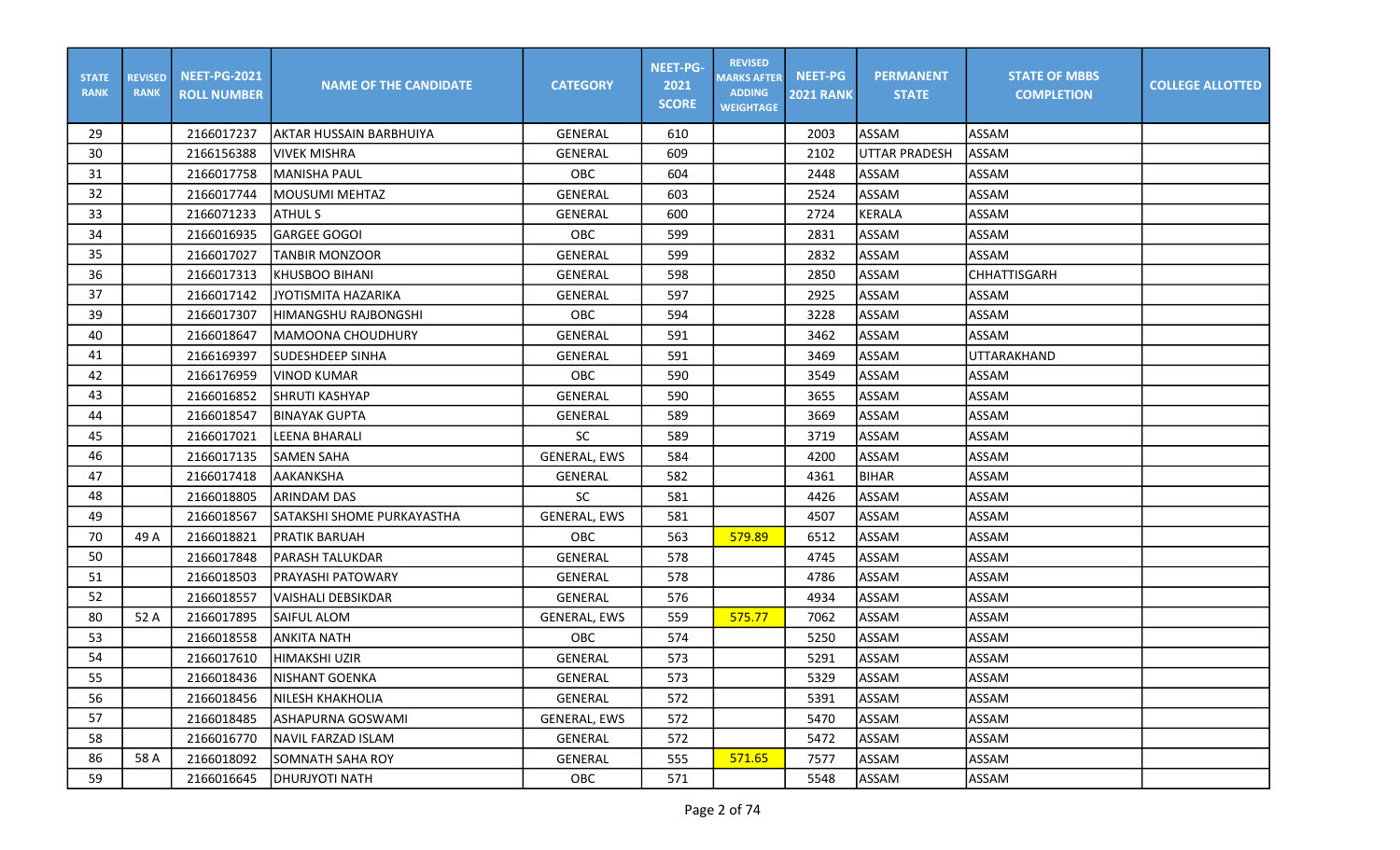| STATE RANK | REVISED RANK | NEET-PG-2021 ROLL NUMBER | NAME OF THE CANDIDATE | CATEGORY | NEET-PG-2021 SCORE | REVISED MARKS AFTER ADDING WEIGHTAGE | NEET-PG 2021 RANK | PERMANENT STATE | STATE OF MBBS COMPLETION | COLLEGE ALLOTTED |
|---|---|---|---|---|---|---|---|---|---|---|
| 29 | | 2166017237 | AKTAR HUSSAIN BARBHUIYA | GENERAL | 610 | | 2003 | ASSAM | ASSAM | |
| 30 | | 2166156388 | VIVEK MISHRA | GENERAL | 609 | | 2102 | UTTAR PRADESH | ASSAM | |
| 31 | | 2166017758 | MANISHA PAUL | OBC | 604 | | 2448 | ASSAM | ASSAM | |
| 32 | | 2166017744 | MOUSUMI MEHTAZ | GENERAL | 603 | | 2524 | ASSAM | ASSAM | |
| 33 | | 2166071233 | ATHUL S | GENERAL | 600 | | 2724 | KERALA | ASSAM | |
| 34 | | 2166016935 | GARGEE GOGOI | OBC | 599 | | 2831 | ASSAM | ASSAM | |
| 35 | | 2166017027 | TANBIR MONZOOR | GENERAL | 599 | | 2832 | ASSAM | ASSAM | |
| 36 | | 2166017313 | KHUSBOO BIHANI | GENERAL | 598 | | 2850 | ASSAM | CHHATTISGARH | |
| 37 | | 2166017142 | JYOTISMITA HAZARIKA | GENERAL | 597 | | 2925 | ASSAM | ASSAM | |
| 39 | | 2166017307 | HIMANGSHU RAJBONGSHI | OBC | 594 | | 3228 | ASSAM | ASSAM | |
| 40 | | 2166018647 | MAMOONA CHOUDHURY | GENERAL | 591 | | 3462 | ASSAM | ASSAM | |
| 41 | | 2166169397 | SUDESHDEEP SINHA | GENERAL | 591 | | 3469 | ASSAM | UTTARAKHAND | |
| 42 | | 2166176959 | VINOD KUMAR | OBC | 590 | | 3549 | ASSAM | ASSAM | |
| 43 | | 2166016852 | SHRUTI KASHYAP | GENERAL | 590 | | 3655 | ASSAM | ASSAM | |
| 44 | | 2166018547 | BINAYAK GUPTA | GENERAL | 589 | | 3669 | ASSAM | ASSAM | |
| 45 | | 2166017021 | LEENA BHARALI | SC | 589 | | 3719 | ASSAM | ASSAM | |
| 46 | | 2166017135 | SAMEN SAHA | GENERAL, EWS | 584 | | 4200 | ASSAM | ASSAM | |
| 47 | | 2166017418 | AAKANKSHA | GENERAL | 582 | | 4361 | BIHAR | ASSAM | |
| 48 | | 2166018805 | ARINDAM DAS | SC | 581 | | 4426 | ASSAM | ASSAM | |
| 49 | | 2166018567 | SATAKSHI SHOME PURKAYASTHA | GENERAL, EWS | 581 | | 4507 | ASSAM | ASSAM | |
| 70 | 49 A | 2166018821 | PRATIK BARUAH | OBC | 563 | 579.89 | 6512 | ASSAM | ASSAM | |
| 50 | | 2166017848 | PARASH TALUKDAR | GENERAL | 578 | | 4745 | ASSAM | ASSAM | |
| 51 | | 2166018503 | PRAYASHI PATOWARY | GENERAL | 578 | | 4786 | ASSAM | ASSAM | |
| 52 | | 2166018557 | VAISHALI DEBSIKDAR | GENERAL | 576 | | 4934 | ASSAM | ASSAM | |
| 80 | 52 A | 2166017895 | SAIFUL ALOM | GENERAL, EWS | 559 | 575.77 | 7062 | ASSAM | ASSAM | |
| 53 | | 2166018558 | ANKITA NATH | OBC | 574 | | 5250 | ASSAM | ASSAM | |
| 54 | | 2166017610 | HIMAKSHI UZIR | GENERAL | 573 | | 5291 | ASSAM | ASSAM | |
| 55 | | 2166018436 | NISHANT GOENKA | GENERAL | 573 | | 5329 | ASSAM | ASSAM | |
| 56 | | 2166018456 | NILESH KHAKHOLIA | GENERAL | 572 | | 5391 | ASSAM | ASSAM | |
| 57 | | 2166018485 | ASHAPURNA GOSWAMI | GENERAL, EWS | 572 | | 5470 | ASSAM | ASSAM | |
| 58 | | 2166016770 | NAVIL FARZAD ISLAM | GENERAL | 572 | | 5472 | ASSAM | ASSAM | |
| 86 | 58 A | 2166018092 | SOMNATH SAHA ROY | GENERAL | 555 | 571.65 | 7577 | ASSAM | ASSAM | |
| 59 | | 2166016645 | DHURJYOTI NATH | OBC | 571 | | 5548 | ASSAM | ASSAM | |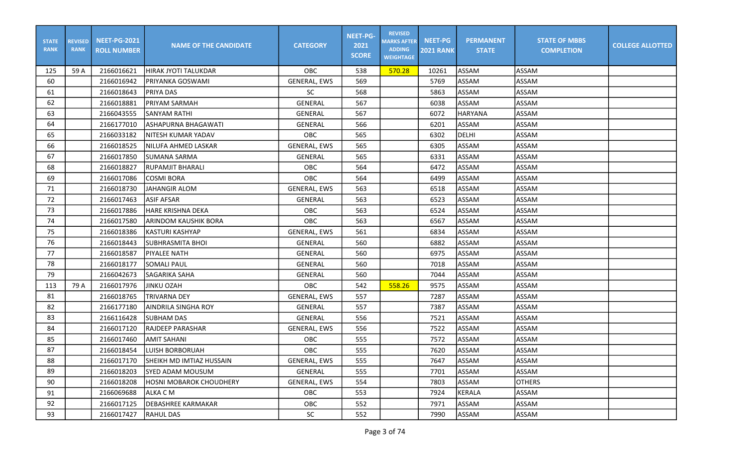| STATE RANK | REVISED RANK | NEET-PG-2021 ROLL NUMBER | NAME OF THE CANDIDATE | CATEGORY | NEET-PG-2021 SCORE | REVISED MARKS AFTER ADDING WEIGHTAGE | NEET-PG 2021 RANK | PERMANENT STATE | STATE OF MBBS COMPLETION | COLLEGE ALLOTTED |
|---|---|---|---|---|---|---|---|---|---|---|
| 125 | 59 A | 2166016621 | HIRAK JYOTI TALUKDAR | OBC | 538 | 570.28 | 10261 | ASSAM | ASSAM | |
| 60 | | 2166016942 | PRIYANKA GOSWAMI | GENERAL, EWS | 569 | | 5769 | ASSAM | ASSAM | |
| 61 | | 2166018643 | PRIYA DAS | SC | 568 | | 5863 | ASSAM | ASSAM | |
| 62 | | 2166018881 | PRIYAM SARMAH | GENERAL | 567 | | 6038 | ASSAM | ASSAM | |
| 63 | | 2166043555 | SANYAM RATHI | GENERAL | 567 | | 6072 | HARYANA | ASSAM | |
| 64 | | 2166177010 | ASHAPURNA BHAGAWATI | GENERAL | 566 | | 6201 | ASSAM | ASSAM | |
| 65 | | 2166033182 | NITESH KUMAR YADAV | OBC | 565 | | 6302 | DELHI | ASSAM | |
| 66 | | 2166018525 | NILUFA AHMED LASKAR | GENERAL, EWS | 565 | | 6305 | ASSAM | ASSAM | |
| 67 | | 2166017850 | SUMANA SARMA | GENERAL | 565 | | 6331 | ASSAM | ASSAM | |
| 68 | | 2166018827 | RUPAMJIT BHARALI | OBC | 564 | | 6472 | ASSAM | ASSAM | |
| 69 | | 2166017086 | COSMI BORA | OBC | 564 | | 6499 | ASSAM | ASSAM | |
| 71 | | 2166018730 | JAHANGIR ALOM | GENERAL, EWS | 563 | | 6518 | ASSAM | ASSAM | |
| 72 | | 2166017463 | ASIF AFSAR | GENERAL | 563 | | 6523 | ASSAM | ASSAM | |
| 73 | | 2166017886 | HARE KRISHNA DEKA | OBC | 563 | | 6524 | ASSAM | ASSAM | |
| 74 | | 2166017580 | ARINDOM KAUSHIK BORA | OBC | 563 | | 6567 | ASSAM | ASSAM | |
| 75 | | 2166018386 | KASTURI KASHYAP | GENERAL, EWS | 561 | | 6834 | ASSAM | ASSAM | |
| 76 | | 2166018443 | SUBHRASMITA BHOI | GENERAL | 560 | | 6882 | ASSAM | ASSAM | |
| 77 | | 2166018587 | PIYALEE NATH | GENERAL | 560 | | 6975 | ASSAM | ASSAM | |
| 78 | | 2166018177 | SOMALI PAUL | GENERAL | 560 | | 7018 | ASSAM | ASSAM | |
| 79 | | 2166042673 | SAGARIKA SAHA | GENERAL | 560 | | 7044 | ASSAM | ASSAM | |
| 113 | 79 A | 2166017976 | JINKU OZAH | OBC | 542 | 558.26 | 9575 | ASSAM | ASSAM | |
| 81 | | 2166018765 | TRIVARNA DEY | GENERAL, EWS | 557 | | 7287 | ASSAM | ASSAM | |
| 82 | | 2166177180 | AINDRILA SINGHA ROY | GENERAL | 557 | | 7387 | ASSAM | ASSAM | |
| 83 | | 2166116428 | SUBHAM DAS | GENERAL | 556 | | 7521 | ASSAM | ASSAM | |
| 84 | | 2166017120 | RAJDEEP PARASHAR | GENERAL, EWS | 556 | | 7522 | ASSAM | ASSAM | |
| 85 | | 2166017460 | AMIT SAHANI | OBC | 555 | | 7572 | ASSAM | ASSAM | |
| 87 | | 2166018454 | LUISH BORBORUAH | OBC | 555 | | 7620 | ASSAM | ASSAM | |
| 88 | | 2166017170 | SHEIKH MD IMTIAZ HUSSAIN | GENERAL, EWS | 555 | | 7647 | ASSAM | ASSAM | |
| 89 | | 2166018203 | SYED ADAM MOUSUM | GENERAL | 555 | | 7701 | ASSAM | ASSAM | |
| 90 | | 2166018208 | HOSNI MOBAROK CHOUDHERY | GENERAL, EWS | 554 | | 7803 | ASSAM | OTHERS | |
| 91 | | 2166069688 | ALKA C M | OBC | 553 | | 7924 | KERALA | ASSAM | |
| 92 | | 2166017125 | DEBASHREE KARMAKAR | OBC | 552 | | 7971 | ASSAM | ASSAM | |
| 93 | | 2166017427 | RAHUL DAS | SC | 552 | | 7990 | ASSAM | ASSAM | |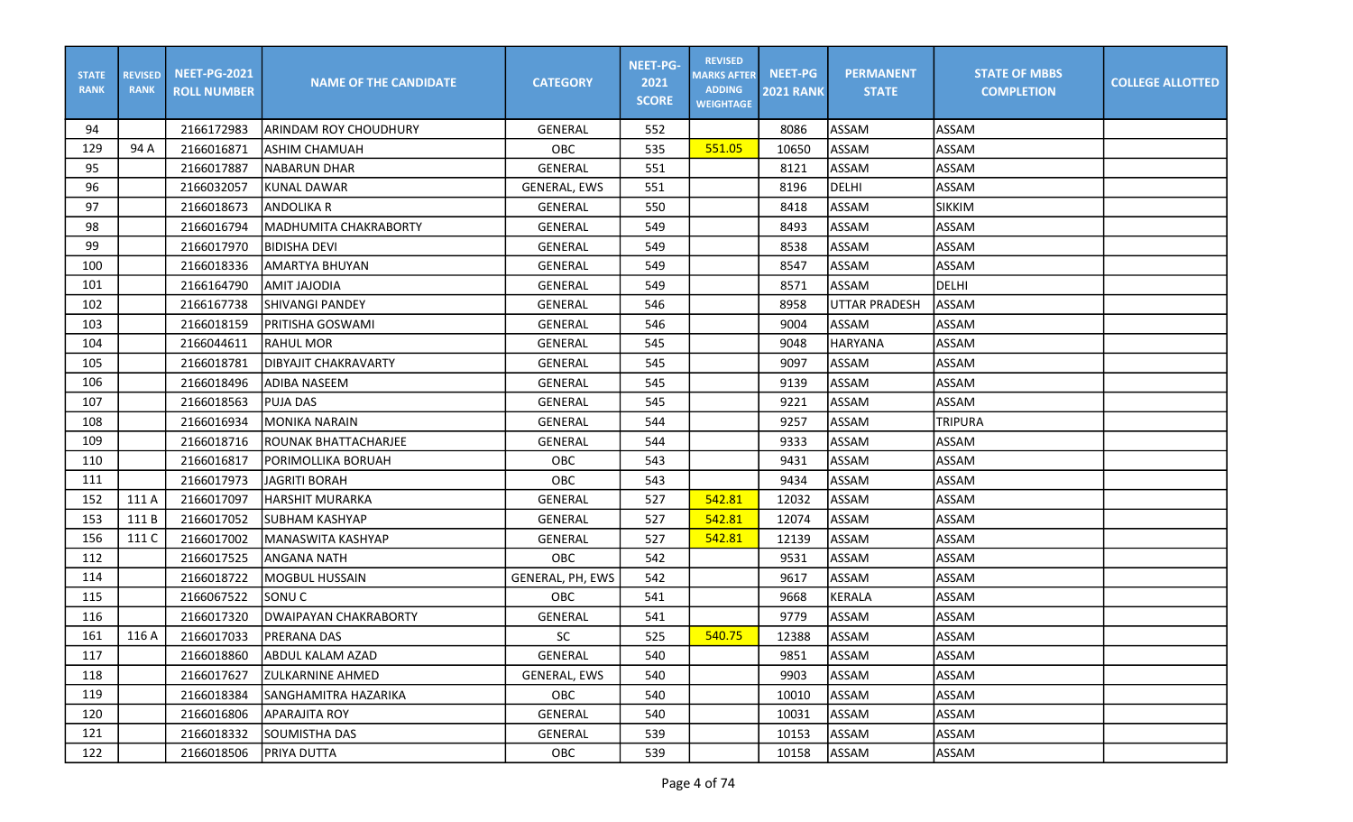| STATE RANK | REVISED RANK | NEET-PG-2021 ROLL NUMBER | NAME OF THE CANDIDATE | CATEGORY | NEET-PG-2021 SCORE | REVISED MARKS AFTER ADDING WEIGHTAGE | NEET-PG 2021 RANK | PERMANENT STATE | STATE OF MBBS COMPLETION | COLLEGE ALLOTTED |
|---|---|---|---|---|---|---|---|---|---|---|
| 94 | | 2166172983 | ARINDAM ROY CHOUDHURY | GENERAL | 552 | | 8086 | ASSAM | ASSAM | |
| 129 | 94 A | 2166016871 | ASHIM CHAMUAH | OBC | 535 | 551.05 | 10650 | ASSAM | ASSAM | |
| 95 | | 2166017887 | NABARUN DHAR | GENERAL | 551 | | 8121 | ASSAM | ASSAM | |
| 96 | | 2166032057 | KUNAL DAWAR | GENERAL, EWS | 551 | | 8196 | DELHI | ASSAM | |
| 97 | | 2166018673 | ANDOLIKA R | GENERAL | 550 | | 8418 | ASSAM | SIKKIM | |
| 98 | | 2166016794 | MADHUMITA CHAKRABORTY | GENERAL | 549 | | 8493 | ASSAM | ASSAM | |
| 99 | | 2166017970 | BIDISHA DEVI | GENERAL | 549 | | 8538 | ASSAM | ASSAM | |
| 100 | | 2166018336 | AMARTYA BHUYAN | GENERAL | 549 | | 8547 | ASSAM | ASSAM | |
| 101 | | 2166164790 | AMIT JAJODIA | GENERAL | 549 | | 8571 | ASSAM | DELHI | |
| 102 | | 2166167738 | SHIVANGI PANDEY | GENERAL | 546 | | 8958 | UTTAR PRADESH | ASSAM | |
| 103 | | 2166018159 | PRITISHA GOSWAMI | GENERAL | 546 | | 9004 | ASSAM | ASSAM | |
| 104 | | 2166044611 | RAHUL MOR | GENERAL | 545 | | 9048 | HARYANA | ASSAM | |
| 105 | | 2166018781 | DIBYAJIT CHAKRAVARTY | GENERAL | 545 | | 9097 | ASSAM | ASSAM | |
| 106 | | 2166018496 | ADIBA NASEEM | GENERAL | 545 | | 9139 | ASSAM | ASSAM | |
| 107 | | 2166018563 | PUJA DAS | GENERAL | 545 | | 9221 | ASSAM | ASSAM | |
| 108 | | 2166016934 | MONIKA NARAIN | GENERAL | 544 | | 9257 | ASSAM | TRIPURA | |
| 109 | | 2166018716 | ROUNAK BHATTACHARJEE | GENERAL | 544 | | 9333 | ASSAM | ASSAM | |
| 110 | | 2166016817 | PORIMOLLIKA BORUAH | OBC | 543 | | 9431 | ASSAM | ASSAM | |
| 111 | | 2166017973 | JAGRITI BORAH | OBC | 543 | | 9434 | ASSAM | ASSAM | |
| 152 | 111 A | 2166017097 | HARSHIT MURARKA | GENERAL | 527 | 542.81 | 12032 | ASSAM | ASSAM | |
| 153 | 111 B | 2166017052 | SUBHAM KASHYAP | GENERAL | 527 | 542.81 | 12074 | ASSAM | ASSAM | |
| 156 | 111 C | 2166017002 | MANASWITA KASHYAP | GENERAL | 527 | 542.81 | 12139 | ASSAM | ASSAM | |
| 112 | | 2166017525 | ANGANA NATH | OBC | 542 | | 9531 | ASSAM | ASSAM | |
| 114 | | 2166018722 | MOGBUL HUSSAIN | GENERAL, PH, EWS | 542 | | 9617 | ASSAM | ASSAM | |
| 115 | | 2166067522 | SONU C | OBC | 541 | | 9668 | KERALA | ASSAM | |
| 116 | | 2166017320 | DWAIPAYAN CHAKRABORTY | GENERAL | 541 | | 9779 | ASSAM | ASSAM | |
| 161 | 116 A | 2166017033 | PRERANA DAS | SC | 525 | 540.75 | 12388 | ASSAM | ASSAM | |
| 117 | | 2166018860 | ABDUL KALAM AZAD | GENERAL | 540 | | 9851 | ASSAM | ASSAM | |
| 118 | | 2166017627 | ZULKARNINE AHMED | GENERAL, EWS | 540 | | 9903 | ASSAM | ASSAM | |
| 119 | | 2166018384 | SANGHAMITRA HAZARIKA | OBC | 540 | | 10010 | ASSAM | ASSAM | |
| 120 | | 2166016806 | APARAJITA ROY | GENERAL | 540 | | 10031 | ASSAM | ASSAM | |
| 121 | | 2166018332 | SOUMISTHA DAS | GENERAL | 539 | | 10153 | ASSAM | ASSAM | |
| 122 | | 2166018506 | PRIYA DUTTA | OBC | 539 | | 10158 | ASSAM | ASSAM | |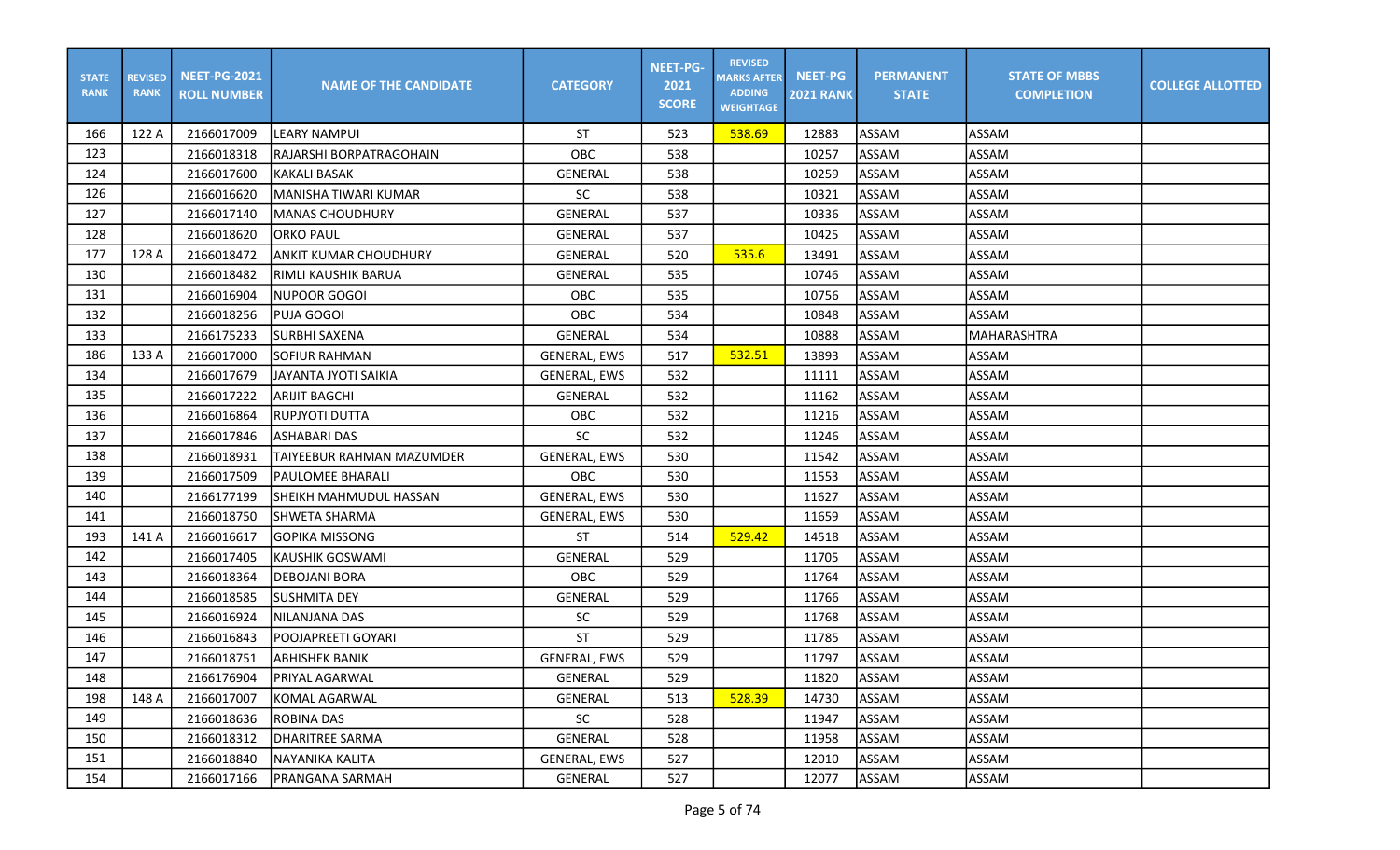| STATE RANK | REVISED RANK | NEET-PG-2021 ROLL NUMBER | NAME OF THE CANDIDATE | CATEGORY | NEET-PG-2021 SCORE | REVISED MARKS AFTER ADDING WEIGHTAGE | NEET-PG 2021 RANK | PERMANENT STATE | STATE OF MBBS COMPLETION | COLLEGE ALLOTTED |
|---|---|---|---|---|---|---|---|---|---|---|
| 166 | 122 A | 2166017009 | LEARY NAMPUI | ST | 523 | 538.69 | 12883 | ASSAM | ASSAM | |
| 123 | | 2166018318 | RAJARSHI BORPATRAGOHAIN | OBC | 538 | | 10257 | ASSAM | ASSAM | |
| 124 | | 2166017600 | KAKALI BASAK | GENERAL | 538 | | 10259 | ASSAM | ASSAM | |
| 126 | | 2166016620 | MANISHA TIWARI KUMAR | SC | 538 | | 10321 | ASSAM | ASSAM | |
| 127 | | 2166017140 | MANAS CHOUDHURY | GENERAL | 537 | | 10336 | ASSAM | ASSAM | |
| 128 | | 2166018620 | ORKO PAUL | GENERAL | 537 | | 10425 | ASSAM | ASSAM | |
| 177 | 128 A | 2166018472 | ANKIT KUMAR CHOUDHURY | GENERAL | 520 | 535.6 | 13491 | ASSAM | ASSAM | |
| 130 | | 2166018482 | RIMLI KAUSHIK BARUA | GENERAL | 535 | | 10746 | ASSAM | ASSAM | |
| 131 | | 2166016904 | NUPOOR GOGOI | OBC | 535 | | 10756 | ASSAM | ASSAM | |
| 132 | | 2166018256 | PUJA GOGOI | OBC | 534 | | 10848 | ASSAM | ASSAM | |
| 133 | | 2166175233 | SURBHI SAXENA | GENERAL | 534 | | 10888 | ASSAM | MAHARASHTRA | |
| 186 | 133 A | 2166017000 | SOFIUR RAHMAN | GENERAL, EWS | 517 | 532.51 | 13893 | ASSAM | ASSAM | |
| 134 | | 2166017679 | JAYANTA JYOTI SAIKIA | GENERAL, EWS | 532 | | 11111 | ASSAM | ASSAM | |
| 135 | | 2166017222 | ARIJIT BAGCHI | GENERAL | 532 | | 11162 | ASSAM | ASSAM | |
| 136 | | 2166016864 | RUPJYOTI DUTTA | OBC | 532 | | 11216 | ASSAM | ASSAM | |
| 137 | | 2166017846 | ASHABARI DAS | SC | 532 | | 11246 | ASSAM | ASSAM | |
| 138 | | 2166018931 | TAIYEEBUR RAHMAN MAZUMDER | GENERAL, EWS | 530 | | 11542 | ASSAM | ASSAM | |
| 139 | | 2166017509 | PAULOMEE BHARALI | OBC | 530 | | 11553 | ASSAM | ASSAM | |
| 140 | | 2166177199 | SHEIKH MAHMUDUL HASSAN | GENERAL, EWS | 530 | | 11627 | ASSAM | ASSAM | |
| 141 | | 2166018750 | SHWETA SHARMA | GENERAL, EWS | 530 | | 11659 | ASSAM | ASSAM | |
| 193 | 141 A | 2166016617 | GOPIKA MISSONG | ST | 514 | 529.42 | 14518 | ASSAM | ASSAM | |
| 142 | | 2166017405 | KAUSHIK GOSWAMI | GENERAL | 529 | | 11705 | ASSAM | ASSAM | |
| 143 | | 2166018364 | DEBOJANI BORA | OBC | 529 | | 11764 | ASSAM | ASSAM | |
| 144 | | 2166018585 | SUSHMITA DEY | GENERAL | 529 | | 11766 | ASSAM | ASSAM | |
| 145 | | 2166016924 | NILANJANA DAS | SC | 529 | | 11768 | ASSAM | ASSAM | |
| 146 | | 2166016843 | POOJAPREETI GOYARI | ST | 529 | | 11785 | ASSAM | ASSAM | |
| 147 | | 2166018751 | ABHISHEK BANIK | GENERAL, EWS | 529 | | 11797 | ASSAM | ASSAM | |
| 148 | | 2166176904 | PRIYAL AGARWAL | GENERAL | 529 | | 11820 | ASSAM | ASSAM | |
| 198 | 148 A | 2166017007 | KOMAL AGARWAL | GENERAL | 513 | 528.39 | 14730 | ASSAM | ASSAM | |
| 149 | | 2166018636 | ROBINA DAS | SC | 528 | | 11947 | ASSAM | ASSAM | |
| 150 | | 2166018312 | DHARITREE SARMA | GENERAL | 528 | | 11958 | ASSAM | ASSAM | |
| 151 | | 2166018840 | NAYANIKA KALITA | GENERAL, EWS | 527 | | 12010 | ASSAM | ASSAM | |
| 154 | | 2166017166 | PRANGANA SARMAH | GENERAL | 527 | | 12077 | ASSAM | ASSAM | |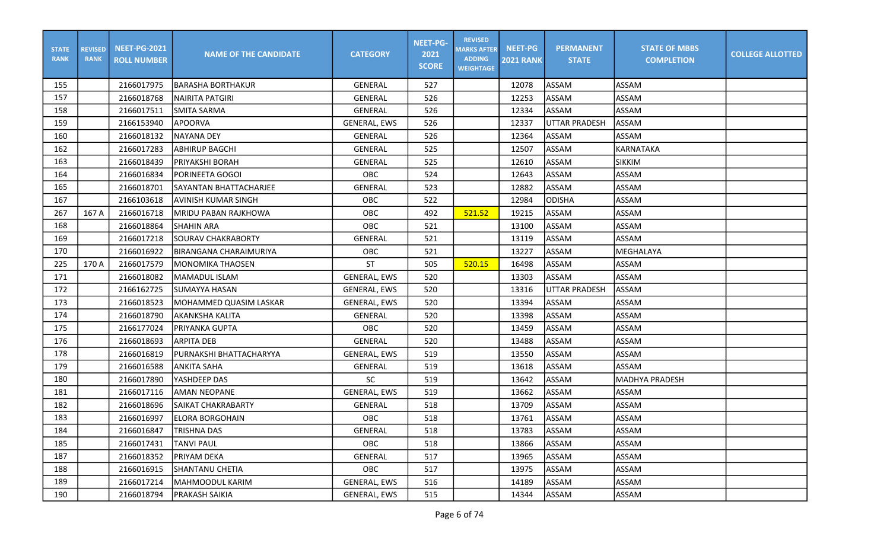| STATE RANK | REVISED RANK | NEET-PG-2021 ROLL NUMBER | NAME OF THE CANDIDATE | CATEGORY | NEET-PG-2021 SCORE | REVISED MARKS AFTER ADDING WEIGHTAGE | NEET-PG 2021 RANK | PERMANENT STATE | STATE OF MBBS COMPLETION | COLLEGE ALLOTTED |
|---|---|---|---|---|---|---|---|---|---|---|
| 155 | | 2166017975 | BARASHA BORTHAKUR | GENERAL | 527 | | 12078 | ASSAM | ASSAM | |
| 157 | | 2166018768 | NAIRITA PATGIRI | GENERAL | 526 | | 12253 | ASSAM | ASSAM | |
| 158 | | 2166017511 | SMITA SARMA | GENERAL | 526 | | 12334 | ASSAM | ASSAM | |
| 159 | | 2166153940 | APOORVA | GENERAL, EWS | 526 | | 12337 | UTTAR PRADESH | ASSAM | |
| 160 | | 2166018132 | NAYANA DEY | GENERAL | 526 | | 12364 | ASSAM | ASSAM | |
| 162 | | 2166017283 | ABHIRUP BAGCHI | GENERAL | 525 | | 12507 | ASSAM | KARNATAKA | |
| 163 | | 2166018439 | PRIYAKSHI BORAH | GENERAL | 525 | | 12610 | ASSAM | SIKKIM | |
| 164 | | 2166016834 | PORINEETA GOGOI | OBC | 524 | | 12643 | ASSAM | ASSAM | |
| 165 | | 2166018701 | SAYANTAN BHATTACHARJEE | GENERAL | 523 | | 12882 | ASSAM | ASSAM | |
| 167 | | 2166103618 | AVINISH KUMAR SINGH | OBC | 522 | | 12984 | ODISHA | ASSAM | |
| 267 | 167 A | 2166016718 | MRIDU PABAN RAJKHOWA | OBC | 492 | 521.52 | 19215 | ASSAM | ASSAM | |
| 168 | | 2166018864 | SHAHIN ARA | OBC | 521 | | 13100 | ASSAM | ASSAM | |
| 169 | | 2166017218 | SOURAV CHAKRABORTY | GENERAL | 521 | | 13119 | ASSAM | ASSAM | |
| 170 | | 2166016922 | BIRANGANA CHARAIMURIYA | OBC | 521 | | 13227 | ASSAM | MEGHALAYA | |
| 225 | 170 A | 2166017579 | MONOMIKA THAOSEN | ST | 505 | 520.15 | 16498 | ASSAM | ASSAM | |
| 171 | | 2166018082 | MAMADUL ISLAM | GENERAL, EWS | 520 | | 13303 | ASSAM | ASSAM | |
| 172 | | 2166162725 | SUMAYYA HASAN | GENERAL, EWS | 520 | | 13316 | UTTAR PRADESH | ASSAM | |
| 173 | | 2166018523 | MOHAMMED QUASIM LASKAR | GENERAL, EWS | 520 | | 13394 | ASSAM | ASSAM | |
| 174 | | 2166018790 | AKANKSHA KALITA | GENERAL | 520 | | 13398 | ASSAM | ASSAM | |
| 175 | | 2166177024 | PRIYANKA GUPTA | OBC | 520 | | 13459 | ASSAM | ASSAM | |
| 176 | | 2166018693 | ARPITA DEB | GENERAL | 520 | | 13488 | ASSAM | ASSAM | |
| 178 | | 2166016819 | PURNAKSHI BHATTACHARYYA | GENERAL, EWS | 519 | | 13550 | ASSAM | ASSAM | |
| 179 | | 2166016588 | ANKITA SAHA | GENERAL | 519 | | 13618 | ASSAM | ASSAM | |
| 180 | | 2166017890 | YASHDEEP DAS | SC | 519 | | 13642 | ASSAM | MADHYA PRADESH | |
| 181 | | 2166017116 | AMAN NEOPANE | GENERAL, EWS | 519 | | 13662 | ASSAM | ASSAM | |
| 182 | | 2166018696 | SAIKAT CHAKRABARTY | GENERAL | 518 | | 13709 | ASSAM | ASSAM | |
| 183 | | 2166016997 | ELORA BORGOHAIN | OBC | 518 | | 13761 | ASSAM | ASSAM | |
| 184 | | 2166016847 | TRISHNA DAS | GENERAL | 518 | | 13783 | ASSAM | ASSAM | |
| 185 | | 2166017431 | TANVI PAUL | OBC | 518 | | 13866 | ASSAM | ASSAM | |
| 187 | | 2166018352 | PRIYAM DEKA | GENERAL | 517 | | 13965 | ASSAM | ASSAM | |
| 188 | | 2166016915 | SHANTANU CHETIA | OBC | 517 | | 13975 | ASSAM | ASSAM | |
| 189 | | 2166017214 | MAHMOODUL KARIM | GENERAL, EWS | 516 | | 14189 | ASSAM | ASSAM | |
| 190 | | 2166018794 | PRAKASH SAIKIA | GENERAL, EWS | 515 | | 14344 | ASSAM | ASSAM | |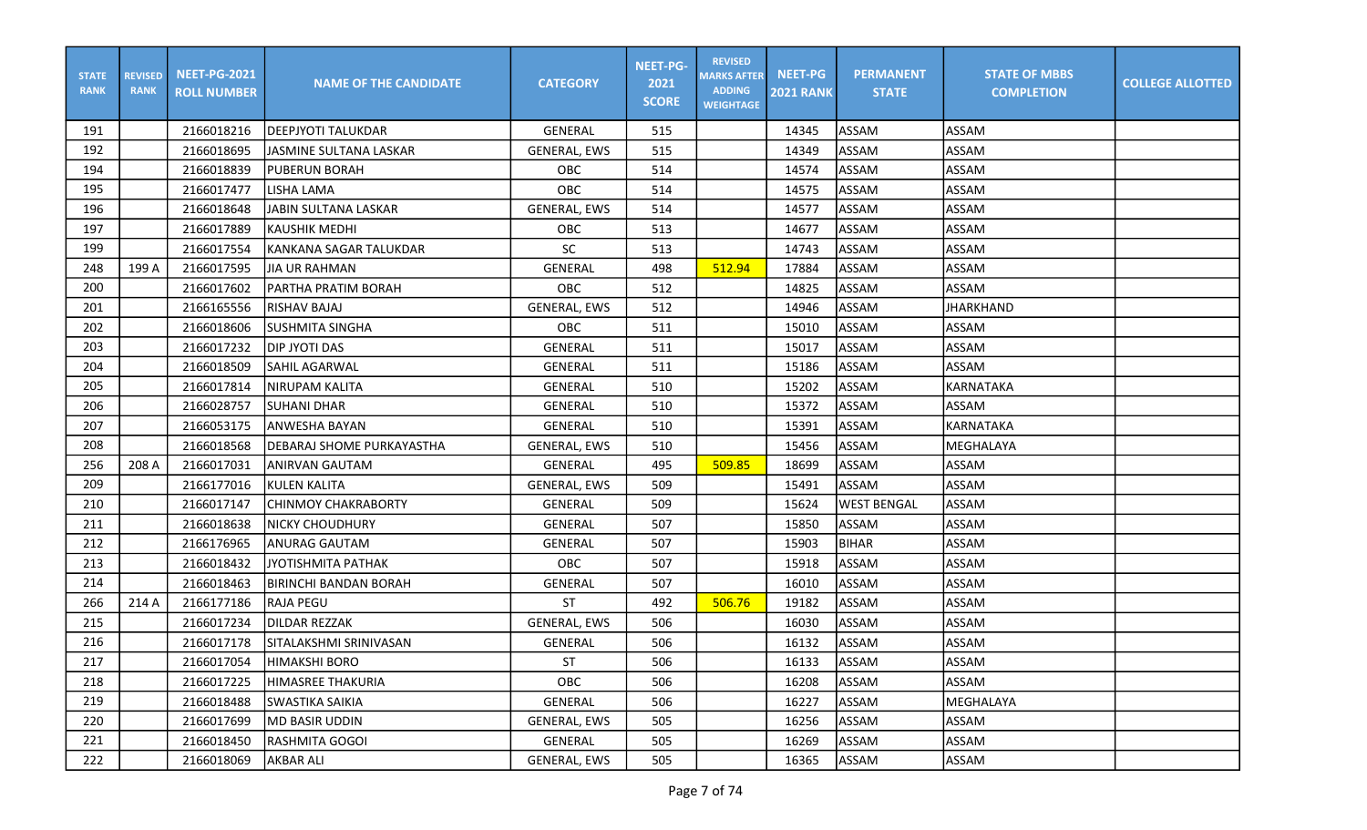| STATE RANK | REVISED RANK | NEET-PG-2021 ROLL NUMBER | NAME OF THE CANDIDATE | CATEGORY | NEET-PG-2021 SCORE | REVISED MARKS AFTER ADDING WEIGHTAGE | NEET-PG 2021 RANK | PERMANENT STATE | STATE OF MBBS COMPLETION | COLLEGE ALLOTTED |
|---|---|---|---|---|---|---|---|---|---|---|
| 191 | | 2166018216 | DEEPJYOTI TALUKDAR | GENERAL | 515 | | 14345 | ASSAM | ASSAM | |
| 192 | | 2166018695 | JASMINE SULTANA LASKAR | GENERAL, EWS | 515 | | 14349 | ASSAM | ASSAM | |
| 194 | | 2166018839 | PUBERUN BORAH | OBC | 514 | | 14574 | ASSAM | ASSAM | |
| 195 | | 2166017477 | LISHA LAMA | OBC | 514 | | 14575 | ASSAM | ASSAM | |
| 196 | | 2166018648 | JABIN SULTANA LASKAR | GENERAL, EWS | 514 | | 14577 | ASSAM | ASSAM | |
| 197 | | 2166017889 | KAUSHIK MEDHI | OBC | 513 | | 14677 | ASSAM | ASSAM | |
| 199 | | 2166017554 | KANKANA SAGAR TALUKDAR | SC | 513 | | 14743 | ASSAM | ASSAM | |
| 248 | 199 A | 2166017595 | JIA UR RAHMAN | GENERAL | 498 | 512.94 | 17884 | ASSAM | ASSAM | |
| 200 | | 2166017602 | PARTHA PRATIM BORAH | OBC | 512 | | 14825 | ASSAM | ASSAM | |
| 201 | | 2166165556 | RISHAV BAJAJ | GENERAL, EWS | 512 | | 14946 | ASSAM | JHARKHAND | |
| 202 | | 2166018606 | SUSHMITA SINGHA | OBC | 511 | | 15010 | ASSAM | ASSAM | |
| 203 | | 2166017232 | DIP JYOTI DAS | GENERAL | 511 | | 15017 | ASSAM | ASSAM | |
| 204 | | 2166018509 | SAHIL AGARWAL | GENERAL | 511 | | 15186 | ASSAM | ASSAM | |
| 205 | | 2166017814 | NIRUPAM KALITA | GENERAL | 510 | | 15202 | ASSAM | KARNATAKA | |
| 206 | | 2166028757 | SUHANI DHAR | GENERAL | 510 | | 15372 | ASSAM | ASSAM | |
| 207 | | 2166053175 | ANWESHA BAYAN | GENERAL | 510 | | 15391 | ASSAM | KARNATAKA | |
| 208 | | 2166018568 | DEBARAJ SHOME PURKAYASTHA | GENERAL, EWS | 510 | | 15456 | ASSAM | MEGHALAYA | |
| 256 | 208 A | 2166017031 | ANIRVAN GAUTAM | GENERAL | 495 | 509.85 | 18699 | ASSAM | ASSAM | |
| 209 | | 2166177016 | KULEN KALITA | GENERAL, EWS | 509 | | 15491 | ASSAM | ASSAM | |
| 210 | | 2166017147 | CHINMOY CHAKRABORTY | GENERAL | 509 | | 15624 | WEST BENGAL | ASSAM | |
| 211 | | 2166018638 | NICKY CHOUDHURY | GENERAL | 507 | | 15850 | ASSAM | ASSAM | |
| 212 | | 2166176965 | ANURAG GAUTAM | GENERAL | 507 | | 15903 | BIHAR | ASSAM | |
| 213 | | 2166018432 | JYOTISHMITA PATHAK | OBC | 507 | | 15918 | ASSAM | ASSAM | |
| 214 | | 2166018463 | BIRINCHI BANDAN BORAH | GENERAL | 507 | | 16010 | ASSAM | ASSAM | |
| 266 | 214 A | 2166177186 | RAJA PEGU | ST | 492 | 506.76 | 19182 | ASSAM | ASSAM | |
| 215 | | 2166017234 | DILDAR REZZAK | GENERAL, EWS | 506 | | 16030 | ASSAM | ASSAM | |
| 216 | | 2166017178 | SITALAKSHMI SRINIVASAN | GENERAL | 506 | | 16132 | ASSAM | ASSAM | |
| 217 | | 2166017054 | HIMAKSHI BORO | ST | 506 | | 16133 | ASSAM | ASSAM | |
| 218 | | 2166017225 | HIMASREE THAKURIA | OBC | 506 | | 16208 | ASSAM | ASSAM | |
| 219 | | 2166018488 | SWASTIKA SAIKIA | GENERAL | 506 | | 16227 | ASSAM | MEGHALAYA | |
| 220 | | 2166017699 | MD BASIR UDDIN | GENERAL, EWS | 505 | | 16256 | ASSAM | ASSAM | |
| 221 | | 2166018450 | RASHMITA GOGOI | GENERAL | 505 | | 16269 | ASSAM | ASSAM | |
| 222 | | 2166018069 | AKBAR ALI | GENERAL, EWS | 505 | | 16365 | ASSAM | ASSAM | |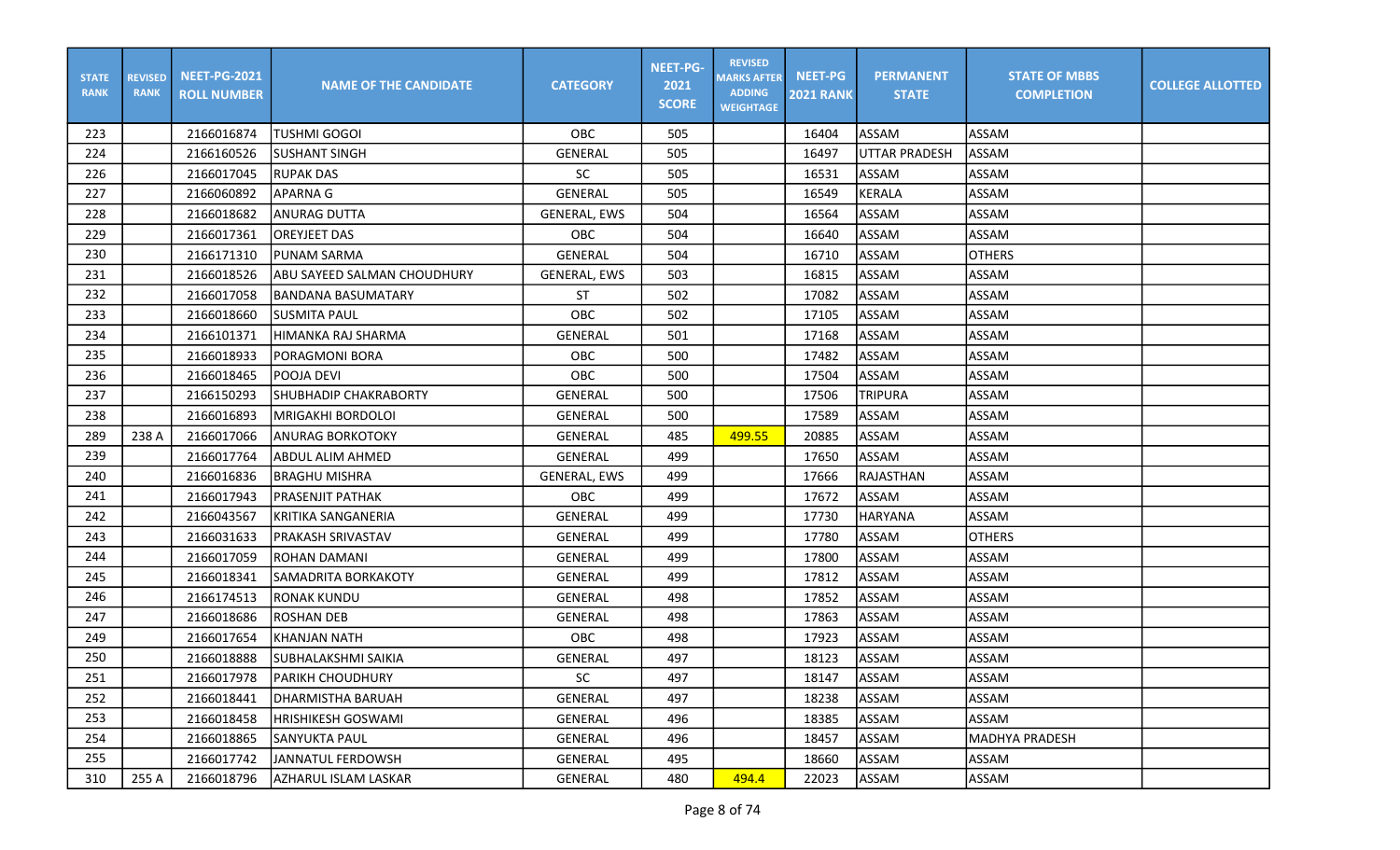| STATE RANK | REVISED RANK | NEET-PG-2021 ROLL NUMBER | NAME OF THE CANDIDATE | CATEGORY | NEET-PG-2021 SCORE | REVISED MARKS AFTER ADDING WEIGHTAGE | NEET-PG 2021 RANK | PERMANENT STATE | STATE OF MBBS COMPLETION | COLLEGE ALLOTTED |
|---|---|---|---|---|---|---|---|---|---|---|
| 223 | | 2166016874 | TUSHMI GOGOI | OBC | 505 | | 16404 | ASSAM | ASSAM | |
| 224 | | 2166160526 | SUSHANT SINGH | GENERAL | 505 | | 16497 | UTTAR PRADESH | ASSAM | |
| 226 | | 2166017045 | RUPAK DAS | SC | 505 | | 16531 | ASSAM | ASSAM | |
| 227 | | 2166060892 | APARNA G | GENERAL | 505 | | 16549 | KERALA | ASSAM | |
| 228 | | 2166018682 | ANURAG DUTTA | GENERAL, EWS | 504 | | 16564 | ASSAM | ASSAM | |
| 229 | | 2166017361 | OREYJEET DAS | OBC | 504 | | 16640 | ASSAM | ASSAM | |
| 230 | | 2166171310 | PUNAM SARMA | GENERAL | 504 | | 16710 | ASSAM | OTHERS | |
| 231 | | 2166018526 | ABU SAYEED SALMAN CHOUDHURY | GENERAL, EWS | 503 | | 16815 | ASSAM | ASSAM | |
| 232 | | 2166017058 | BANDANA BASUMATARY | ST | 502 | | 17082 | ASSAM | ASSAM | |
| 233 | | 2166018660 | SUSMITA PAUL | OBC | 502 | | 17105 | ASSAM | ASSAM | |
| 234 | | 2166101371 | HIMANKA RAJ SHARMA | GENERAL | 501 | | 17168 | ASSAM | ASSAM | |
| 235 | | 2166018933 | PORAGMONI BORA | OBC | 500 | | 17482 | ASSAM | ASSAM | |
| 236 | | 2166018465 | POOJA DEVI | OBC | 500 | | 17504 | ASSAM | ASSAM | |
| 237 | | 2166150293 | SHUBHADIP CHAKRABORTY | GENERAL | 500 | | 17506 | TRIPURA | ASSAM | |
| 238 | | 2166016893 | MRIGAKHI BORDOLOI | GENERAL | 500 | | 17589 | ASSAM | ASSAM | |
| 289 | 238 A | 2166017066 | ANURAG BORKOTOKY | GENERAL | 485 | 499.55 | 20885 | ASSAM | ASSAM | |
| 239 | | 2166017764 | ABDUL ALIM AHMED | GENERAL | 499 | | 17650 | ASSAM | ASSAM | |
| 240 | | 2166016836 | BRAGHU MISHRA | GENERAL, EWS | 499 | | 17666 | RAJASTHAN | ASSAM | |
| 241 | | 2166017943 | PRASENJIT PATHAK | OBC | 499 | | 17672 | ASSAM | ASSAM | |
| 242 | | 2166043567 | KRITIKA SANGANERIA | GENERAL | 499 | | 17730 | HARYANA | ASSAM | |
| 243 | | 2166031633 | PRAKASH SRIVASTAV | GENERAL | 499 | | 17780 | ASSAM | OTHERS | |
| 244 | | 2166017059 | ROHAN DAMANI | GENERAL | 499 | | 17800 | ASSAM | ASSAM | |
| 245 | | 2166018341 | SAMADRITA BORKAKOTY | GENERAL | 499 | | 17812 | ASSAM | ASSAM | |
| 246 | | 2166174513 | RONAK KUNDU | GENERAL | 498 | | 17852 | ASSAM | ASSAM | |
| 247 | | 2166018686 | ROSHAN DEB | GENERAL | 498 | | 17863 | ASSAM | ASSAM | |
| 249 | | 2166017654 | KHANJAN NATH | OBC | 498 | | 17923 | ASSAM | ASSAM | |
| 250 | | 2166018888 | SUBHALAKSHMI SAIKIA | GENERAL | 497 | | 18123 | ASSAM | ASSAM | |
| 251 | | 2166017978 | PARIKH CHOUDHURY | SC | 497 | | 18147 | ASSAM | ASSAM | |
| 252 | | 2166018441 | DHARMISTHA BARUAH | GENERAL | 497 | | 18238 | ASSAM | ASSAM | |
| 253 | | 2166018458 | HRISHIKESH GOSWAMI | GENERAL | 496 | | 18385 | ASSAM | ASSAM | |
| 254 | | 2166018865 | SANYUKTA PAUL | GENERAL | 496 | | 18457 | ASSAM | MADHYA PRADESH | |
| 255 | | 2166017742 | JANNATUL FERDOWSH | GENERAL | 495 | | 18660 | ASSAM | ASSAM | |
| 310 | 255 A | 2166018796 | AZHARUL ISLAM LASKAR | GENERAL | 480 | 494.4 | 22023 | ASSAM | ASSAM | |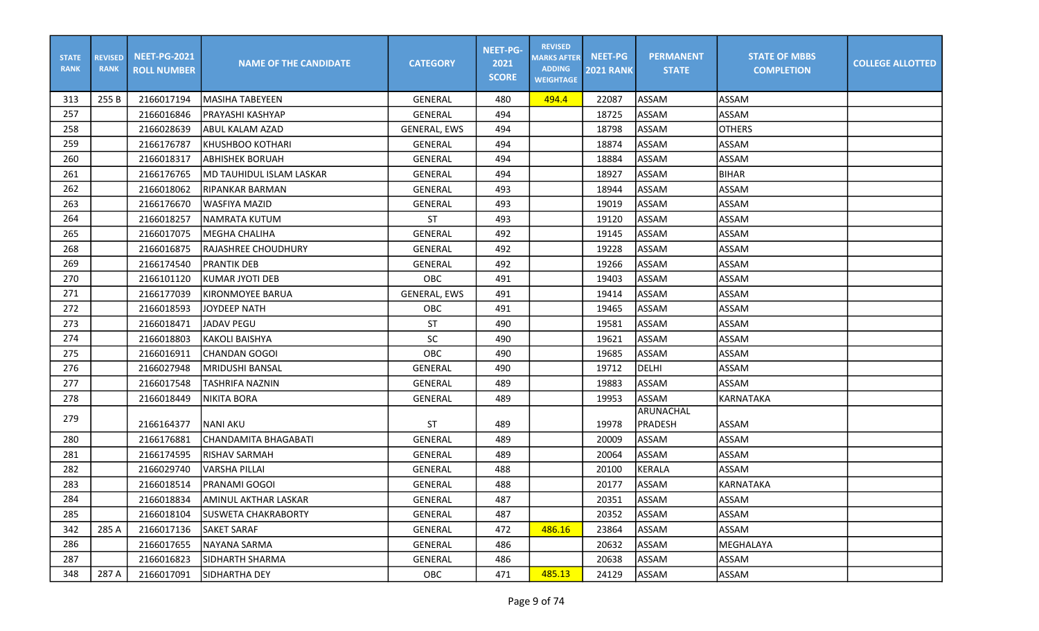| STATE RANK | REVISED RANK | NEET-PG-2021 ROLL NUMBER | NAME OF THE CANDIDATE | CATEGORY | NEET-PG-2021 SCORE | REVISED MARKS AFTER ADDING WEIGHTAGE | NEET-PG 2021 RANK | PERMANENT STATE | STATE OF MBBS COMPLETION | COLLEGE ALLOTTED |
|---|---|---|---|---|---|---|---|---|---|---|
| 313 | 255 B | 2166017194 | MASIHA TABEYEEN | GENERAL | 480 | 494.4 | 22087 | ASSAM | ASSAM | |
| 257 | | 2166016846 | PRAYASHI KASHYAP | GENERAL | 494 | | 18725 | ASSAM | ASSAM | |
| 258 | | 2166028639 | ABUL KALAM AZAD | GENERAL, EWS | 494 | | 18798 | ASSAM | OTHERS | |
| 259 | | 2166176787 | KHUSHBOO KOTHARI | GENERAL | 494 | | 18874 | ASSAM | ASSAM | |
| 260 | | 2166018317 | ABHISHEK BORUAH | GENERAL | 494 | | 18884 | ASSAM | ASSAM | |
| 261 | | 2166176765 | MD TAUHIDUL ISLAM LASKAR | GENERAL | 494 | | 18927 | ASSAM | BIHAR | |
| 262 | | 2166018062 | RIPANKAR BARMAN | GENERAL | 493 | | 18944 | ASSAM | ASSAM | |
| 263 | | 2166176670 | WASFIYA MAZID | GENERAL | 493 | | 19019 | ASSAM | ASSAM | |
| 264 | | 2166018257 | NAMRATA KUTUM | ST | 493 | | 19120 | ASSAM | ASSAM | |
| 265 | | 2166017075 | MEGHA CHALIHA | GENERAL | 492 | | 19145 | ASSAM | ASSAM | |
| 268 | | 2166016875 | RAJASHREE CHOUDHURY | GENERAL | 492 | | 19228 | ASSAM | ASSAM | |
| 269 | | 2166174540 | PRANTIK DEB | GENERAL | 492 | | 19266 | ASSAM | ASSAM | |
| 270 | | 2166101120 | KUMAR JYOTI DEB | OBC | 491 | | 19403 | ASSAM | ASSAM | |
| 271 | | 2166177039 | KIRONMOYEE BARUA | GENERAL, EWS | 491 | | 19414 | ASSAM | ASSAM | |
| 272 | | 2166018593 | JOYDEEP NATH | OBC | 491 | | 19465 | ASSAM | ASSAM | |
| 273 | | 2166018471 | JADAV PEGU | ST | 490 | | 19581 | ASSAM | ASSAM | |
| 274 | | 2166018803 | KAKOLI BAISHYA | SC | 490 | | 19621 | ASSAM | ASSAM | |
| 275 | | 2166016911 | CHANDAN GOGOI | OBC | 490 | | 19685 | ASSAM | ASSAM | |
| 276 | | 2166027948 | MRIDUSHI BANSAL | GENERAL | 490 | | 19712 | DELHI | ASSAM | |
| 277 | | 2166017548 | TASHRIFA NAZNIN | GENERAL | 489 | | 19883 | ASSAM | ASSAM | |
| 278 | | 2166018449 | NIKITA BORA | GENERAL | 489 | | 19953 | ASSAM | KARNATAKA | |
| 279 | | 2166164377 | NANI AKU | ST | 489 | | 19978 | ARUNACHAL PRADESH | ASSAM | |
| 280 | | 2166176881 | CHANDAMITA BHAGABATI | GENERAL | 489 | | 20009 | ASSAM | ASSAM | |
| 281 | | 2166174595 | RISHAV SARMAH | GENERAL | 489 | | 20064 | ASSAM | ASSAM | |
| 282 | | 2166029740 | VARSHA PILLAI | GENERAL | 488 | | 20100 | KERALA | ASSAM | |
| 283 | | 2166018514 | PRANAMI GOGOI | GENERAL | 488 | | 20177 | ASSAM | KARNATAKA | |
| 284 | | 2166018834 | AMINUL AKTHAR LASKAR | GENERAL | 487 | | 20351 | ASSAM | ASSAM | |
| 285 | | 2166018104 | SUSWETA CHAKRABORTY | GENERAL | 487 | | 20352 | ASSAM | ASSAM | |
| 342 | 285 A | 2166017136 | SAKET SARAF | GENERAL | 472 | 486.16 | 23864 | ASSAM | ASSAM | |
| 286 | | 2166017655 | NAYANA SARMA | GENERAL | 486 | | 20632 | ASSAM | MEGHALAYA | |
| 287 | | 2166016823 | SIDHARTH SHARMA | GENERAL | 486 | | 20638 | ASSAM | ASSAM | |
| 348 | 287 A | 2166017091 | SIDHARTHA DEY | OBC | 471 | 485.13 | 24129 | ASSAM | ASSAM | |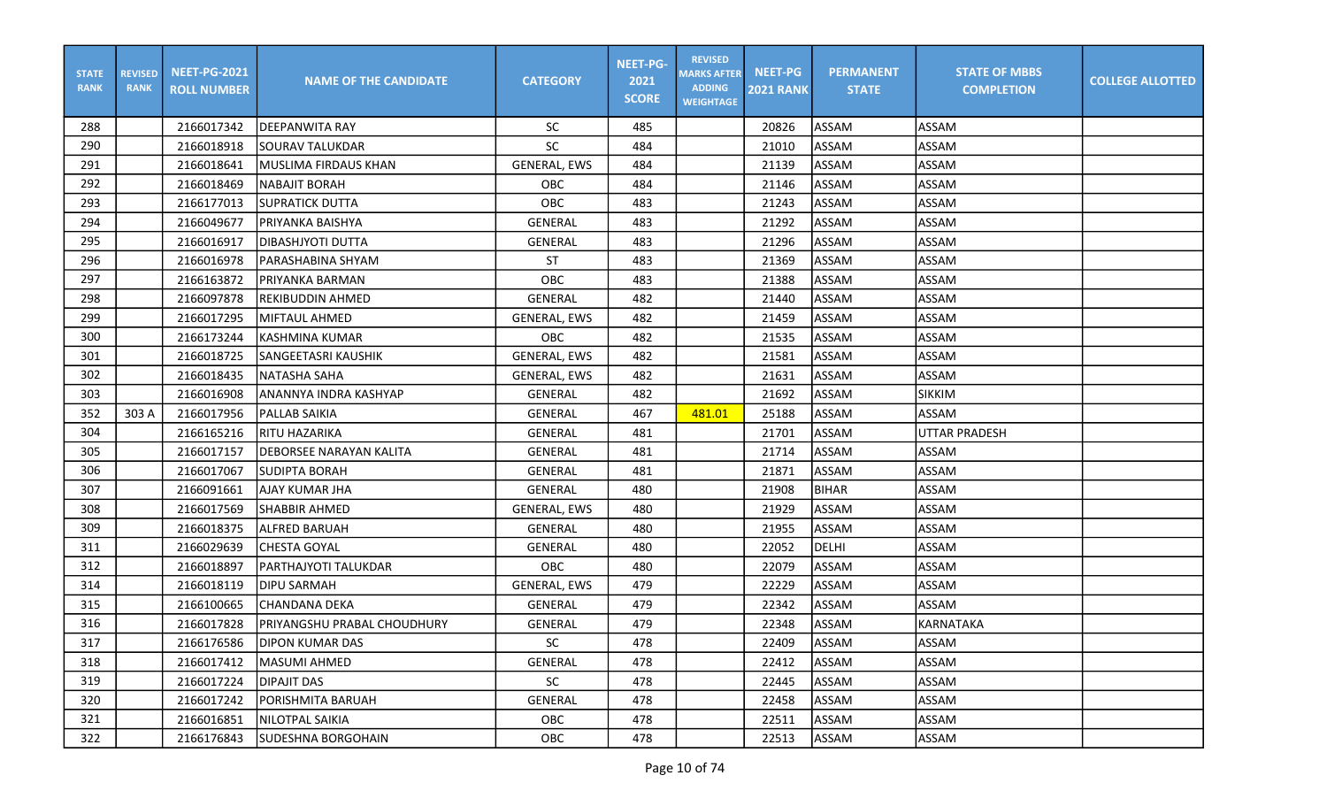| STATE RANK | REVISED RANK | NEET-PG-2021 ROLL NUMBER | NAME OF THE CANDIDATE | CATEGORY | NEET-PG-2021 SCORE | REVISED MARKS AFTER ADDING WEIGHTAGE | NEET-PG 2021 RANK | PERMANENT STATE | STATE OF MBBS COMPLETION | COLLEGE ALLOTTED |
|---|---|---|---|---|---|---|---|---|---|---|
| 288 | | 2166017342 | DEEPANWITA RAY | SC | 485 | | 20826 | ASSAM | ASSAM | |
| 290 | | 2166018918 | SOURAV TALUKDAR | SC | 484 | | 21010 | ASSAM | ASSAM | |
| 291 | | 2166018641 | MUSLIMA FIRDAUS KHAN | GENERAL, EWS | 484 | | 21139 | ASSAM | ASSAM | |
| 292 | | 2166018469 | NABAJIT BORAH | OBC | 484 | | 21146 | ASSAM | ASSAM | |
| 293 | | 2166177013 | SUPRATICK DUTTA | OBC | 483 | | 21243 | ASSAM | ASSAM | |
| 294 | | 2166049677 | PRIYANKA BAISHYA | GENERAL | 483 | | 21292 | ASSAM | ASSAM | |
| 295 | | 2166016917 | DIBASHJYOTI DUTTA | GENERAL | 483 | | 21296 | ASSAM | ASSAM | |
| 296 | | 2166016978 | PARASHABINA SHYAM | ST | 483 | | 21369 | ASSAM | ASSAM | |
| 297 | | 2166163872 | PRIYANKA BARMAN | OBC | 483 | | 21388 | ASSAM | ASSAM | |
| 298 | | 2166097878 | REKIBUDDIN AHMED | GENERAL | 482 | | 21440 | ASSAM | ASSAM | |
| 299 | | 2166017295 | MIFTAUL AHMED | GENERAL, EWS | 482 | | 21459 | ASSAM | ASSAM | |
| 300 | | 2166173244 | KASHMINA KUMAR | OBC | 482 | | 21535 | ASSAM | ASSAM | |
| 301 | | 2166018725 | SANGEETASRI KAUSHIK | GENERAL, EWS | 482 | | 21581 | ASSAM | ASSAM | |
| 302 | | 2166018435 | NATASHA SAHA | GENERAL, EWS | 482 | | 21631 | ASSAM | ASSAM | |
| 303 | | 2166016908 | ANANNYA INDRA KASHYAP | GENERAL | 482 | | 21692 | ASSAM | SIKKIM | |
| 352 | 303 A | 2166017956 | PALLAB SAIKIA | GENERAL | 467 | 481.01 | 25188 | ASSAM | ASSAM | |
| 304 | | 2166165216 | RITU HAZARIKA | GENERAL | 481 | | 21701 | ASSAM | UTTAR PRADESH | |
| 305 | | 2166017157 | DEBORSEE NARAYAN KALITA | GENERAL | 481 | | 21714 | ASSAM | ASSAM | |
| 306 | | 2166017067 | SUDIPTA BORAH | GENERAL | 481 | | 21871 | ASSAM | ASSAM | |
| 307 | | 2166091661 | AJAY KUMAR JHA | GENERAL | 480 | | 21908 | BIHAR | ASSAM | |
| 308 | | 2166017569 | SHABBIR AHMED | GENERAL, EWS | 480 | | 21929 | ASSAM | ASSAM | |
| 309 | | 2166018375 | ALFRED BARUAH | GENERAL | 480 | | 21955 | ASSAM | ASSAM | |
| 311 | | 2166029639 | CHESTA GOYAL | GENERAL | 480 | | 22052 | DELHI | ASSAM | |
| 312 | | 2166018897 | PARTHAJYOTI TALUKDAR | OBC | 480 | | 22079 | ASSAM | ASSAM | |
| 314 | | 2166018119 | DIPU SARMAH | GENERAL, EWS | 479 | | 22229 | ASSAM | ASSAM | |
| 315 | | 2166100665 | CHANDANA DEKA | GENERAL | 479 | | 22342 | ASSAM | ASSAM | |
| 316 | | 2166017828 | PRIYANGSHU PRABAL CHOUDHURY | GENERAL | 479 | | 22348 | ASSAM | KARNATAKA | |
| 317 | | 2166176586 | DIPON KUMAR DAS | SC | 478 | | 22409 | ASSAM | ASSAM | |
| 318 | | 2166017412 | MASUMI AHMED | GENERAL | 478 | | 22412 | ASSAM | ASSAM | |
| 319 | | 2166017224 | DIPAJIT DAS | SC | 478 | | 22445 | ASSAM | ASSAM | |
| 320 | | 2166017242 | PORISHMITA BARUAH | GENERAL | 478 | | 22458 | ASSAM | ASSAM | |
| 321 | | 2166016851 | NILOTPAL SAIKIA | OBC | 478 | | 22511 | ASSAM | ASSAM | |
| 322 | | 2166176843 | SUDESHNA BORGOHAIN | OBC | 478 | | 22513 | ASSAM | ASSAM | |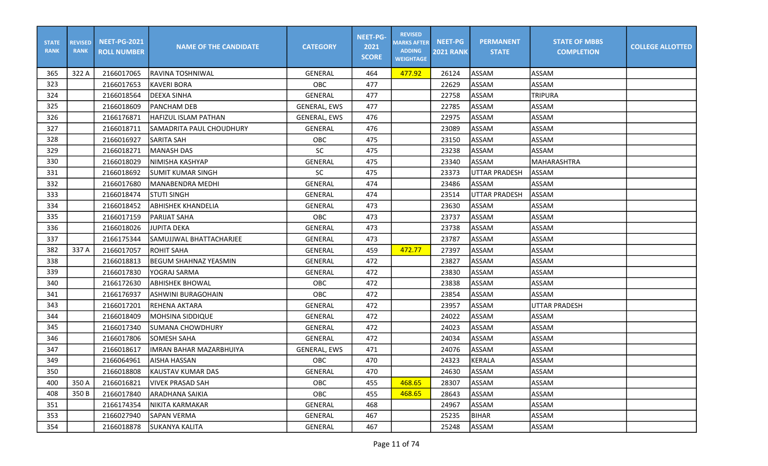| STATE RANK | REVISED RANK | NEET-PG-2021 ROLL NUMBER | NAME OF THE CANDIDATE | CATEGORY | NEET-PG-2021 SCORE | REVISED MARKS AFTER ADDING WEIGHTAGE | NEET-PG 2021 RANK | PERMANENT STATE | STATE OF MBBS COMPLETION | COLLEGE ALLOTTED |
|---|---|---|---|---|---|---|---|---|---|---|
| 365 | 322 A | 2166017065 | RAVINA TOSHNIWAL | GENERAL | 464 | 477.92 | 26124 | ASSAM | ASSAM | |
| 323 | | 2166017653 | KAVERI BORA | OBC | 477 | | 22629 | ASSAM | ASSAM | |
| 324 | | 2166018564 | DEEXA SINHA | GENERAL | 477 | | 22758 | ASSAM | TRIPURA | |
| 325 | | 2166018609 | PANCHAM DEB | GENERAL, EWS | 477 | | 22785 | ASSAM | ASSAM | |
| 326 | | 2166176871 | HAFIZUL ISLAM PATHAN | GENERAL, EWS | 476 | | 22975 | ASSAM | ASSAM | |
| 327 | | 2166018711 | SAMADRITA PAUL CHOUDHURY | GENERAL | 476 | | 23089 | ASSAM | ASSAM | |
| 328 | | 2166016927 | SARITA SAH | OBC | 475 | | 23150 | ASSAM | ASSAM | |
| 329 | | 2166018271 | MANASH DAS | SC | 475 | | 23238 | ASSAM | ASSAM | |
| 330 | | 2166018029 | NIMISHA KASHYAP | GENERAL | 475 | | 23340 | ASSAM | MAHARASHTRA | |
| 331 | | 2166018692 | SUMIT KUMAR SINGH | SC | 475 | | 23373 | UTTAR PRADESH | ASSAM | |
| 332 | | 2166017680 | MANABENDRA MEDHI | GENERAL | 474 | | 23486 | ASSAM | ASSAM | |
| 333 | | 2166018474 | STUTI SINGH | GENERAL | 474 | | 23514 | UTTAR PRADESH | ASSAM | |
| 334 | | 2166018452 | ABHISHEK KHANDELIA | GENERAL | 473 | | 23630 | ASSAM | ASSAM | |
| 335 | | 2166017159 | PARIJAT SAHA | OBC | 473 | | 23737 | ASSAM | ASSAM | |
| 336 | | 2166018026 | JUPITA DEKA | GENERAL | 473 | | 23738 | ASSAM | ASSAM | |
| 337 | | 2166175344 | SAMUJJWAL BHATTACHARJEE | GENERAL | 473 | | 23787 | ASSAM | ASSAM | |
| 382 | 337 A | 2166017057 | ROHIT SAHA | GENERAL | 459 | 472.77 | 27397 | ASSAM | ASSAM | |
| 338 | | 2166018813 | BEGUM SHAHNAZ YEASMIN | GENERAL | 472 | | 23827 | ASSAM | ASSAM | |
| 339 | | 2166017830 | YOGRAJ SARMA | GENERAL | 472 | | 23830 | ASSAM | ASSAM | |
| 340 | | 2166172630 | ABHISHEK BHOWAL | OBC | 472 | | 23838 | ASSAM | ASSAM | |
| 341 | | 2166176937 | ASHWINI BURAGOHAIN | OBC | 472 | | 23854 | ASSAM | ASSAM | |
| 343 | | 2166017201 | REHENA AKTARA | GENERAL | 472 | | 23957 | ASSAM | UTTAR PRADESH | |
| 344 | | 2166018409 | MOHSINA SIDDIQUE | GENERAL | 472 | | 24022 | ASSAM | ASSAM | |
| 345 | | 2166017340 | SUMANA CHOWDHURY | GENERAL | 472 | | 24023 | ASSAM | ASSAM | |
| 346 | | 2166017806 | SOMESH SAHA | GENERAL | 472 | | 24034 | ASSAM | ASSAM | |
| 347 | | 2166018617 | IMRAN BAHAR MAZARBHUIYA | GENERAL, EWS | 471 | | 24076 | ASSAM | ASSAM | |
| 349 | | 2166064961 | AISHA HASSAN | OBC | 470 | | 24323 | KERALA | ASSAM | |
| 350 | | 2166018808 | KAUSTAV KUMAR DAS | GENERAL | 470 | | 24630 | ASSAM | ASSAM | |
| 400 | 350 A | 2166016821 | VIVEK PRASAD SAH | OBC | 455 | 468.65 | 28307 | ASSAM | ASSAM | |
| 408 | 350 B | 2166017840 | ARADHANA SAIKIA | OBC | 455 | 468.65 | 28643 | ASSAM | ASSAM | |
| 351 | | 2166174354 | NIKITA KARMAKAR | GENERAL | 468 | | 24967 | ASSAM | ASSAM | |
| 353 | | 2166027940 | SAPAN VERMA | GENERAL | 467 | | 25235 | BIHAR | ASSAM | |
| 354 | | 2166018878 | SUKANYA KALITA | GENERAL | 467 | | 25248 | ASSAM | ASSAM | |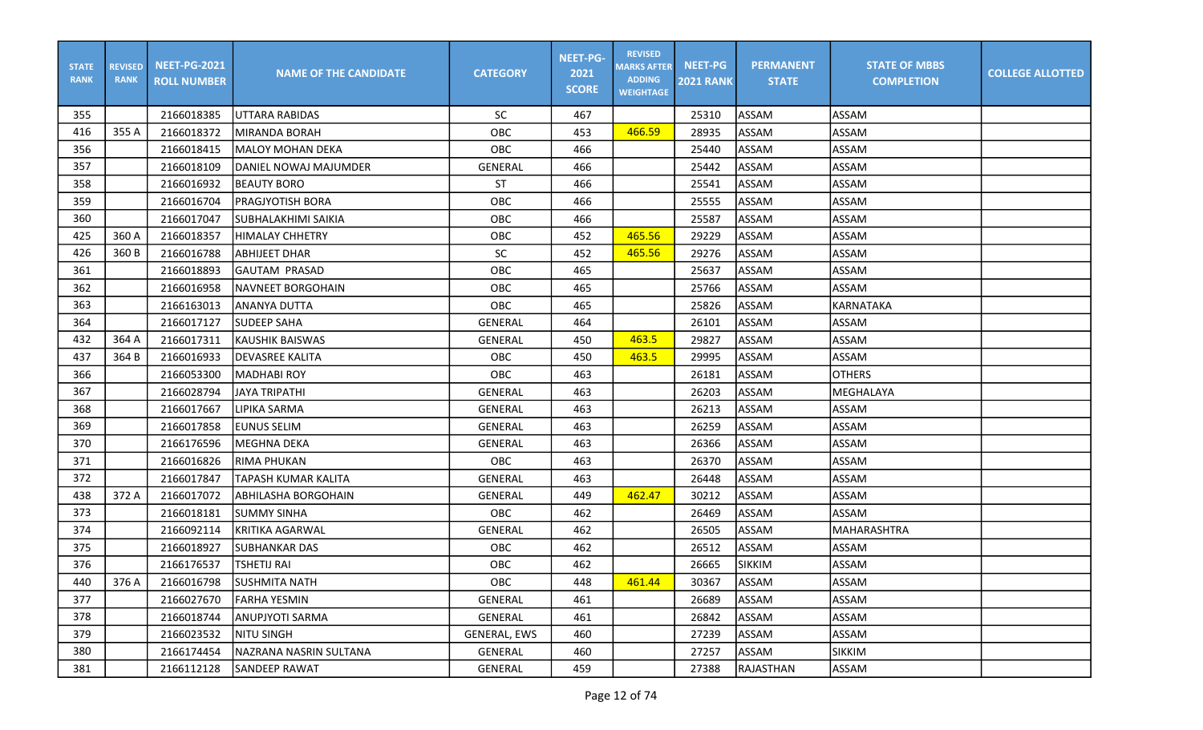| STATE RANK | REVISED RANK | NEET-PG-2021 ROLL NUMBER | NAME OF THE CANDIDATE | CATEGORY | NEET-PG-2021 SCORE | REVISED MARKS AFTER ADDING WEIGHTAGE | NEET-PG 2021 RANK | PERMANENT STATE | STATE OF MBBS COMPLETION | COLLEGE ALLOTTED |
|---|---|---|---|---|---|---|---|---|---|---|
| 355 | | 2166018385 | UTTARA RABIDAS | SC | 467 | | 25310 | ASSAM | ASSAM | |
| 416 | 355 A | 2166018372 | MIRANDA BORAH | OBC | 453 | 466.59 | 28935 | ASSAM | ASSAM | |
| 356 | | 2166018415 | MALOY MOHAN DEKA | OBC | 466 | | 25440 | ASSAM | ASSAM | |
| 357 | | 2166018109 | DANIEL NOWAJ MAJUMDER | GENERAL | 466 | | 25442 | ASSAM | ASSAM | |
| 358 | | 2166016932 | BEAUTY BORO | ST | 466 | | 25541 | ASSAM | ASSAM | |
| 359 | | 2166016704 | PRAGJYOTISH BORA | OBC | 466 | | 25555 | ASSAM | ASSAM | |
| 360 | | 2166017047 | SUBHALAKHIMI SAIKIA | OBC | 466 | | 25587 | ASSAM | ASSAM | |
| 425 | 360 A | 2166018357 | HIMALAY CHHETRY | OBC | 452 | 465.56 | 29229 | ASSAM | ASSAM | |
| 426 | 360 B | 2166016788 | ABHIJEET DHAR | SC | 452 | 465.56 | 29276 | ASSAM | ASSAM | |
| 361 | | 2166018893 | GAUTAM PRASAD | OBC | 465 | | 25637 | ASSAM | ASSAM | |
| 362 | | 2166016958 | NAVNEET BORGOHAIN | OBC | 465 | | 25766 | ASSAM | ASSAM | |
| 363 | | 2166163013 | ANANYA DUTTA | OBC | 465 | | 25826 | ASSAM | KARNATAKA | |
| 364 | | 2166017127 | SUDEEP SAHA | GENERAL | 464 | | 26101 | ASSAM | ASSAM | |
| 432 | 364 A | 2166017311 | KAUSHIK BAISWAS | GENERAL | 450 | 463.5 | 29827 | ASSAM | ASSAM | |
| 437 | 364 B | 2166016933 | DEVASREE KALITA | OBC | 450 | 463.5 | 29995 | ASSAM | ASSAM | |
| 366 | | 2166053300 | MADHABI ROY | OBC | 463 | | 26181 | ASSAM | OTHERS | |
| 367 | | 2166028794 | JAYA TRIPATHI | GENERAL | 463 | | 26203 | ASSAM | MEGHALAYA | |
| 368 | | 2166017667 | LIPIKA SARMA | GENERAL | 463 | | 26213 | ASSAM | ASSAM | |
| 369 | | 2166017858 | EUNUS SELIM | GENERAL | 463 | | 26259 | ASSAM | ASSAM | |
| 370 | | 2166176596 | MEGHNA DEKA | GENERAL | 463 | | 26366 | ASSAM | ASSAM | |
| 371 | | 2166016826 | RIMA PHUKAN | OBC | 463 | | 26370 | ASSAM | ASSAM | |
| 372 | | 2166017847 | TAPASH KUMAR KALITA | GENERAL | 463 | | 26448 | ASSAM | ASSAM | |
| 438 | 372 A | 2166017072 | ABHILASHA BORGOHAIN | GENERAL | 449 | 462.47 | 30212 | ASSAM | ASSAM | |
| 373 | | 2166018181 | SUMMY SINHA | OBC | 462 | | 26469 | ASSAM | ASSAM | |
| 374 | | 2166092114 | KRITIKA AGARWAL | GENERAL | 462 | | 26505 | ASSAM | MAHARASHTRA | |
| 375 | | 2166018927 | SUBHANKAR DAS | OBC | 462 | | 26512 | ASSAM | ASSAM | |
| 376 | | 2166176537 | TSHETIJ RAI | OBC | 462 | | 26665 | SIKKIM | ASSAM | |
| 440 | 376 A | 2166016798 | SUSHMITA NATH | OBC | 448 | 461.44 | 30367 | ASSAM | ASSAM | |
| 377 | | 2166027670 | FARHA YESMIN | GENERAL | 461 | | 26689 | ASSAM | ASSAM | |
| 378 | | 2166018744 | ANUPJYOTI SARMA | GENERAL | 461 | | 26842 | ASSAM | ASSAM | |
| 379 | | 2166023532 | NITU SINGH | GENERAL, EWS | 460 | | 27239 | ASSAM | ASSAM | |
| 380 | | 2166174454 | NAZRANA NASRIN SULTANA | GENERAL | 460 | | 27257 | ASSAM | SIKKIM | |
| 381 | | 2166112128 | SANDEEP RAWAT | GENERAL | 459 | | 27388 | RAJASTHAN | ASSAM | |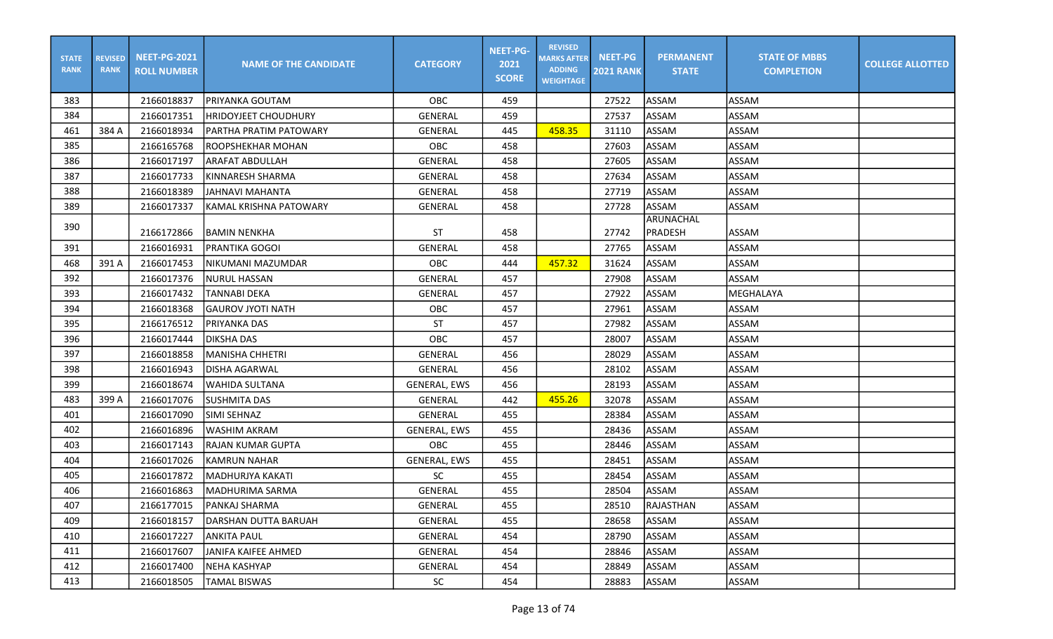| STATE RANK | REVISED RANK | NEET-PG-2021 ROLL NUMBER | NAME OF THE CANDIDATE | CATEGORY | NEET-PG-2021 SCORE | REVISED MARKS AFTER ADDING WEIGHTAGE | NEET-PG 2021 RANK | PERMANENT STATE | STATE OF MBBS COMPLETION | COLLEGE ALLOTTED |
|---|---|---|---|---|---|---|---|---|---|---|
| 383 | | 2166018837 | PRIYANKA GOUTAM | OBC | 459 | | 27522 | ASSAM | ASSAM | |
| 384 | | 2166017351 | HRIDOYJEET CHOUDHURY | GENERAL | 459 | | 27537 | ASSAM | ASSAM | |
| 461 | 384 A | 2166018934 | PARTHA PRATIM PATOWARY | GENERAL | 445 | 458.35 | 31110 | ASSAM | ASSAM | |
| 385 | | 2166165768 | ROOPSHEKHAR MOHAN | OBC | 458 | | 27603 | ASSAM | ASSAM | |
| 386 | | 2166017197 | ARAFAT ABDULLAH | GENERAL | 458 | | 27605 | ASSAM | ASSAM | |
| 387 | | 2166017733 | KINNARESH SHARMA | GENERAL | 458 | | 27634 | ASSAM | ASSAM | |
| 388 | | 2166018389 | JAHNAVI MAHANTA | GENERAL | 458 | | 27719 | ASSAM | ASSAM | |
| 389 | | 2166017337 | KAMAL KRISHNA PATOWARY | GENERAL | 458 | | 27728 | ASSAM | ASSAM | |
| 390 | | 2166172866 | BAMIN NENKHA | ST | 458 | | 27742 | ARUNACHAL PRADESH | ASSAM | |
| 391 | | 2166016931 | PRANTIKA GOGOI | GENERAL | 458 | | 27765 | ASSAM | ASSAM | |
| 468 | 391 A | 2166017453 | NIKUMANI MAZUMDAR | OBC | 444 | 457.32 | 31624 | ASSAM | ASSAM | |
| 392 | | 2166017376 | NURUL HASSAN | GENERAL | 457 | | 27908 | ASSAM | ASSAM | |
| 393 | | 2166017432 | TANNABI DEKA | GENERAL | 457 | | 27922 | ASSAM | MEGHALAYA | |
| 394 | | 2166018368 | GAUROV JYOTI NATH | OBC | 457 | | 27961 | ASSAM | ASSAM | |
| 395 | | 2166176512 | PRIYANKA DAS | ST | 457 | | 27982 | ASSAM | ASSAM | |
| 396 | | 2166017444 | DIKSHA DAS | OBC | 457 | | 28007 | ASSAM | ASSAM | |
| 397 | | 2166018858 | MANISHA CHHETRI | GENERAL | 456 | | 28029 | ASSAM | ASSAM | |
| 398 | | 2166016943 | DISHA AGARWAL | GENERAL | 456 | | 28102 | ASSAM | ASSAM | |
| 399 | | 2166018674 | WAHIDA SULTANA | GENERAL, EWS | 456 | | 28193 | ASSAM | ASSAM | |
| 483 | 399 A | 2166017076 | SUSHMITA DAS | GENERAL | 442 | 455.26 | 32078 | ASSAM | ASSAM | |
| 401 | | 2166017090 | SIMI SEHNAZ | GENERAL | 455 | | 28384 | ASSAM | ASSAM | |
| 402 | | 2166016896 | WASHIM AKRAM | GENERAL, EWS | 455 | | 28436 | ASSAM | ASSAM | |
| 403 | | 2166017143 | RAJAN KUMAR GUPTA | OBC | 455 | | 28446 | ASSAM | ASSAM | |
| 404 | | 2166017026 | KAMRUN NAHAR | GENERAL, EWS | 455 | | 28451 | ASSAM | ASSAM | |
| 405 | | 2166017872 | MADHURJYA KAKATI | SC | 455 | | 28454 | ASSAM | ASSAM | |
| 406 | | 2166016863 | MADHURIMA SARMA | GENERAL | 455 | | 28504 | ASSAM | ASSAM | |
| 407 | | 2166177015 | PANKAJ SHARMA | GENERAL | 455 | | 28510 | RAJASTHAN | ASSAM | |
| 409 | | 2166018157 | DARSHAN DUTTA BARUAH | GENERAL | 455 | | 28658 | ASSAM | ASSAM | |
| 410 | | 2166017227 | ANKITA PAUL | GENERAL | 454 | | 28790 | ASSAM | ASSAM | |
| 411 | | 2166017607 | JANIFA KAIFEE AHMED | GENERAL | 454 | | 28846 | ASSAM | ASSAM | |
| 412 | | 2166017400 | NEHA KASHYAP | GENERAL | 454 | | 28849 | ASSAM | ASSAM | |
| 413 | | 2166018505 | TAMAL BISWAS | SC | 454 | | 28883 | ASSAM | ASSAM | |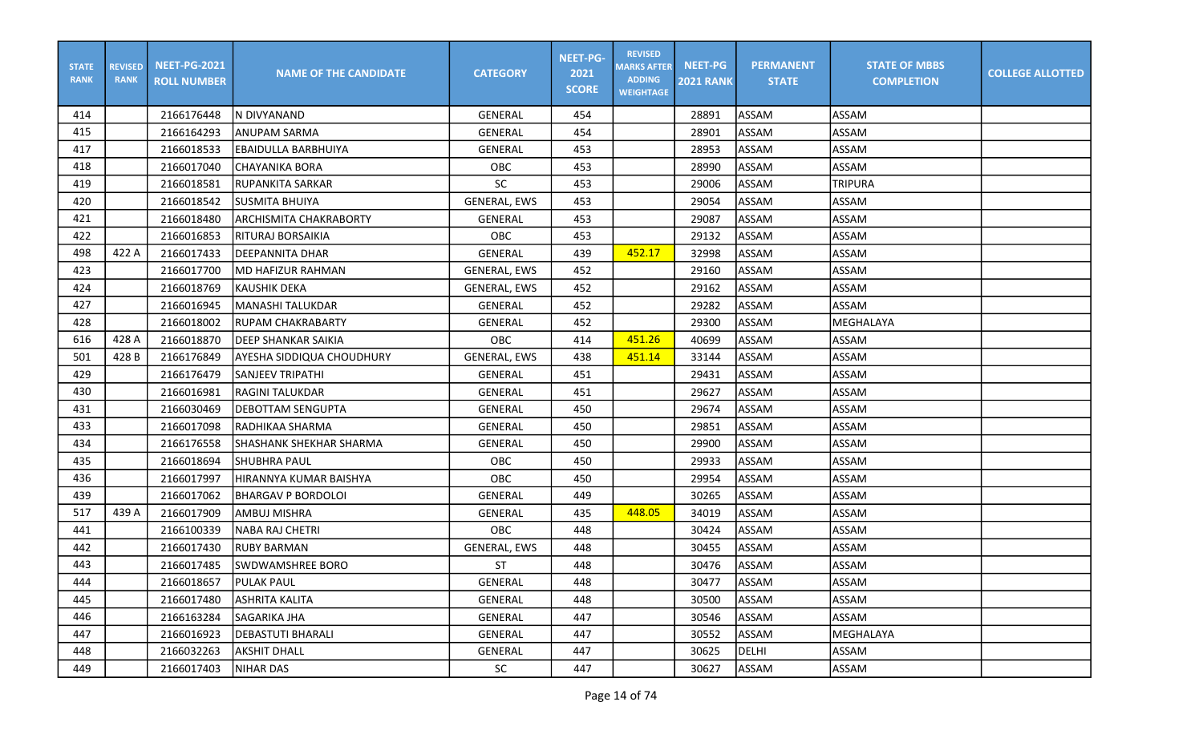| STATE RANK | REVISED RANK | NEET-PG-2021 ROLL NUMBER | NAME OF THE CANDIDATE | CATEGORY | NEET-PG-2021 SCORE | REVISED MARKS AFTER ADDING WEIGHTAGE | NEET-PG 2021 RANK | PERMANENT STATE | STATE OF MBBS COMPLETION | COLLEGE ALLOTTED |
|---|---|---|---|---|---|---|---|---|---|---|
| 414 | | 2166176448 | N DIVYANAND | GENERAL | 454 | | 28891 | ASSAM | ASSAM | |
| 415 | | 2166164293 | ANUPAM SARMA | GENERAL | 454 | | 28901 | ASSAM | ASSAM | |
| 417 | | 2166018533 | EBAIDULLA BARBHUIYA | GENERAL | 453 | | 28953 | ASSAM | ASSAM | |
| 418 | | 2166017040 | CHAYANIKA BORA | OBC | 453 | | 28990 | ASSAM | ASSAM | |
| 419 | | 2166018581 | RUPANKITA SARKAR | SC | 453 | | 29006 | ASSAM | TRIPURA | |
| 420 | | 2166018542 | SUSMITA BHUIYA | GENERAL, EWS | 453 | | 29054 | ASSAM | ASSAM | |
| 421 | | 2166018480 | ARCHISMITA CHAKRABORTY | GENERAL | 453 | | 29087 | ASSAM | ASSAM | |
| 422 | | 2166016853 | RITURAJ BORSAIKIA | OBC | 453 | | 29132 | ASSAM | ASSAM | |
| 498 | 422 A | 2166017433 | DEEPANNITA DHAR | GENERAL | 439 | 452.17 | 32998 | ASSAM | ASSAM | |
| 423 | | 2166017700 | MD HAFIZUR RAHMAN | GENERAL, EWS | 452 | | 29160 | ASSAM | ASSAM | |
| 424 | | 2166018769 | KAUSHIK DEKA | GENERAL, EWS | 452 | | 29162 | ASSAM | ASSAM | |
| 427 | | 2166016945 | MANASHI TALUKDAR | GENERAL | 452 | | 29282 | ASSAM | ASSAM | |
| 428 | | 2166018002 | RUPAM CHAKRABARTY | GENERAL | 452 | | 29300 | ASSAM | MEGHALAYA | |
| 616 | 428 A | 2166018870 | DEEP SHANKAR SAIKIA | OBC | 414 | 451.26 | 40699 | ASSAM | ASSAM | |
| 501 | 428 B | 2166176849 | AYESHA SIDDIQUA CHOUDHURY | GENERAL, EWS | 438 | 451.14 | 33144 | ASSAM | ASSAM | |
| 429 | | 2166176479 | SANJEEV TRIPATHI | GENERAL | 451 | | 29431 | ASSAM | ASSAM | |
| 430 | | 2166016981 | RAGINI TALUKDAR | GENERAL | 451 | | 29627 | ASSAM | ASSAM | |
| 431 | | 2166030469 | DEBOTTAM SENGUPTA | GENERAL | 450 | | 29674 | ASSAM | ASSAM | |
| 433 | | 2166017098 | RADHIKAA SHARMA | GENERAL | 450 | | 29851 | ASSAM | ASSAM | |
| 434 | | 2166176558 | SHASHANK SHEKHAR SHARMA | GENERAL | 450 | | 29900 | ASSAM | ASSAM | |
| 435 | | 2166018694 | SHUBHRA PAUL | OBC | 450 | | 29933 | ASSAM | ASSAM | |
| 436 | | 2166017997 | HIRANNYA KUMAR BAISHYA | OBC | 450 | | 29954 | ASSAM | ASSAM | |
| 439 | | 2166017062 | BHARGAV P BORDOLOI | GENERAL | 449 | | 30265 | ASSAM | ASSAM | |
| 517 | 439 A | 2166017909 | AMBUJ MISHRA | GENERAL | 435 | 448.05 | 34019 | ASSAM | ASSAM | |
| 441 | | 2166100339 | NABA RAJ CHETRI | OBC | 448 | | 30424 | ASSAM | ASSAM | |
| 442 | | 2166017430 | RUBY BARMAN | GENERAL, EWS | 448 | | 30455 | ASSAM | ASSAM | |
| 443 | | 2166017485 | SWDWAMSHREE BORO | ST | 448 | | 30476 | ASSAM | ASSAM | |
| 444 | | 2166018657 | PULAK PAUL | GENERAL | 448 | | 30477 | ASSAM | ASSAM | |
| 445 | | 2166017480 | ASHRITA KALITA | GENERAL | 448 | | 30500 | ASSAM | ASSAM | |
| 446 | | 2166163284 | SAGARIKA JHA | GENERAL | 447 | | 30546 | ASSAM | ASSAM | |
| 447 | | 2166016923 | DEBASTUTI BHARALI | GENERAL | 447 | | 30552 | ASSAM | MEGHALAYA | |
| 448 | | 2166032263 | AKSHIT DHALL | GENERAL | 447 | | 30625 | DELHI | ASSAM | |
| 449 | | 2166017403 | NIHAR DAS | SC | 447 | | 30627 | ASSAM | ASSAM | |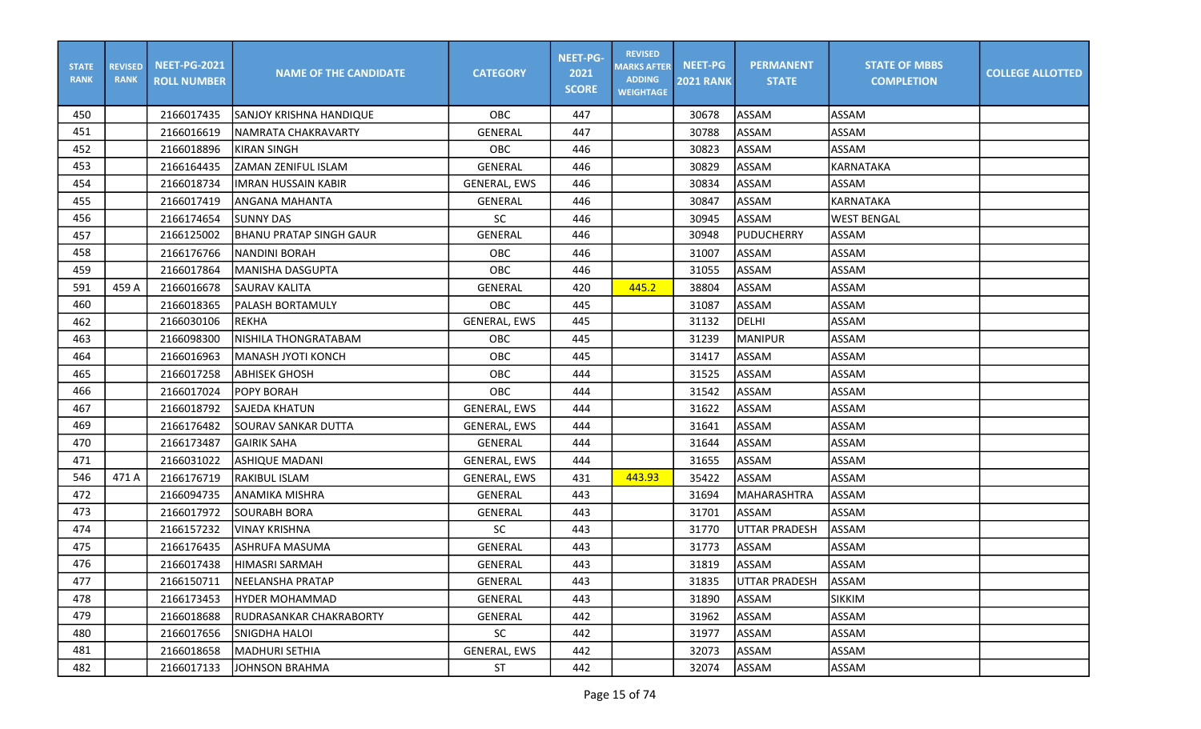| STATE RANK | REVISED RANK | NEET-PG-2021 ROLL NUMBER | NAME OF THE CANDIDATE | CATEGORY | NEET-PG-2021 SCORE | REVISED MARKS AFTER ADDING WEIGHTAGE | NEET-PG 2021 RANK | PERMANENT STATE | STATE OF MBBS COMPLETION | COLLEGE ALLOTTED |
|---|---|---|---|---|---|---|---|---|---|---|
| 450 | | 2166017435 | SANJOY KRISHNA HANDIQUE | OBC | 447 | | 30678 | ASSAM | ASSAM | |
| 451 | | 2166016619 | NAMRATA CHAKRAVARTY | GENERAL | 447 | | 30788 | ASSAM | ASSAM | |
| 452 | | 2166018896 | KIRAN SINGH | OBC | 446 | | 30823 | ASSAM | ASSAM | |
| 453 | | 2166164435 | ZAMAN ZENIFUL ISLAM | GENERAL | 446 | | 30829 | ASSAM | KARNATAKA | |
| 454 | | 2166018734 | IMRAN HUSSAIN KABIR | GENERAL, EWS | 446 | | 30834 | ASSAM | ASSAM | |
| 455 | | 2166017419 | ANGANA MAHANTA | GENERAL | 446 | | 30847 | ASSAM | KARNATAKA | |
| 456 | | 2166174654 | SUNNY DAS | SC | 446 | | 30945 | ASSAM | WEST BENGAL | |
| 457 | | 2166125002 | BHANU PRATAP SINGH GAUR | GENERAL | 446 | | 30948 | PUDUCHERRY | ASSAM | |
| 458 | | 2166176766 | NANDINI BORAH | OBC | 446 | | 31007 | ASSAM | ASSAM | |
| 459 | | 2166017864 | MANISHA DASGUPTA | OBC | 446 | | 31055 | ASSAM | ASSAM | |
| 591 | 459 A | 2166016678 | SAURAV KALITA | GENERAL | 420 | 445.2 | 38804 | ASSAM | ASSAM | |
| 460 | | 2166018365 | PALASH BORTAMULY | OBC | 445 | | 31087 | ASSAM | ASSAM | |
| 462 | | 2166030106 | REKHA | GENERAL, EWS | 445 | | 31132 | DELHI | ASSAM | |
| 463 | | 2166098300 | NISHILA THONGRATABAM | OBC | 445 | | 31239 | MANIPUR | ASSAM | |
| 464 | | 2166016963 | MANASH JYOTI KONCH | OBC | 445 | | 31417 | ASSAM | ASSAM | |
| 465 | | 2166017258 | ABHISEK GHOSH | OBC | 444 | | 31525 | ASSAM | ASSAM | |
| 466 | | 2166017024 | POPY BORAH | OBC | 444 | | 31542 | ASSAM | ASSAM | |
| 467 | | 2166018792 | SAJEDA KHATUN | GENERAL, EWS | 444 | | 31622 | ASSAM | ASSAM | |
| 469 | | 2166176482 | SOURAV SANKAR DUTTA | GENERAL, EWS | 444 | | 31641 | ASSAM | ASSAM | |
| 470 | | 2166173487 | GAIRIK SAHA | GENERAL | 444 | | 31644 | ASSAM | ASSAM | |
| 471 | | 2166031022 | ASHIQUE MADANI | GENERAL, EWS | 444 | | 31655 | ASSAM | ASSAM | |
| 546 | 471 A | 2166176719 | RAKIBUL ISLAM | GENERAL, EWS | 431 | 443.93 | 35422 | ASSAM | ASSAM | |
| 472 | | 2166094735 | ANAMIKA MISHRA | GENERAL | 443 | | 31694 | MAHARASHTRA | ASSAM | |
| 473 | | 2166017972 | SOURABH BORA | GENERAL | 443 | | 31701 | ASSAM | ASSAM | |
| 474 | | 2166157232 | VINAY KRISHNA | SC | 443 | | 31770 | UTTAR PRADESH | ASSAM | |
| 475 | | 2166176435 | ASHRUFA MASUMA | GENERAL | 443 | | 31773 | ASSAM | ASSAM | |
| 476 | | 2166017438 | HIMASRI SARMAH | GENERAL | 443 | | 31819 | ASSAM | ASSAM | |
| 477 | | 2166150711 | NEELANSHA PRATAP | GENERAL | 443 | | 31835 | UTTAR PRADESH | ASSAM | |
| 478 | | 2166173453 | HYDER MOHAMMAD | GENERAL | 443 | | 31890 | ASSAM | SIKKIM | |
| 479 | | 2166018688 | RUDRASANKAR CHAKRABORTY | GENERAL | 442 | | 31962 | ASSAM | ASSAM | |
| 480 | | 2166017656 | SNIGDHA HALOI | SC | 442 | | 31977 | ASSAM | ASSAM | |
| 481 | | 2166018658 | MADHURI SETHIA | GENERAL, EWS | 442 | | 32073 | ASSAM | ASSAM | |
| 482 | | 2166017133 | JOHNSON BRAHMA | ST | 442 | | 32074 | ASSAM | ASSAM | |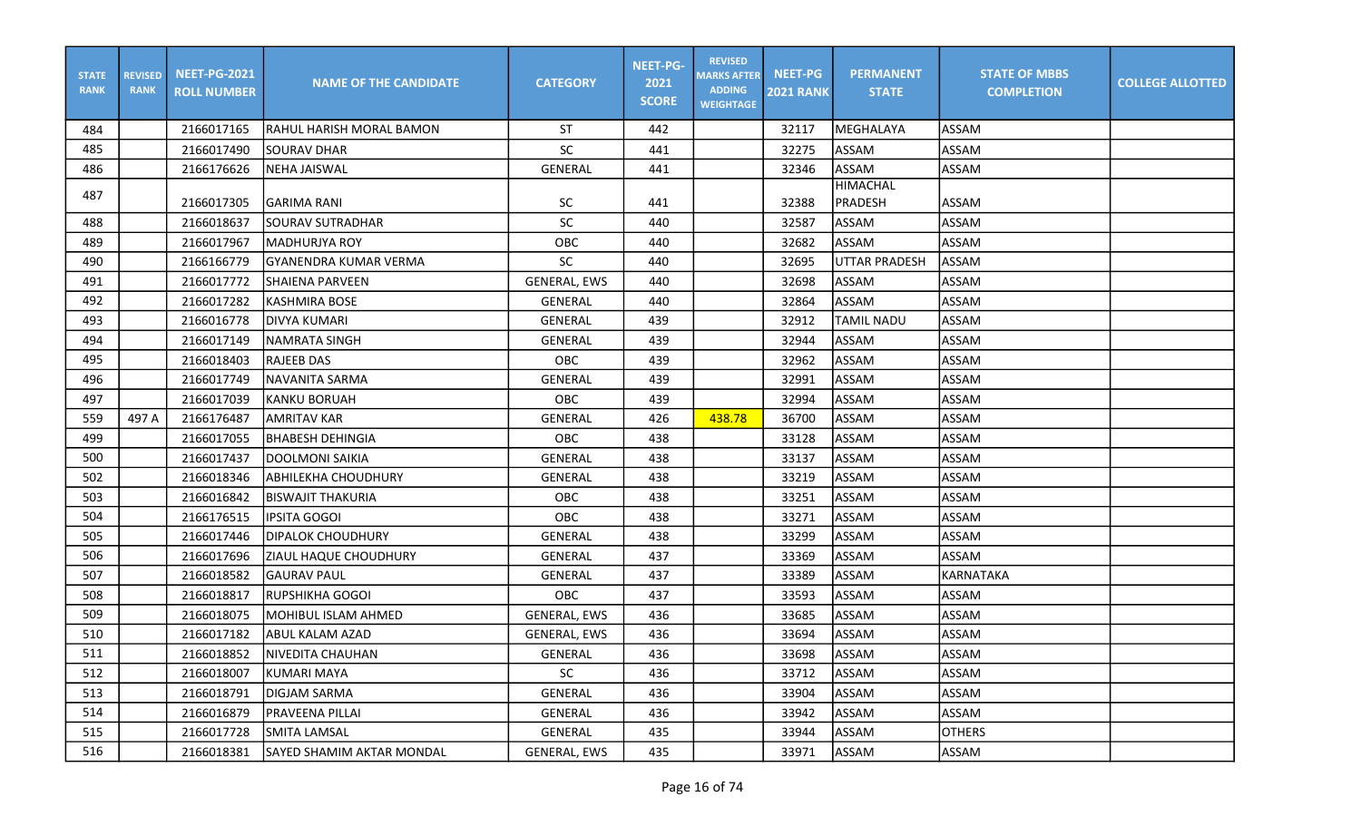| STATE RANK | REVISED RANK | NEET-PG-2021 ROLL NUMBER | NAME OF THE CANDIDATE | CATEGORY | NEET-PG-2021 SCORE | REVISED MARKS AFTER ADDING WEIGHTAGE | NEET-PG 2021 RANK | PERMANENT STATE | STATE OF MBBS COMPLETION | COLLEGE ALLOTTED |
|---|---|---|---|---|---|---|---|---|---|---|
| 484 | | 2166017165 | RAHUL HARISH MORAL BAMON | ST | 442 | | 32117 | MEGHALAYA | ASSAM | |
| 485 | | 2166017490 | SOURAV DHAR | SC | 441 | | 32275 | ASSAM | ASSAM | |
| 486 | | 2166176626 | NEHA JAISWAL | GENERAL | 441 | | 32346 | ASSAM | ASSAM | |
| 487 | | 2166017305 | GARIMA RANI | SC | 441 | | 32388 | HIMACHAL PRADESH | ASSAM | |
| 488 | | 2166018637 | SOURAV SUTRADHAR | SC | 440 | | 32587 | ASSAM | ASSAM | |
| 489 | | 2166017967 | MADHURJYA ROY | OBC | 440 | | 32682 | ASSAM | ASSAM | |
| 490 | | 2166166779 | GYANENDRA KUMAR VERMA | SC | 440 | | 32695 | UTTAR PRADESH | ASSAM | |
| 491 | | 2166017772 | SHAIENA PARVEEN | GENERAL, EWS | 440 | | 32698 | ASSAM | ASSAM | |
| 492 | | 2166017282 | KASHMIRA BOSE | GENERAL | 440 | | 32864 | ASSAM | ASSAM | |
| 493 | | 2166016778 | DIVYA KUMARI | GENERAL | 439 | | 32912 | TAMIL NADU | ASSAM | |
| 494 | | 2166017149 | NAMRATA SINGH | GENERAL | 439 | | 32944 | ASSAM | ASSAM | |
| 495 | | 2166018403 | RAJEEB DAS | OBC | 439 | | 32962 | ASSAM | ASSAM | |
| 496 | | 2166017749 | NAVANITA SARMA | GENERAL | 439 | | 32991 | ASSAM | ASSAM | |
| 497 | | 2166017039 | KANKU BORUAH | OBC | 439 | | 32994 | ASSAM | ASSAM | |
| 559 | 497 A | 2166176487 | AMRITAV KAR | GENERAL | 426 | 438.78 | 36700 | ASSAM | ASSAM | |
| 499 | | 2166017055 | BHABESH DEHINGIA | OBC | 438 | | 33128 | ASSAM | ASSAM | |
| 500 | | 2166017437 | DOOLMONI SAIKIA | GENERAL | 438 | | 33137 | ASSAM | ASSAM | |
| 502 | | 2166018346 | ABHILEKHA CHOUDHURY | GENERAL | 438 | | 33219 | ASSAM | ASSAM | |
| 503 | | 2166016842 | BISWAJIT THAKURIA | OBC | 438 | | 33251 | ASSAM | ASSAM | |
| 504 | | 2166176515 | IPSITA GOGOI | OBC | 438 | | 33271 | ASSAM | ASSAM | |
| 505 | | 2166017446 | DIPALOK CHOUDHURY | GENERAL | 438 | | 33299 | ASSAM | ASSAM | |
| 506 | | 2166017696 | ZIAUL HAQUE CHOUDHURY | GENERAL | 437 | | 33369 | ASSAM | ASSAM | |
| 507 | | 2166018582 | GAURAV PAUL | GENERAL | 437 | | 33389 | ASSAM | KARNATAKA | |
| 508 | | 2166018817 | RUPSHIKHA GOGOI | OBC | 437 | | 33593 | ASSAM | ASSAM | |
| 509 | | 2166018075 | MOHIBUL ISLAM AHMED | GENERAL, EWS | 436 | | 33685 | ASSAM | ASSAM | |
| 510 | | 2166017182 | ABUL KALAM AZAD | GENERAL, EWS | 436 | | 33694 | ASSAM | ASSAM | |
| 511 | | 2166018852 | NIVEDITA CHAUHAN | GENERAL | 436 | | 33698 | ASSAM | ASSAM | |
| 512 | | 2166018007 | KUMARI MAYA | SC | 436 | | 33712 | ASSAM | ASSAM | |
| 513 | | 2166018791 | DIGJAM SARMA | GENERAL | 436 | | 33904 | ASSAM | ASSAM | |
| 514 | | 2166016879 | PRAVEENA PILLAI | GENERAL | 436 | | 33942 | ASSAM | ASSAM | |
| 515 | | 2166017728 | SMITA LAMSAL | GENERAL | 435 | | 33944 | ASSAM | OTHERS | |
| 516 | | 2166018381 | SAYED SHAMIM AKTAR MONDAL | GENERAL, EWS | 435 | | 33971 | ASSAM | ASSAM | |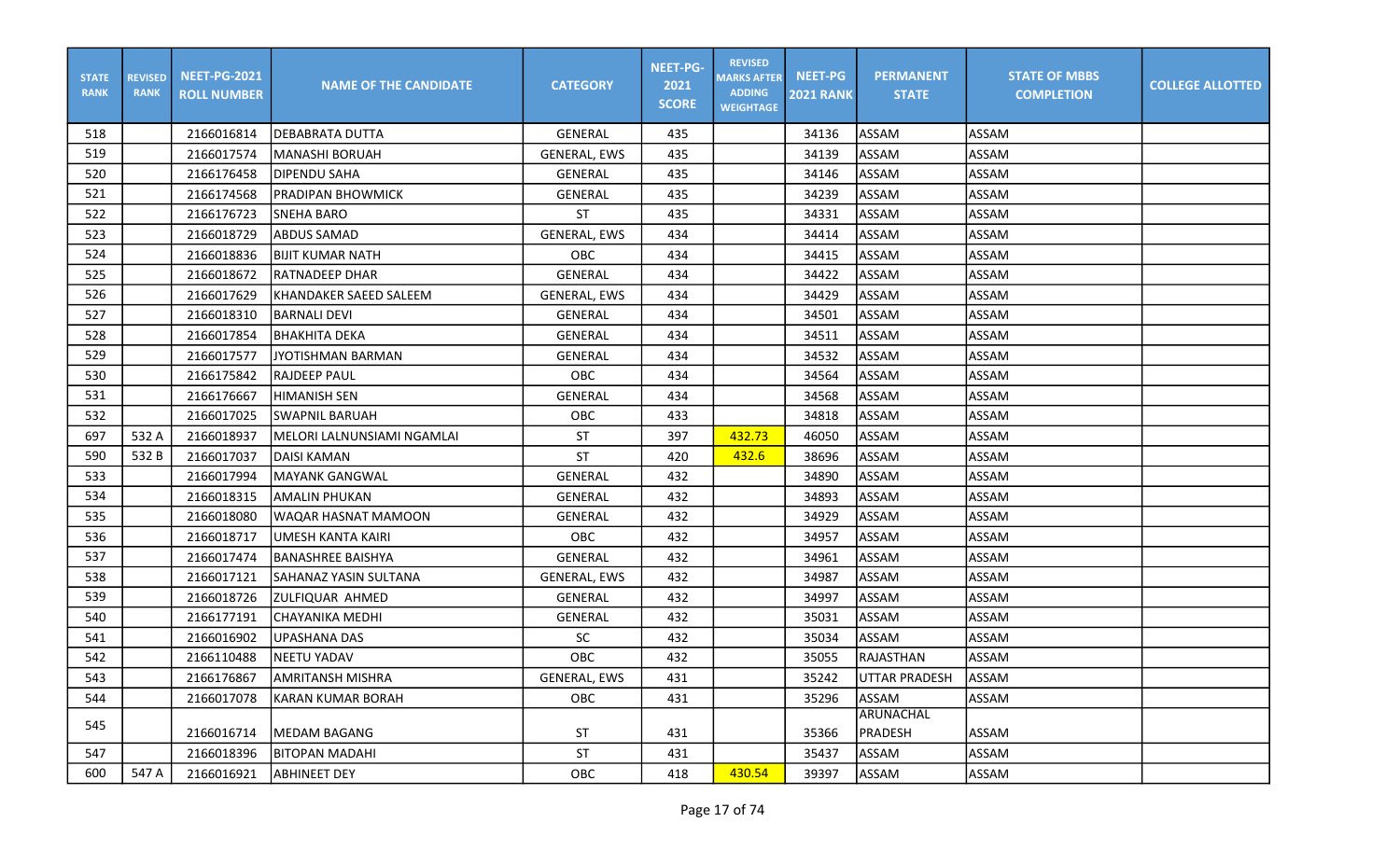| STATE RANK | REVISED RANK | NEET-PG-2021 ROLL NUMBER | NAME OF THE CANDIDATE | CATEGORY | NEET-PG-2021 SCORE | REVISED MARKS AFTER ADDING WEIGHTAGE | NEET-PG 2021 RANK | PERMANENT STATE | STATE OF MBBS COMPLETION | COLLEGE ALLOTTED |
|---|---|---|---|---|---|---|---|---|---|---|
| 518 | | 2166016814 | DEBABRATA DUTTA | GENERAL | 435 | | 34136 | ASSAM | ASSAM | |
| 519 | | 2166017574 | MANASHI BORUAH | GENERAL, EWS | 435 | | 34139 | ASSAM | ASSAM | |
| 520 | | 2166176458 | DIPENDU SAHA | GENERAL | 435 | | 34146 | ASSAM | ASSAM | |
| 521 | | 2166174568 | PRADIPAN BHOWMICK | GENERAL | 435 | | 34239 | ASSAM | ASSAM | |
| 522 | | 2166176723 | SNEHA BARO | ST | 435 | | 34331 | ASSAM | ASSAM | |
| 523 | | 2166018729 | ABDUS SAMAD | GENERAL, EWS | 434 | | 34414 | ASSAM | ASSAM | |
| 524 | | 2166018836 | BIJIT KUMAR NATH | OBC | 434 | | 34415 | ASSAM | ASSAM | |
| 525 | | 2166018672 | RATNADEEP DHAR | GENERAL | 434 | | 34422 | ASSAM | ASSAM | |
| 526 | | 2166017629 | KHANDAKER SAEED SALEEM | GENERAL, EWS | 434 | | 34429 | ASSAM | ASSAM | |
| 527 | | 2166018310 | BARNALI DEVI | GENERAL | 434 | | 34501 | ASSAM | ASSAM | |
| 528 | | 2166017854 | BHAKHITA DEKA | GENERAL | 434 | | 34511 | ASSAM | ASSAM | |
| 529 | | 2166017577 | JYOTISHMAN BARMAN | GENERAL | 434 | | 34532 | ASSAM | ASSAM | |
| 530 | | 2166175842 | RAJDEEP PAUL | OBC | 434 | | 34564 | ASSAM | ASSAM | |
| 531 | | 2166176667 | HIMANISH SEN | GENERAL | 434 | | 34568 | ASSAM | ASSAM | |
| 532 | | 2166017025 | SWAPNIL BARUAH | OBC | 433 | | 34818 | ASSAM | ASSAM | |
| 697 | 532 A | 2166018937 | MELORI LALNUNSIAMI NGAMLAI | ST | 397 | 432.73 | 46050 | ASSAM | ASSAM | |
| 590 | 532 B | 2166017037 | DAISI KAMAN | ST | 420 | 432.6 | 38696 | ASSAM | ASSAM | |
| 533 | | 2166017994 | MAYANK GANGWAL | GENERAL | 432 | | 34890 | ASSAM | ASSAM | |
| 534 | | 2166018315 | AMALIN PHUKAN | GENERAL | 432 | | 34893 | ASSAM | ASSAM | |
| 535 | | 2166018080 | WAQAR HASNAT MAMOON | GENERAL | 432 | | 34929 | ASSAM | ASSAM | |
| 536 | | 2166018717 | UMESH KANTA KAIRI | OBC | 432 | | 34957 | ASSAM | ASSAM | |
| 537 | | 2166017474 | BANASHREE BAISHYA | GENERAL | 432 | | 34961 | ASSAM | ASSAM | |
| 538 | | 2166017121 | SAHANAZ YASIN SULTANA | GENERAL, EWS | 432 | | 34987 | ASSAM | ASSAM | |
| 539 | | 2166018726 | ZULFIQUAR AHMED | GENERAL | 432 | | 34997 | ASSAM | ASSAM | |
| 540 | | 2166177191 | CHAYANIKA MEDHI | GENERAL | 432 | | 35031 | ASSAM | ASSAM | |
| 541 | | 2166016902 | UPASHANA DAS | SC | 432 | | 35034 | ASSAM | ASSAM | |
| 542 | | 2166110488 | NEETU YADAV | OBC | 432 | | 35055 | RAJASTHAN | ASSAM | |
| 543 | | 2166176867 | AMRITANSH MISHRA | GENERAL, EWS | 431 | | 35242 | UTTAR PRADESH | ASSAM | |
| 544 | | 2166017078 | KARAN KUMAR BORAH | OBC | 431 | | 35296 | ASSAM | ASSAM | |
| 545 | | 2166016714 | MEDAM BAGANG | ST | 431 | | 35366 | ARUNACHAL PRADESH | ASSAM | |
| 547 | | 2166018396 | BITOPAN MADAHI | ST | 431 | | 35437 | ASSAM | ASSAM | |
| 600 | 547 A | 2166016921 | ABHINEET DEY | OBC | 418 | 430.54 | 39397 | ASSAM | ASSAM | |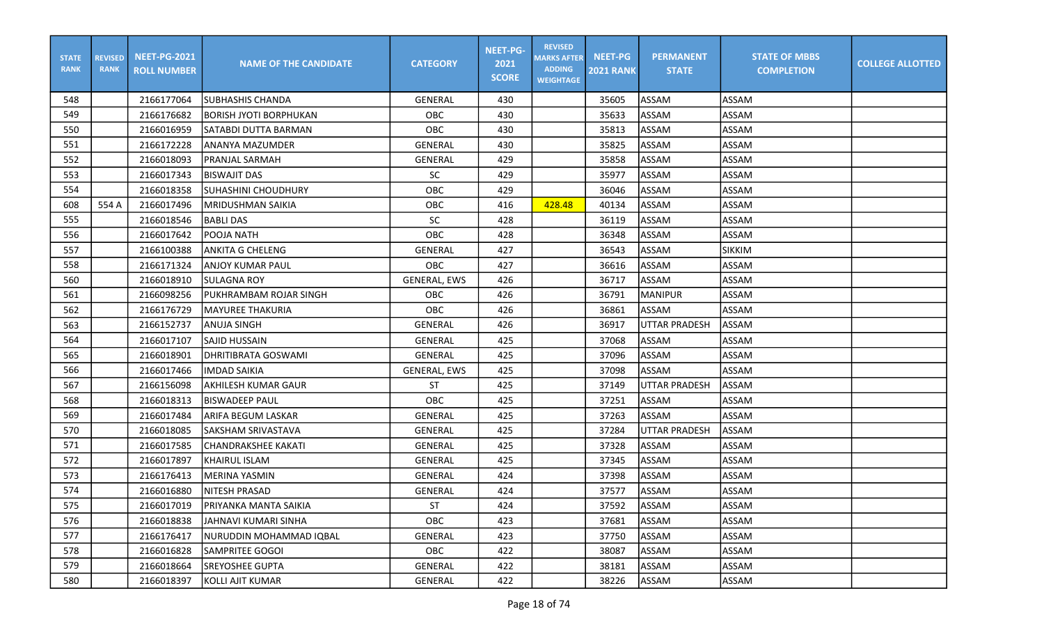| STATE RANK | REVISED RANK | NEET-PG-2021 ROLL NUMBER | NAME OF THE CANDIDATE | CATEGORY | NEET-PG-2021 SCORE | REVISED MARKS AFTER ADDING WEIGHTAGE | NEET-PG 2021 RANK | PERMANENT STATE | STATE OF MBBS COMPLETION | COLLEGE ALLOTTED |
|---|---|---|---|---|---|---|---|---|---|---|
| 548 | | 2166177064 | SUBHASHIS CHANDA | GENERAL | 430 | | 35605 | ASSAM | ASSAM | |
| 549 | | 2166176682 | BORISH JYOTI BORPHUKAN | OBC | 430 | | 35633 | ASSAM | ASSAM | |
| 550 | | 2166016959 | SATABDI DUTTA BARMAN | OBC | 430 | | 35813 | ASSAM | ASSAM | |
| 551 | | 2166172228 | ANANYA MAZUMDER | GENERAL | 430 | | 35825 | ASSAM | ASSAM | |
| 552 | | 2166018093 | PRANJAL SARMAH | GENERAL | 429 | | 35858 | ASSAM | ASSAM | |
| 553 | | 2166017343 | BISWAJIT DAS | SC | 429 | | 35977 | ASSAM | ASSAM | |
| 554 | | 2166018358 | SUHASHINI CHOUDHURY | OBC | 429 | | 36046 | ASSAM | ASSAM | |
| 608 | 554 A | 2166017496 | MRIDUSHMAN SAIKIA | OBC | 416 | 428.48 | 40134 | ASSAM | ASSAM | |
| 555 | | 2166018546 | BABLI DAS | SC | 428 | | 36119 | ASSAM | ASSAM | |
| 556 | | 2166017642 | POOJA NATH | OBC | 428 | | 36348 | ASSAM | ASSAM | |
| 557 | | 2166100388 | ANKITA G CHELENG | GENERAL | 427 | | 36543 | ASSAM | SIKKIM | |
| 558 | | 2166171324 | ANJOY KUMAR PAUL | OBC | 427 | | 36616 | ASSAM | ASSAM | |
| 560 | | 2166018910 | SULAGNA ROY | GENERAL, EWS | 426 | | 36717 | ASSAM | ASSAM | |
| 561 | | 2166098256 | PUKHRAMBAM ROJAR SINGH | OBC | 426 | | 36791 | MANIPUR | ASSAM | |
| 562 | | 2166176729 | MAYUREE THAKURIA | OBC | 426 | | 36861 | ASSAM | ASSAM | |
| 563 | | 2166152737 | ANUJA SINGH | GENERAL | 426 | | 36917 | UTTAR PRADESH | ASSAM | |
| 564 | | 2166017107 | SAJID HUSSAIN | GENERAL | 425 | | 37068 | ASSAM | ASSAM | |
| 565 | | 2166018901 | DHRITIBRATA GOSWAMI | GENERAL | 425 | | 37096 | ASSAM | ASSAM | |
| 566 | | 2166017466 | IMDAD SAIKIA | GENERAL, EWS | 425 | | 37098 | ASSAM | ASSAM | |
| 567 | | 2166156098 | AKHILESH KUMAR GAUR | ST | 425 | | 37149 | UTTAR PRADESH | ASSAM | |
| 568 | | 2166018313 | BISWADEEP PAUL | OBC | 425 | | 37251 | ASSAM | ASSAM | |
| 569 | | 2166017484 | ARIFA BEGUM LASKAR | GENERAL | 425 | | 37263 | ASSAM | ASSAM | |
| 570 | | 2166018085 | SAKSHAM SRIVASTAVA | GENERAL | 425 | | 37284 | UTTAR PRADESH | ASSAM | |
| 571 | | 2166017585 | CHANDRAKSHEE KAKATI | GENERAL | 425 | | 37328 | ASSAM | ASSAM | |
| 572 | | 2166017897 | KHAIRUL ISLAM | GENERAL | 425 | | 37345 | ASSAM | ASSAM | |
| 573 | | 2166176413 | MERINA YASMIN | GENERAL | 424 | | 37398 | ASSAM | ASSAM | |
| 574 | | 2166016880 | NITESH PRASAD | GENERAL | 424 | | 37577 | ASSAM | ASSAM | |
| 575 | | 2166017019 | PRIYANKA MANTA SAIKIA | ST | 424 | | 37592 | ASSAM | ASSAM | |
| 576 | | 2166018838 | JAHNAVI KUMARI SINHA | OBC | 423 | | 37681 | ASSAM | ASSAM | |
| 577 | | 2166176417 | NURUDDIN MOHAMMAD IQBAL | GENERAL | 423 | | 37750 | ASSAM | ASSAM | |
| 578 | | 2166016828 | SAMPRITEE GOGOI | OBC | 422 | | 38087 | ASSAM | ASSAM | |
| 579 | | 2166018664 | SREYOSHEE GUPTA | GENERAL | 422 | | 38181 | ASSAM | ASSAM | |
| 580 | | 2166018397 | KOLLI AJIT KUMAR | GENERAL | 422 | | 38226 | ASSAM | ASSAM | |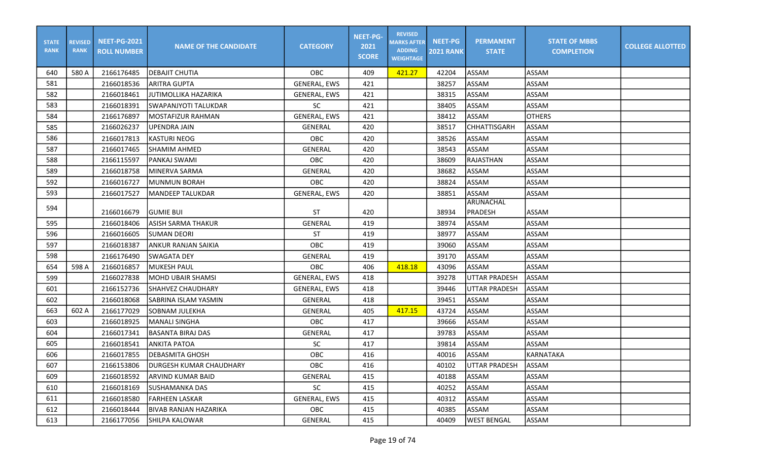| STATE RANK | REVISED RANK | NEET-PG-2021 ROLL NUMBER | NAME OF THE CANDIDATE | CATEGORY | NEET-PG-2021 SCORE | REVISED MARKS AFTER ADDING WEIGHTAGE | NEET-PG 2021 RANK | PERMANENT STATE | STATE OF MBBS COMPLETION | COLLEGE ALLOTTED |
|---|---|---|---|---|---|---|---|---|---|---|
| 640 | 580 A | 2166176485 | DEBAJIT CHUTIA | OBC | 409 | 421.27 | 42204 | ASSAM | ASSAM | |
| 581 | | 2166018536 | ARITRA GUPTA | GENERAL, EWS | 421 | | 38257 | ASSAM | ASSAM | |
| 582 | | 2166018461 | JUTIMOLLIKA HAZARIKA | GENERAL, EWS | 421 | | 38315 | ASSAM | ASSAM | |
| 583 | | 2166018391 | SWAPANJYOTI TALUKDAR | SC | 421 | | 38405 | ASSAM | ASSAM | |
| 584 | | 2166176897 | MOSTAFIZUR RAHMAN | GENERAL, EWS | 421 | | 38412 | ASSAM | OTHERS | |
| 585 | | 2166026237 | UPENDRA JAIN | GENERAL | 420 | | 38517 | CHHATTISGARH | ASSAM | |
| 586 | | 2166017813 | KASTURI NEOG | OBC | 420 | | 38526 | ASSAM | ASSAM | |
| 587 | | 2166017465 | SHAMIM AHMED | GENERAL | 420 | | 38543 | ASSAM | ASSAM | |
| 588 | | 2166115597 | PANKAJ SWAMI | OBC | 420 | | 38609 | RAJASTHAN | ASSAM | |
| 589 | | 2166018758 | MINERVA SARMA | GENERAL | 420 | | 38682 | ASSAM | ASSAM | |
| 592 | | 2166016727 | MUNMUN BORAH | OBC | 420 | | 38824 | ASSAM | ASSAM | |
| 593 | | 2166017527 | MANDEEP TALUKDAR | GENERAL, EWS | 420 | | 38851 | ASSAM | ASSAM | |
| 594 | | 2166016679 | GUMIE BUI | ST | 420 | | 38934 | ARUNACHAL PRADESH | ASSAM | |
| 595 | | 2166018406 | ASISH SARMA THAKUR | GENERAL | 419 | | 38974 | ASSAM | ASSAM | |
| 596 | | 2166016605 | SUMAN DEORI | ST | 419 | | 38977 | ASSAM | ASSAM | |
| 597 | | 2166018387 | ANKUR RANJAN SAIKIA | OBC | 419 | | 39060 | ASSAM | ASSAM | |
| 598 | | 2166176490 | SWAGATA DEY | GENERAL | 419 | | 39170 | ASSAM | ASSAM | |
| 654 | 598 A | 2166016857 | MUKESH PAUL | OBC | 406 | 418.18 | 43096 | ASSAM | ASSAM | |
| 599 | | 2166027838 | MOHD UBAIR SHAMSI | GENERAL, EWS | 418 | | 39278 | UTTAR PRADESH | ASSAM | |
| 601 | | 2166152736 | SHAHVEZ CHAUDHARY | GENERAL, EWS | 418 | | 39446 | UTTAR PRADESH | ASSAM | |
| 602 | | 2166018068 | SABRINA ISLAM YASMIN | GENERAL | 418 | | 39451 | ASSAM | ASSAM | |
| 663 | 602 A | 2166177029 | SOBNAM JULEKHA | GENERAL | 405 | 417.15 | 43724 | ASSAM | ASSAM | |
| 603 | | 2166018925 | MANALI SINGHA | OBC | 417 | | 39666 | ASSAM | ASSAM | |
| 604 | | 2166017341 | BASANTA BIRAJ DAS | GENERAL | 417 | | 39783 | ASSAM | ASSAM | |
| 605 | | 2166018541 | ANKITA PATOA | SC | 417 | | 39814 | ASSAM | ASSAM | |
| 606 | | 2166017855 | DEBASMITA GHOSH | OBC | 416 | | 40016 | ASSAM | KARNATAKA | |
| 607 | | 2166153806 | DURGESH KUMAR CHAUDHARY | OBC | 416 | | 40102 | UTTAR PRADESH | ASSAM | |
| 609 | | 2166018592 | ARVIND KUMAR BAID | GENERAL | 415 | | 40188 | ASSAM | ASSAM | |
| 610 | | 2166018169 | SUSHAMANKA DAS | SC | 415 | | 40252 | ASSAM | ASSAM | |
| 611 | | 2166018580 | FARHEEN LASKAR | GENERAL, EWS | 415 | | 40312 | ASSAM | ASSAM | |
| 612 | | 2166018444 | BIVAB RANJAN HAZARIKA | OBC | 415 | | 40385 | ASSAM | ASSAM | |
| 613 | | 2166177056 | SHILPA KALOWAR | GENERAL | 415 | | 40409 | WEST BENGAL | ASSAM | |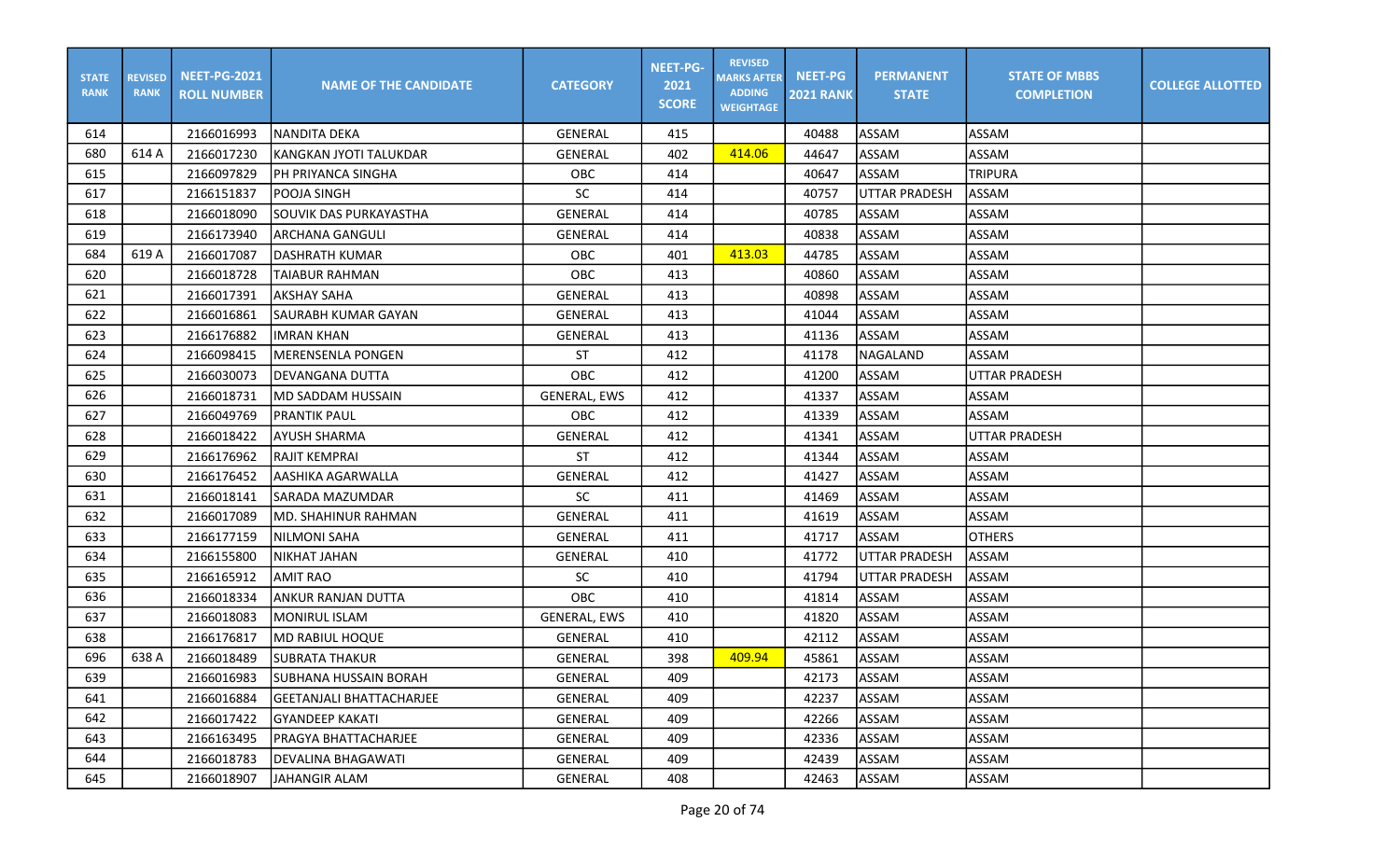| STATE RANK | REVISED RANK | NEET-PG-2021 ROLL NUMBER | NAME OF THE CANDIDATE | CATEGORY | NEET-PG-2021 SCORE | REVISED MARKS AFTER ADDING WEIGHTAGE | NEET-PG 2021 RANK | PERMANENT STATE | STATE OF MBBS COMPLETION | COLLEGE ALLOTTED |
|---|---|---|---|---|---|---|---|---|---|---|
| 614 | | 2166016993 | NANDITA DEKA | GENERAL | 415 | | 40488 | ASSAM | ASSAM | |
| 680 | 614 A | 2166017230 | KANGKAN JYOTI TALUKDAR | GENERAL | 402 | 414.06 | 44647 | ASSAM | ASSAM | |
| 615 | | 2166097829 | PH PRIYANCA SINGHA | OBC | 414 | | 40647 | ASSAM | TRIPURA | |
| 617 | | 2166151837 | POOJA SINGH | SC | 414 | | 40757 | UTTAR PRADESH | ASSAM | |
| 618 | | 2166018090 | SOUVIK DAS PURKAYASTHA | GENERAL | 414 | | 40785 | ASSAM | ASSAM | |
| 619 | | 2166173940 | ARCHANA GANGULI | GENERAL | 414 | | 40838 | ASSAM | ASSAM | |
| 684 | 619 A | 2166017087 | DASHRATH KUMAR | OBC | 401 | 413.03 | 44785 | ASSAM | ASSAM | |
| 620 | | 2166018728 | TAIABUR RAHMAN | OBC | 413 | | 40860 | ASSAM | ASSAM | |
| 621 | | 2166017391 | AKSHAY SAHA | GENERAL | 413 | | 40898 | ASSAM | ASSAM | |
| 622 | | 2166016861 | SAURABH KUMAR GAYAN | GENERAL | 413 | | 41044 | ASSAM | ASSAM | |
| 623 | | 2166176882 | IMRAN KHAN | GENERAL | 413 | | 41136 | ASSAM | ASSAM | |
| 624 | | 2166098415 | MERENSENLA PONGEN | ST | 412 | | 41178 | NAGALAND | ASSAM | |
| 625 | | 2166030073 | DEVANGANA DUTTA | OBC | 412 | | 41200 | ASSAM | UTTAR PRADESH | |
| 626 | | 2166018731 | MD SADDAM HUSSAIN | GENERAL, EWS | 412 | | 41337 | ASSAM | ASSAM | |
| 627 | | 2166049769 | PRANTIK PAUL | OBC | 412 | | 41339 | ASSAM | ASSAM | |
| 628 | | 2166018422 | AYUSH SHARMA | GENERAL | 412 | | 41341 | ASSAM | UTTAR PRADESH | |
| 629 | | 2166176962 | RAJIT KEMPRAI | ST | 412 | | 41344 | ASSAM | ASSAM | |
| 630 | | 2166176452 | AASHIKA AGARWALLA | GENERAL | 412 | | 41427 | ASSAM | ASSAM | |
| 631 | | 2166018141 | SARADA MAZUMDAR | SC | 411 | | 41469 | ASSAM | ASSAM | |
| 632 | | 2166017089 | MD. SHAHINUR RAHMAN | GENERAL | 411 | | 41619 | ASSAM | ASSAM | |
| 633 | | 2166177159 | NILMONI SAHA | GENERAL | 411 | | 41717 | ASSAM | OTHERS | |
| 634 | | 2166155800 | NIKHAT JAHAN | GENERAL | 410 | | 41772 | UTTAR PRADESH | ASSAM | |
| 635 | | 2166165912 | AMIT RAO | SC | 410 | | 41794 | UTTAR PRADESH | ASSAM | |
| 636 | | 2166018334 | ANKUR RANJAN DUTTA | OBC | 410 | | 41814 | ASSAM | ASSAM | |
| 637 | | 2166018083 | MONIRUL ISLAM | GENERAL, EWS | 410 | | 41820 | ASSAM | ASSAM | |
| 638 | | 2166176817 | MD RABIUL HOQUE | GENERAL | 410 | | 42112 | ASSAM | ASSAM | |
| 696 | 638 A | 2166018489 | SUBRATA THAKUR | GENERAL | 398 | 409.94 | 45861 | ASSAM | ASSAM | |
| 639 | | 2166016983 | SUBHANA HUSSAIN BORAH | GENERAL | 409 | | 42173 | ASSAM | ASSAM | |
| 641 | | 2166016884 | GEETANJALI BHATTACHARJEE | GENERAL | 409 | | 42237 | ASSAM | ASSAM | |
| 642 | | 2166017422 | GYANDEEP KAKATI | GENERAL | 409 | | 42266 | ASSAM | ASSAM | |
| 643 | | 2166163495 | PRAGYA BHATTACHARJEE | GENERAL | 409 | | 42336 | ASSAM | ASSAM | |
| 644 | | 2166018783 | DEVALINA BHAGAWATI | GENERAL | 409 | | 42439 | ASSAM | ASSAM | |
| 645 | | 2166018907 | JAHANGIR ALAM | GENERAL | 408 | | 42463 | ASSAM | ASSAM | |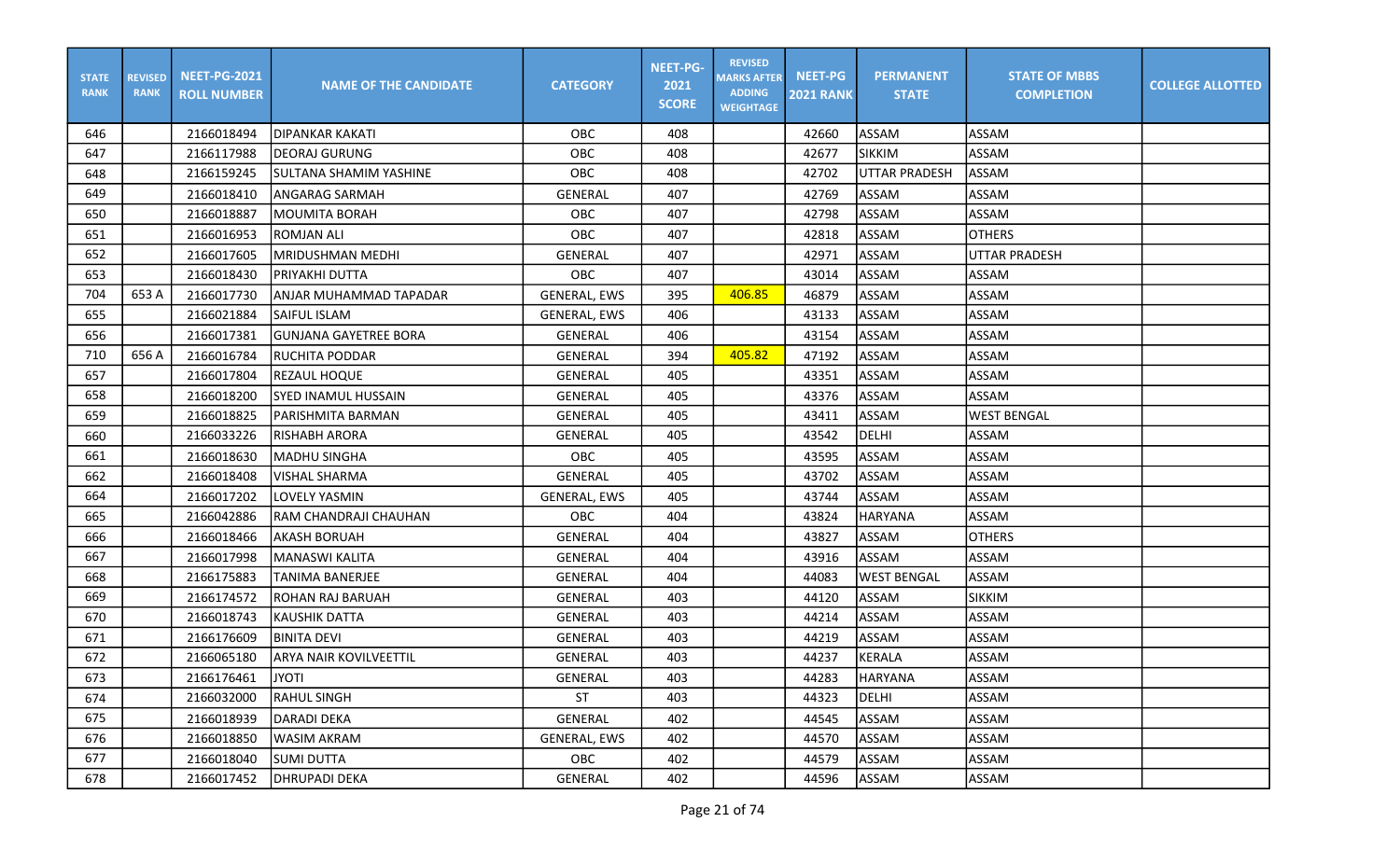| STATE RANK | REVISED RANK | NEET-PG-2021 ROLL NUMBER | NAME OF THE CANDIDATE | CATEGORY | NEET-PG-2021 SCORE | REVISED MARKS AFTER ADDING WEIGHTAGE | NEET-PG 2021 RANK | PERMANENT STATE | STATE OF MBBS COMPLETION | COLLEGE ALLOTTED |
|---|---|---|---|---|---|---|---|---|---|---|
| 646 | | 2166018494 | DIPANKAR KAKATI | OBC | 408 | | 42660 | ASSAM | ASSAM | |
| 647 | | 2166117988 | DEORAJ GURUNG | OBC | 408 | | 42677 | SIKKIM | ASSAM | |
| 648 | | 2166159245 | SULTANA SHAMIM YASHINE | OBC | 408 | | 42702 | UTTAR PRADESH | ASSAM | |
| 649 | | 2166018410 | ANGARAG SARMAH | GENERAL | 407 | | 42769 | ASSAM | ASSAM | |
| 650 | | 2166018887 | MOUMITA BORAH | OBC | 407 | | 42798 | ASSAM | ASSAM | |
| 651 | | 2166016953 | ROMJAN ALI | OBC | 407 | | 42818 | ASSAM | OTHERS | |
| 652 | | 2166017605 | MRIDUSHMAN MEDHI | GENERAL | 407 | | 42971 | ASSAM | UTTAR PRADESH | |
| 653 | | 2166018430 | PRIYAKHI DUTTA | OBC | 407 | | 43014 | ASSAM | ASSAM | |
| 704 | 653 A | 2166017730 | ANJAR MUHAMMAD TAPADAR | GENERAL, EWS | 395 | 406.85 | 46879 | ASSAM | ASSAM | |
| 655 | | 2166021884 | SAIFUL ISLAM | GENERAL, EWS | 406 | | 43133 | ASSAM | ASSAM | |
| 656 | | 2166017381 | GUNJANA GAYETREE BORA | GENERAL | 406 | | 43154 | ASSAM | ASSAM | |
| 710 | 656 A | 2166016784 | RUCHITA PODDAR | GENERAL | 394 | 405.82 | 47192 | ASSAM | ASSAM | |
| 657 | | 2166017804 | REZAUL HOQUE | GENERAL | 405 | | 43351 | ASSAM | ASSAM | |
| 658 | | 2166018200 | SYED INAMUL HUSSAIN | GENERAL | 405 | | 43376 | ASSAM | ASSAM | |
| 659 | | 2166018825 | PARISHMITA BARMAN | GENERAL | 405 | | 43411 | ASSAM | WEST BENGAL | |
| 660 | | 2166033226 | RISHABH ARORA | GENERAL | 405 | | 43542 | DELHI | ASSAM | |
| 661 | | 2166018630 | MADHU SINGHA | OBC | 405 | | 43595 | ASSAM | ASSAM | |
| 662 | | 2166018408 | VISHAL SHARMA | GENERAL | 405 | | 43702 | ASSAM | ASSAM | |
| 664 | | 2166017202 | LOVELY YASMIN | GENERAL, EWS | 405 | | 43744 | ASSAM | ASSAM | |
| 665 | | 2166042886 | RAM CHANDRAJI CHAUHAN | OBC | 404 | | 43824 | HARYANA | ASSAM | |
| 666 | | 2166018466 | AKASH BORUAH | GENERAL | 404 | | 43827 | ASSAM | OTHERS | |
| 667 | | 2166017998 | MANASWI KALITA | GENERAL | 404 | | 43916 | ASSAM | ASSAM | |
| 668 | | 2166175883 | TANIMA BANERJEE | GENERAL | 404 | | 44083 | WEST BENGAL | ASSAM | |
| 669 | | 2166174572 | ROHAN RAJ BARUAH | GENERAL | 403 | | 44120 | ASSAM | SIKKIM | |
| 670 | | 2166018743 | KAUSHIK DATTA | GENERAL | 403 | | 44214 | ASSAM | ASSAM | |
| 671 | | 2166176609 | BINITA DEVI | GENERAL | 403 | | 44219 | ASSAM | ASSAM | |
| 672 | | 2166065180 | ARYA NAIR KOVILVEETTIL | GENERAL | 403 | | 44237 | KERALA | ASSAM | |
| 673 | | 2166176461 | JYOTI | GENERAL | 403 | | 44283 | HARYANA | ASSAM | |
| 674 | | 2166032000 | RAHUL SINGH | ST | 403 | | 44323 | DELHI | ASSAM | |
| 675 | | 2166018939 | DARADI DEKA | GENERAL | 402 | | 44545 | ASSAM | ASSAM | |
| 676 | | 2166018850 | WASIM AKRAM | GENERAL, EWS | 402 | | 44570 | ASSAM | ASSAM | |
| 677 | | 2166018040 | SUMI DUTTA | OBC | 402 | | 44579 | ASSAM | ASSAM | |
| 678 | | 2166017452 | DHRUPADI DEKA | GENERAL | 402 | | 44596 | ASSAM | ASSAM | |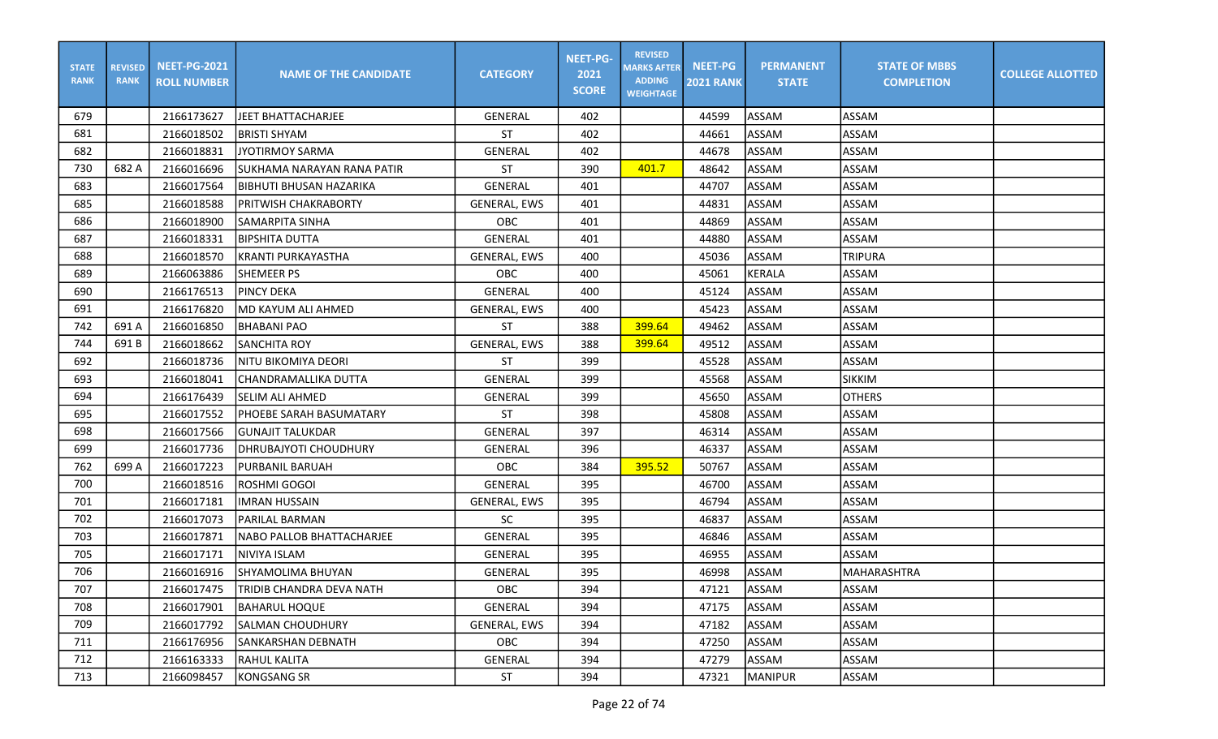| STATE RANK | REVISED RANK | NEET-PG-2021 ROLL NUMBER | NAME OF THE CANDIDATE | CATEGORY | NEET-PG-2021 SCORE | REVISED MARKS AFTER ADDING WEIGHTAGE | NEET-PG 2021 RANK | PERMANENT STATE | STATE OF MBBS COMPLETION | COLLEGE ALLOTTED |
|---|---|---|---|---|---|---|---|---|---|---|
| 679 | | 2166173627 | JEET BHATTACHARJEE | GENERAL | 402 | | 44599 | ASSAM | ASSAM | |
| 681 | | 2166018502 | BRISTI SHYAM | ST | 402 | | 44661 | ASSAM | ASSAM | |
| 682 | | 2166018831 | JYOTIRMOY SARMA | GENERAL | 402 | | 44678 | ASSAM | ASSAM | |
| 730 | 682 A | 2166016696 | SUKHAMA NARAYAN RANA PATIR | ST | 390 | 401.7 | 48642 | ASSAM | ASSAM | |
| 683 | | 2166017564 | BIBHUTI BHUSAN HAZARIKA | GENERAL | 401 | | 44707 | ASSAM | ASSAM | |
| 685 | | 2166018588 | PRITWISH CHAKRABORTY | GENERAL, EWS | 401 | | 44831 | ASSAM | ASSAM | |
| 686 | | 2166018900 | SAMARPITA SINHA | OBC | 401 | | 44869 | ASSAM | ASSAM | |
| 687 | | 2166018331 | BIPSHITA DUTTA | GENERAL | 401 | | 44880 | ASSAM | ASSAM | |
| 688 | | 2166018570 | KRANTI PURKAYASTHA | GENERAL, EWS | 400 | | 45036 | ASSAM | TRIPURA | |
| 689 | | 2166063886 | SHEMEER PS | OBC | 400 | | 45061 | KERALA | ASSAM | |
| 690 | | 2166176513 | PINCY DEKA | GENERAL | 400 | | 45124 | ASSAM | ASSAM | |
| 691 | | 2166176820 | MD KAYUM ALI AHMED | GENERAL, EWS | 400 | | 45423 | ASSAM | ASSAM | |
| 742 | 691 A | 2166016850 | BHABANI PAO | ST | 388 | 399.64 | 49462 | ASSAM | ASSAM | |
| 744 | 691 B | 2166018662 | SANCHITA ROY | GENERAL, EWS | 388 | 399.64 | 49512 | ASSAM | ASSAM | |
| 692 | | 2166018736 | NITU BIKOMIYA DEORI | ST | 399 | | 45528 | ASSAM | ASSAM | |
| 693 | | 2166018041 | CHANDRAMALLIKA DUTTA | GENERAL | 399 | | 45568 | ASSAM | SIKKIM | |
| 694 | | 2166176439 | SELIM ALI AHMED | GENERAL | 399 | | 45650 | ASSAM | OTHERS | |
| 695 | | 2166017552 | PHOEBE SARAH BASUMATARY | ST | 398 | | 45808 | ASSAM | ASSAM | |
| 698 | | 2166017566 | GUNAJIT TALUKDAR | GENERAL | 397 | | 46314 | ASSAM | ASSAM | |
| 699 | | 2166017736 | DHRUBAJYOTI CHOUDHURY | GENERAL | 396 | | 46337 | ASSAM | ASSAM | |
| 762 | 699 A | 2166017223 | PURBANIL BARUAH | OBC | 384 | 395.52 | 50767 | ASSAM | ASSAM | |
| 700 | | 2166018516 | ROSHMI GOGOI | GENERAL | 395 | | 46700 | ASSAM | ASSAM | |
| 701 | | 2166017181 | IMRAN HUSSAIN | GENERAL, EWS | 395 | | 46794 | ASSAM | ASSAM | |
| 702 | | 2166017073 | PARILAL BARMAN | SC | 395 | | 46837 | ASSAM | ASSAM | |
| 703 | | 2166017871 | NABO PALLOB BHATTACHARJEE | GENERAL | 395 | | 46846 | ASSAM | ASSAM | |
| 705 | | 2166017171 | NIVIYA ISLAM | GENERAL | 395 | | 46955 | ASSAM | ASSAM | |
| 706 | | 2166016916 | SHYAMOLIMA BHUYAN | GENERAL | 395 | | 46998 | ASSAM | MAHARASHTRA | |
| 707 | | 2166017475 | TRIDIB CHANDRA DEVA NATH | OBC | 394 | | 47121 | ASSAM | ASSAM | |
| 708 | | 2166017901 | BAHARUL HOQUE | GENERAL | 394 | | 47175 | ASSAM | ASSAM | |
| 709 | | 2166017792 | SALMAN CHOUDHURY | GENERAL, EWS | 394 | | 47182 | ASSAM | ASSAM | |
| 711 | | 2166176956 | SANKARSHAN DEBNATH | OBC | 394 | | 47250 | ASSAM | ASSAM | |
| 712 | | 2166163333 | RAHUL KALITA | GENERAL | 394 | | 47279 | ASSAM | ASSAM | |
| 713 | | 2166098457 | KONGSANG SR | ST | 394 | | 47321 | MANIPUR | ASSAM | |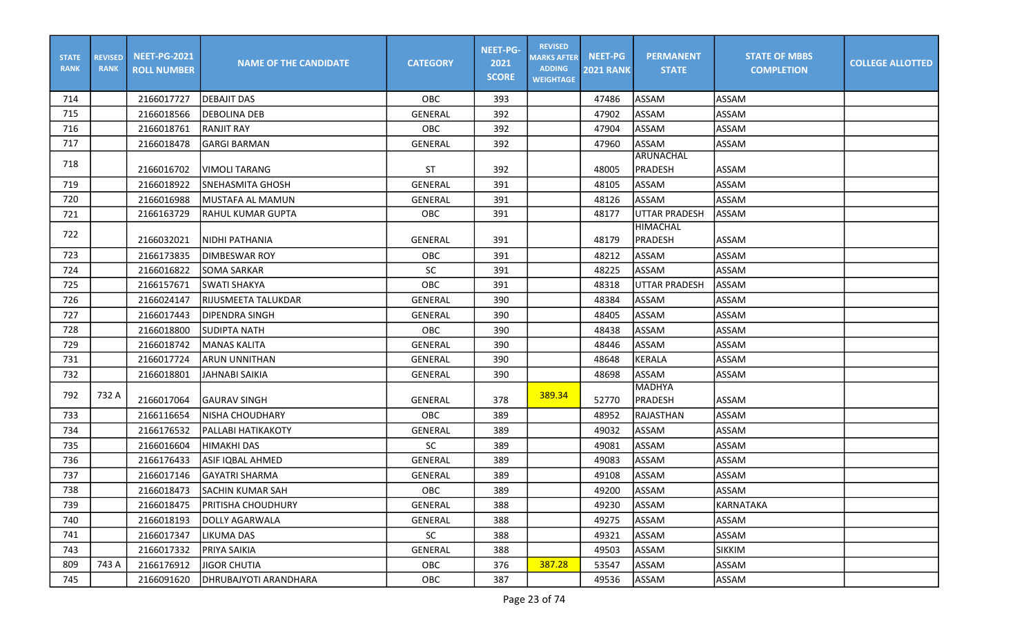| STATE RANK | REVISED RANK | NEET-PG-2021 ROLL NUMBER | NAME OF THE CANDIDATE | CATEGORY | NEET-PG-2021 SCORE | REVISED MARKS AFTER ADDING WEIGHTAGE | NEET-PG 2021 RANK | PERMANENT STATE | STATE OF MBBS COMPLETION | COLLEGE ALLOTTED |
|---|---|---|---|---|---|---|---|---|---|---|
| 714 | | 2166017727 | DEBAJIT DAS | OBC | 393 | | 47486 | ASSAM | ASSAM | |
| 715 | | 2166018566 | DEBOLINA DEB | GENERAL | 392 | | 47902 | ASSAM | ASSAM | |
| 716 | | 2166018761 | RANJIT RAY | OBC | 392 | | 47904 | ASSAM | ASSAM | |
| 717 | | 2166018478 | GARGI BARMAN | GENERAL | 392 | | 47960 | ASSAM | ASSAM | |
| 718 | | 2166016702 | VIMOLI TARANG | ST | 392 | | 48005 | ARUNACHAL PRADESH | ASSAM | |
| 719 | | 2166018922 | SNEHASMITA GHOSH | GENERAL | 391 | | 48105 | ASSAM | ASSAM | |
| 720 | | 2166016988 | MUSTAFA AL MAMUN | GENERAL | 391 | | 48126 | ASSAM | ASSAM | |
| 721 | | 2166163729 | RAHUL KUMAR GUPTA | OBC | 391 | | 48177 | UTTAR PRADESH | ASSAM | |
| 722 | | 2166032021 | NIDHI PATHANIA | GENERAL | 391 | | 48179 | HIMACHAL PRADESH | ASSAM | |
| 723 | | 2166173835 | DIMBESWAR ROY | OBC | 391 | | 48212 | ASSAM | ASSAM | |
| 724 | | 2166016822 | SOMA SARKAR | SC | 391 | | 48225 | ASSAM | ASSAM | |
| 725 | | 2166157671 | SWATI SHAKYA | OBC | 391 | | 48318 | UTTAR PRADESH | ASSAM | |
| 726 | | 2166024147 | RIJUSMEETA TALUKDAR | GENERAL | 390 | | 48384 | ASSAM | ASSAM | |
| 727 | | 2166017443 | DIPENDRA SINGH | GENERAL | 390 | | 48405 | ASSAM | ASSAM | |
| 728 | | 2166018800 | SUDIPTA NATH | OBC | 390 | | 48438 | ASSAM | ASSAM | |
| 729 | | 2166018742 | MANAS KALITA | GENERAL | 390 | | 48446 | ASSAM | ASSAM | |
| 731 | | 2166017724 | ARUN UNNITHAN | GENERAL | 390 | | 48648 | KERALA | ASSAM | |
| 732 | | 2166018801 | JAHNABI SAIKIA | GENERAL | 390 | | 48698 | ASSAM | ASSAM | |
| 792 | 732 A | 2166017064 | GAURAV SINGH | GENERAL | 378 | 389.34 | 52770 | MADHYA PRADESH | ASSAM | |
| 733 | | 2166116654 | NISHA CHOUDHARY | OBC | 389 | | 48952 | RAJASTHAN | ASSAM | |
| 734 | | 2166176532 | PALLABI HATIKAKOTY | GENERAL | 389 | | 49032 | ASSAM | ASSAM | |
| 735 | | 2166016604 | HIMAKHI DAS | SC | 389 | | 49081 | ASSAM | ASSAM | |
| 736 | | 2166176433 | ASIF IQBAL AHMED | GENERAL | 389 | | 49083 | ASSAM | ASSAM | |
| 737 | | 2166017146 | GAYATRI SHARMA | GENERAL | 389 | | 49108 | ASSAM | ASSAM | |
| 738 | | 2166018473 | SACHIN KUMAR SAH | OBC | 389 | | 49200 | ASSAM | ASSAM | |
| 739 | | 2166018475 | PRITISHA CHOUDHURY | GENERAL | 388 | | 49230 | ASSAM | KARNATAKA | |
| 740 | | 2166018193 | DOLLY AGARWALA | GENERAL | 388 | | 49275 | ASSAM | ASSAM | |
| 741 | | 2166017347 | LIKUMA DAS | SC | 388 | | 49321 | ASSAM | ASSAM | |
| 743 | | 2166017332 | PRIYA SAIKIA | GENERAL | 388 | | 49503 | ASSAM | SIKKIM | |
| 809 | 743 A | 2166176912 | JIGOR CHUTIA | OBC | 376 | 387.28 | 53547 | ASSAM | ASSAM | |
| 745 | | 2166091620 | DHRUBAJYOTI ARANDHARA | OBC | 387 | | 49536 | ASSAM | ASSAM | |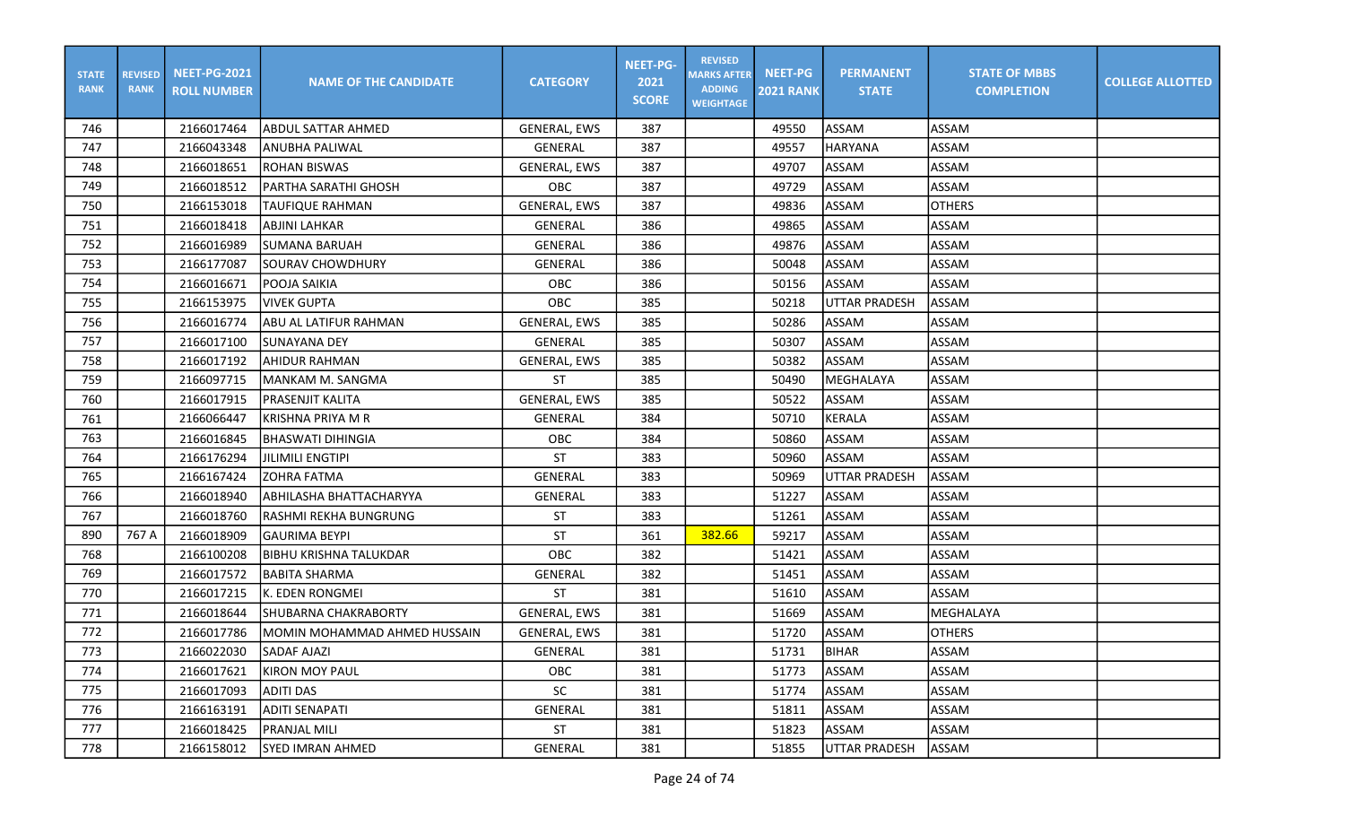| STATE RANK | REVISED RANK | NEET-PG-2021 ROLL NUMBER | NAME OF THE CANDIDATE | CATEGORY | NEET-PG-2021 SCORE | REVISED MARKS AFTER ADDING WEIGHTAGE | NEET-PG 2021 RANK | PERMANENT STATE | STATE OF MBBS COMPLETION | COLLEGE ALLOTTED |
|---|---|---|---|---|---|---|---|---|---|---|
| 746 | | 2166017464 | ABDUL SATTAR AHMED | GENERAL, EWS | 387 | | 49550 | ASSAM | ASSAM | |
| 747 | | 2166043348 | ANUBHA PALIWAL | GENERAL | 387 | | 49557 | HARYANA | ASSAM | |
| 748 | | 2166018651 | ROHAN BISWAS | GENERAL, EWS | 387 | | 49707 | ASSAM | ASSAM | |
| 749 | | 2166018512 | PARTHA SARATHI GHOSH | OBC | 387 | | 49729 | ASSAM | ASSAM | |
| 750 | | 2166153018 | TAUFIQUE RAHMAN | GENERAL, EWS | 387 | | 49836 | ASSAM | OTHERS | |
| 751 | | 2166018418 | ABJINI LAKHAR | GENERAL | 386 | | 49865 | ASSAM | ASSAM | |
| 752 | | 2166016989 | SUMANA BARUAH | GENERAL | 386 | | 49876 | ASSAM | ASSAM | |
| 753 | | 2166177087 | SOURAV CHOWDHURY | GENERAL | 386 | | 50048 | ASSAM | ASSAM | |
| 754 | | 2166016671 | POOJA SAIKIA | OBC | 386 | | 50156 | ASSAM | ASSAM | |
| 755 | | 2166153975 | VIVEK GUPTA | OBC | 385 | | 50218 | UTTAR PRADESH | ASSAM | |
| 756 | | 2166016774 | ABU AL LATIFUR RAHMAN | GENERAL, EWS | 385 | | 50286 | ASSAM | ASSAM | |
| 757 | | 2166017100 | SUNAYANA DEY | GENERAL | 385 | | 50307 | ASSAM | ASSAM | |
| 758 | | 2166017192 | AHIDUR RAHMAN | GENERAL, EWS | 385 | | 50382 | ASSAM | ASSAM | |
| 759 | | 2166097715 | MANKAM M. SANGMA | ST | 385 | | 50490 | MEGHALAYA | ASSAM | |
| 760 | | 2166017915 | PRASENJIT KALITA | GENERAL, EWS | 385 | | 50522 | ASSAM | ASSAM | |
| 761 | | 2166066447 | KRISHNA PRIYA M R | GENERAL | 384 | | 50710 | KERALA | ASSAM | |
| 763 | | 2166016845 | BHASWATI DIHINGIA | OBC | 384 | | 50860 | ASSAM | ASSAM | |
| 764 | | 2166176294 | JILIMILI ENGTIPI | ST | 383 | | 50960 | ASSAM | ASSAM | |
| 765 | | 2166167424 | ZOHRA FATMA | GENERAL | 383 | | 50969 | UTTAR PRADESH | ASSAM | |
| 766 | | 2166018940 | ABHILASHA BHATTACHARYYA | GENERAL | 383 | | 51227 | ASSAM | ASSAM | |
| 767 | | 2166018760 | RASHMI REKHA BUNGRUNG | ST | 383 | | 51261 | ASSAM | ASSAM | |
| 890 | 767 A | 2166018909 | GAURIMA BEYPI | ST | 361 | 382.66 | 59217 | ASSAM | ASSAM | |
| 768 | | 2166100208 | BIBHU KRISHNA TALUKDAR | OBC | 382 | | 51421 | ASSAM | ASSAM | |
| 769 | | 2166017572 | BABITA SHARMA | GENERAL | 382 | | 51451 | ASSAM | ASSAM | |
| 770 | | 2166017215 | K. EDEN RONGMEI | ST | 381 | | 51610 | ASSAM | ASSAM | |
| 771 | | 2166018644 | SHUBARNA CHAKRABORTY | GENERAL, EWS | 381 | | 51669 | ASSAM | MEGHALAYA | |
| 772 | | 2166017786 | MOMIN MOHAMMAD AHMED HUSSAIN | GENERAL, EWS | 381 | | 51720 | ASSAM | OTHERS | |
| 773 | | 2166022030 | SADAF AJAZI | GENERAL | 381 | | 51731 | BIHAR | ASSAM | |
| 774 | | 2166017621 | KIRON MOY PAUL | OBC | 381 | | 51773 | ASSAM | ASSAM | |
| 775 | | 2166017093 | ADITI DAS | SC | 381 | | 51774 | ASSAM | ASSAM | |
| 776 | | 2166163191 | ADITI SENAPATI | GENERAL | 381 | | 51811 | ASSAM | ASSAM | |
| 777 | | 2166018425 | PRANJAL MILI | ST | 381 | | 51823 | ASSAM | ASSAM | |
| 778 | | 2166158012 | SYED IMRAN AHMED | GENERAL | 381 | | 51855 | UTTAR PRADESH | ASSAM | |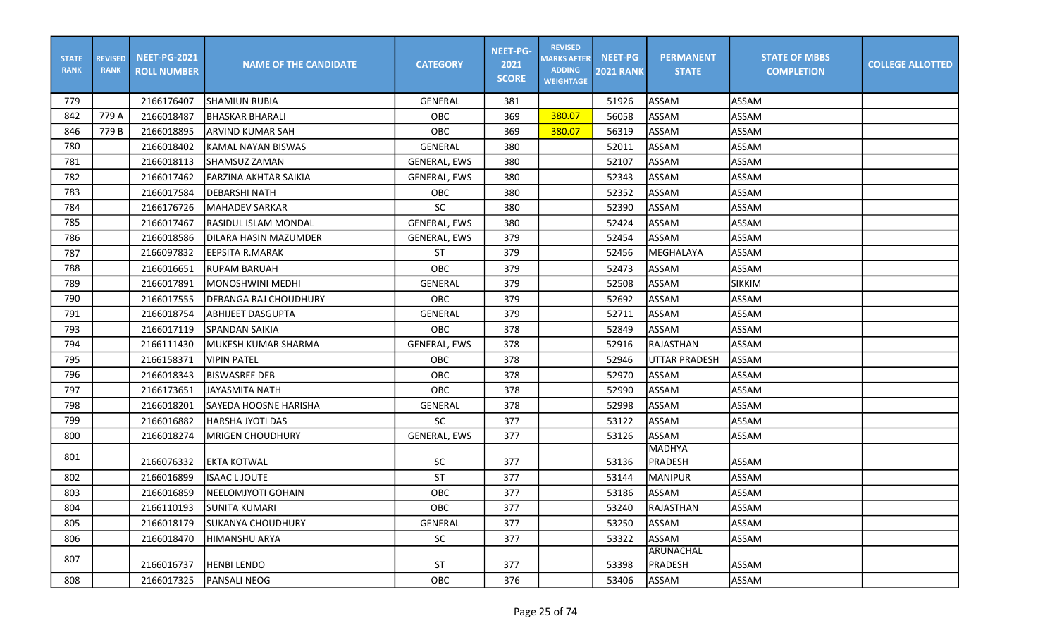| STATE RANK | REVISED RANK | NEET-PG-2021 ROLL NUMBER | NAME OF THE CANDIDATE | CATEGORY | NEET-PG-2021 SCORE | REVISED MARKS AFTER ADDING WEIGHTAGE | NEET-PG 2021 RANK | PERMANENT STATE | STATE OF MBBS COMPLETION | COLLEGE ALLOTTED |
|---|---|---|---|---|---|---|---|---|---|---|
| 779 | | 2166176407 | SHAMIUN RUBIA | GENERAL | 381 | | 51926 | ASSAM | ASSAM | |
| 842 | 779 A | 2166018487 | BHASKAR BHARALI | OBC | 369 | 380.07 | 56058 | ASSAM | ASSAM | |
| 846 | 779 B | 2166018895 | ARVIND KUMAR SAH | OBC | 369 | 380.07 | 56319 | ASSAM | ASSAM | |
| 780 | | 2166018402 | KAMAL NAYAN BISWAS | GENERAL | 380 | | 52011 | ASSAM | ASSAM | |
| 781 | | 2166018113 | SHAMSUZ ZAMAN | GENERAL, EWS | 380 | | 52107 | ASSAM | ASSAM | |
| 782 | | 2166017462 | FARZINA AKHTAR SAIKIA | GENERAL, EWS | 380 | | 52343 | ASSAM | ASSAM | |
| 783 | | 2166017584 | DEBARSHI NATH | OBC | 380 | | 52352 | ASSAM | ASSAM | |
| 784 | | 2166176726 | MAHADEV SARKAR | SC | 380 | | 52390 | ASSAM | ASSAM | |
| 785 | | 2166017467 | RASIDUL ISLAM MONDAL | GENERAL, EWS | 380 | | 52424 | ASSAM | ASSAM | |
| 786 | | 2166018586 | DILARA HASIN MAZUMDER | GENERAL, EWS | 379 | | 52454 | ASSAM | ASSAM | |
| 787 | | 2166097832 | EEPSITA R.MARAK | ST | 379 | | 52456 | MEGHALAYA | ASSAM | |
| 788 | | 2166016651 | RUPAM BARUAH | OBC | 379 | | 52473 | ASSAM | ASSAM | |
| 789 | | 2166017891 | MONOSHWINI MEDHI | GENERAL | 379 | | 52508 | ASSAM | SIKKIM | |
| 790 | | 2166017555 | DEBANGA RAJ CHOUDHURY | OBC | 379 | | 52692 | ASSAM | ASSAM | |
| 791 | | 2166018754 | ABHIJEET DASGUPTA | GENERAL | 379 | | 52711 | ASSAM | ASSAM | |
| 793 | | 2166017119 | SPANDAN SAIKIA | OBC | 378 | | 52849 | ASSAM | ASSAM | |
| 794 | | 2166111430 | MUKESH KUMAR SHARMA | GENERAL, EWS | 378 | | 52916 | RAJASTHAN | ASSAM | |
| 795 | | 2166158371 | VIPIN PATEL | OBC | 378 | | 52946 | UTTAR PRADESH | ASSAM | |
| 796 | | 2166018343 | BISWASREE DEB | OBC | 378 | | 52970 | ASSAM | ASSAM | |
| 797 | | 2166173651 | JAYASMITA NATH | OBC | 378 | | 52990 | ASSAM | ASSAM | |
| 798 | | 2166018201 | SAYEDA HOOSNE HARISHA | GENERAL | 378 | | 52998 | ASSAM | ASSAM | |
| 799 | | 2166016882 | HARSHA JYOTI DAS | SC | 377 | | 53122 | ASSAM | ASSAM | |
| 800 | | 2166018274 | MRIGEN CHOUDHURY | GENERAL, EWS | 377 | | 53126 | ASSAM | ASSAM | |
| 801 | | 2166076332 | EKTA KOTWAL | SC | 377 | | 53136 | MADHYA PRADESH | ASSAM | |
| 802 | | 2166016899 | ISAAC L JOUTE | ST | 377 | | 53144 | MANIPUR | ASSAM | |
| 803 | | 2166016859 | NEELOMJYOTI GOHAIN | OBC | 377 | | 53186 | ASSAM | ASSAM | |
| 804 | | 2166110193 | SUNITA KUMARI | OBC | 377 | | 53240 | RAJASTHAN | ASSAM | |
| 805 | | 2166018179 | SUKANYA CHOUDHURY | GENERAL | 377 | | 53250 | ASSAM | ASSAM | |
| 806 | | 2166018470 | HIMANSHU ARYA | SC | 377 | | 53322 | ASSAM | ASSAM | |
| 807 | | 2166016737 | HENBI LENDO | ST | 377 | | 53398 | ARUNACHAL PRADESH | ASSAM | |
| 808 | | 2166017325 | PANSALI NEOG | OBC | 376 | | 53406 | ASSAM | ASSAM | |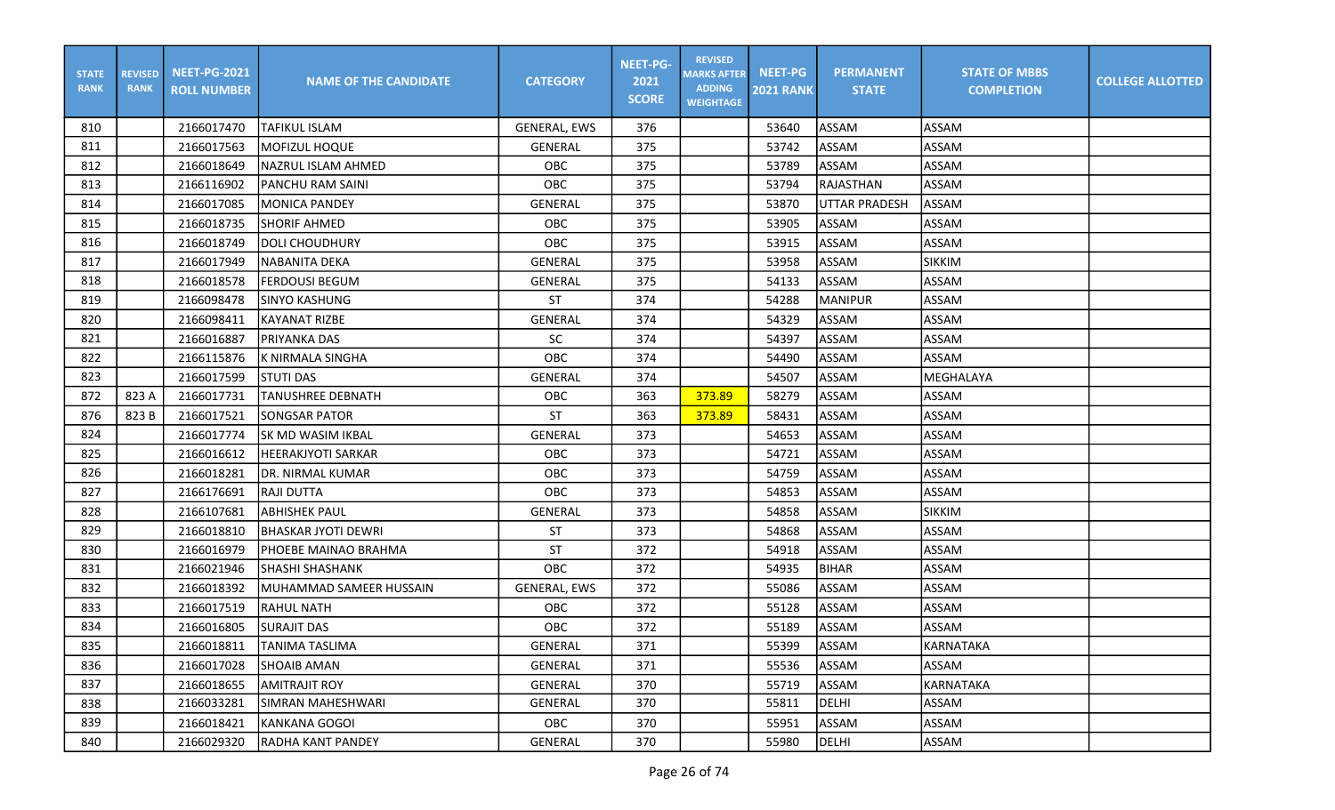| STATE RANK | REVISED RANK | NEET-PG-2021 ROLL NUMBER | NAME OF THE CANDIDATE | CATEGORY | NEET-PG-2021 SCORE | REVISED MARKS AFTER ADDING WEIGHTAGE | NEET-PG 2021 RANK | PERMANENT STATE | STATE OF MBBS COMPLETION | COLLEGE ALLOTTED |
|---|---|---|---|---|---|---|---|---|---|---|
| 810 | | 2166017470 | TAFIKUL ISLAM | GENERAL, EWS | 376 | | 53640 | ASSAM | ASSAM | |
| 811 | | 2166017563 | MOFIZUL HOQUE | GENERAL | 375 | | 53742 | ASSAM | ASSAM | |
| 812 | | 2166018649 | NAZRUL ISLAM AHMED | OBC | 375 | | 53789 | ASSAM | ASSAM | |
| 813 | | 2166116902 | PANCHU RAM SAINI | OBC | 375 | | 53794 | RAJASTHAN | ASSAM | |
| 814 | | 2166017085 | MONICA PANDEY | GENERAL | 375 | | 53870 | UTTAR PRADESH | ASSAM | |
| 815 | | 2166018735 | SHORIF AHMED | OBC | 375 | | 53905 | ASSAM | ASSAM | |
| 816 | | 2166018749 | DOLI CHOUDHURY | OBC | 375 | | 53915 | ASSAM | ASSAM | |
| 817 | | 2166017949 | NABANITA DEKA | GENERAL | 375 | | 53958 | ASSAM | SIKKIM | |
| 818 | | 2166018578 | FERDOUSI BEGUM | GENERAL | 375 | | 54133 | ASSAM | ASSAM | |
| 819 | | 2166098478 | SINYO KASHUNG | ST | 374 | | 54288 | MANIPUR | ASSAM | |
| 820 | | 2166098411 | KAYANAT RIZBE | GENERAL | 374 | | 54329 | ASSAM | ASSAM | |
| 821 | | 2166016887 | PRIYANKA DAS | SC | 374 | | 54397 | ASSAM | ASSAM | |
| 822 | | 2166115876 | K NIRMALA SINGHA | OBC | 374 | | 54490 | ASSAM | ASSAM | |
| 823 | | 2166017599 | STUTI DAS | GENERAL | 374 | | 54507 | ASSAM | MEGHALAYA | |
| 872 | 823 A | 2166017731 | TANUSHREE DEBNATH | OBC | 363 | 373.89 | 58279 | ASSAM | ASSAM | |
| 876 | 823 B | 2166017521 | SONGSAR PATOR | ST | 363 | 373.89 | 58431 | ASSAM | ASSAM | |
| 824 | | 2166017774 | SK MD WASIM IKBAL | GENERAL | 373 | | 54653 | ASSAM | ASSAM | |
| 825 | | 2166016612 | HEERAKJYOTI SARKAR | OBC | 373 | | 54721 | ASSAM | ASSAM | |
| 826 | | 2166018281 | DR. NIRMAL KUMAR | OBC | 373 | | 54759 | ASSAM | ASSAM | |
| 827 | | 2166176691 | RAJI DUTTA | OBC | 373 | | 54853 | ASSAM | ASSAM | |
| 828 | | 2166107681 | ABHISHEK PAUL | GENERAL | 373 | | 54858 | ASSAM | SIKKIM | |
| 829 | | 2166018810 | BHASKAR JYOTI DEWRI | ST | 373 | | 54868 | ASSAM | ASSAM | |
| 830 | | 2166016979 | PHOEBE MAINAO BRAHMA | ST | 372 | | 54918 | ASSAM | ASSAM | |
| 831 | | 2166021946 | SHASHI SHASHANK | OBC | 372 | | 54935 | BIHAR | ASSAM | |
| 832 | | 2166018392 | MUHAMMAD SAMEER HUSSAIN | GENERAL, EWS | 372 | | 55086 | ASSAM | ASSAM | |
| 833 | | 2166017519 | RAHUL NATH | OBC | 372 | | 55128 | ASSAM | ASSAM | |
| 834 | | 2166016805 | SURAJIT DAS | OBC | 372 | | 55189 | ASSAM | ASSAM | |
| 835 | | 2166018811 | TANIMA TASLIMA | GENERAL | 371 | | 55399 | ASSAM | KARNATAKA | |
| 836 | | 2166017028 | SHOAIB AMAN | GENERAL | 371 | | 55536 | ASSAM | ASSAM | |
| 837 | | 2166018655 | AMITRAJIT ROY | GENERAL | 370 | | 55719 | ASSAM | KARNATAKA | |
| 838 | | 2166033281 | SIMRAN MAHESHWARI | GENERAL | 370 | | 55811 | DELHI | ASSAM | |
| 839 | | 2166018421 | KANKANA GOGOI | OBC | 370 | | 55951 | ASSAM | ASSAM | |
| 840 | | 2166029320 | RADHA KANT PANDEY | GENERAL | 370 | | 55980 | DELHI | ASSAM | |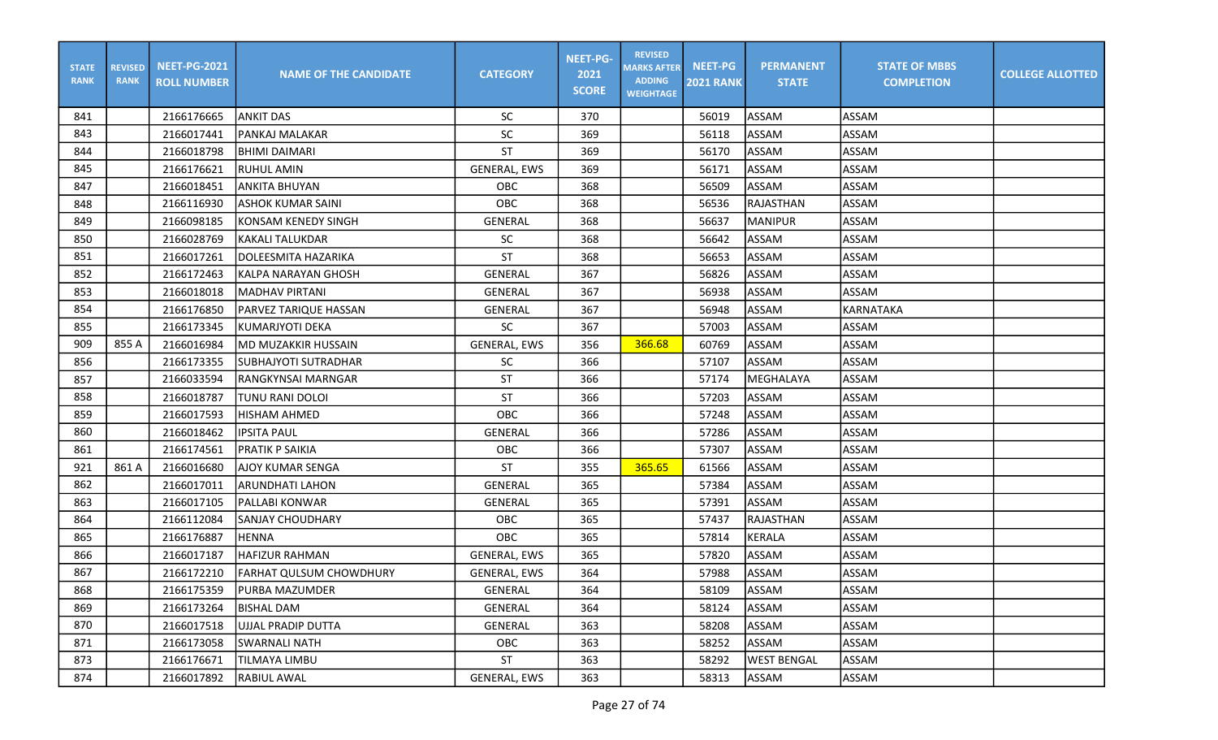| STATE RANK | REVISED RANK | NEET-PG-2021 ROLL NUMBER | NAME OF THE CANDIDATE | CATEGORY | NEET-PG-2021 SCORE | REVISED MARKS AFTER ADDING WEIGHTAGE | NEET-PG 2021 RANK | PERMANENT STATE | STATE OF MBBS COMPLETION | COLLEGE ALLOTTED |
|---|---|---|---|---|---|---|---|---|---|---|
| 841 | | 2166176665 | ANKIT DAS | SC | 370 | | 56019 | ASSAM | ASSAM | |
| 843 | | 2166017441 | PANKAJ MALAKAR | SC | 369 | | 56118 | ASSAM | ASSAM | |
| 844 | | 2166018798 | BHIMI DAIMARI | ST | 369 | | 56170 | ASSAM | ASSAM | |
| 845 | | 2166176621 | RUHUL AMIN | GENERAL, EWS | 369 | | 56171 | ASSAM | ASSAM | |
| 847 | | 2166018451 | ANKITA BHUYAN | OBC | 368 | | 56509 | ASSAM | ASSAM | |
| 848 | | 2166116930 | ASHOK KUMAR SAINI | OBC | 368 | | 56536 | RAJASTHAN | ASSAM | |
| 849 | | 2166098185 | KONSAM KENEDY SINGH | GENERAL | 368 | | 56637 | MANIPUR | ASSAM | |
| 850 | | 2166028769 | KAKALI TALUKDAR | SC | 368 | | 56642 | ASSAM | ASSAM | |
| 851 | | 2166017261 | DOLEESMITA HAZARIKA | ST | 368 | | 56653 | ASSAM | ASSAM | |
| 852 | | 2166172463 | KALPA NARAYAN GHOSH | GENERAL | 367 | | 56826 | ASSAM | ASSAM | |
| 853 | | 2166018018 | MADHAV PIRTANI | GENERAL | 367 | | 56938 | ASSAM | ASSAM | |
| 854 | | 2166176850 | PARVEZ TARIQUE HASSAN | GENERAL | 367 | | 56948 | ASSAM | KARNATAKA | |
| 855 | | 2166173345 | KUMARJYOTI DEKA | SC | 367 | | 57003 | ASSAM | ASSAM | |
| 909 | 855 A | 2166016984 | MD MUZAKKIR HUSSAIN | GENERAL, EWS | 356 | 366.68 | 60769 | ASSAM | ASSAM | |
| 856 | | 2166173355 | SUBHAJYOTI SUTRADHAR | SC | 366 | | 57107 | ASSAM | ASSAM | |
| 857 | | 2166033594 | RANGKYNSAI MARNGAR | ST | 366 | | 57174 | MEGHALAYA | ASSAM | |
| 858 | | 2166018787 | TUNU RANI DOLOI | ST | 366 | | 57203 | ASSAM | ASSAM | |
| 859 | | 2166017593 | HISHAM AHMED | OBC | 366 | | 57248 | ASSAM | ASSAM | |
| 860 | | 2166018462 | IPSITA PAUL | GENERAL | 366 | | 57286 | ASSAM | ASSAM | |
| 861 | | 2166174561 | PRATIK P SAIKIA | OBC | 366 | | 57307 | ASSAM | ASSAM | |
| 921 | 861 A | 2166016680 | AJOY KUMAR SENGA | ST | 355 | 365.65 | 61566 | ASSAM | ASSAM | |
| 862 | | 2166017011 | ARUNDHATI LAHON | GENERAL | 365 | | 57384 | ASSAM | ASSAM | |
| 863 | | 2166017105 | PALLABI KONWAR | GENERAL | 365 | | 57391 | ASSAM | ASSAM | |
| 864 | | 2166112084 | SANJAY CHOUDHARY | OBC | 365 | | 57437 | RAJASTHAN | ASSAM | |
| 865 | | 2166176887 | HENNA | OBC | 365 | | 57814 | KERALA | ASSAM | |
| 866 | | 2166017187 | HAFIZUR RAHMAN | GENERAL, EWS | 365 | | 57820 | ASSAM | ASSAM | |
| 867 | | 2166172210 | FARHAT QULSUM CHOWDHURY | GENERAL, EWS | 364 | | 57988 | ASSAM | ASSAM | |
| 868 | | 2166175359 | PURBA MAZUMDER | GENERAL | 364 | | 58109 | ASSAM | ASSAM | |
| 869 | | 2166173264 | BISHAL DAM | GENERAL | 364 | | 58124 | ASSAM | ASSAM | |
| 870 | | 2166017518 | UJJAL PRADIP DUTTA | GENERAL | 363 | | 58208 | ASSAM | ASSAM | |
| 871 | | 2166173058 | SWARNALI NATH | OBC | 363 | | 58252 | ASSAM | ASSAM | |
| 873 | | 2166176671 | TILMAYA LIMBU | ST | 363 | | 58292 | WEST BENGAL | ASSAM | |
| 874 | | 2166017892 | RABIUL AWAL | GENERAL, EWS | 363 | | 58313 | ASSAM | ASSAM | |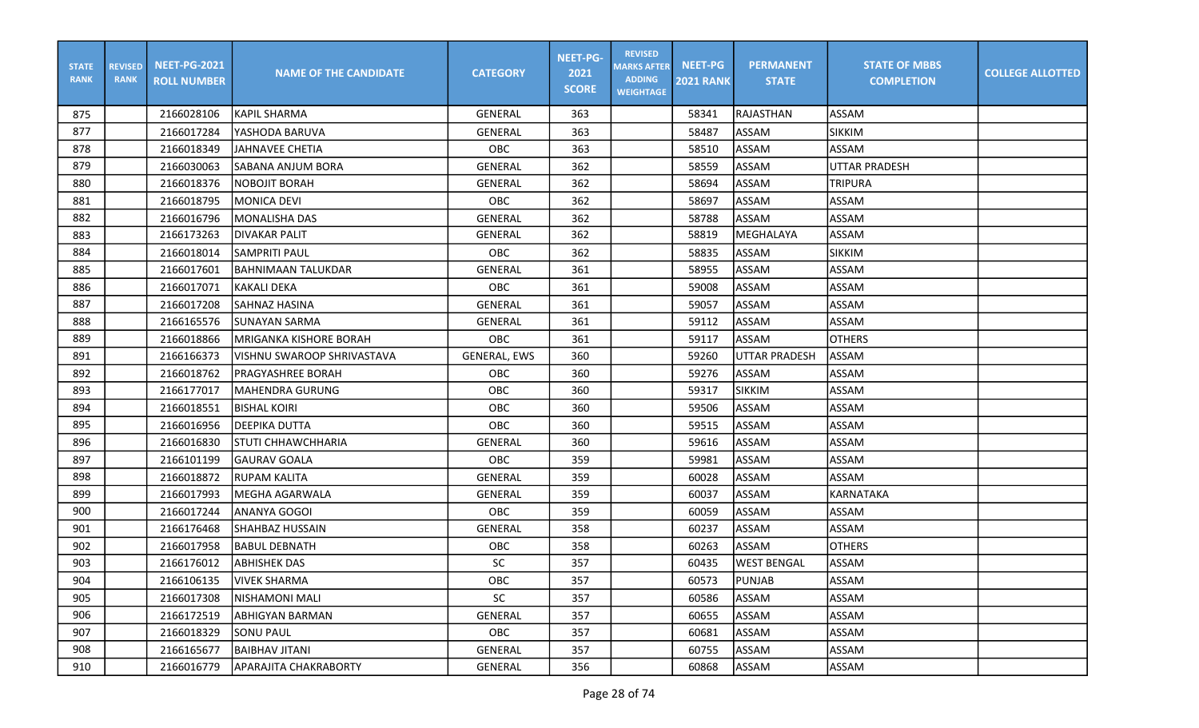| STATE RANK | REVISED RANK | NEET-PG-2021 ROLL NUMBER | NAME OF THE CANDIDATE | CATEGORY | NEET-PG-2021 SCORE | REVISED MARKS AFTER ADDING WEIGHTAGE | NEET-PG 2021 RANK | PERMANENT STATE | STATE OF MBBS COMPLETION | COLLEGE ALLOTTED |
|---|---|---|---|---|---|---|---|---|---|---|
| 875 | | 2166028106 | KAPIL SHARMA | GENERAL | 363 | | 58341 | RAJASTHAN | ASSAM | |
| 877 | | 2166017284 | YASHODA BARUVA | GENERAL | 363 | | 58487 | ASSAM | SIKKIM | |
| 878 | | 2166018349 | JAHNAVEE CHETIA | OBC | 363 | | 58510 | ASSAM | ASSAM | |
| 879 | | 2166030063 | SABANA ANJUM BORA | GENERAL | 362 | | 58559 | ASSAM | UTTAR PRADESH | |
| 880 | | 2166018376 | NOBOJIT BORAH | GENERAL | 362 | | 58694 | ASSAM | TRIPURA | |
| 881 | | 2166018795 | MONICA DEVI | OBC | 362 | | 58697 | ASSAM | ASSAM | |
| 882 | | 2166016796 | MONALISHA DAS | GENERAL | 362 | | 58788 | ASSAM | ASSAM | |
| 883 | | 2166173263 | DIVAKAR PALIT | GENERAL | 362 | | 58819 | MEGHALAYA | ASSAM | |
| 884 | | 2166018014 | SAMPRITI PAUL | OBC | 362 | | 58835 | ASSAM | SIKKIM | |
| 885 | | 2166017601 | BAHNIMAAN TALUKDAR | GENERAL | 361 | | 58955 | ASSAM | ASSAM | |
| 886 | | 2166017071 | KAKALI DEKA | OBC | 361 | | 59008 | ASSAM | ASSAM | |
| 887 | | 2166017208 | SAHNAZ HASINA | GENERAL | 361 | | 59057 | ASSAM | ASSAM | |
| 888 | | 2166165576 | SUNAYAN SARMA | GENERAL | 361 | | 59112 | ASSAM | ASSAM | |
| 889 | | 2166018866 | MRIGANKA KISHORE BORAH | OBC | 361 | | 59117 | ASSAM | OTHERS | |
| 891 | | 2166166373 | VISHNU SWAROOP SHRIVASTAVA | GENERAL, EWS | 360 | | 59260 | UTTAR PRADESH | ASSAM | |
| 892 | | 2166018762 | PRAGYASHREE BORAH | OBC | 360 | | 59276 | ASSAM | ASSAM | |
| 893 | | 2166177017 | MAHENDRA GURUNG | OBC | 360 | | 59317 | SIKKIM | ASSAM | |
| 894 | | 2166018551 | BISHAL KOIRI | OBC | 360 | | 59506 | ASSAM | ASSAM | |
| 895 | | 2166016956 | DEEPIKA DUTTA | OBC | 360 | | 59515 | ASSAM | ASSAM | |
| 896 | | 2166016830 | STUTI CHHAWCHHARIA | GENERAL | 360 | | 59616 | ASSAM | ASSAM | |
| 897 | | 2166101199 | GAURAV GOALA | OBC | 359 | | 59981 | ASSAM | ASSAM | |
| 898 | | 2166018872 | RUPAM KALITA | GENERAL | 359 | | 60028 | ASSAM | ASSAM | |
| 899 | | 2166017993 | MEGHA AGARWALA | GENERAL | 359 | | 60037 | ASSAM | KARNATAKA | |
| 900 | | 2166017244 | ANANYA GOGOI | OBC | 359 | | 60059 | ASSAM | ASSAM | |
| 901 | | 2166176468 | SHAHBAZ HUSSAIN | GENERAL | 358 | | 60237 | ASSAM | ASSAM | |
| 902 | | 2166017958 | BABUL DEBNATH | OBC | 358 | | 60263 | ASSAM | OTHERS | |
| 903 | | 2166176012 | ABHISHEK DAS | SC | 357 | | 60435 | WEST BENGAL | ASSAM | |
| 904 | | 2166106135 | VIVEK SHARMA | OBC | 357 | | 60573 | PUNJAB | ASSAM | |
| 905 | | 2166017308 | NISHAMONI MALI | SC | 357 | | 60586 | ASSAM | ASSAM | |
| 906 | | 2166172519 | ABHIGYAN BARMAN | GENERAL | 357 | | 60655 | ASSAM | ASSAM | |
| 907 | | 2166018329 | SONU PAUL | OBC | 357 | | 60681 | ASSAM | ASSAM | |
| 908 | | 2166165677 | BAIBHAV JITANI | GENERAL | 357 | | 60755 | ASSAM | ASSAM | |
| 910 | | 2166016779 | APARAJITA CHAKRABORTY | GENERAL | 356 | | 60868 | ASSAM | ASSAM | |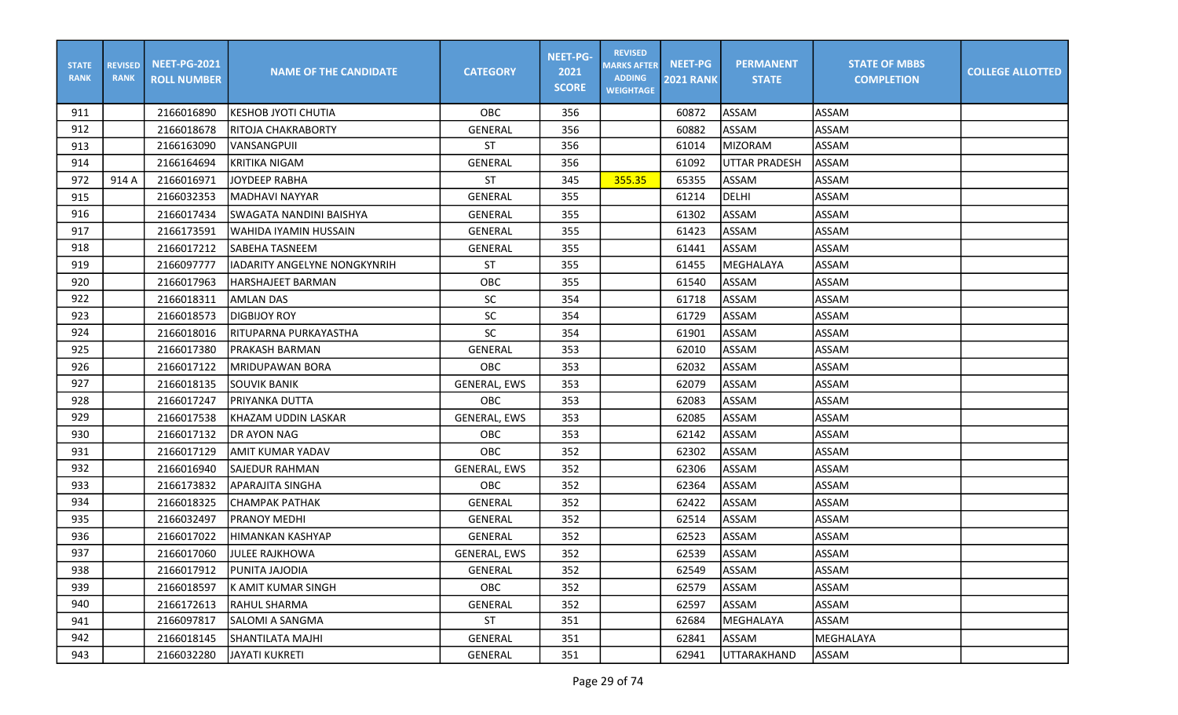| STATE RANK | REVISED RANK | NEET-PG-2021 ROLL NUMBER | NAME OF THE CANDIDATE | CATEGORY | NEET-PG-2021 SCORE | REVISED MARKS AFTER ADDING WEIGHTAGE | NEET-PG 2021 RANK | PERMANENT STATE | STATE OF MBBS COMPLETION | COLLEGE ALLOTTED |
|---|---|---|---|---|---|---|---|---|---|---|
| 911 | | 2166016890 | KESHOB JYOTI CHUTIA | OBC | 356 | | 60872 | ASSAM | ASSAM | |
| 912 | | 2166018678 | RITOJA CHAKRABORTY | GENERAL | 356 | | 60882 | ASSAM | ASSAM | |
| 913 | | 2166163090 | VANSANGPUII | ST | 356 | | 61014 | MIZORAM | ASSAM | |
| 914 | | 2166164694 | KRITIKA NIGAM | GENERAL | 356 | | 61092 | UTTAR PRADESH | ASSAM | |
| 972 | 914 A | 2166016971 | JOYDEEP RABHA | ST | 345 | 355.35 | 65355 | ASSAM | ASSAM | |
| 915 | | 2166032353 | MADHAVI NAYYAR | GENERAL | 355 | | 61214 | DELHI | ASSAM | |
| 916 | | 2166017434 | SWAGATA NANDINI BAISHYA | GENERAL | 355 | | 61302 | ASSAM | ASSAM | |
| 917 | | 2166173591 | WAHIDA IYAMIN HUSSAIN | GENERAL | 355 | | 61423 | ASSAM | ASSAM | |
| 918 | | 2166017212 | SABEHA TASNEEM | GENERAL | 355 | | 61441 | ASSAM | ASSAM | |
| 919 | | 2166097777 | IADARITY ANGELYNE NONGKYNRIH | ST | 355 | | 61455 | MEGHALAYA | ASSAM | |
| 920 | | 2166017963 | HARSHAJEET BARMAN | OBC | 355 | | 61540 | ASSAM | ASSAM | |
| 922 | | 2166018311 | AMLAN DAS | SC | 354 | | 61718 | ASSAM | ASSAM | |
| 923 | | 2166018573 | DIGBIJOY ROY | SC | 354 | | 61729 | ASSAM | ASSAM | |
| 924 | | 2166018016 | RITUPARNA PURKAYASTHA | SC | 354 | | 61901 | ASSAM | ASSAM | |
| 925 | | 2166017380 | PRAKASH BARMAN | GENERAL | 353 | | 62010 | ASSAM | ASSAM | |
| 926 | | 2166017122 | MRIDUPAWAN BORA | OBC | 353 | | 62032 | ASSAM | ASSAM | |
| 927 | | 2166018135 | SOUVIK BANIK | GENERAL, EWS | 353 | | 62079 | ASSAM | ASSAM | |
| 928 | | 2166017247 | PRIYANKA DUTTA | OBC | 353 | | 62083 | ASSAM | ASSAM | |
| 929 | | 2166017538 | KHAZAM UDDIN LASKAR | GENERAL, EWS | 353 | | 62085 | ASSAM | ASSAM | |
| 930 | | 2166017132 | DR AYON NAG | OBC | 353 | | 62142 | ASSAM | ASSAM | |
| 931 | | 2166017129 | AMIT KUMAR YADAV | OBC | 352 | | 62302 | ASSAM | ASSAM | |
| 932 | | 2166016940 | SAJEDUR RAHMAN | GENERAL, EWS | 352 | | 62306 | ASSAM | ASSAM | |
| 933 | | 2166173832 | APARAJITA SINGHA | OBC | 352 | | 62364 | ASSAM | ASSAM | |
| 934 | | 2166018325 | CHAMPAK PATHAK | GENERAL | 352 | | 62422 | ASSAM | ASSAM | |
| 935 | | 2166032497 | PRANOY MEDHI | GENERAL | 352 | | 62514 | ASSAM | ASSAM | |
| 936 | | 2166017022 | HIMANKAN KASHYAP | GENERAL | 352 | | 62523 | ASSAM | ASSAM | |
| 937 | | 2166017060 | JULEE RAJKHOWA | GENERAL, EWS | 352 | | 62539 | ASSAM | ASSAM | |
| 938 | | 2166017912 | PUNITA JAJODIA | GENERAL | 352 | | 62549 | ASSAM | ASSAM | |
| 939 | | 2166018597 | K AMIT KUMAR SINGH | OBC | 352 | | 62579 | ASSAM | ASSAM | |
| 940 | | 2166172613 | RAHUL SHARMA | GENERAL | 352 | | 62597 | ASSAM | ASSAM | |
| 941 | | 2166097817 | SALOMI A SANGMA | ST | 351 | | 62684 | MEGHALAYA | ASSAM | |
| 942 | | 2166018145 | SHANTILATA MAJHI | GENERAL | 351 | | 62841 | ASSAM | MEGHALAYA | |
| 943 | | 2166032280 | JAYATI KUKRETI | GENERAL | 351 | | 62941 | UTTARAKHAND | ASSAM | |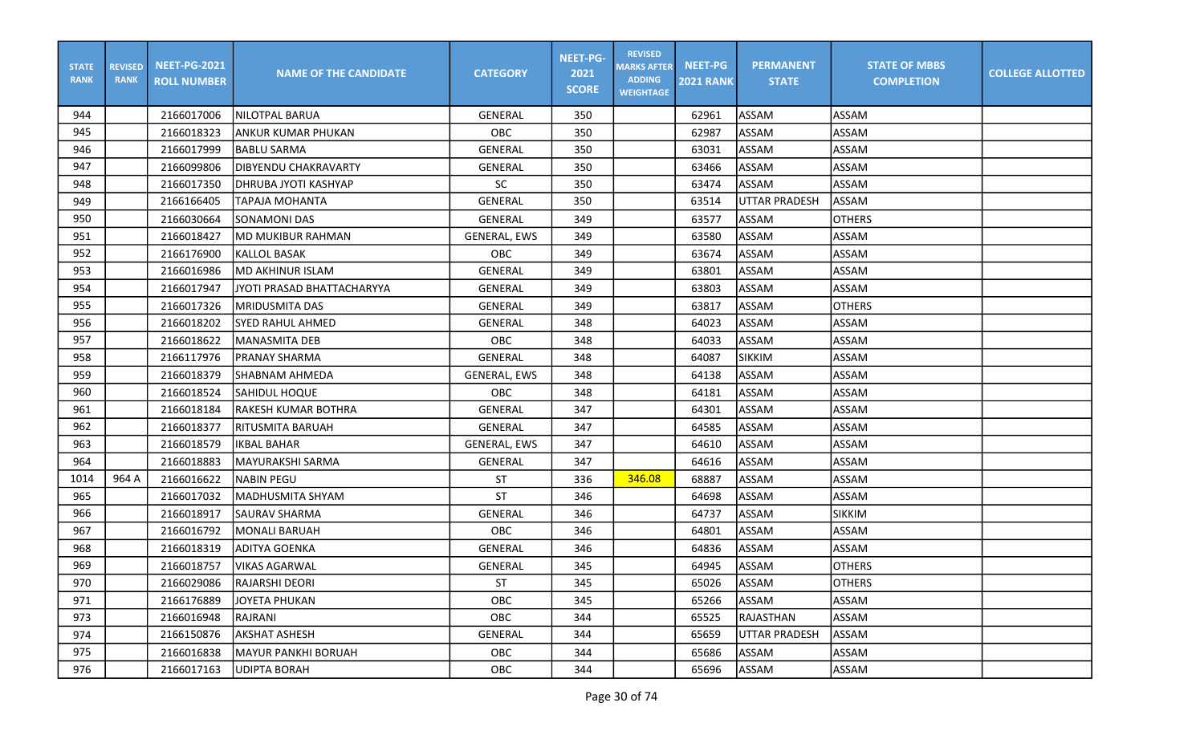| STATE RANK | REVISED RANK | NEET-PG-2021 ROLL NUMBER | NAME OF THE CANDIDATE | CATEGORY | NEET-PG-2021 SCORE | REVISED MARKS AFTER ADDING WEIGHTAGE | NEET-PG 2021 RANK | PERMANENT STATE | STATE OF MBBS COMPLETION | COLLEGE ALLOTTED |
|---|---|---|---|---|---|---|---|---|---|---|
| 944 | | 2166017006 | NILOTPAL BARUA | GENERAL | 350 | | 62961 | ASSAM | ASSAM | |
| 945 | | 2166018323 | ANKUR KUMAR PHUKAN | OBC | 350 | | 62987 | ASSAM | ASSAM | |
| 946 | | 2166017999 | BABLU SARMA | GENERAL | 350 | | 63031 | ASSAM | ASSAM | |
| 947 | | 2166099806 | DIBYENDU CHAKRAVARTY | GENERAL | 350 | | 63466 | ASSAM | ASSAM | |
| 948 | | 2166017350 | DHRUBA JYOTI KASHYAP | SC | 350 | | 63474 | ASSAM | ASSAM | |
| 949 | | 2166166405 | TAPAJA MOHANTA | GENERAL | 350 | | 63514 | UTTAR PRADESH | ASSAM | |
| 950 | | 2166030664 | SONAMONI DAS | GENERAL | 349 | | 63577 | ASSAM | OTHERS | |
| 951 | | 2166018427 | MD MUKIBUR RAHMAN | GENERAL, EWS | 349 | | 63580 | ASSAM | ASSAM | |
| 952 | | 2166176900 | KALLOL BASAK | OBC | 349 | | 63674 | ASSAM | ASSAM | |
| 953 | | 2166016986 | MD AKHINUR ISLAM | GENERAL | 349 | | 63801 | ASSAM | ASSAM | |
| 954 | | 2166017947 | JYOTI PRASAD BHATTACHARYYA | GENERAL | 349 | | 63803 | ASSAM | ASSAM | |
| 955 | | 2166017326 | MRIDUSMITA DAS | GENERAL | 349 | | 63817 | ASSAM | OTHERS | |
| 956 | | 2166018202 | SYED RAHUL AHMED | GENERAL | 348 | | 64023 | ASSAM | ASSAM | |
| 957 | | 2166018622 | MANASMITA DEB | OBC | 348 | | 64033 | ASSAM | ASSAM | |
| 958 | | 2166117976 | PRANAY SHARMA | GENERAL | 348 | | 64087 | SIKKIM | ASSAM | |
| 959 | | 2166018379 | SHABNAM AHMEDA | GENERAL, EWS | 348 | | 64138 | ASSAM | ASSAM | |
| 960 | | 2166018524 | SAHIDUL HOQUE | OBC | 348 | | 64181 | ASSAM | ASSAM | |
| 961 | | 2166018184 | RAKESH KUMAR BOTHRA | GENERAL | 347 | | 64301 | ASSAM | ASSAM | |
| 962 | | 2166018377 | RITUSMITA BARUAH | GENERAL | 347 | | 64585 | ASSAM | ASSAM | |
| 963 | | 2166018579 | IKBAL BAHAR | GENERAL, EWS | 347 | | 64610 | ASSAM | ASSAM | |
| 964 | | 2166018883 | MAYURAKSHI SARMA | GENERAL | 347 | | 64616 | ASSAM | ASSAM | |
| 1014 | 964 A | 2166016622 | NABIN PEGU | ST | 336 | 346.08 | 68887 | ASSAM | ASSAM | |
| 965 | | 2166017032 | MADHUSMITA SHYAM | ST | 346 | | 64698 | ASSAM | ASSAM | |
| 966 | | 2166018917 | SAURAV SHARMA | GENERAL | 346 | | 64737 | ASSAM | SIKKIM | |
| 967 | | 2166016792 | MONALI BARUAH | OBC | 346 | | 64801 | ASSAM | ASSAM | |
| 968 | | 2166018319 | ADITYA GOENKA | GENERAL | 346 | | 64836 | ASSAM | ASSAM | |
| 969 | | 2166018757 | VIKAS AGARWAL | GENERAL | 345 | | 64945 | ASSAM | OTHERS | |
| 970 | | 2166029086 | RAJARSHI DEORI | ST | 345 | | 65026 | ASSAM | OTHERS | |
| 971 | | 2166176889 | JOYETA PHUKAN | OBC | 345 | | 65266 | ASSAM | ASSAM | |
| 973 | | 2166016948 | RAJRANI | OBC | 344 | | 65525 | RAJASTHAN | ASSAM | |
| 974 | | 2166150876 | AKSHAT ASHESH | GENERAL | 344 | | 65659 | UTTAR PRADESH | ASSAM | |
| 975 | | 2166016838 | MAYUR PANKHI BORUAH | OBC | 344 | | 65686 | ASSAM | ASSAM | |
| 976 | | 2166017163 | UDIPTA BORAH | OBC | 344 | | 65696 | ASSAM | ASSAM | |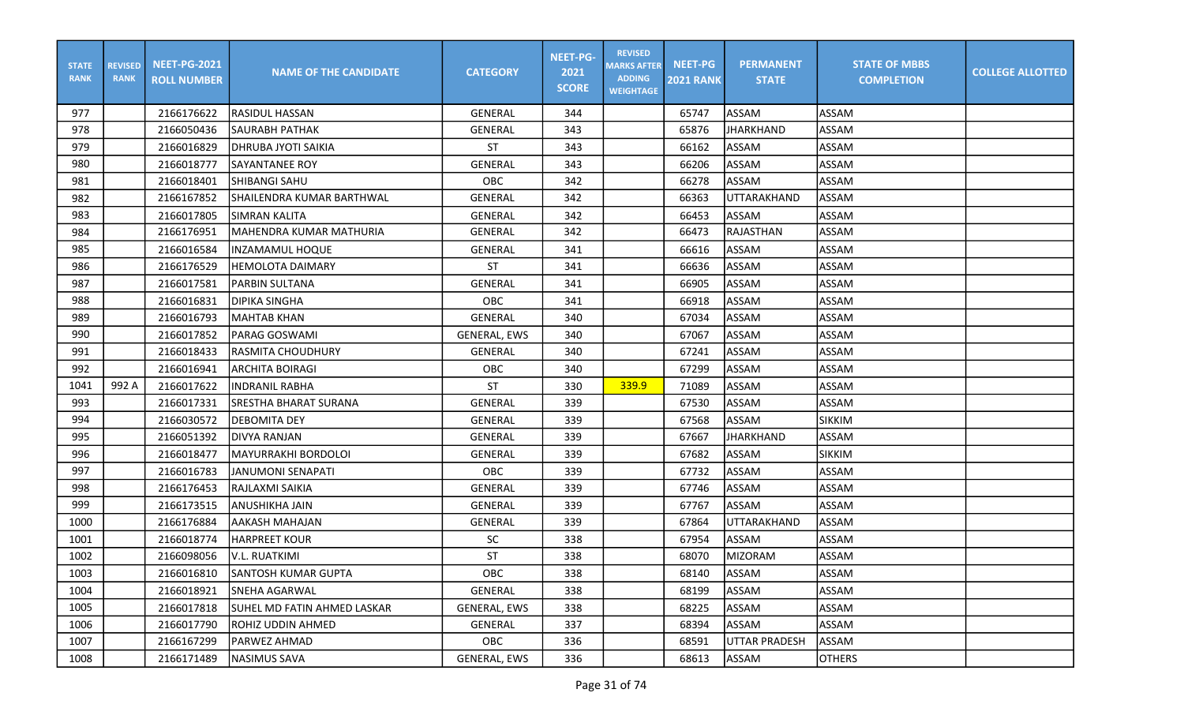| STATE RANK | REVISED RANK | NEET-PG-2021 ROLL NUMBER | NAME OF THE CANDIDATE | CATEGORY | NEET-PG-2021 SCORE | REVISED MARKS AFTER ADDING WEIGHTAGE | NEET-PG 2021 RANK | PERMANENT STATE | STATE OF MBBS COMPLETION | COLLEGE ALLOTTED |
|---|---|---|---|---|---|---|---|---|---|---|
| 977 | | 2166176622 | RASIDUL HASSAN | GENERAL | 344 | | 65747 | ASSAM | ASSAM | |
| 978 | | 2166050436 | SAURABH PATHAK | GENERAL | 343 | | 65876 | JHARKHAND | ASSAM | |
| 979 | | 2166016829 | DHRUBA JYOTI SAIKIA | ST | 343 | | 66162 | ASSAM | ASSAM | |
| 980 | | 2166018777 | SAYANTANEE ROY | GENERAL | 343 | | 66206 | ASSAM | ASSAM | |
| 981 | | 2166018401 | SHIBANGI SAHU | OBC | 342 | | 66278 | ASSAM | ASSAM | |
| 982 | | 2166167852 | SHAILENDRA KUMAR BARTHWAL | GENERAL | 342 | | 66363 | UTTARAKHAND | ASSAM | |
| 983 | | 2166017805 | SIMRAN KALITA | GENERAL | 342 | | 66453 | ASSAM | ASSAM | |
| 984 | | 2166176951 | MAHENDRA KUMAR MATHURIA | GENERAL | 342 | | 66473 | RAJASTHAN | ASSAM | |
| 985 | | 2166016584 | INZAMAMUL HOQUE | GENERAL | 341 | | 66616 | ASSAM | ASSAM | |
| 986 | | 2166176529 | HEMOLOTA DAIMARY | ST | 341 | | 66636 | ASSAM | ASSAM | |
| 987 | | 2166017581 | PARBIN SULTANA | GENERAL | 341 | | 66905 | ASSAM | ASSAM | |
| 988 | | 2166016831 | DIPIKA SINGHA | OBC | 341 | | 66918 | ASSAM | ASSAM | |
| 989 | | 2166016793 | MAHTAB KHAN | GENERAL | 340 | | 67034 | ASSAM | ASSAM | |
| 990 | | 2166017852 | PARAG GOSWAMI | GENERAL, EWS | 340 | | 67067 | ASSAM | ASSAM | |
| 991 | | 2166018433 | RASMITA CHOUDHURY | GENERAL | 340 | | 67241 | ASSAM | ASSAM | |
| 992 | | 2166016941 | ARCHITA BOIRAGI | OBC | 340 | | 67299 | ASSAM | ASSAM | |
| 1041 | 992 A | 2166017622 | INDRANIL RABHA | ST | 330 | 339.9 | 71089 | ASSAM | ASSAM | |
| 993 | | 2166017331 | SRESTHA BHARAT SURANA | GENERAL | 339 | | 67530 | ASSAM | ASSAM | |
| 994 | | 2166030572 | DEBOMITA DEY | GENERAL | 339 | | 67568 | ASSAM | SIKKIM | |
| 995 | | 2166051392 | DIVYA RANJAN | GENERAL | 339 | | 67667 | JHARKHAND | ASSAM | |
| 996 | | 2166018477 | MAYURRAKHI BORDOLOI | GENERAL | 339 | | 67682 | ASSAM | SIKKIM | |
| 997 | | 2166016783 | JANUMONI SENAPATI | OBC | 339 | | 67732 | ASSAM | ASSAM | |
| 998 | | 2166176453 | RAJLAXMI SAIKIA | GENERAL | 339 | | 67746 | ASSAM | ASSAM | |
| 999 | | 2166173515 | ANUSHIKHA JAIN | GENERAL | 339 | | 67767 | ASSAM | ASSAM | |
| 1000 | | 2166176884 | AAKASH MAHAJAN | GENERAL | 339 | | 67864 | UTTARAKHAND | ASSAM | |
| 1001 | | 2166018774 | HARPREET KOUR | SC | 338 | | 67954 | ASSAM | ASSAM | |
| 1002 | | 2166098056 | V.L. RUATKIMI | ST | 338 | | 68070 | MIZORAM | ASSAM | |
| 1003 | | 2166016810 | SANTOSH KUMAR GUPTA | OBC | 338 | | 68140 | ASSAM | ASSAM | |
| 1004 | | 2166018921 | SNEHA AGARWAL | GENERAL | 338 | | 68199 | ASSAM | ASSAM | |
| 1005 | | 2166017818 | SUHEL MD FATIN AHMED LASKAR | GENERAL, EWS | 338 | | 68225 | ASSAM | ASSAM | |
| 1006 | | 2166017790 | ROHIZ UDDIN AHMED | GENERAL | 337 | | 68394 | ASSAM | ASSAM | |
| 1007 | | 2166167299 | PARWEZ AHMAD | OBC | 336 | | 68591 | UTTAR PRADESH | ASSAM | |
| 1008 | | 2166171489 | NASIMUS SAVA | GENERAL, EWS | 336 | | 68613 | ASSAM | OTHERS | |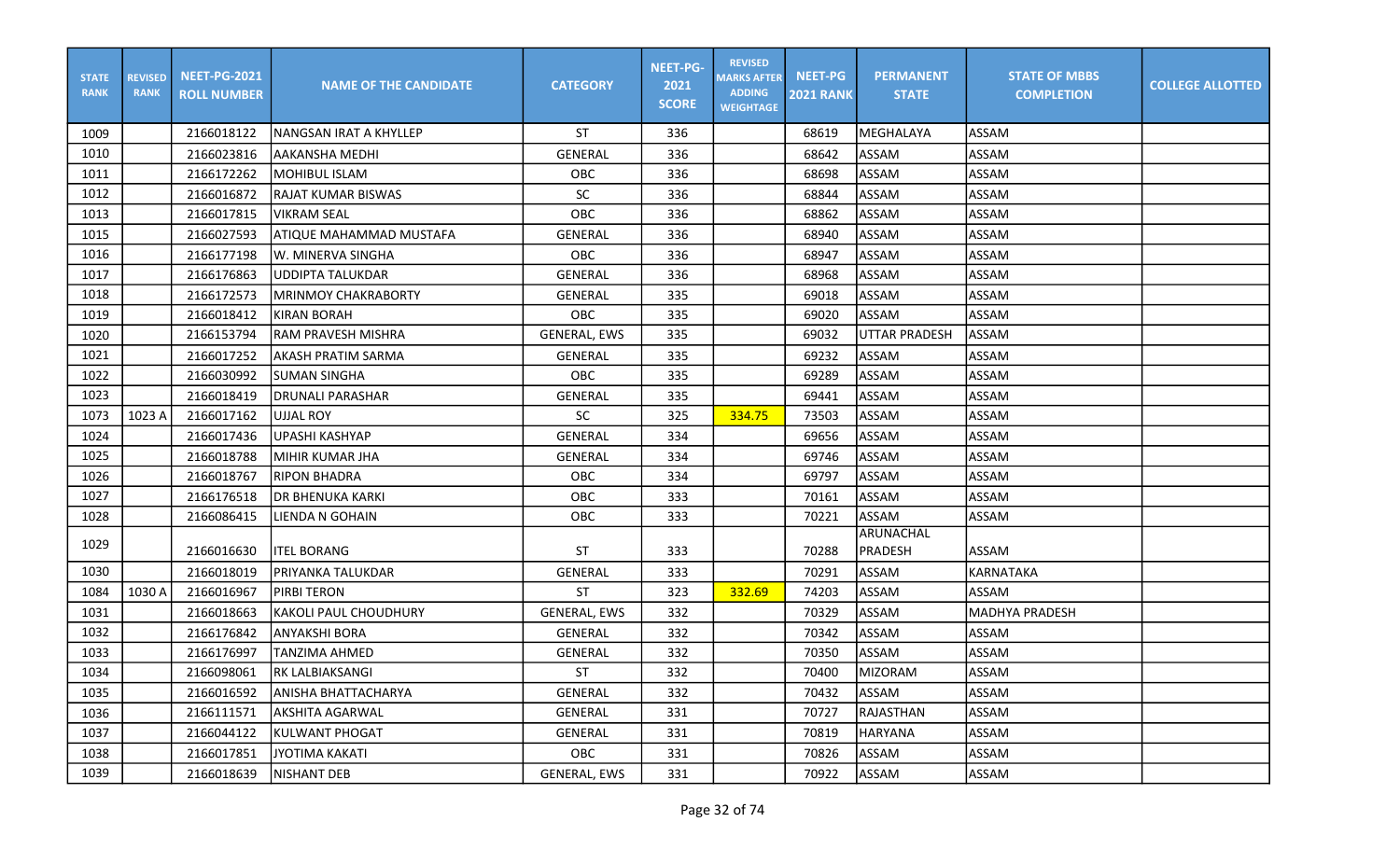| STATE RANK | REVISED RANK | NEET-PG-2021 ROLL NUMBER | NAME OF THE CANDIDATE | CATEGORY | NEET-PG-2021 SCORE | REVISED MARKS AFTER ADDING WEIGHTAGE | NEET-PG 2021 RANK | PERMANENT STATE | STATE OF MBBS COMPLETION | COLLEGE ALLOTTED |
|---|---|---|---|---|---|---|---|---|---|---|
| 1009 | | 2166018122 | NANGSAN IRAT A KHYLLEP | ST | 336 | | 68619 | MEGHALAYA | ASSAM | |
| 1010 | | 2166023816 | AAKANSHA MEDHI | GENERAL | 336 | | 68642 | ASSAM | ASSAM | |
| 1011 | | 2166172262 | MOHIBUL ISLAM | OBC | 336 | | 68698 | ASSAM | ASSAM | |
| 1012 | | 2166016872 | RAJAT KUMAR BISWAS | SC | 336 | | 68844 | ASSAM | ASSAM | |
| 1013 | | 2166017815 | VIKRAM SEAL | OBC | 336 | | 68862 | ASSAM | ASSAM | |
| 1015 | | 2166027593 | ATIQUE MAHAMMAD MUSTAFA | GENERAL | 336 | | 68940 | ASSAM | ASSAM | |
| 1016 | | 2166177198 | W. MINERVA SINGHA | OBC | 336 | | 68947 | ASSAM | ASSAM | |
| 1017 | | 2166176863 | UDDIPTA TALUKDAR | GENERAL | 336 | | 68968 | ASSAM | ASSAM | |
| 1018 | | 2166172573 | MRINMOY CHAKRABORTY | GENERAL | 335 | | 69018 | ASSAM | ASSAM | |
| 1019 | | 2166018412 | KIRAN BORAH | OBC | 335 | | 69020 | ASSAM | ASSAM | |
| 1020 | | 2166153794 | RAM PRAVESH MISHRA | GENERAL, EWS | 335 | | 69032 | UTTAR PRADESH | ASSAM | |
| 1021 | | 2166017252 | AKASH PRATIM SARMA | GENERAL | 335 | | 69232 | ASSAM | ASSAM | |
| 1022 | | 2166030992 | SUMAN SINGHA | OBC | 335 | | 69289 | ASSAM | ASSAM | |
| 1023 | | 2166018419 | DRUNALI PARASHAR | GENERAL | 335 | | 69441 | ASSAM | ASSAM | |
| 1073 | 1023 A | 2166017162 | UJJAL ROY | SC | 325 | 334.75 | 73503 | ASSAM | ASSAM | |
| 1024 | | 2166017436 | UPASHI KASHYAP | GENERAL | 334 | | 69656 | ASSAM | ASSAM | |
| 1025 | | 2166018788 | MIHIR KUMAR JHA | GENERAL | 334 | | 69746 | ASSAM | ASSAM | |
| 1026 | | 2166018767 | RIPON BHADRA | OBC | 334 | | 69797 | ASSAM | ASSAM | |
| 1027 | | 2166176518 | DR BHENUKA KARKI | OBC | 333 | | 70161 | ASSAM | ASSAM | |
| 1028 | | 2166086415 | LIENDA N GOHAIN | OBC | 333 | | 70221 | ASSAM | ASSAM | |
| 1029 | | 2166016630 | ITEL BORANG | ST | 333 | | 70288 | ARUNACHAL PRADESH | ASSAM | |
| 1030 | | 2166018019 | PRIYANKA TALUKDAR | GENERAL | 333 | | 70291 | ASSAM | KARNATAKA | |
| 1084 | 1030 A | 2166016967 | PIRBI TERON | ST | 323 | 332.69 | 74203 | ASSAM | ASSAM | |
| 1031 | | 2166018663 | KAKOLI PAUL CHOUDHURY | GENERAL, EWS | 332 | | 70329 | ASSAM | MADHYA PRADESH | |
| 1032 | | 2166176842 | ANYAKSHI BORA | GENERAL | 332 | | 70342 | ASSAM | ASSAM | |
| 1033 | | 2166176997 | TANZIMA AHMED | GENERAL | 332 | | 70350 | ASSAM | ASSAM | |
| 1034 | | 2166098061 | RK LALBIAKSANGI | ST | 332 | | 70400 | MIZORAM | ASSAM | |
| 1035 | | 2166016592 | ANISHA BHATTACHARYA | GENERAL | 332 | | 70432 | ASSAM | ASSAM | |
| 1036 | | 2166111571 | AKSHITA AGARWAL | GENERAL | 331 | | 70727 | RAJASTHAN | ASSAM | |
| 1037 | | 2166044122 | KULWANT PHOGAT | GENERAL | 331 | | 70819 | HARYANA | ASSAM | |
| 1038 | | 2166017851 | JYOTIMA KAKATI | OBC | 331 | | 70826 | ASSAM | ASSAM | |
| 1039 | | 2166018639 | NISHANT DEB | GENERAL, EWS | 331 | | 70922 | ASSAM | ASSAM | |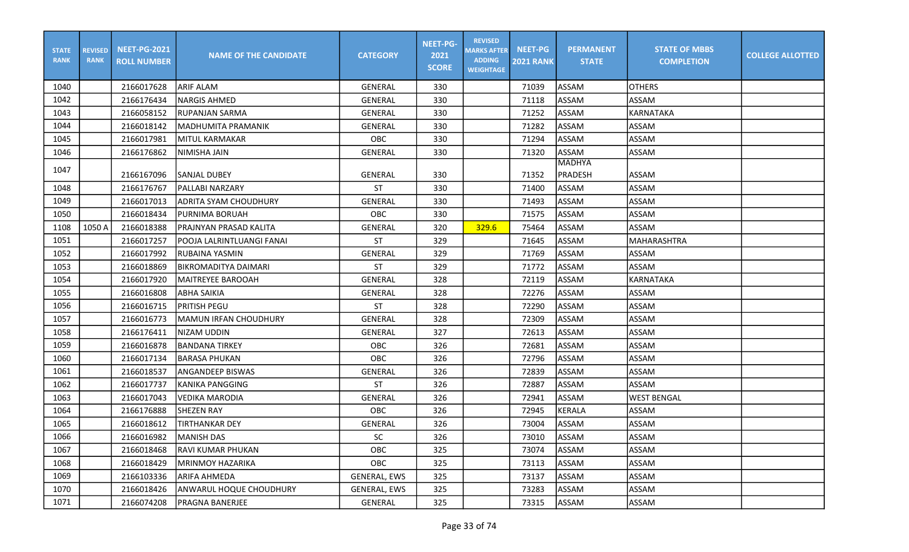| STATE RANK | REVISED RANK | NEET-PG-2021 ROLL NUMBER | NAME OF THE CANDIDATE | CATEGORY | NEET-PG-2021 SCORE | REVISED MARKS AFTER ADDING WEIGHTAGE | NEET-PG 2021 RANK | PERMANENT STATE | STATE OF MBBS COMPLETION | COLLEGE ALLOTTED |
|---|---|---|---|---|---|---|---|---|---|---|
| 1040 | | 2166017628 | ARIF ALAM | GENERAL | 330 | | 71039 | ASSAM | OTHERS | |
| 1042 | | 2166176434 | NARGIS AHMED | GENERAL | 330 | | 71118 | ASSAM | ASSAM | |
| 1043 | | 2166058152 | RUPANJAN SARMA | GENERAL | 330 | | 71252 | ASSAM | KARNATAKA | |
| 1044 | | 2166018142 | MADHUMITA PRAMANIK | GENERAL | 330 | | 71282 | ASSAM | ASSAM | |
| 1045 | | 2166017981 | MITUL KARMAKAR | OBC | 330 | | 71294 | ASSAM | ASSAM | |
| 1046 | | 2166176862 | NIMISHA JAIN | GENERAL | 330 | | 71320 | ASSAM | ASSAM | |
| 1047 | | 2166167096 | SANJAL DUBEY | GENERAL | 330 | | 71352 | MADHYA PRADESH | ASSAM | |
| 1048 | | 2166176767 | PALLABI NARZARY | ST | 330 | | 71400 | ASSAM | ASSAM | |
| 1049 | | 2166017013 | ADRITA SYAM CHOUDHURY | GENERAL | 330 | | 71493 | ASSAM | ASSAM | |
| 1050 | | 2166018434 | PURNIMA BORUAH | OBC | 330 | | 71575 | ASSAM | ASSAM | |
| 1108 | 1050 A | 2166018388 | PRAJNYAN PRASAD KALITA | GENERAL | 320 | 329.6 | 75464 | ASSAM | ASSAM | |
| 1051 | | 2166017257 | POOJA LALRINTLUANGI FANAI | ST | 329 | | 71645 | ASSAM | MAHARASHTRA | |
| 1052 | | 2166017992 | RUBAINA YASMIN | GENERAL | 329 | | 71769 | ASSAM | ASSAM | |
| 1053 | | 2166018869 | BIKROMADITYA DAIMARI | ST | 329 | | 71772 | ASSAM | ASSAM | |
| 1054 | | 2166017920 | MAITREYEE BAROOAH | GENERAL | 328 | | 72119 | ASSAM | KARNATAKA | |
| 1055 | | 2166016808 | ABHA SAIKIA | GENERAL | 328 | | 72276 | ASSAM | ASSAM | |
| 1056 | | 2166016715 | PRITISH PEGU | ST | 328 | | 72290 | ASSAM | ASSAM | |
| 1057 | | 2166016773 | MAMUN IRFAN CHOUDHURY | GENERAL | 328 | | 72309 | ASSAM | ASSAM | |
| 1058 | | 2166176411 | NIZAM UDDIN | GENERAL | 327 | | 72613 | ASSAM | ASSAM | |
| 1059 | | 2166016878 | BANDANA TIRKEY | OBC | 326 | | 72681 | ASSAM | ASSAM | |
| 1060 | | 2166017134 | BARASA PHUKAN | OBC | 326 | | 72796 | ASSAM | ASSAM | |
| 1061 | | 2166018537 | ANGANDEEP BISWAS | GENERAL | 326 | | 72839 | ASSAM | ASSAM | |
| 1062 | | 2166017737 | KANIKA PANGGING | ST | 326 | | 72887 | ASSAM | ASSAM | |
| 1063 | | 2166017043 | VEDIKA MARODIA | GENERAL | 326 | | 72941 | ASSAM | WEST BENGAL | |
| 1064 | | 2166176888 | SHEZEN RAY | OBC | 326 | | 72945 | KERALA | ASSAM | |
| 1065 | | 2166018612 | TIRTHANKAR DEY | GENERAL | 326 | | 73004 | ASSAM | ASSAM | |
| 1066 | | 2166016982 | MANISH DAS | SC | 326 | | 73010 | ASSAM | ASSAM | |
| 1067 | | 2166018468 | RAVI KUMAR PHUKAN | OBC | 325 | | 73074 | ASSAM | ASSAM | |
| 1068 | | 2166018429 | MRINMOY HAZARIKA | OBC | 325 | | 73113 | ASSAM | ASSAM | |
| 1069 | | 2166103336 | ARIFA AHMEDA | GENERAL, EWS | 325 | | 73137 | ASSAM | ASSAM | |
| 1070 | | 2166018426 | ANWARUL HOQUE CHOUDHURY | GENERAL, EWS | 325 | | 73283 | ASSAM | ASSAM | |
| 1071 | | 2166074208 | PRAGNA BANERJEE | GENERAL | 325 | | 73315 | ASSAM | ASSAM | |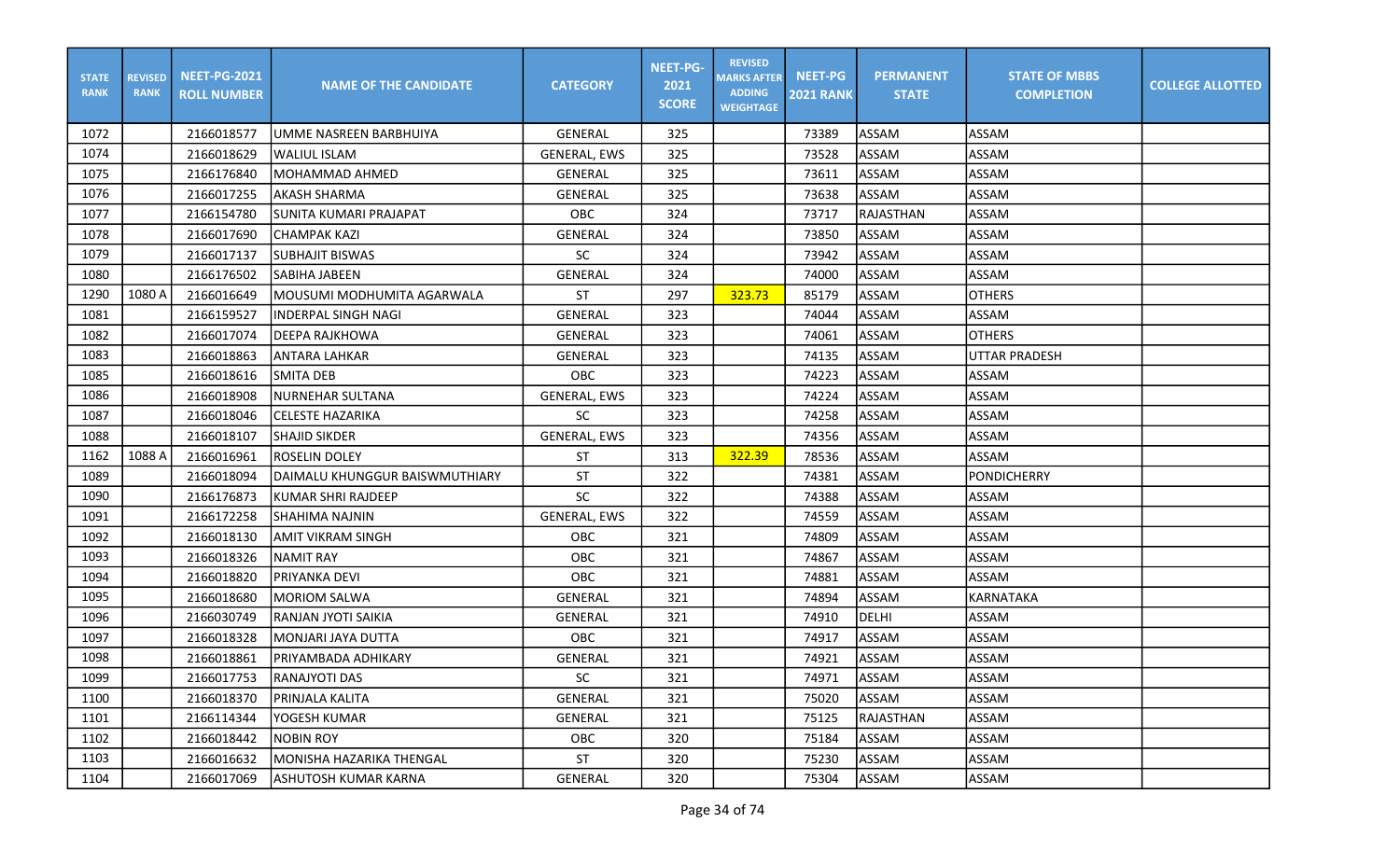| STATE RANK | REVISED RANK | NEET-PG-2021 ROLL NUMBER | NAME OF THE CANDIDATE | CATEGORY | NEET-PG-2021 SCORE | REVISED MARKS AFTER ADDING WEIGHTAGE | NEET-PG 2021 RANK | PERMANENT STATE | STATE OF MBBS COMPLETION | COLLEGE ALLOTTED |
|---|---|---|---|---|---|---|---|---|---|---|
| 1072 | | 2166018577 | UMME NASREEN BARBHUIYA | GENERAL | 325 | | 73389 | ASSAM | ASSAM | |
| 1074 | | 2166018629 | WALIUL ISLAM | GENERAL, EWS | 325 | | 73528 | ASSAM | ASSAM | |
| 1075 | | 2166176840 | MOHAMMAD AHMED | GENERAL | 325 | | 73611 | ASSAM | ASSAM | |
| 1076 | | 2166017255 | AKASH SHARMA | GENERAL | 325 | | 73638 | ASSAM | ASSAM | |
| 1077 | | 2166154780 | SUNITA KUMARI PRAJAPAT | OBC | 324 | | 73717 | RAJASTHAN | ASSAM | |
| 1078 | | 2166017690 | CHAMPAK KAZI | GENERAL | 324 | | 73850 | ASSAM | ASSAM | |
| 1079 | | 2166017137 | SUBHAJIT BISWAS | SC | 324 | | 73942 | ASSAM | ASSAM | |
| 1080 | | 2166176502 | SABIHA JABEEN | GENERAL | 324 | | 74000 | ASSAM | ASSAM | |
| 1290 | 1080 A | 2166016649 | MOUSUMI MODHUMITA AGARWALA | ST | 297 | 323.73 | 85179 | ASSAM | OTHERS | |
| 1081 | | 2166159527 | INDERPAL SINGH NAGI | GENERAL | 323 | | 74044 | ASSAM | ASSAM | |
| 1082 | | 2166017074 | DEEPA RAJKHOWA | GENERAL | 323 | | 74061 | ASSAM | OTHERS | |
| 1083 | | 2166018863 | ANTARA LAHKAR | GENERAL | 323 | | 74135 | ASSAM | UTTAR PRADESH | |
| 1085 | | 2166018616 | SMITA DEB | OBC | 323 | | 74223 | ASSAM | ASSAM | |
| 1086 | | 2166018908 | NURNEHAR SULTANA | GENERAL, EWS | 323 | | 74224 | ASSAM | ASSAM | |
| 1087 | | 2166018046 | CELESTE HAZARIKA | SC | 323 | | 74258 | ASSAM | ASSAM | |
| 1088 | | 2166018107 | SHAJID SIKDER | GENERAL, EWS | 323 | | 74356 | ASSAM | ASSAM | |
| 1162 | 1088 A | 2166016961 | ROSELIN DOLEY | ST | 313 | 322.39 | 78536 | ASSAM | ASSAM | |
| 1089 | | 2166018094 | DAIMALU KHUNGGUR BAISWMUTHIARY | ST | 322 | | 74381 | ASSAM | PONDICHERRY | |
| 1090 | | 2166176873 | KUMAR SHRI RAJDEEP | SC | 322 | | 74388 | ASSAM | ASSAM | |
| 1091 | | 2166172258 | SHAHIMA NAJNIN | GENERAL, EWS | 322 | | 74559 | ASSAM | ASSAM | |
| 1092 | | 2166018130 | AMIT VIKRAM SINGH | OBC | 321 | | 74809 | ASSAM | ASSAM | |
| 1093 | | 2166018326 | NAMIT RAY | OBC | 321 | | 74867 | ASSAM | ASSAM | |
| 1094 | | 2166018820 | PRIYANKA DEVI | OBC | 321 | | 74881 | ASSAM | ASSAM | |
| 1095 | | 2166018680 | MORIOM SALWA | GENERAL | 321 | | 74894 | ASSAM | KARNATAKA | |
| 1096 | | 2166030749 | RANJAN JYOTI SAIKIA | GENERAL | 321 | | 74910 | DELHI | ASSAM | |
| 1097 | | 2166018328 | MONJARI JAYA DUTTA | OBC | 321 | | 74917 | ASSAM | ASSAM | |
| 1098 | | 2166018861 | PRIYAMBADA ADHIKARY | GENERAL | 321 | | 74921 | ASSAM | ASSAM | |
| 1099 | | 2166017753 | RANAJYOTI DAS | SC | 321 | | 74971 | ASSAM | ASSAM | |
| 1100 | | 2166018370 | PRINJALA KALITA | GENERAL | 321 | | 75020 | ASSAM | ASSAM | |
| 1101 | | 2166114344 | YOGESH KUMAR | GENERAL | 321 | | 75125 | RAJASTHAN | ASSAM | |
| 1102 | | 2166018442 | NOBIN ROY | OBC | 320 | | 75184 | ASSAM | ASSAM | |
| 1103 | | 2166016632 | MONISHA HAZARIKA THENGAL | ST | 320 | | 75230 | ASSAM | ASSAM | |
| 1104 | | 2166017069 | ASHUTOSH KUMAR KARNA | GENERAL | 320 | | 75304 | ASSAM | ASSAM | |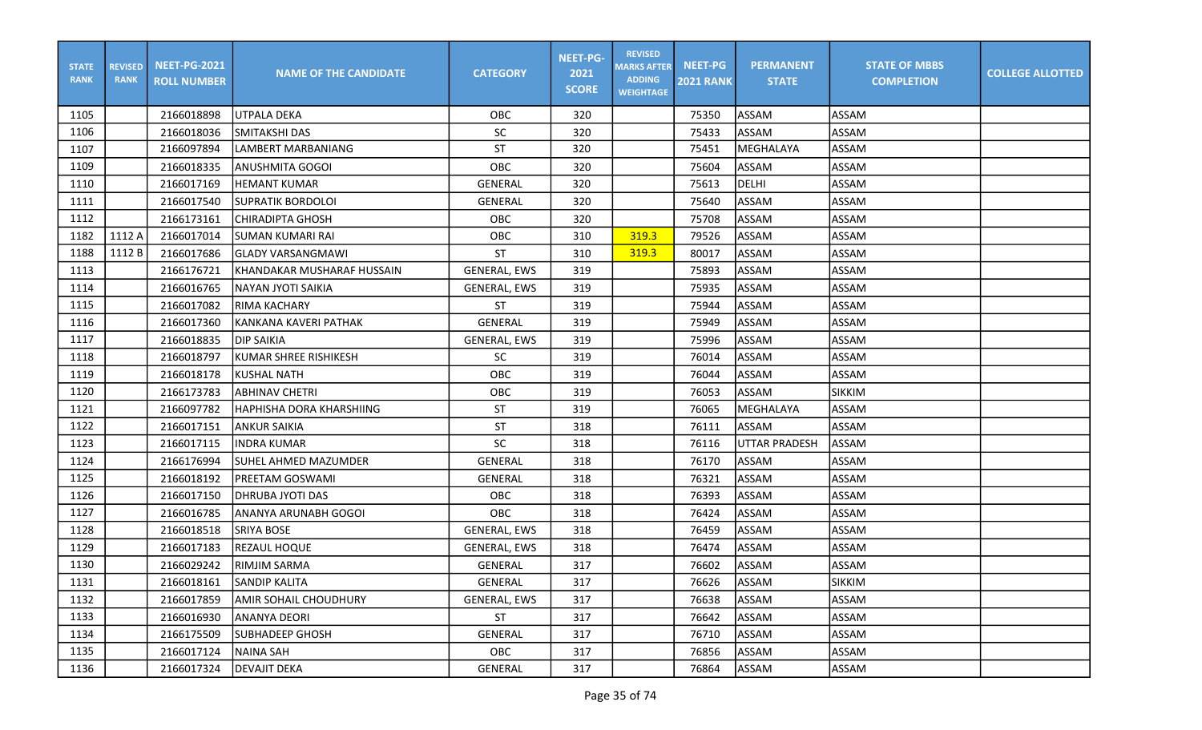| STATE RANK | REVISED RANK | NEET-PG-2021 ROLL NUMBER | NAME OF THE CANDIDATE | CATEGORY | NEET-PG-2021 SCORE | REVISED MARKS AFTER ADDING WEIGHTAGE | NEET-PG 2021 RANK | PERMANENT STATE | STATE OF MBBS COMPLETION | COLLEGE ALLOTTED |
|---|---|---|---|---|---|---|---|---|---|---|
| 1105 | | 2166018898 | UTPALA DEKA | OBC | 320 | | 75350 | ASSAM | ASSAM | |
| 1106 | | 2166018036 | SMITAKSHI DAS | SC | 320 | | 75433 | ASSAM | ASSAM | |
| 1107 | | 2166097894 | LAMBERT MARBANIANG | ST | 320 | | 75451 | MEGHALAYA | ASSAM | |
| 1109 | | 2166018335 | ANUSHMITA GOGOI | OBC | 320 | | 75604 | ASSAM | ASSAM | |
| 1110 | | 2166017169 | HEMANT KUMAR | GENERAL | 320 | | 75613 | DELHI | ASSAM | |
| 1111 | | 2166017540 | SUPRATIK BORDOLOI | GENERAL | 320 | | 75640 | ASSAM | ASSAM | |
| 1112 | | 2166173161 | CHIRADIPTA GHOSH | OBC | 320 | | 75708 | ASSAM | ASSAM | |
| 1182 | 1112 A | 2166017014 | SUMAN KUMARI RAI | OBC | 310 | 319.3 | 79526 | ASSAM | ASSAM | |
| 1188 | 1112 B | 2166017686 | GLADY VARSANGMAWI | ST | 310 | 319.3 | 80017 | ASSAM | ASSAM | |
| 1113 | | 2166176721 | KHANDAKAR MUSHARAF HUSSAIN | GENERAL, EWS | 319 | | 75893 | ASSAM | ASSAM | |
| 1114 | | 2166016765 | NAYAN JYOTI SAIKIA | GENERAL, EWS | 319 | | 75935 | ASSAM | ASSAM | |
| 1115 | | 2166017082 | RIMA KACHARY | ST | 319 | | 75944 | ASSAM | ASSAM | |
| 1116 | | 2166017360 | KANKANA KAVERI PATHAK | GENERAL | 319 | | 75949 | ASSAM | ASSAM | |
| 1117 | | 2166018835 | DIP SAIKIA | GENERAL, EWS | 319 | | 75996 | ASSAM | ASSAM | |
| 1118 | | 2166018797 | KUMAR SHREE RISHIKESH | SC | 319 | | 76014 | ASSAM | ASSAM | |
| 1119 | | 2166018178 | KUSHAL NATH | OBC | 319 | | 76044 | ASSAM | ASSAM | |
| 1120 | | 2166173783 | ABHINAV CHETRI | OBC | 319 | | 76053 | ASSAM | SIKKIM | |
| 1121 | | 2166097782 | HAPHISHA DORA KHARSHIING | ST | 319 | | 76065 | MEGHALAYA | ASSAM | |
| 1122 | | 2166017151 | ANKUR SAIKIA | ST | 318 | | 76111 | ASSAM | ASSAM | |
| 1123 | | 2166017115 | INDRA KUMAR | SC | 318 | | 76116 | UTTAR PRADESH | ASSAM | |
| 1124 | | 2166176994 | SUHEL AHMED MAZUMDER | GENERAL | 318 | | 76170 | ASSAM | ASSAM | |
| 1125 | | 2166018192 | PREETAM GOSWAMI | GENERAL | 318 | | 76321 | ASSAM | ASSAM | |
| 1126 | | 2166017150 | DHRUBA JYOTI DAS | OBC | 318 | | 76393 | ASSAM | ASSAM | |
| 1127 | | 2166016785 | ANANYA ARUNABH GOGOI | OBC | 318 | | 76424 | ASSAM | ASSAM | |
| 1128 | | 2166018518 | SRIYA BOSE | GENERAL, EWS | 318 | | 76459 | ASSAM | ASSAM | |
| 1129 | | 2166017183 | REZAUL HOQUE | GENERAL, EWS | 318 | | 76474 | ASSAM | ASSAM | |
| 1130 | | 2166029242 | RIMJIM SARMA | GENERAL | 317 | | 76602 | ASSAM | ASSAM | |
| 1131 | | 2166018161 | SANDIP KALITA | GENERAL | 317 | | 76626 | ASSAM | SIKKIM | |
| 1132 | | 2166017859 | AMIR SOHAIL CHOUDHURY | GENERAL, EWS | 317 | | 76638 | ASSAM | ASSAM | |
| 1133 | | 2166016930 | ANANYA DEORI | ST | 317 | | 76642 | ASSAM | ASSAM | |
| 1134 | | 2166175509 | SUBHADEEP GHOSH | GENERAL | 317 | | 76710 | ASSAM | ASSAM | |
| 1135 | | 2166017124 | NAINA SAH | OBC | 317 | | 76856 | ASSAM | ASSAM | |
| 1136 | | 2166017324 | DEVAJIT DEKA | GENERAL | 317 | | 76864 | ASSAM | ASSAM | |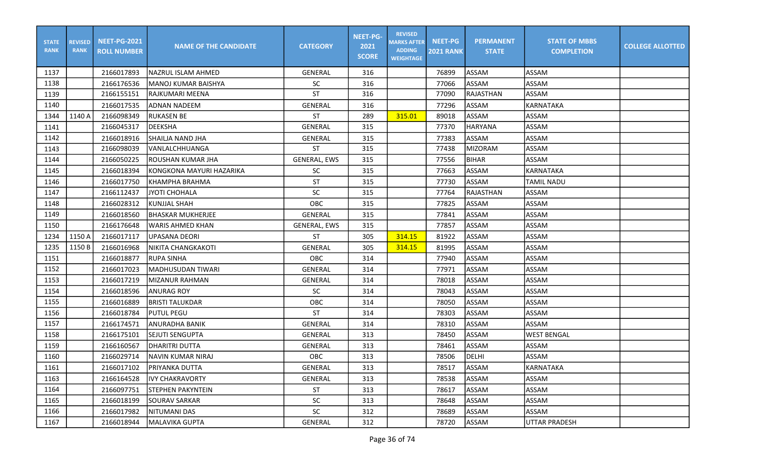| STATE RANK | REVISED RANK | NEET-PG-2021 ROLL NUMBER | NAME OF THE CANDIDATE | CATEGORY | NEET-PG-2021 SCORE | REVISED MARKS AFTER ADDING WEIGHTAGE | NEET-PG 2021 RANK | PERMANENT STATE | STATE OF MBBS COMPLETION | COLLEGE ALLOTTED |
|---|---|---|---|---|---|---|---|---|---|---|
| 1137 | | 2166017893 | NAZRUL ISLAM AHMED | GENERAL | 316 | | 76899 | ASSAM | ASSAM | |
| 1138 | | 2166176536 | MANOJ KUMAR BAISHYA | SC | 316 | | 77066 | ASSAM | ASSAM | |
| 1139 | | 2166155151 | RAJKUMARI MEENA | ST | 316 | | 77090 | RAJASTHAN | ASSAM | |
| 1140 | | 2166017535 | ADNAN NADEEM | GENERAL | 316 | | 77296 | ASSAM | KARNATAKA | |
| 1344 | 1140 A | 2166098349 | RUKASEN BE | ST | 289 | 315.01 | 89018 | ASSAM | ASSAM | |
| 1141 | | 2166045317 | DEEKSHA | GENERAL | 315 | | 77370 | HARYANA | ASSAM | |
| 1142 | | 2166018916 | SHAILJA NAND JHA | GENERAL | 315 | | 77383 | ASSAM | ASSAM | |
| 1143 | | 2166098039 | VANLALCHHUANGA | ST | 315 | | 77438 | MIZORAM | ASSAM | |
| 1144 | | 2166050225 | ROUSHAN KUMAR JHA | GENERAL, EWS | 315 | | 77556 | BIHAR | ASSAM | |
| 1145 | | 2166018394 | KONGKONA MAYURI HAZARIKA | SC | 315 | | 77663 | ASSAM | KARNATAKA | |
| 1146 | | 2166017750 | KHAMPHA BRAHMA | ST | 315 | | 77730 | ASSAM | TAMIL NADU | |
| 1147 | | 2166112437 | JYOTI CHOHALA | SC | 315 | | 77764 | RAJASTHAN | ASSAM | |
| 1148 | | 2166028312 | KUNJJAL SHAH | OBC | 315 | | 77825 | ASSAM | ASSAM | |
| 1149 | | 2166018560 | BHASKAR MUKHERJEE | GENERAL | 315 | | 77841 | ASSAM | ASSAM | |
| 1150 | | 2166176648 | WARIS AHMED KHAN | GENERAL, EWS | 315 | | 77857 | ASSAM | ASSAM | |
| 1234 | 1150 A | 2166017117 | UPASANA DEORI | ST | 305 | 314.15 | 81922 | ASSAM | ASSAM | |
| 1235 | 1150 B | 2166016968 | NIKITA CHANGKAKOTI | GENERAL | 305 | 314.15 | 81995 | ASSAM | ASSAM | |
| 1151 | | 2166018877 | RUPA SINHA | OBC | 314 | | 77940 | ASSAM | ASSAM | |
| 1152 | | 2166017023 | MADHUSUDAN TIWARI | GENERAL | 314 | | 77971 | ASSAM | ASSAM | |
| 1153 | | 2166017219 | MIZANUR RAHMAN | GENERAL | 314 | | 78018 | ASSAM | ASSAM | |
| 1154 | | 2166018596 | ANURAG ROY | SC | 314 | | 78043 | ASSAM | ASSAM | |
| 1155 | | 2166016889 | BRISTI TALUKDAR | OBC | 314 | | 78050 | ASSAM | ASSAM | |
| 1156 | | 2166018784 | PUTUL PEGU | ST | 314 | | 78303 | ASSAM | ASSAM | |
| 1157 | | 2166174571 | ANURADHA BANIK | GENERAL | 314 | | 78310 | ASSAM | ASSAM | |
| 1158 | | 2166175101 | SEJUTI SENGUPTA | GENERAL | 313 | | 78450 | ASSAM | WEST BENGAL | |
| 1159 | | 2166160567 | DHARITRI DUTTA | GENERAL | 313 | | 78461 | ASSAM | ASSAM | |
| 1160 | | 2166029714 | NAVIN KUMAR NIRAJ | OBC | 313 | | 78506 | DELHI | ASSAM | |
| 1161 | | 2166017102 | PRIYANKA DUTTA | GENERAL | 313 | | 78517 | ASSAM | KARNATAKA | |
| 1163 | | 2166164528 | IVY CHAKRAVORTY | GENERAL | 313 | | 78538 | ASSAM | ASSAM | |
| 1164 | | 2166097751 | STEPHEN PAKYNTEIN | ST | 313 | | 78617 | ASSAM | ASSAM | |
| 1165 | | 2166018199 | SOURAV SARKAR | SC | 313 | | 78648 | ASSAM | ASSAM | |
| 1166 | | 2166017982 | NITUMANI DAS | SC | 312 | | 78689 | ASSAM | ASSAM | |
| 1167 | | 2166018944 | MALAVIKA GUPTA | GENERAL | 312 | | 78720 | ASSAM | UTTAR PRADESH | |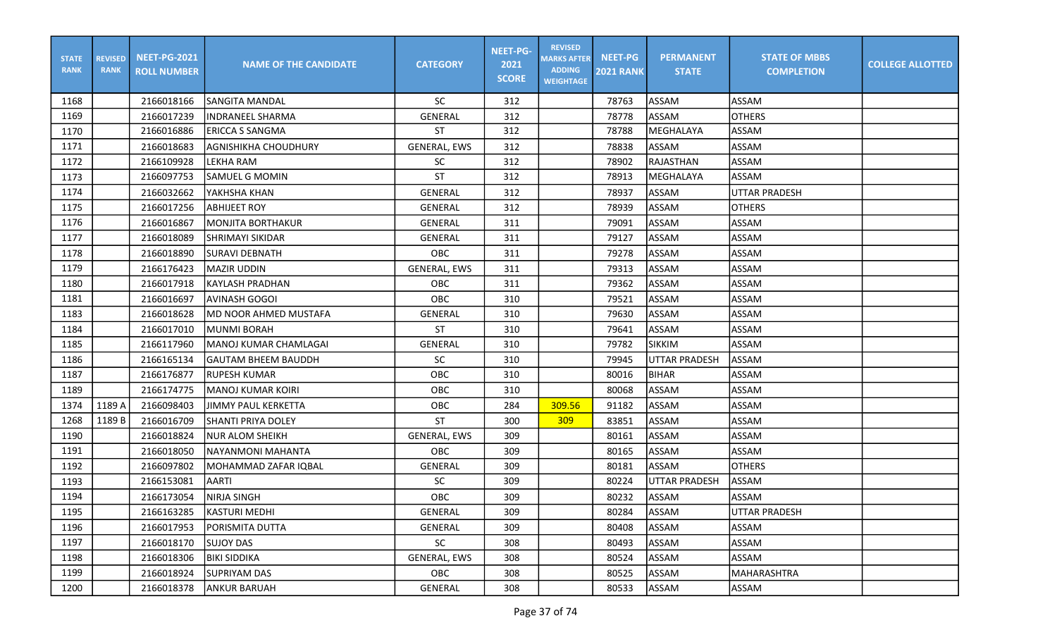| STATE RANK | REVISED RANK | NEET-PG-2021 ROLL NUMBER | NAME OF THE CANDIDATE | CATEGORY | NEET-PG-2021 SCORE | REVISED MARKS AFTER ADDING WEIGHTAGE | NEET-PG 2021 RANK | PERMANENT STATE | STATE OF MBBS COMPLETION | COLLEGE ALLOTTED |
|---|---|---|---|---|---|---|---|---|---|---|
| 1168 | | 2166018166 | SANGITA MANDAL | SC | 312 | | 78763 | ASSAM | ASSAM | |
| 1169 | | 2166017239 | INDRANEEL SHARMA | GENERAL | 312 | | 78778 | ASSAM | OTHERS | |
| 1170 | | 2166016886 | ERICCA S SANGMA | ST | 312 | | 78788 | MEGHALAYA | ASSAM | |
| 1171 | | 2166018683 | AGNISHIKHA CHOUDHURY | GENERAL, EWS | 312 | | 78838 | ASSAM | ASSAM | |
| 1172 | | 2166109928 | LEKHA RAM | SC | 312 | | 78902 | RAJASTHAN | ASSAM | |
| 1173 | | 2166097753 | SAMUEL G MOMIN | ST | 312 | | 78913 | MEGHALAYA | ASSAM | |
| 1174 | | 2166032662 | YAKHSHA KHAN | GENERAL | 312 | | 78937 | ASSAM | UTTAR PRADESH | |
| 1175 | | 2166017256 | ABHIJEET ROY | GENERAL | 312 | | 78939 | ASSAM | OTHERS | |
| 1176 | | 2166016867 | MONJITA BORTHAKUR | GENERAL | 311 | | 79091 | ASSAM | ASSAM | |
| 1177 | | 2166018089 | SHRIMAYI SIKIDAR | GENERAL | 311 | | 79127 | ASSAM | ASSAM | |
| 1178 | | 2166018890 | SURAVI DEBNATH | OBC | 311 | | 79278 | ASSAM | ASSAM | |
| 1179 | | 2166176423 | MAZIR UDDIN | GENERAL, EWS | 311 | | 79313 | ASSAM | ASSAM | |
| 1180 | | 2166017918 | KAYLASH PRADHAN | OBC | 311 | | 79362 | ASSAM | ASSAM | |
| 1181 | | 2166016697 | AVINASH GOGOI | OBC | 310 | | 79521 | ASSAM | ASSAM | |
| 1183 | | 2166018628 | MD NOOR AHMED MUSTAFA | GENERAL | 310 | | 79630 | ASSAM | ASSAM | |
| 1184 | | 2166017010 | MUNMI BORAH | ST | 310 | | 79641 | ASSAM | ASSAM | |
| 1185 | | 2166117960 | MANOJ KUMAR CHAMLAGAI | GENERAL | 310 | | 79782 | SIKKIM | ASSAM | |
| 1186 | | 2166165134 | GAUTAM BHEEM BAUDDH | SC | 310 | | 79945 | UTTAR PRADESH | ASSAM | |
| 1187 | | 2166176877 | RUPESH KUMAR | OBC | 310 | | 80016 | BIHAR | ASSAM | |
| 1189 | | 2166174775 | MANOJ KUMAR KOIRI | OBC | 310 | | 80068 | ASSAM | ASSAM | |
| 1374 | 1189 A | 2166098403 | JIMMY PAUL KERKETTA | OBC | 284 | 309.56 | 91182 | ASSAM | ASSAM | |
| 1268 | 1189 B | 2166016709 | SHANTI PRIYA DOLEY | ST | 300 | 309 | 83851 | ASSAM | ASSAM | |
| 1190 | | 2166018824 | NUR ALOM SHEIKH | GENERAL, EWS | 309 | | 80161 | ASSAM | ASSAM | |
| 1191 | | 2166018050 | NAYANMONI MAHANTA | OBC | 309 | | 80165 | ASSAM | ASSAM | |
| 1192 | | 2166097802 | MOHAMMAD ZAFAR IQBAL | GENERAL | 309 | | 80181 | ASSAM | OTHERS | |
| 1193 | | 2166153081 | AARTI | SC | 309 | | 80224 | UTTAR PRADESH | ASSAM | |
| 1194 | | 2166173054 | NIRJA SINGH | OBC | 309 | | 80232 | ASSAM | ASSAM | |
| 1195 | | 2166163285 | KASTURI MEDHI | GENERAL | 309 | | 80284 | ASSAM | UTTAR PRADESH | |
| 1196 | | 2166017953 | PORISMITA DUTTA | GENERAL | 309 | | 80408 | ASSAM | ASSAM | |
| 1197 | | 2166018170 | SUJOY DAS | SC | 308 | | 80493 | ASSAM | ASSAM | |
| 1198 | | 2166018306 | BIKI SIDDIKA | GENERAL, EWS | 308 | | 80524 | ASSAM | ASSAM | |
| 1199 | | 2166018924 | SUPRIYAM DAS | OBC | 308 | | 80525 | ASSAM | MAHARASHTRA | |
| 1200 | | 2166018378 | ANKUR BARUAH | GENERAL | 308 | | 80533 | ASSAM | ASSAM | |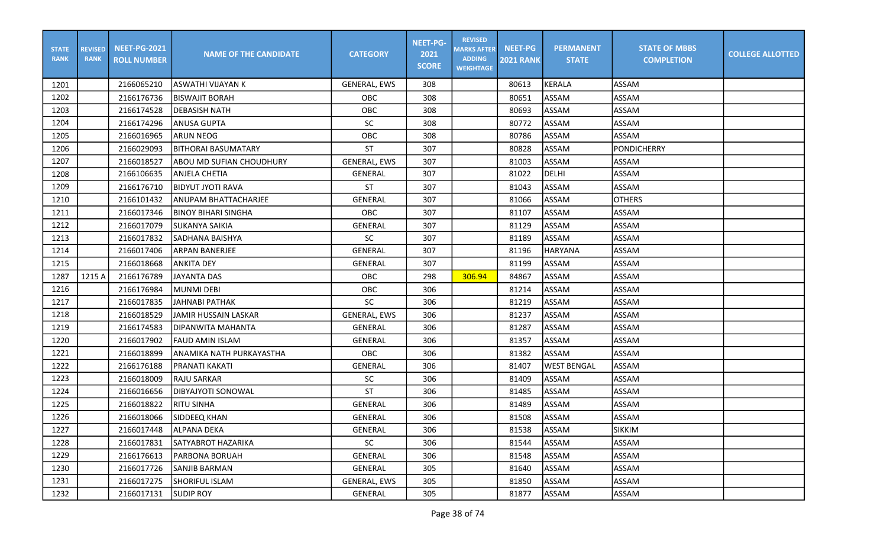| STATE RANK | REVISED RANK | NEET-PG-2021 ROLL NUMBER | NAME OF THE CANDIDATE | CATEGORY | NEET-PG-2021 SCORE | REVISED MARKS AFTER ADDING WEIGHTAGE | NEET-PG 2021 RANK | PERMANENT STATE | STATE OF MBBS COMPLETION | COLLEGE ALLOTTED |
|---|---|---|---|---|---|---|---|---|---|---|
| 1201 | | 2166065210 | ASWATHI VIJAYAN K | GENERAL, EWS | 308 | | 80613 | KERALA | ASSAM | |
| 1202 | | 2166176736 | BISWAJIT BORAH | OBC | 308 | | 80651 | ASSAM | ASSAM | |
| 1203 | | 2166174528 | DEBASISH NATH | OBC | 308 | | 80693 | ASSAM | ASSAM | |
| 1204 | | 2166174296 | ANUSA GUPTA | SC | 308 | | 80772 | ASSAM | ASSAM | |
| 1205 | | 2166016965 | ARUN NEOG | OBC | 308 | | 80786 | ASSAM | ASSAM | |
| 1206 | | 2166029093 | BITHORAI BASUMATARY | ST | 307 | | 80828 | ASSAM | PONDICHERRY | |
| 1207 | | 2166018527 | ABOU MD SUFIAN CHOUDHURY | GENERAL, EWS | 307 | | 81003 | ASSAM | ASSAM | |
| 1208 | | 2166106635 | ANJELA CHETIA | GENERAL | 307 | | 81022 | DELHI | ASSAM | |
| 1209 | | 2166176710 | BIDYUT JYOTI RAVA | ST | 307 | | 81043 | ASSAM | ASSAM | |
| 1210 | | 2166101432 | ANUPAM BHATTACHARJEE | GENERAL | 307 | | 81066 | ASSAM | OTHERS | |
| 1211 | | 2166017346 | BINOY BIHARI SINGHA | OBC | 307 | | 81107 | ASSAM | ASSAM | |
| 1212 | | 2166017079 | SUKANYA SAIKIA | GENERAL | 307 | | 81129 | ASSAM | ASSAM | |
| 1213 | | 2166017832 | SADHANA BAISHYA | SC | 307 | | 81189 | ASSAM | ASSAM | |
| 1214 | | 2166017406 | ARPAN BANERJEE | GENERAL | 307 | | 81196 | HARYANA | ASSAM | |
| 1215 | | 2166018668 | ANKITA DEY | GENERAL | 307 | | 81199 | ASSAM | ASSAM | |
| 1287 | 1215 A | 2166176789 | JAYANTA DAS | OBC | 298 | 306.94 | 84867 | ASSAM | ASSAM | |
| 1216 | | 2166176984 | MUNMI DEBI | OBC | 306 | | 81214 | ASSAM | ASSAM | |
| 1217 | | 2166017835 | JAHNABI PATHAK | SC | 306 | | 81219 | ASSAM | ASSAM | |
| 1218 | | 2166018529 | JAMIR HUSSAIN LASKAR | GENERAL, EWS | 306 | | 81237 | ASSAM | ASSAM | |
| 1219 | | 2166174583 | DIPANWITA MAHANTA | GENERAL | 306 | | 81287 | ASSAM | ASSAM | |
| 1220 | | 2166017902 | FAUD AMIN ISLAM | GENERAL | 306 | | 81357 | ASSAM | ASSAM | |
| 1221 | | 2166018899 | ANAMIKA NATH PURKAYASTHA | OBC | 306 | | 81382 | ASSAM | ASSAM | |
| 1222 | | 2166176188 | PRANATI KAKATI | GENERAL | 306 | | 81407 | WEST BENGAL | ASSAM | |
| 1223 | | 2166018009 | RAJU SARKAR | SC | 306 | | 81409 | ASSAM | ASSAM | |
| 1224 | | 2166016656 | DIBYAJYOTI SONOWAL | ST | 306 | | 81485 | ASSAM | ASSAM | |
| 1225 | | 2166018822 | RITU SINHA | GENERAL | 306 | | 81489 | ASSAM | ASSAM | |
| 1226 | | 2166018066 | SIDDEEQ KHAN | GENERAL | 306 | | 81508 | ASSAM | ASSAM | |
| 1227 | | 2166017448 | ALPANA DEKA | GENERAL | 306 | | 81538 | ASSAM | SIKKIM | |
| 1228 | | 2166017831 | SATYABROT HAZARIKA | SC | 306 | | 81544 | ASSAM | ASSAM | |
| 1229 | | 2166176613 | PARBONA BORUAH | GENERAL | 306 | | 81548 | ASSAM | ASSAM | |
| 1230 | | 2166017726 | SANJIB BARMAN | GENERAL | 305 | | 81640 | ASSAM | ASSAM | |
| 1231 | | 2166017275 | SHORIFUL ISLAM | GENERAL, EWS | 305 | | 81850 | ASSAM | ASSAM | |
| 1232 | | 2166017131 | SUDIP ROY | GENERAL | 305 | | 81877 | ASSAM | ASSAM | |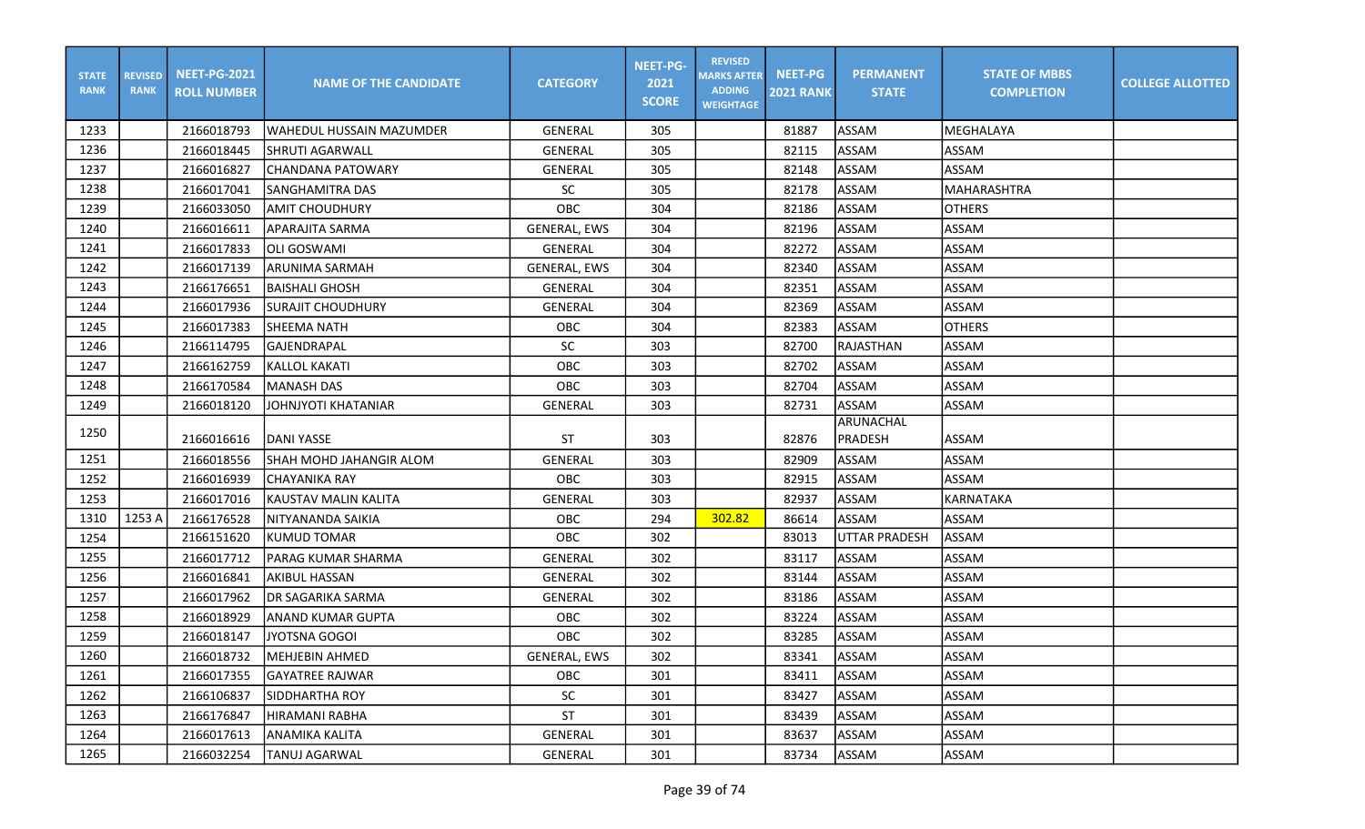| STATE RANK | REVISED RANK | NEET-PG-2021 ROLL NUMBER | NAME OF THE CANDIDATE | CATEGORY | NEET-PG-2021 SCORE | REVISED MARKS AFTER ADDING WEIGHTAGE | NEET-PG 2021 RANK | PERMANENT STATE | STATE OF MBBS COMPLETION | COLLEGE ALLOTTED |
|---|---|---|---|---|---|---|---|---|---|---|
| 1233 | | 2166018793 | WAHEDUL HUSSAIN MAZUMDER | GENERAL | 305 | | 81887 | ASSAM | MEGHALAYA | |
| 1236 | | 2166018445 | SHRUTI AGARWALL | GENERAL | 305 | | 82115 | ASSAM | ASSAM | |
| 1237 | | 2166016827 | CHANDANA PATOWARY | GENERAL | 305 | | 82148 | ASSAM | ASSAM | |
| 1238 | | 2166017041 | SANGHAMITRA DAS | SC | 305 | | 82178 | ASSAM | MAHARASHTRA | |
| 1239 | | 2166033050 | AMIT CHOUDHURY | OBC | 304 | | 82186 | ASSAM | OTHERS | |
| 1240 | | 2166016611 | APARAJITA SARMA | GENERAL, EWS | 304 | | 82196 | ASSAM | ASSAM | |
| 1241 | | 2166017833 | OLI GOSWAMI | GENERAL | 304 | | 82272 | ASSAM | ASSAM | |
| 1242 | | 2166017139 | ARUNIMA SARMAH | GENERAL, EWS | 304 | | 82340 | ASSAM | ASSAM | |
| 1243 | | 2166176651 | BAISHALI GHOSH | GENERAL | 304 | | 82351 | ASSAM | ASSAM | |
| 1244 | | 2166017936 | SURAJIT CHOUDHURY | GENERAL | 304 | | 82369 | ASSAM | ASSAM | |
| 1245 | | 2166017383 | SHEEMA NATH | OBC | 304 | | 82383 | ASSAM | OTHERS | |
| 1246 | | 2166114795 | GAJENDRAPAL | SC | 303 | | 82700 | RAJASTHAN | ASSAM | |
| 1247 | | 2166162759 | KALLOL KAKATI | OBC | 303 | | 82702 | ASSAM | ASSAM | |
| 1248 | | 2166170584 | MANASH DAS | OBC | 303 | | 82704 | ASSAM | ASSAM | |
| 1249 | | 2166018120 | JOHNJYOTI KHATANIAR | GENERAL | 303 | | 82731 | ASSAM | ASSAM | |
| 1250 | | 2166016616 | DANI YASSE | ST | 303 | | 82876 | ARUNACHAL PRADESH | ASSAM | |
| 1251 | | 2166018556 | SHAH MOHD JAHANGIR ALOM | GENERAL | 303 | | 82909 | ASSAM | ASSAM | |
| 1252 | | 2166016939 | CHAYANIKA RAY | OBC | 303 | | 82915 | ASSAM | ASSAM | |
| 1253 | | 2166017016 | KAUSTAV MALIN KALITA | GENERAL | 303 | | 82937 | ASSAM | KARNATAKA | |
| 1310 | 1253 A | 2166176528 | NITYANANDA SAIKIA | OBC | 294 | 302.82 | 86614 | ASSAM | ASSAM | |
| 1254 | | 2166151620 | KUMUD TOMAR | OBC | 302 | | 83013 | UTTAR PRADESH | ASSAM | |
| 1255 | | 2166017712 | PARAG KUMAR SHARMA | GENERAL | 302 | | 83117 | ASSAM | ASSAM | |
| 1256 | | 2166016841 | AKIBUL HASSAN | GENERAL | 302 | | 83144 | ASSAM | ASSAM | |
| 1257 | | 2166017962 | DR SAGARIKA SARMA | GENERAL | 302 | | 83186 | ASSAM | ASSAM | |
| 1258 | | 2166018929 | ANAND KUMAR GUPTA | OBC | 302 | | 83224 | ASSAM | ASSAM | |
| 1259 | | 2166018147 | JYOTSNA GOGOI | OBC | 302 | | 83285 | ASSAM | ASSAM | |
| 1260 | | 2166018732 | MEHJEBIN AHMED | GENERAL, EWS | 302 | | 83341 | ASSAM | ASSAM | |
| 1261 | | 2166017355 | GAYATREE RAJWAR | OBC | 301 | | 83411 | ASSAM | ASSAM | |
| 1262 | | 2166106837 | SIDDHARTHA ROY | SC | 301 | | 83427 | ASSAM | ASSAM | |
| 1263 | | 2166176847 | HIRAMANI RABHA | ST | 301 | | 83439 | ASSAM | ASSAM | |
| 1264 | | 2166017613 | ANAMIKA KALITA | GENERAL | 301 | | 83637 | ASSAM | ASSAM | |
| 1265 | | 2166032254 | TANUJ AGARWAL | GENERAL | 301 | | 83734 | ASSAM | ASSAM | |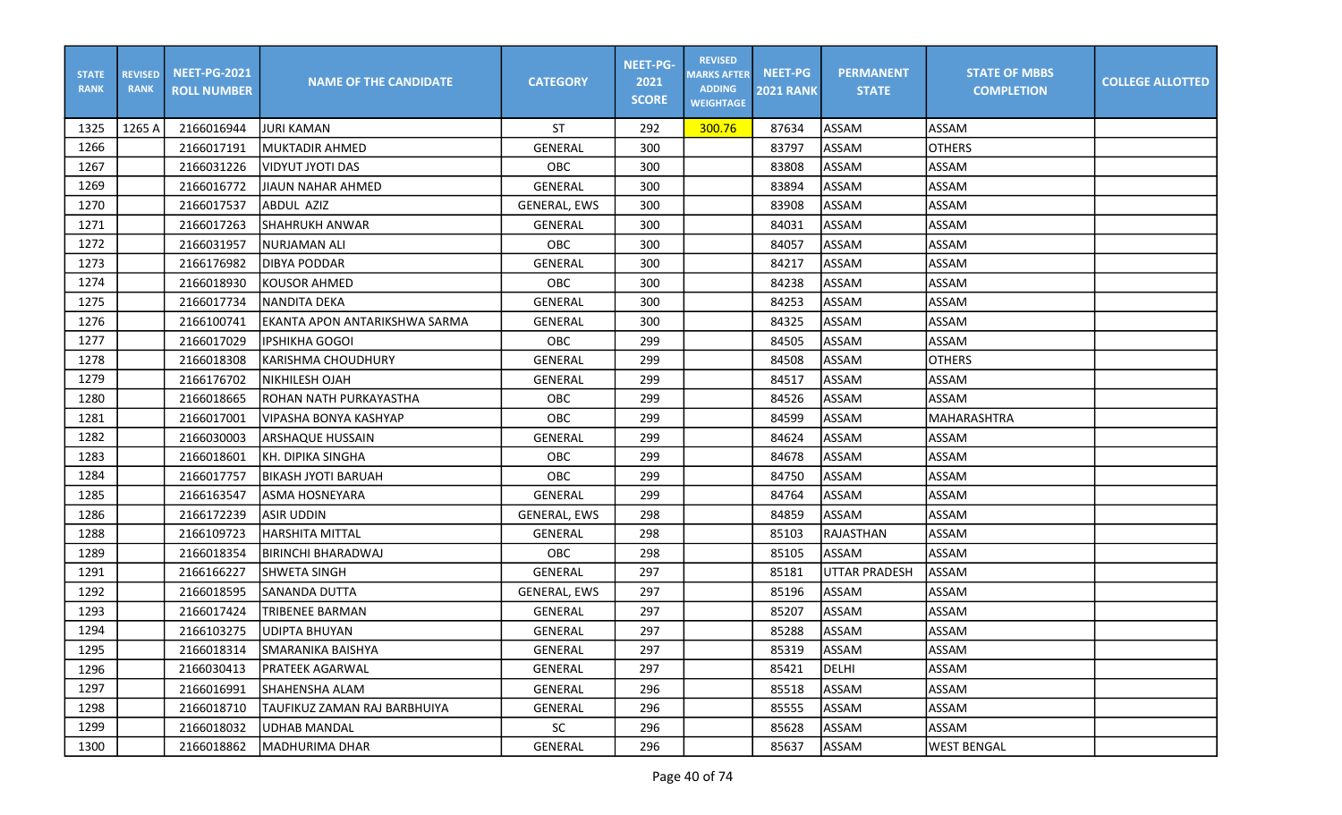| STATE RANK | REVISED RANK | NEET-PG-2021 ROLL NUMBER | NAME OF THE CANDIDATE | CATEGORY | NEET-PG-2021 SCORE | REVISED MARKS AFTER ADDING WEIGHTAGE | NEET-PG 2021 RANK | PERMANENT STATE | STATE OF MBBS COMPLETION | COLLEGE ALLOTTED |
|---|---|---|---|---|---|---|---|---|---|---|
| 1325 | 1265 A | 2166016944 | JURI KAMAN | ST | 292 | 300.76 | 87634 | ASSAM | ASSAM | |
| 1266 | | 2166017191 | MUKTADIR AHMED | GENERAL | 300 | | 83797 | ASSAM | OTHERS | |
| 1267 | | 2166031226 | VIDYUT JYOTI DAS | OBC | 300 | | 83808 | ASSAM | ASSAM | |
| 1269 | | 2166016772 | JIAUN NAHAR AHMED | GENERAL | 300 | | 83894 | ASSAM | ASSAM | |
| 1270 | | 2166017537 | ABDUL AZIZ | GENERAL, EWS | 300 | | 83908 | ASSAM | ASSAM | |
| 1271 | | 2166017263 | SHAHRUKH ANWAR | GENERAL | 300 | | 84031 | ASSAM | ASSAM | |
| 1272 | | 2166031957 | NURJAMAN ALI | OBC | 300 | | 84057 | ASSAM | ASSAM | |
| 1273 | | 2166176982 | DIBYA PODDAR | GENERAL | 300 | | 84217 | ASSAM | ASSAM | |
| 1274 | | 2166018930 | KOUSOR AHMED | OBC | 300 | | 84238 | ASSAM | ASSAM | |
| 1275 | | 2166017734 | NANDITA DEKA | GENERAL | 300 | | 84253 | ASSAM | ASSAM | |
| 1276 | | 2166100741 | EKANTA APON ANTARIKSHWA SARMA | GENERAL | 300 | | 84325 | ASSAM | ASSAM | |
| 1277 | | 2166017029 | IPSHIKHA GOGOI | OBC | 299 | | 84505 | ASSAM | ASSAM | |
| 1278 | | 2166018308 | KARISHMA CHOUDHURY | GENERAL | 299 | | 84508 | ASSAM | OTHERS | |
| 1279 | | 2166176702 | NIKHILESH OJAH | GENERAL | 299 | | 84517 | ASSAM | ASSAM | |
| 1280 | | 2166018665 | ROHAN NATH PURKAYASTHA | OBC | 299 | | 84526 | ASSAM | ASSAM | |
| 1281 | | 2166017001 | VIPASHA BONYA KASHYAP | OBC | 299 | | 84599 | ASSAM | MAHARASHTRA | |
| 1282 | | 2166030003 | ARSHAQUE HUSSAIN | GENERAL | 299 | | 84624 | ASSAM | ASSAM | |
| 1283 | | 2166018601 | KH. DIPIKA SINGHA | OBC | 299 | | 84678 | ASSAM | ASSAM | |
| 1284 | | 2166017757 | BIKASH JYOTI BARUAH | OBC | 299 | | 84750 | ASSAM | ASSAM | |
| 1285 | | 2166163547 | ASMA HOSNEYARA | GENERAL | 299 | | 84764 | ASSAM | ASSAM | |
| 1286 | | 2166172239 | ASIR UDDIN | GENERAL, EWS | 298 | | 84859 | ASSAM | ASSAM | |
| 1288 | | 2166109723 | HARSHITA MITTAL | GENERAL | 298 | | 85103 | RAJASTHAN | ASSAM | |
| 1289 | | 2166018354 | BIRINCHI BHARADWAJ | OBC | 298 | | 85105 | ASSAM | ASSAM | |
| 1291 | | 2166166227 | SHWETA SINGH | GENERAL | 297 | | 85181 | UTTAR PRADESH | ASSAM | |
| 1292 | | 2166018595 | SANANDA DUTTA | GENERAL, EWS | 297 | | 85196 | ASSAM | ASSAM | |
| 1293 | | 2166017424 | TRIBENEE BARMAN | GENERAL | 297 | | 85207 | ASSAM | ASSAM | |
| 1294 | | 2166103275 | UDIPTA BHUYAN | GENERAL | 297 | | 85288 | ASSAM | ASSAM | |
| 1295 | | 2166018314 | SMARANIKA BAISHYA | GENERAL | 297 | | 85319 | ASSAM | ASSAM | |
| 1296 | | 2166030413 | PRATEEK AGARWAL | GENERAL | 297 | | 85421 | DELHI | ASSAM | |
| 1297 | | 2166016991 | SHAHENSHA ALAM | GENERAL | 296 | | 85518 | ASSAM | ASSAM | |
| 1298 | | 2166018710 | TAUFIKUZ ZAMAN RAJ BARBHUIYA | GENERAL | 296 | | 85555 | ASSAM | ASSAM | |
| 1299 | | 2166018032 | UDHAB MANDAL | SC | 296 | | 85628 | ASSAM | ASSAM | |
| 1300 | | 2166018862 | MADHURIMA DHAR | GENERAL | 296 | | 85637 | ASSAM | WEST BENGAL | |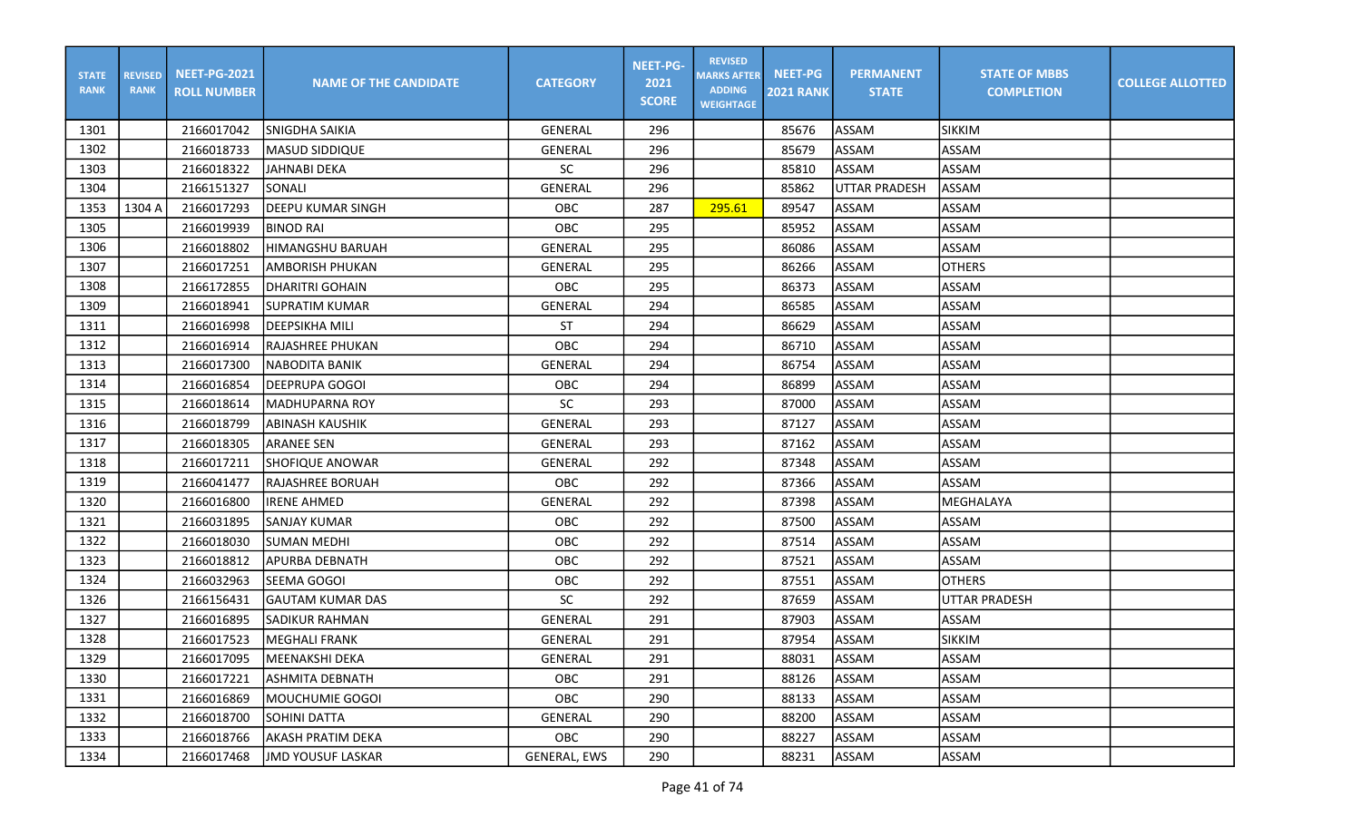| STATE RANK | REVISED RANK | NEET-PG-2021 ROLL NUMBER | NAME OF THE CANDIDATE | CATEGORY | NEET-PG-2021 SCORE | REVISED MARKS AFTER ADDING WEIGHTAGE | NEET-PG 2021 RANK | PERMANENT STATE | STATE OF MBBS COMPLETION | COLLEGE ALLOTTED |
|---|---|---|---|---|---|---|---|---|---|---|
| 1301 | | 2166017042 | SNIGDHA SAIKIA | GENERAL | 296 | | 85676 | ASSAM | SIKKIM | |
| 1302 | | 2166018733 | MASUD SIDDIQUE | GENERAL | 296 | | 85679 | ASSAM | ASSAM | |
| 1303 | | 2166018322 | JAHNABI DEKA | SC | 296 | | 85810 | ASSAM | ASSAM | |
| 1304 | | 2166151327 | SONALI | GENERAL | 296 | | 85862 | UTTAR PRADESH | ASSAM | |
| 1353 | 1304 A | 2166017293 | DEEPU KUMAR SINGH | OBC | 287 | 295.61 | 89547 | ASSAM | ASSAM | |
| 1305 | | 2166019939 | BINOD RAI | OBC | 295 | | 85952 | ASSAM | ASSAM | |
| 1306 | | 2166018802 | HIMANGSHU BARUAH | GENERAL | 295 | | 86086 | ASSAM | ASSAM | |
| 1307 | | 2166017251 | AMBORISH PHUKAN | GENERAL | 295 | | 86266 | ASSAM | OTHERS | |
| 1308 | | 2166172855 | DHARITRI GOHAIN | OBC | 295 | | 86373 | ASSAM | ASSAM | |
| 1309 | | 2166018941 | SUPRATIM KUMAR | GENERAL | 294 | | 86585 | ASSAM | ASSAM | |
| 1311 | | 2166016998 | DEEPSIKHA MILI | ST | 294 | | 86629 | ASSAM | ASSAM | |
| 1312 | | 2166016914 | RAJASHREE PHUKAN | OBC | 294 | | 86710 | ASSAM | ASSAM | |
| 1313 | | 2166017300 | NABODITA BANIK | GENERAL | 294 | | 86754 | ASSAM | ASSAM | |
| 1314 | | 2166016854 | DEEPRUPA GOGOI | OBC | 294 | | 86899 | ASSAM | ASSAM | |
| 1315 | | 2166018614 | MADHUPARNA ROY | SC | 293 | | 87000 | ASSAM | ASSAM | |
| 1316 | | 2166018799 | ABINASH KAUSHIK | GENERAL | 293 | | 87127 | ASSAM | ASSAM | |
| 1317 | | 2166018305 | ARANEE SEN | GENERAL | 293 | | 87162 | ASSAM | ASSAM | |
| 1318 | | 2166017211 | SHOFIQUE ANOWAR | GENERAL | 292 | | 87348 | ASSAM | ASSAM | |
| 1319 | | 2166041477 | RAJASHREE BORUAH | OBC | 292 | | 87366 | ASSAM | ASSAM | |
| 1320 | | 2166016800 | IRENE AHMED | GENERAL | 292 | | 87398 | ASSAM | MEGHALAYA | |
| 1321 | | 2166031895 | SANJAY KUMAR | OBC | 292 | | 87500 | ASSAM | ASSAM | |
| 1322 | | 2166018030 | SUMAN MEDHI | OBC | 292 | | 87514 | ASSAM | ASSAM | |
| 1323 | | 2166018812 | APURBA DEBNATH | OBC | 292 | | 87521 | ASSAM | ASSAM | |
| 1324 | | 2166032963 | SEEMA GOGOI | OBC | 292 | | 87551 | ASSAM | OTHERS | |
| 1326 | | 2166156431 | GAUTAM KUMAR DAS | SC | 292 | | 87659 | ASSAM | UTTAR PRADESH | |
| 1327 | | 2166016895 | SADIKUR RAHMAN | GENERAL | 291 | | 87903 | ASSAM | ASSAM | |
| 1328 | | 2166017523 | MEGHALI FRANK | GENERAL | 291 | | 87954 | ASSAM | SIKKIM | |
| 1329 | | 2166017095 | MEENAKSHI DEKA | GENERAL | 291 | | 88031 | ASSAM | ASSAM | |
| 1330 | | 2166017221 | ASHMITA DEBNATH | OBC | 291 | | 88126 | ASSAM | ASSAM | |
| 1331 | | 2166016869 | MOUCHUMIE GOGOI | OBC | 290 | | 88133 | ASSAM | ASSAM | |
| 1332 | | 2166018700 | SOHINI DATTA | GENERAL | 290 | | 88200 | ASSAM | ASSAM | |
| 1333 | | 2166018766 | AKASH PRATIM DEKA | OBC | 290 | | 88227 | ASSAM | ASSAM | |
| 1334 | | 2166017468 | JMD YOUSUF LASKAR | GENERAL, EWS | 290 | | 88231 | ASSAM | ASSAM | |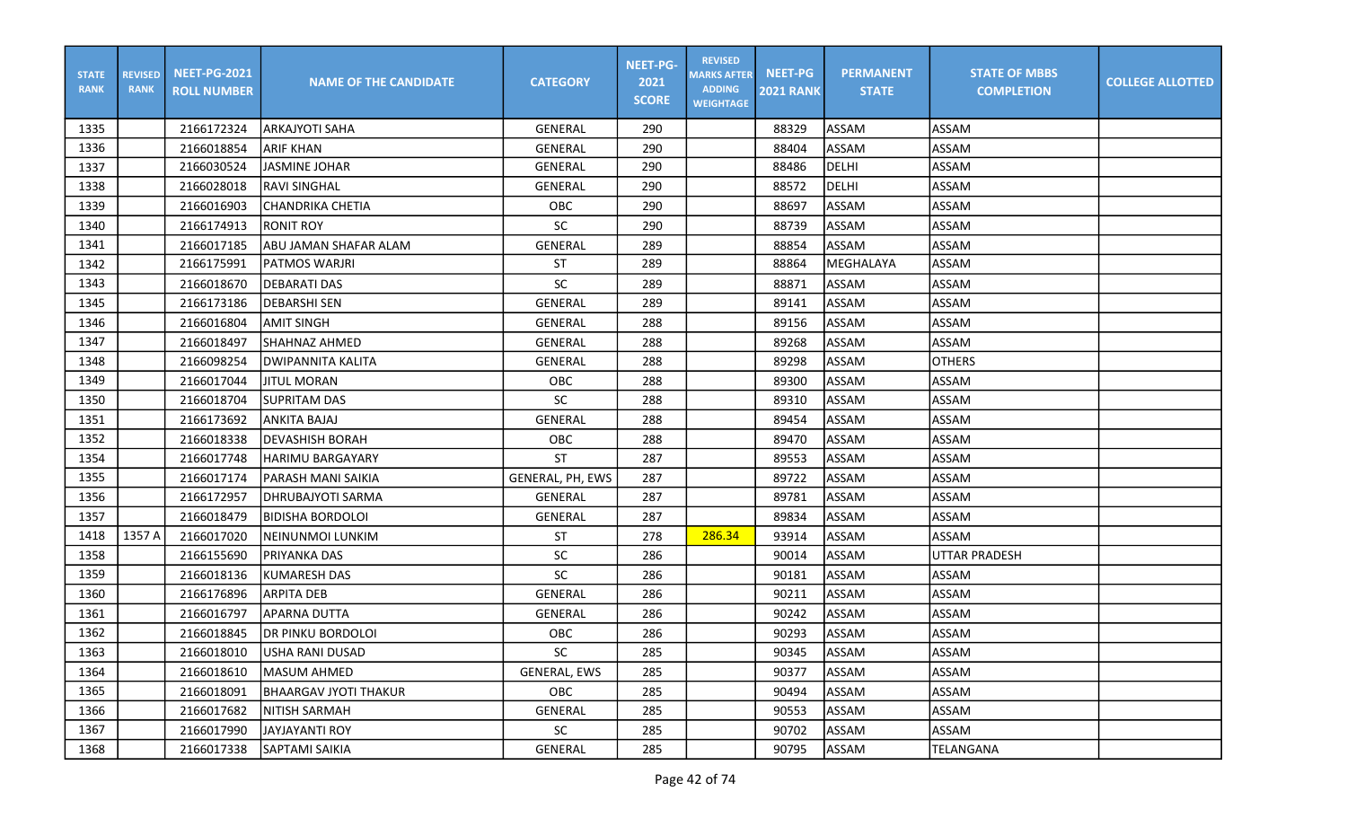| STATE RANK | REVISED RANK | NEET-PG-2021 ROLL NUMBER | NAME OF THE CANDIDATE | CATEGORY | NEET-PG-2021 SCORE | REVISED MARKS AFTER ADDING WEIGHTAGE | NEET-PG 2021 RANK | PERMANENT STATE | STATE OF MBBS COMPLETION | COLLEGE ALLOTTED |
|---|---|---|---|---|---|---|---|---|---|---|
| 1335 | | 2166172324 | ARKAJYOTI SAHA | GENERAL | 290 | | 88329 | ASSAM | ASSAM | |
| 1336 | | 2166018854 | ARIF KHAN | GENERAL | 290 | | 88404 | ASSAM | ASSAM | |
| 1337 | | 2166030524 | JASMINE JOHAR | GENERAL | 290 | | 88486 | DELHI | ASSAM | |
| 1338 | | 2166028018 | RAVI SINGHAL | GENERAL | 290 | | 88572 | DELHI | ASSAM | |
| 1339 | | 2166016903 | CHANDRIKA CHETIA | OBC | 290 | | 88697 | ASSAM | ASSAM | |
| 1340 | | 2166174913 | RONIT ROY | SC | 290 | | 88739 | ASSAM | ASSAM | |
| 1341 | | 2166017185 | ABU JAMAN SHAFAR ALAM | GENERAL | 289 | | 88854 | ASSAM | ASSAM | |
| 1342 | | 2166175991 | PATMOS WARJRI | ST | 289 | | 88864 | MEGHALAYA | ASSAM | |
| 1343 | | 2166018670 | DEBARATI DAS | SC | 289 | | 88871 | ASSAM | ASSAM | |
| 1345 | | 2166173186 | DEBARSHI SEN | GENERAL | 289 | | 89141 | ASSAM | ASSAM | |
| 1346 | | 2166016804 | AMIT SINGH | GENERAL | 288 | | 89156 | ASSAM | ASSAM | |
| 1347 | | 2166018497 | SHAHNAZ AHMED | GENERAL | 288 | | 89268 | ASSAM | ASSAM | |
| 1348 | | 2166098254 | DWIPANNITA KALITA | GENERAL | 288 | | 89298 | ASSAM | OTHERS | |
| 1349 | | 2166017044 | JITUL MORAN | OBC | 288 | | 89300 | ASSAM | ASSAM | |
| 1350 | | 2166018704 | SUPRITAM DAS | SC | 288 | | 89310 | ASSAM | ASSAM | |
| 1351 | | 2166173692 | ANKITA BAJAJ | GENERAL | 288 | | 89454 | ASSAM | ASSAM | |
| 1352 | | 2166018338 | DEVASHISH BORAH | OBC | 288 | | 89470 | ASSAM | ASSAM | |
| 1354 | | 2166017748 | HARIMU BARGAYARY | ST | 287 | | 89553 | ASSAM | ASSAM | |
| 1355 | | 2166017174 | PARASH MANI SAIKIA | GENERAL, PH, EWS | 287 | | 89722 | ASSAM | ASSAM | |
| 1356 | | 2166172957 | DHRUBAJYOTI SARMA | GENERAL | 287 | | 89781 | ASSAM | ASSAM | |
| 1357 | | 2166018479 | BIDISHA BORDOLOI | GENERAL | 287 | | 89834 | ASSAM | ASSAM | |
| 1418 | 1357 A | 2166017020 | NEINUNMOI LUNKIM | ST | 278 | 286.34 | 93914 | ASSAM | ASSAM | |
| 1358 | | 2166155690 | PRIYANKA DAS | SC | 286 | | 90014 | ASSAM | UTTAR PRADESH | |
| 1359 | | 2166018136 | KUMARESH DAS | SC | 286 | | 90181 | ASSAM | ASSAM | |
| 1360 | | 2166176896 | ARPITA DEB | GENERAL | 286 | | 90211 | ASSAM | ASSAM | |
| 1361 | | 2166016797 | APARNA DUTTA | GENERAL | 286 | | 90242 | ASSAM | ASSAM | |
| 1362 | | 2166018845 | DR PINKU BORDOLOI | OBC | 286 | | 90293 | ASSAM | ASSAM | |
| 1363 | | 2166018010 | USHA RANI DUSAD | SC | 285 | | 90345 | ASSAM | ASSAM | |
| 1364 | | 2166018610 | MASUM AHMED | GENERAL, EWS | 285 | | 90377 | ASSAM | ASSAM | |
| 1365 | | 2166018091 | BHAARGAV JYOTI THAKUR | OBC | 285 | | 90494 | ASSAM | ASSAM | |
| 1366 | | 2166017682 | NITISH SARMAH | GENERAL | 285 | | 90553 | ASSAM | ASSAM | |
| 1367 | | 2166017990 | JAYJAYANTI ROY | SC | 285 | | 90702 | ASSAM | ASSAM | |
| 1368 | | 2166017338 | SAPTAMI SAIKIA | GENERAL | 285 | | 90795 | ASSAM | TELANGANA | |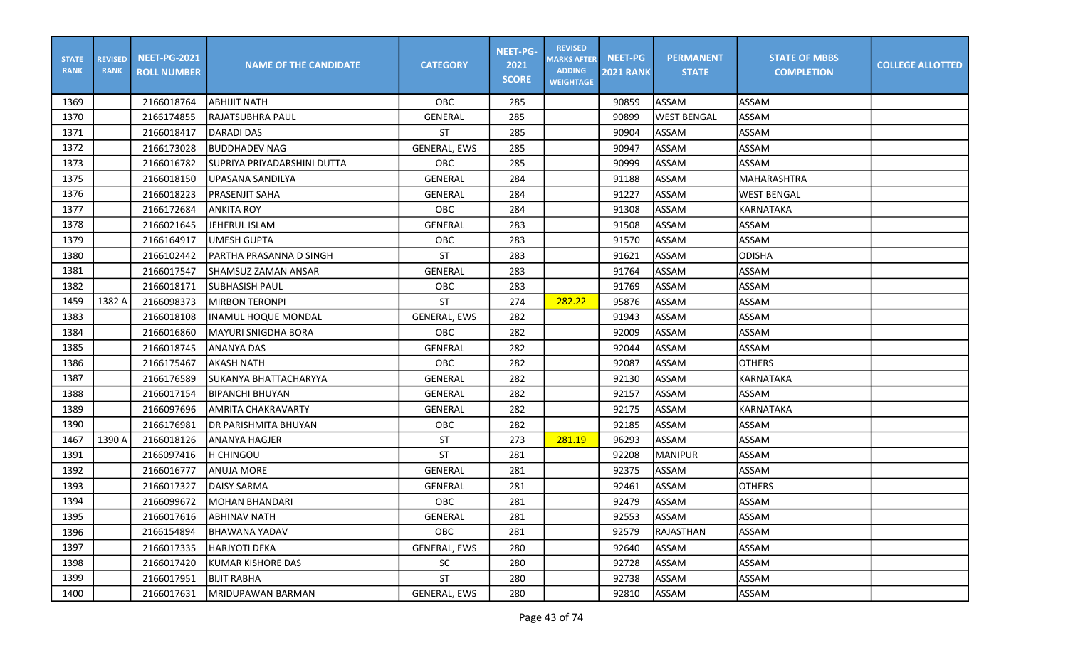| STATE RANK | REVISED RANK | NEET-PG-2021 ROLL NUMBER | NAME OF THE CANDIDATE | CATEGORY | NEET-PG-2021 SCORE | REVISED MARKS AFTER ADDING WEIGHTAGE | NEET-PG 2021 RANK | PERMANENT STATE | STATE OF MBBS COMPLETION | COLLEGE ALLOTTED |
|---|---|---|---|---|---|---|---|---|---|---|
| 1369 | | 2166018764 | ABHIJIT NATH | OBC | 285 | | 90859 | ASSAM | ASSAM | |
| 1370 | | 2166174855 | RAJATSUBHRA PAUL | GENERAL | 285 | | 90899 | WEST BENGAL | ASSAM | |
| 1371 | | 2166018417 | DARADI DAS | ST | 285 | | 90904 | ASSAM | ASSAM | |
| 1372 | | 2166173028 | BUDDHADEV NAG | GENERAL, EWS | 285 | | 90947 | ASSAM | ASSAM | |
| 1373 | | 2166016782 | SUPRIYA PRIYADARSHINI DUTTA | OBC | 285 | | 90999 | ASSAM | ASSAM | |
| 1375 | | 2166018150 | UPASANA SANDILYA | GENERAL | 284 | | 91188 | ASSAM | MAHARASHTRA | |
| 1376 | | 2166018223 | PRASENJIT SAHA | GENERAL | 284 | | 91227 | ASSAM | WEST BENGAL | |
| 1377 | | 2166172684 | ANKITA ROY | OBC | 284 | | 91308 | ASSAM | KARNATAKA | |
| 1378 | | 2166021645 | JEHERUL ISLAM | GENERAL | 283 | | 91508 | ASSAM | ASSAM | |
| 1379 | | 2166164917 | UMESH GUPTA | OBC | 283 | | 91570 | ASSAM | ASSAM | |
| 1380 | | 2166102442 | PARTHA PRASANNA D SINGH | ST | 283 | | 91621 | ASSAM | ODISHA | |
| 1381 | | 2166017547 | SHAMSUZ ZAMAN ANSAR | GENERAL | 283 | | 91764 | ASSAM | ASSAM | |
| 1382 | | 2166018171 | SUBHASISH PAUL | OBC | 283 | | 91769 | ASSAM | ASSAM | |
| 1459 | 1382 A | 2166098373 | MIRBON TERONPI | ST | 274 | 282.22 | 95876 | ASSAM | ASSAM | |
| 1383 | | 2166018108 | INAMUL HOQUE MONDAL | GENERAL, EWS | 282 | | 91943 | ASSAM | ASSAM | |
| 1384 | | 2166016860 | MAYURI SNIGDHA BORA | OBC | 282 | | 92009 | ASSAM | ASSAM | |
| 1385 | | 2166018745 | ANANYA DAS | GENERAL | 282 | | 92044 | ASSAM | ASSAM | |
| 1386 | | 2166175467 | AKASH NATH | OBC | 282 | | 92087 | ASSAM | OTHERS | |
| 1387 | | 2166176589 | SUKANYA BHATTACHARYYA | GENERAL | 282 | | 92130 | ASSAM | KARNATAKA | |
| 1388 | | 2166017154 | BIPANCHI BHUYAN | GENERAL | 282 | | 92157 | ASSAM | ASSAM | |
| 1389 | | 2166097696 | AMRITA CHAKRAVARTY | GENERAL | 282 | | 92175 | ASSAM | KARNATAKA | |
| 1390 | | 2166176981 | DR PARISHMITA BHUYAN | OBC | 282 | | 92185 | ASSAM | ASSAM | |
| 1467 | 1390 A | 2166018126 | ANANYA HAGJER | ST | 273 | 281.19 | 96293 | ASSAM | ASSAM | |
| 1391 | | 2166097416 | H CHINGOU | ST | 281 | | 92208 | MANIPUR | ASSAM | |
| 1392 | | 2166016777 | ANUJA MORE | GENERAL | 281 | | 92375 | ASSAM | ASSAM | |
| 1393 | | 2166017327 | DAISY SARMA | GENERAL | 281 | | 92461 | ASSAM | OTHERS | |
| 1394 | | 2166099672 | MOHAN BHANDARI | OBC | 281 | | 92479 | ASSAM | ASSAM | |
| 1395 | | 2166017616 | ABHINAV NATH | GENERAL | 281 | | 92553 | ASSAM | ASSAM | |
| 1396 | | 2166154894 | BHAWANA YADAV | OBC | 281 | | 92579 | RAJASTHAN | ASSAM | |
| 1397 | | 2166017335 | HARJYOTI DEKA | GENERAL, EWS | 280 | | 92640 | ASSAM | ASSAM | |
| 1398 | | 2166017420 | KUMAR KISHORE DAS | SC | 280 | | 92728 | ASSAM | ASSAM | |
| 1399 | | 2166017951 | BIJIT RABHA | ST | 280 | | 92738 | ASSAM | ASSAM | |
| 1400 | | 2166017631 | MRIDUPAWAN BARMAN | GENERAL, EWS | 280 | | 92810 | ASSAM | ASSAM | |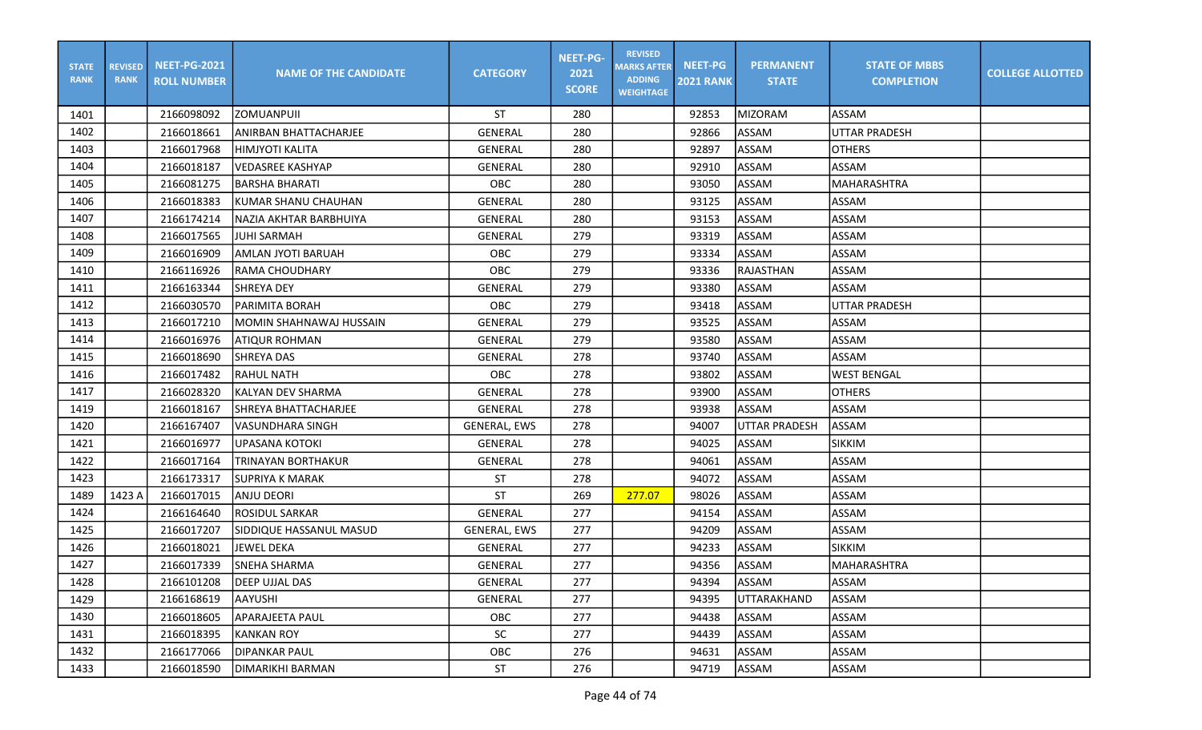| STATE RANK | REVISED RANK | NEET-PG-2021 ROLL NUMBER | NAME OF THE CANDIDATE | CATEGORY | NEET-PG-2021 SCORE | REVISED MARKS AFTER ADDING WEIGHTAGE | NEET-PG 2021 RANK | PERMANENT STATE | STATE OF MBBS COMPLETION | COLLEGE ALLOTTED |
|---|---|---|---|---|---|---|---|---|---|---|
| 1401 | | 2166098092 | ZOMUANPUII | ST | 280 | | 92853 | MIZORAM | ASSAM | |
| 1402 | | 2166018661 | ANIRBAN BHATTACHARJEE | GENERAL | 280 | | 92866 | ASSAM | UTTAR PRADESH | |
| 1403 | | 2166017968 | HIMJYOTI KALITA | GENERAL | 280 | | 92897 | ASSAM | OTHERS | |
| 1404 | | 2166018187 | VEDASREE KASHYAP | GENERAL | 280 | | 92910 | ASSAM | ASSAM | |
| 1405 | | 2166081275 | BARSHA BHARATI | OBC | 280 | | 93050 | ASSAM | MAHARASHTRA | |
| 1406 | | 2166018383 | KUMAR SHANU CHAUHAN | GENERAL | 280 | | 93125 | ASSAM | ASSAM | |
| 1407 | | 2166174214 | NAZIA AKHTAR BARBHUIYA | GENERAL | 280 | | 93153 | ASSAM | ASSAM | |
| 1408 | | 2166017565 | JUHI SARMAH | GENERAL | 279 | | 93319 | ASSAM | ASSAM | |
| 1409 | | 2166016909 | AMLAN JYOTI BARUAH | OBC | 279 | | 93334 | ASSAM | ASSAM | |
| 1410 | | 2166116926 | RAMA CHOUDHARY | OBC | 279 | | 93336 | RAJASTHAN | ASSAM | |
| 1411 | | 2166163344 | SHREYA DEY | GENERAL | 279 | | 93380 | ASSAM | ASSAM | |
| 1412 | | 2166030570 | PARIMITA BORAH | OBC | 279 | | 93418 | ASSAM | UTTAR PRADESH | |
| 1413 | | 2166017210 | MOMIN SHAHNAWAJ HUSSAIN | GENERAL | 279 | | 93525 | ASSAM | ASSAM | |
| 1414 | | 2166016976 | ATIQUR ROHMAN | GENERAL | 279 | | 93580 | ASSAM | ASSAM | |
| 1415 | | 2166018690 | SHREYA DAS | GENERAL | 278 | | 93740 | ASSAM | ASSAM | |
| 1416 | | 2166017482 | RAHUL NATH | OBC | 278 | | 93802 | ASSAM | WEST BENGAL | |
| 1417 | | 2166028320 | KALYAN DEV SHARMA | GENERAL | 278 | | 93900 | ASSAM | OTHERS | |
| 1419 | | 2166018167 | SHREYA BHATTACHARJEE | GENERAL | 278 | | 93938 | ASSAM | ASSAM | |
| 1420 | | 2166167407 | VASUNDHARA SINGH | GENERAL, EWS | 278 | | 94007 | UTTAR PRADESH | ASSAM | |
| 1421 | | 2166016977 | UPASANA KOTOKI | GENERAL | 278 | | 94025 | ASSAM | SIKKIM | |
| 1422 | | 2166017164 | TRINAYAN BORTHAKUR | GENERAL | 278 | | 94061 | ASSAM | ASSAM | |
| 1423 | | 2166173317 | SUPRIYA K MARAK | ST | 278 | | 94072 | ASSAM | ASSAM | |
| 1489 | 1423 A | 2166017015 | ANJU DEORI | ST | 269 | 277.07 | 98026 | ASSAM | ASSAM | |
| 1424 | | 2166164640 | ROSIDUL SARKAR | GENERAL | 277 | | 94154 | ASSAM | ASSAM | |
| 1425 | | 2166017207 | SIDDIQUE HASSANUL MASUD | GENERAL, EWS | 277 | | 94209 | ASSAM | ASSAM | |
| 1426 | | 2166018021 | JEWEL DEKA | GENERAL | 277 | | 94233 | ASSAM | SIKKIM | |
| 1427 | | 2166017339 | SNEHA SHARMA | GENERAL | 277 | | 94356 | ASSAM | MAHARASHTRA | |
| 1428 | | 2166101208 | DEEP UJJAL DAS | GENERAL | 277 | | 94394 | ASSAM | ASSAM | |
| 1429 | | 2166168619 | AAYUSHI | GENERAL | 277 | | 94395 | UTTARAKHAND | ASSAM | |
| 1430 | | 2166018605 | APARAJEETA PAUL | OBC | 277 | | 94438 | ASSAM | ASSAM | |
| 1431 | | 2166018395 | KANKAN ROY | SC | 277 | | 94439 | ASSAM | ASSAM | |
| 1432 | | 2166177066 | DIPANKAR PAUL | OBC | 276 | | 94631 | ASSAM | ASSAM | |
| 1433 | | 2166018590 | DIMARIKHI BARMAN | ST | 276 | | 94719 | ASSAM | ASSAM | |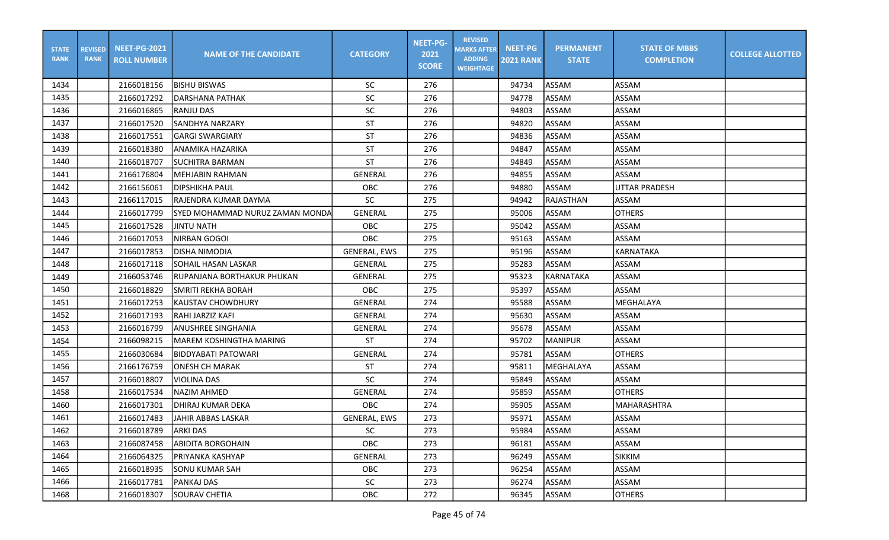| STATE RANK | REVISED RANK | NEET-PG-2021 ROLL NUMBER | NAME OF THE CANDIDATE | CATEGORY | NEET-PG-2021 SCORE | REVISED MARKS AFTER ADDING WEIGHTAGE | NEET-PG 2021 RANK | PERMANENT STATE | STATE OF MBBS COMPLETION | COLLEGE ALLOTTED |
|---|---|---|---|---|---|---|---|---|---|---|
| 1434 | | 2166018156 | BISHU BISWAS | SC | 276 | | 94734 | ASSAM | ASSAM | |
| 1435 | | 2166017292 | DARSHANA PATHAK | SC | 276 | | 94778 | ASSAM | ASSAM | |
| 1436 | | 2166016865 | RANJU DAS | SC | 276 | | 94803 | ASSAM | ASSAM | |
| 1437 | | 2166017520 | SANDHYA NARZARY | ST | 276 | | 94820 | ASSAM | ASSAM | |
| 1438 | | 2166017551 | GARGI SWARGIARY | ST | 276 | | 94836 | ASSAM | ASSAM | |
| 1439 | | 2166018380 | ANAMIKA HAZARIKA | ST | 276 | | 94847 | ASSAM | ASSAM | |
| 1440 | | 2166018707 | SUCHITRA BARMAN | ST | 276 | | 94849 | ASSAM | ASSAM | |
| 1441 | | 2166176804 | MEHJABIN RAHMAN | GENERAL | 276 | | 94855 | ASSAM | ASSAM | |
| 1442 | | 2166156061 | DIPSHIKHA PAUL | OBC | 276 | | 94880 | ASSAM | UTTAR PRADESH | |
| 1443 | | 2166117015 | RAJENDRA KUMAR DAYMA | SC | 275 | | 94942 | RAJASTHAN | ASSAM | |
| 1444 | | 2166017799 | SYED MOHAMMAD NURUZ ZAMAN MONDA | GENERAL | 275 | | 95006 | ASSAM | OTHERS | |
| 1445 | | 2166017528 | JINTU NATH | OBC | 275 | | 95042 | ASSAM | ASSAM | |
| 1446 | | 2166017053 | NIRBAN GOGOI | OBC | 275 | | 95163 | ASSAM | ASSAM | |
| 1447 | | 2166017853 | DISHA NIMODIA | GENERAL, EWS | 275 | | 95196 | ASSAM | KARNATAKA | |
| 1448 | | 2166017118 | SOHAIL HASAN LASKAR | GENERAL | 275 | | 95283 | ASSAM | ASSAM | |
| 1449 | | 2166053746 | RUPANJANA BORTHAKUR PHUKAN | GENERAL | 275 | | 95323 | KARNATAKA | ASSAM | |
| 1450 | | 2166018829 | SMRITI REKHA BORAH | OBC | 275 | | 95397 | ASSAM | ASSAM | |
| 1451 | | 2166017253 | KAUSTAV CHOWDHURY | GENERAL | 274 | | 95588 | ASSAM | MEGHALAYA | |
| 1452 | | 2166017193 | RAHI JARZIZ KAFI | GENERAL | 274 | | 95630 | ASSAM | ASSAM | |
| 1453 | | 2166016799 | ANUSHREE SINGHANIA | GENERAL | 274 | | 95678 | ASSAM | ASSAM | |
| 1454 | | 2166098215 | MAREM KOSHINGTHA MARING | ST | 274 | | 95702 | MANIPUR | ASSAM | |
| 1455 | | 2166030684 | BIDDYABATI PATOWARI | GENERAL | 274 | | 95781 | ASSAM | OTHERS | |
| 1456 | | 2166176759 | ONESH CH MARAK | ST | 274 | | 95811 | MEGHALAYA | ASSAM | |
| 1457 | | 2166018807 | VIOLINA DAS | SC | 274 | | 95849 | ASSAM | ASSAM | |
| 1458 | | 2166017534 | NAZIM AHMED | GENERAL | 274 | | 95859 | ASSAM | OTHERS | |
| 1460 | | 2166017301 | DHIRAJ KUMAR DEKA | OBC | 274 | | 95905 | ASSAM | MAHARASHTRA | |
| 1461 | | 2166017483 | JAHIR ABBAS LASKAR | GENERAL, EWS | 273 | | 95971 | ASSAM | ASSAM | |
| 1462 | | 2166018789 | ARKI DAS | SC | 273 | | 95984 | ASSAM | ASSAM | |
| 1463 | | 2166087458 | ABIDITA BORGOHAIN | OBC | 273 | | 96181 | ASSAM | ASSAM | |
| 1464 | | 2166064325 | PRIYANKA KASHYAP | GENERAL | 273 | | 96249 | ASSAM | SIKKIM | |
| 1465 | | 2166018935 | SONU KUMAR SAH | OBC | 273 | | 96254 | ASSAM | ASSAM | |
| 1466 | | 2166017781 | PANKAJ DAS | SC | 273 | | 96274 | ASSAM | ASSAM | |
| 1468 | | 2166018307 | SOURAV CHETIA | OBC | 272 | | 96345 | ASSAM | OTHERS | |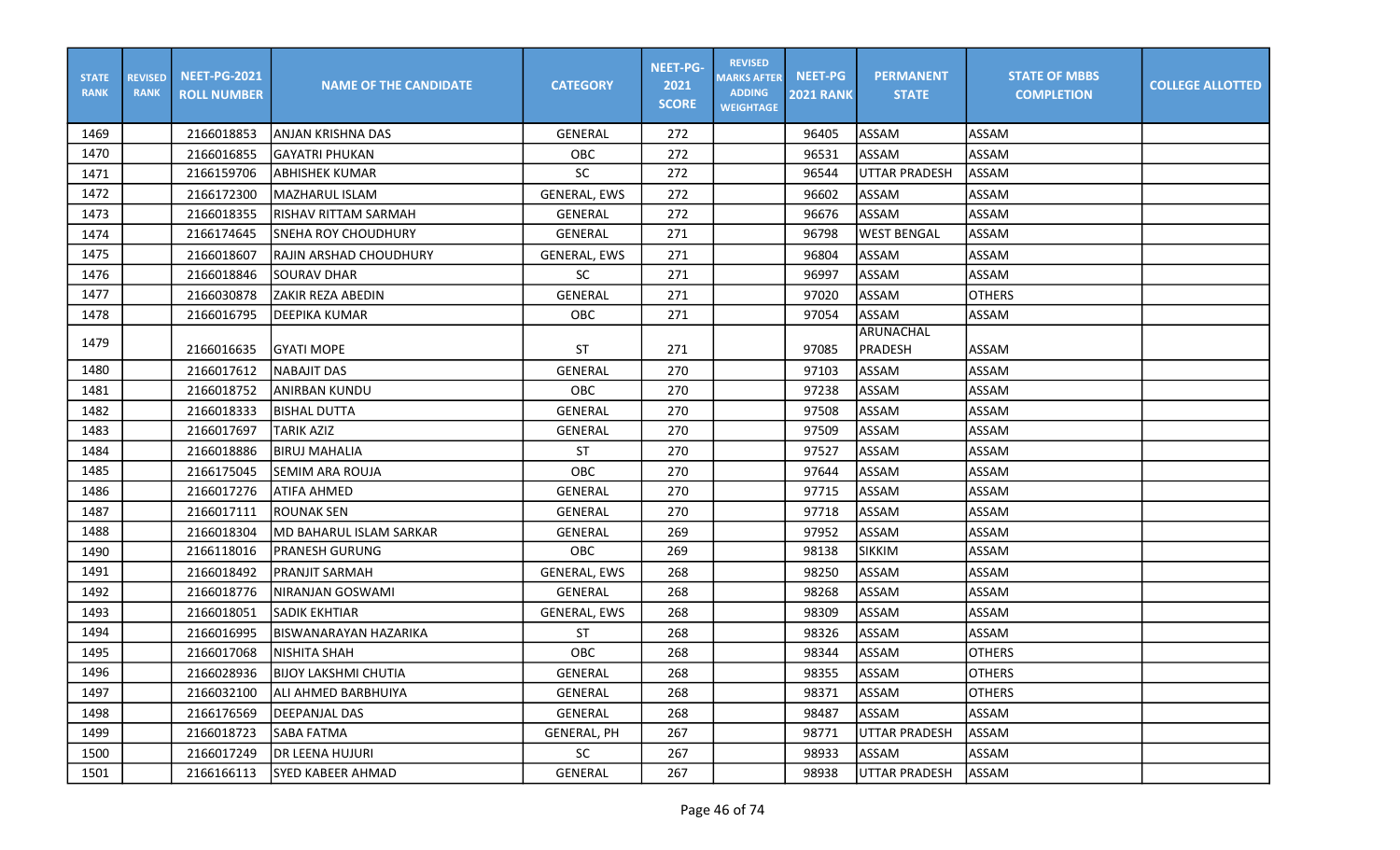| STATE RANK | REVISED RANK | NEET-PG-2021 ROLL NUMBER | NAME OF THE CANDIDATE | CATEGORY | NEET-PG-2021 SCORE | REVISED MARKS AFTER ADDING WEIGHTAGE | NEET-PG 2021 RANK | PERMANENT STATE | STATE OF MBBS COMPLETION | COLLEGE ALLOTTED |
|---|---|---|---|---|---|---|---|---|---|---|
| 1469 | | 2166018853 | ANJAN KRISHNA DAS | GENERAL | 272 | | 96405 | ASSAM | ASSAM | |
| 1470 | | 2166016855 | GAYATRI PHUKAN | OBC | 272 | | 96531 | ASSAM | ASSAM | |
| 1471 | | 2166159706 | ABHISHEK KUMAR | SC | 272 | | 96544 | UTTAR PRADESH | ASSAM | |
| 1472 | | 2166172300 | MAZHARUL ISLAM | GENERAL, EWS | 272 | | 96602 | ASSAM | ASSAM | |
| 1473 | | 2166018355 | RISHAV RITTAM SARMAH | GENERAL | 272 | | 96676 | ASSAM | ASSAM | |
| 1474 | | 2166174645 | SNEHA ROY CHOUDHURY | GENERAL | 271 | | 96798 | WEST BENGAL | ASSAM | |
| 1475 | | 2166018607 | RAJIN ARSHAD CHOUDHURY | GENERAL, EWS | 271 | | 96804 | ASSAM | ASSAM | |
| 1476 | | 2166018846 | SOURAV DHAR | SC | 271 | | 96997 | ASSAM | ASSAM | |
| 1477 | | 2166030878 | ZAKIR REZA ABEDIN | GENERAL | 271 | | 97020 | ASSAM | OTHERS | |
| 1478 | | 2166016795 | DEEPIKA KUMAR | OBC | 271 | | 97054 | ASSAM | ASSAM | |
| 1479 | | 2166016635 | GYATI MOPE | ST | 271 | | 97085 | ARUNACHAL PRADESH | ASSAM | |
| 1480 | | 2166017612 | NABAJIT DAS | GENERAL | 270 | | 97103 | ASSAM | ASSAM | |
| 1481 | | 2166018752 | ANIRBAN KUNDU | OBC | 270 | | 97238 | ASSAM | ASSAM | |
| 1482 | | 2166018333 | BISHAL DUTTA | GENERAL | 270 | | 97508 | ASSAM | ASSAM | |
| 1483 | | 2166017697 | TARIK AZIZ | GENERAL | 270 | | 97509 | ASSAM | ASSAM | |
| 1484 | | 2166018886 | BIRUJ MAHALIA | ST | 270 | | 97527 | ASSAM | ASSAM | |
| 1485 | | 2166175045 | SEMIM ARA ROUJA | OBC | 270 | | 97644 | ASSAM | ASSAM | |
| 1486 | | 2166017276 | ATIFA AHMED | GENERAL | 270 | | 97715 | ASSAM | ASSAM | |
| 1487 | | 2166017111 | ROUNAK SEN | GENERAL | 270 | | 97718 | ASSAM | ASSAM | |
| 1488 | | 2166018304 | MD BAHARUL ISLAM SARKAR | GENERAL | 269 | | 97952 | ASSAM | ASSAM | |
| 1490 | | 2166118016 | PRANESH GURUNG | OBC | 269 | | 98138 | SIKKIM | ASSAM | |
| 1491 | | 2166018492 | PRANJIT SARMAH | GENERAL, EWS | 268 | | 98250 | ASSAM | ASSAM | |
| 1492 | | 2166018776 | NIRANJAN GOSWAMI | GENERAL | 268 | | 98268 | ASSAM | ASSAM | |
| 1493 | | 2166018051 | SADIK EKHTIAR | GENERAL, EWS | 268 | | 98309 | ASSAM | ASSAM | |
| 1494 | | 2166016995 | BISWANARAYAN HAZARIKA | ST | 268 | | 98326 | ASSAM | ASSAM | |
| 1495 | | 2166017068 | NISHITA SHAH | OBC | 268 | | 98344 | ASSAM | OTHERS | |
| 1496 | | 2166028936 | BIJOY LAKSHMI CHUTIA | GENERAL | 268 | | 98355 | ASSAM | OTHERS | |
| 1497 | | 2166032100 | ALI AHMED BARBHUIYA | GENERAL | 268 | | 98371 | ASSAM | OTHERS | |
| 1498 | | 2166176569 | DEEPANJAL DAS | GENERAL | 268 | | 98487 | ASSAM | ASSAM | |
| 1499 | | 2166018723 | SABA FATMA | GENERAL, PH | 267 | | 98771 | UTTAR PRADESH | ASSAM | |
| 1500 | | 2166017249 | DR LEENA HUJURI | SC | 267 | | 98933 | ASSAM | ASSAM | |
| 1501 | | 2166166113 | SYED KABEER AHMAD | GENERAL | 267 | | 98938 | UTTAR PRADESH | ASSAM | |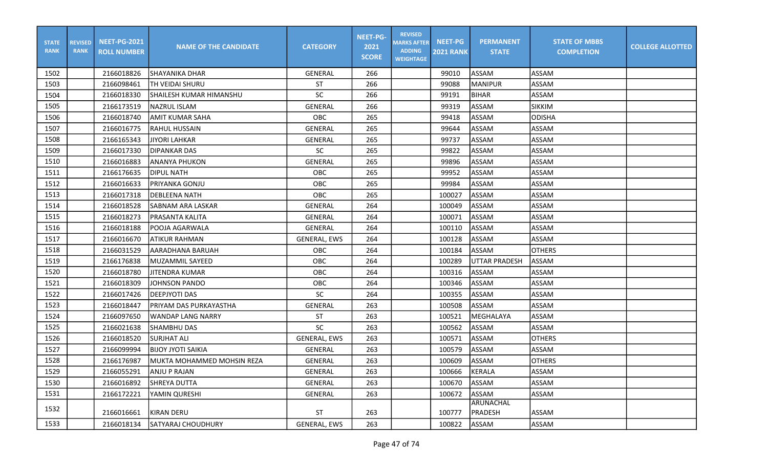| STATE RANK | REVISED RANK | NEET-PG-2021 ROLL NUMBER | NAME OF THE CANDIDATE | CATEGORY | NEET-PG-2021 SCORE | REVISED MARKS AFTER ADDING WEIGHTAGE | NEET-PG 2021 RANK | PERMANENT STATE | STATE OF MBBS COMPLETION | COLLEGE ALLOTTED |
|---|---|---|---|---|---|---|---|---|---|---|
| 1502 | | 2166018826 | SHAYANIKA DHAR | GENERAL | 266 | | 99010 | ASSAM | ASSAM | |
| 1503 | | 2166098461 | TH VEIDAI SHURU | ST | 266 | | 99088 | MANIPUR | ASSAM | |
| 1504 | | 2166018330 | SHAILESH KUMAR HIMANSHU | SC | 266 | | 99191 | BIHAR | ASSAM | |
| 1505 | | 2166173519 | NAZRUL ISLAM | GENERAL | 266 | | 99319 | ASSAM | SIKKIM | |
| 1506 | | 2166018740 | AMIT KUMAR SAHA | OBC | 265 | | 99418 | ASSAM | ODISHA | |
| 1507 | | 2166016775 | RAHUL HUSSAIN | GENERAL | 265 | | 99644 | ASSAM | ASSAM | |
| 1508 | | 2166165343 | JIYORI LAHKAR | GENERAL | 265 | | 99737 | ASSAM | ASSAM | |
| 1509 | | 2166017330 | DIPANKAR DAS | SC | 265 | | 99822 | ASSAM | ASSAM | |
| 1510 | | 2166016883 | ANANYA PHUKON | GENERAL | 265 | | 99896 | ASSAM | ASSAM | |
| 1511 | | 2166176635 | DIPUL NATH | OBC | 265 | | 99952 | ASSAM | ASSAM | |
| 1512 | | 2166016633 | PRIYANKA GONJU | OBC | 265 | | 99984 | ASSAM | ASSAM | |
| 1513 | | 2166017318 | DEBLEENA NATH | OBC | 265 | | 100027 | ASSAM | ASSAM | |
| 1514 | | 2166018528 | SABNAM ARA LASKAR | GENERAL | 264 | | 100049 | ASSAM | ASSAM | |
| 1515 | | 2166018273 | PRASANTA KALITA | GENERAL | 264 | | 100071 | ASSAM | ASSAM | |
| 1516 | | 2166018188 | POOJA AGARWALA | GENERAL | 264 | | 100110 | ASSAM | ASSAM | |
| 1517 | | 2166016670 | ATIKUR RAHMAN | GENERAL, EWS | 264 | | 100128 | ASSAM | ASSAM | |
| 1518 | | 2166031529 | AARADHANA BARUAH | OBC | 264 | | 100184 | ASSAM | OTHERS | |
| 1519 | | 2166176838 | MUZAMMIL SAYEED | OBC | 264 | | 100289 | UTTAR PRADESH | ASSAM | |
| 1520 | | 2166018780 | JITENDRA KUMAR | OBC | 264 | | 100316 | ASSAM | ASSAM | |
| 1521 | | 2166018309 | JOHNSON PANDO | OBC | 264 | | 100346 | ASSAM | ASSAM | |
| 1522 | | 2166017426 | DEEPJYOTI DAS | SC | 264 | | 100355 | ASSAM | ASSAM | |
| 1523 | | 2166018447 | PRIYAM DAS PURKAYASTHA | GENERAL | 263 | | 100508 | ASSAM | ASSAM | |
| 1524 | | 2166097650 | WANDAP LANG NARRY | ST | 263 | | 100521 | MEGHALAYA | ASSAM | |
| 1525 | | 2166021638 | SHAMBHU DAS | SC | 263 | | 100562 | ASSAM | ASSAM | |
| 1526 | | 2166018520 | SURJHAT ALI | GENERAL, EWS | 263 | | 100571 | ASSAM | OTHERS | |
| 1527 | | 2166099994 | BIJOY JYOTI SAIKIA | GENERAL | 263 | | 100579 | ASSAM | ASSAM | |
| 1528 | | 2166176987 | MUKTA MOHAMMED MOHSIN REZA | GENERAL | 263 | | 100609 | ASSAM | OTHERS | |
| 1529 | | 2166055291 | ANJU P RAJAN | GENERAL | 263 | | 100666 | KERALA | ASSAM | |
| 1530 | | 2166016892 | SHREYA DUTTA | GENERAL | 263 | | 100670 | ASSAM | ASSAM | |
| 1531 | | 2166172221 | YAMIN QURESHI | GENERAL | 263 | | 100672 | ASSAM | ASSAM | |
| 1532 | | 2166016661 | KIRAN DERU | ST | 263 | | 100777 | ARUNACHAL PRADESH | ASSAM | |
| 1533 | | 2166018134 | SATYARAJ CHOUDHURY | GENERAL, EWS | 263 | | 100822 | ASSAM | ASSAM | |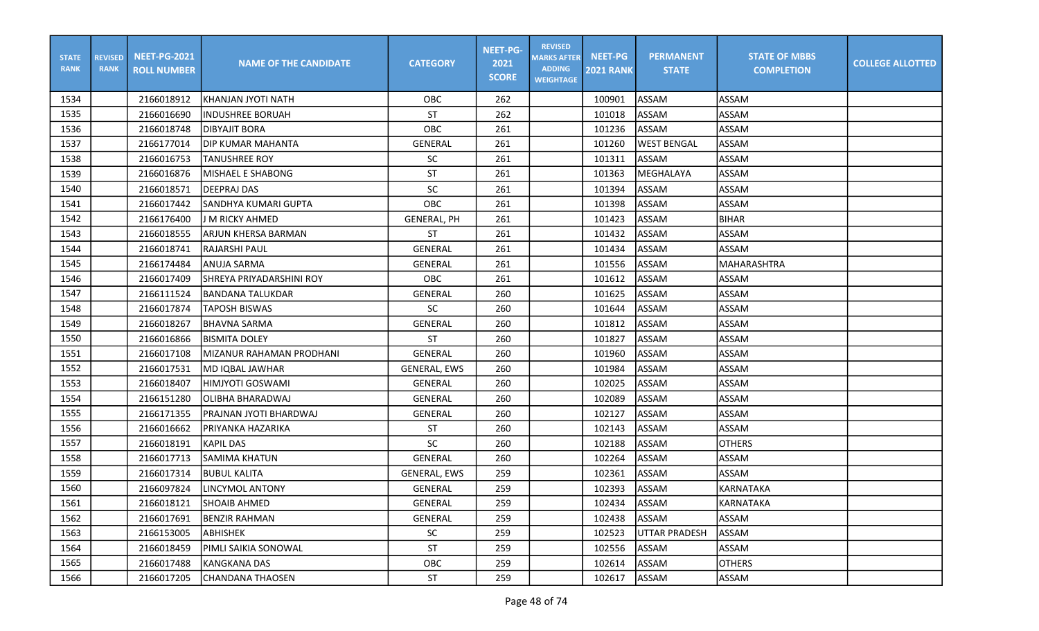| STATE RANK | REVISED RANK | NEET-PG-2021 ROLL NUMBER | NAME OF THE CANDIDATE | CATEGORY | NEET-PG-2021 SCORE | REVISED MARKS AFTER ADDING WEIGHTAGE | NEET-PG 2021 RANK | PERMANENT STATE | STATE OF MBBS COMPLETION | COLLEGE ALLOTTED |
|---|---|---|---|---|---|---|---|---|---|---|
| 1534 | | 2166018912 | KHANJAN JYOTI NATH | OBC | 262 | | 100901 | ASSAM | ASSAM | |
| 1535 | | 2166016690 | INDUSHREE BORUAH | ST | 262 | | 101018 | ASSAM | ASSAM | |
| 1536 | | 2166018748 | DIBYAJIT BORA | OBC | 261 | | 101236 | ASSAM | ASSAM | |
| 1537 | | 2166177014 | DIP KUMAR MAHANTA | GENERAL | 261 | | 101260 | WEST BENGAL | ASSAM | |
| 1538 | | 2166016753 | TANUSHREE ROY | SC | 261 | | 101311 | ASSAM | ASSAM | |
| 1539 | | 2166016876 | MISHAEL E SHABONG | ST | 261 | | 101363 | MEGHALAYA | ASSAM | |
| 1540 | | 2166018571 | DEEPRAJ DAS | SC | 261 | | 101394 | ASSAM | ASSAM | |
| 1541 | | 2166017442 | SANDHYA KUMARI GUPTA | OBC | 261 | | 101398 | ASSAM | ASSAM | |
| 1542 | | 2166176400 | J M RICKY AHMED | GENERAL, PH | 261 | | 101423 | ASSAM | BIHAR | |
| 1543 | | 2166018555 | ARJUN KHERSA BARMAN | ST | 261 | | 101432 | ASSAM | ASSAM | |
| 1544 | | 2166018741 | RAJARSHI PAUL | GENERAL | 261 | | 101434 | ASSAM | ASSAM | |
| 1545 | | 2166174484 | ANUJA SARMA | GENERAL | 261 | | 101556 | ASSAM | MAHARASHTRA | |
| 1546 | | 2166017409 | SHREYA PRIYADARSHINI ROY | OBC | 261 | | 101612 | ASSAM | ASSAM | |
| 1547 | | 2166111524 | BANDANA TALUKDAR | GENERAL | 260 | | 101625 | ASSAM | ASSAM | |
| 1548 | | 2166017874 | TAPOSH BISWAS | SC | 260 | | 101644 | ASSAM | ASSAM | |
| 1549 | | 2166018267 | BHAVNA SARMA | GENERAL | 260 | | 101812 | ASSAM | ASSAM | |
| 1550 | | 2166016866 | BISMITA DOLEY | ST | 260 | | 101827 | ASSAM | ASSAM | |
| 1551 | | 2166017108 | MIZANUR RAHAMAN PRODHANI | GENERAL | 260 | | 101960 | ASSAM | ASSAM | |
| 1552 | | 2166017531 | MD IQBAL JAWHAR | GENERAL, EWS | 260 | | 101984 | ASSAM | ASSAM | |
| 1553 | | 2166018407 | HIMJYOTI GOSWAMI | GENERAL | 260 | | 102025 | ASSAM | ASSAM | |
| 1554 | | 2166151280 | OLIBHA BHARADWAJ | GENERAL | 260 | | 102089 | ASSAM | ASSAM | |
| 1555 | | 2166171355 | PRAJNAN JYOTI BHARDWAJ | GENERAL | 260 | | 102127 | ASSAM | ASSAM | |
| 1556 | | 2166016662 | PRIYANKA HAZARIKA | ST | 260 | | 102143 | ASSAM | ASSAM | |
| 1557 | | 2166018191 | KAPIL DAS | SC | 260 | | 102188 | ASSAM | OTHERS | |
| 1558 | | 2166017713 | SAMIMA KHATUN | GENERAL | 260 | | 102264 | ASSAM | ASSAM | |
| 1559 | | 2166017314 | BUBUL KALITA | GENERAL, EWS | 259 | | 102361 | ASSAM | ASSAM | |
| 1560 | | 2166097824 | LINCYMOL ANTONY | GENERAL | 259 | | 102393 | ASSAM | KARNATAKA | |
| 1561 | | 2166018121 | SHOAIB AHMED | GENERAL | 259 | | 102434 | ASSAM | KARNATAKA | |
| 1562 | | 2166017691 | BENZIR RAHMAN | GENERAL | 259 | | 102438 | ASSAM | ASSAM | |
| 1563 | | 2166153005 | ABHISHEK | SC | 259 | | 102523 | UTTAR PRADESH | ASSAM | |
| 1564 | | 2166018459 | PIMLI SAIKIA SONOWAL | ST | 259 | | 102556 | ASSAM | ASSAM | |
| 1565 | | 2166017488 | KANGKANA DAS | OBC | 259 | | 102614 | ASSAM | OTHERS | |
| 1566 | | 2166017205 | CHANDANA THAOSEN | ST | 259 | | 102617 | ASSAM | ASSAM | |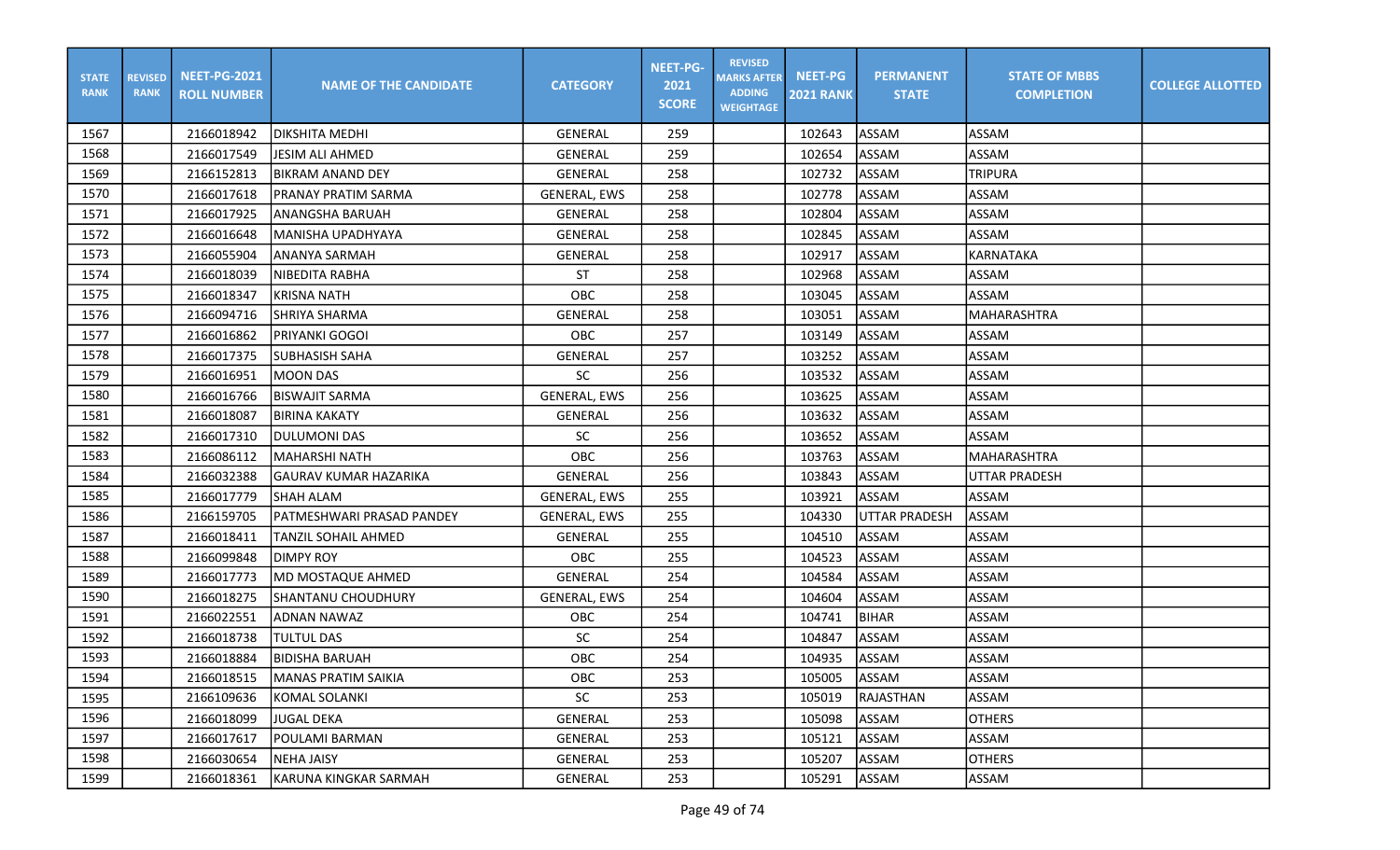| STATE RANK | REVISED RANK | NEET-PG-2021 ROLL NUMBER | NAME OF THE CANDIDATE | CATEGORY | NEET-PG-2021 SCORE | REVISED MARKS AFTER ADDING WEIGHTAGE | NEET-PG 2021 RANK | PERMANENT STATE | STATE OF MBBS COMPLETION | COLLEGE ALLOTTED |
|---|---|---|---|---|---|---|---|---|---|---|
| 1567 | | 2166018942 | DIKSHITA MEDHI | GENERAL | 259 | | 102643 | ASSAM | ASSAM | |
| 1568 | | 2166017549 | JESIM ALI AHMED | GENERAL | 259 | | 102654 | ASSAM | ASSAM | |
| 1569 | | 2166152813 | BIKRAM ANAND DEY | GENERAL | 258 | | 102732 | ASSAM | TRIPURA | |
| 1570 | | 2166017618 | PRANAY PRATIM SARMA | GENERAL, EWS | 258 | | 102778 | ASSAM | ASSAM | |
| 1571 | | 2166017925 | ANANGSHA BARUAH | GENERAL | 258 | | 102804 | ASSAM | ASSAM | |
| 1572 | | 2166016648 | MANISHA UPADHYAYA | GENERAL | 258 | | 102845 | ASSAM | ASSAM | |
| 1573 | | 2166055904 | ANANYA SARMAH | GENERAL | 258 | | 102917 | ASSAM | KARNATAKA | |
| 1574 | | 2166018039 | NIBEDITA RABHA | ST | 258 | | 102968 | ASSAM | ASSAM | |
| 1575 | | 2166018347 | KRISNA NATH | OBC | 258 | | 103045 | ASSAM | ASSAM | |
| 1576 | | 2166094716 | SHRIYA SHARMA | GENERAL | 258 | | 103051 | ASSAM | MAHARASHTRA | |
| 1577 | | 2166016862 | PRIYANKI GOGOI | OBC | 257 | | 103149 | ASSAM | ASSAM | |
| 1578 | | 2166017375 | SUBHASISH SAHA | GENERAL | 257 | | 103252 | ASSAM | ASSAM | |
| 1579 | | 2166016951 | MOON DAS | SC | 256 | | 103532 | ASSAM | ASSAM | |
| 1580 | | 2166016766 | BISWAJIT SARMA | GENERAL, EWS | 256 | | 103625 | ASSAM | ASSAM | |
| 1581 | | 2166018087 | BIRINA KAKATY | GENERAL | 256 | | 103632 | ASSAM | ASSAM | |
| 1582 | | 2166017310 | DULUMONI DAS | SC | 256 | | 103652 | ASSAM | ASSAM | |
| 1583 | | 2166086112 | MAHARSHI NATH | OBC | 256 | | 103763 | ASSAM | MAHARASHTRA | |
| 1584 | | 2166032388 | GAURAV KUMAR HAZARIKA | GENERAL | 256 | | 103843 | ASSAM | UTTAR PRADESH | |
| 1585 | | 2166017779 | SHAH ALAM | GENERAL, EWS | 255 | | 103921 | ASSAM | ASSAM | |
| 1586 | | 2166159705 | PATMESHWARI PRASAD PANDEY | GENERAL, EWS | 255 | | 104330 | UTTAR PRADESH | ASSAM | |
| 1587 | | 2166018411 | TANZIL SOHAIL AHMED | GENERAL | 255 | | 104510 | ASSAM | ASSAM | |
| 1588 | | 2166099848 | DIMPY ROY | OBC | 255 | | 104523 | ASSAM | ASSAM | |
| 1589 | | 2166017773 | MD MOSTAQUE AHMED | GENERAL | 254 | | 104584 | ASSAM | ASSAM | |
| 1590 | | 2166018275 | SHANTANU CHOUDHURY | GENERAL, EWS | 254 | | 104604 | ASSAM | ASSAM | |
| 1591 | | 2166022551 | ADNAN NAWAZ | OBC | 254 | | 104741 | BIHAR | ASSAM | |
| 1592 | | 2166018738 | TULTUL DAS | SC | 254 | | 104847 | ASSAM | ASSAM | |
| 1593 | | 2166018884 | BIDISHA BARUAH | OBC | 254 | | 104935 | ASSAM | ASSAM | |
| 1594 | | 2166018515 | MANAS PRATIM SAIKIA | OBC | 253 | | 105005 | ASSAM | ASSAM | |
| 1595 | | 2166109636 | KOMAL SOLANKI | SC | 253 | | 105019 | RAJASTHAN | ASSAM | |
| 1596 | | 2166018099 | JUGAL DEKA | GENERAL | 253 | | 105098 | ASSAM | OTHERS | |
| 1597 | | 2166017617 | POULAMI BARMAN | GENERAL | 253 | | 105121 | ASSAM | ASSAM | |
| 1598 | | 2166030654 | NEHA JAISY | GENERAL | 253 | | 105207 | ASSAM | OTHERS | |
| 1599 | | 2166018361 | KARUNA KINGKAR SARMAH | GENERAL | 253 | | 105291 | ASSAM | ASSAM | |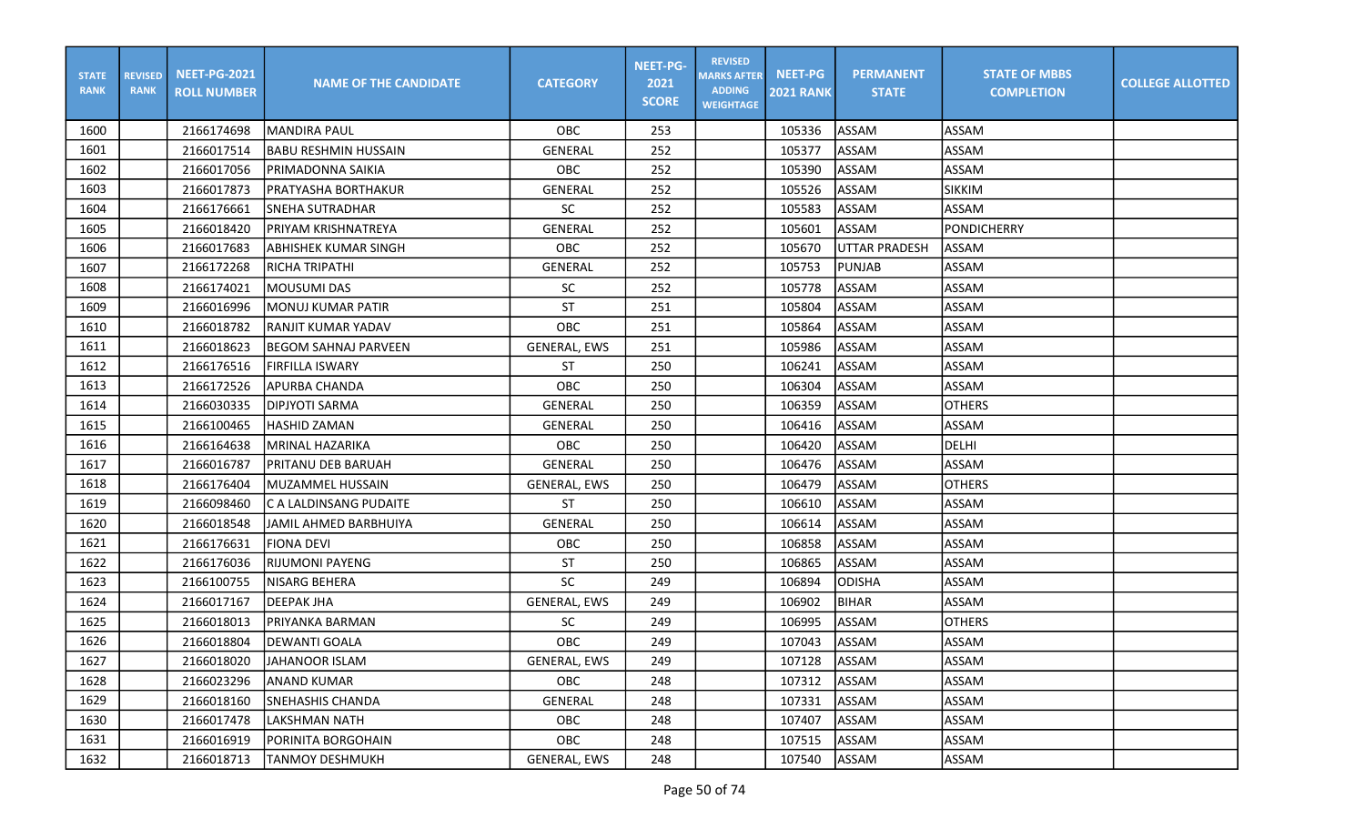| STATE RANK | REVISED RANK | NEET-PG-2021 ROLL NUMBER | NAME OF THE CANDIDATE | CATEGORY | NEET-PG-2021 SCORE | REVISED MARKS AFTER ADDING WEIGHTAGE | NEET-PG 2021 RANK | PERMANENT STATE | STATE OF MBBS COMPLETION | COLLEGE ALLOTTED |
|---|---|---|---|---|---|---|---|---|---|---|
| 1600 | | 2166174698 | MANDIRA PAUL | OBC | 253 | | 105336 | ASSAM | ASSAM | |
| 1601 | | 2166017514 | BABU RESHMIN HUSSAIN | GENERAL | 252 | | 105377 | ASSAM | ASSAM | |
| 1602 | | 2166017056 | PRIMADONNA SAIKIA | OBC | 252 | | 105390 | ASSAM | ASSAM | |
| 1603 | | 2166017873 | PRATYASHA BORTHAKUR | GENERAL | 252 | | 105526 | ASSAM | SIKKIM | |
| 1604 | | 2166176661 | SNEHA SUTRADHAR | SC | 252 | | 105583 | ASSAM | ASSAM | |
| 1605 | | 2166018420 | PRIYAM KRISHNATREYA | GENERAL | 252 | | 105601 | ASSAM | PONDICHERRY | |
| 1606 | | 2166017683 | ABHISHEK KUMAR SINGH | OBC | 252 | | 105670 | UTTAR PRADESH | ASSAM | |
| 1607 | | 2166172268 | RICHA TRIPATHI | GENERAL | 252 | | 105753 | PUNJAB | ASSAM | |
| 1608 | | 2166174021 | MOUSUMI DAS | SC | 252 | | 105778 | ASSAM | ASSAM | |
| 1609 | | 2166016996 | MONUJ KUMAR PATIR | ST | 251 | | 105804 | ASSAM | ASSAM | |
| 1610 | | 2166018782 | RANJIT KUMAR YADAV | OBC | 251 | | 105864 | ASSAM | ASSAM | |
| 1611 | | 2166018623 | BEGOM SAHNAJ PARVEEN | GENERAL, EWS | 251 | | 105986 | ASSAM | ASSAM | |
| 1612 | | 2166176516 | FIRFILLA ISWARY | ST | 250 | | 106241 | ASSAM | ASSAM | |
| 1613 | | 2166172526 | APURBA CHANDA | OBC | 250 | | 106304 | ASSAM | ASSAM | |
| 1614 | | 2166030335 | DIPJYOTI SARMA | GENERAL | 250 | | 106359 | ASSAM | OTHERS | |
| 1615 | | 2166100465 | HASHID ZAMAN | GENERAL | 250 | | 106416 | ASSAM | ASSAM | |
| 1616 | | 2166164638 | MRINAL HAZARIKA | OBC | 250 | | 106420 | ASSAM | DELHI | |
| 1617 | | 2166016787 | PRITANU DEB BARUAH | GENERAL | 250 | | 106476 | ASSAM | ASSAM | |
| 1618 | | 2166176404 | MUZAMMEL HUSSAIN | GENERAL, EWS | 250 | | 106479 | ASSAM | OTHERS | |
| 1619 | | 2166098460 | C A LALDINSANG PUDAITE | ST | 250 | | 106610 | ASSAM | ASSAM | |
| 1620 | | 2166018548 | JAMIL AHMED BARBHUIYA | GENERAL | 250 | | 106614 | ASSAM | ASSAM | |
| 1621 | | 2166176631 | FIONA DEVI | OBC | 250 | | 106858 | ASSAM | ASSAM | |
| 1622 | | 2166176036 | RIJUMONI PAYENG | ST | 250 | | 106865 | ASSAM | ASSAM | |
| 1623 | | 2166100755 | NISARG BEHERA | SC | 249 | | 106894 | ODISHA | ASSAM | |
| 1624 | | 2166017167 | DEEPAK JHA | GENERAL, EWS | 249 | | 106902 | BIHAR | ASSAM | |
| 1625 | | 2166018013 | PRIYANKA BARMAN | SC | 249 | | 106995 | ASSAM | OTHERS | |
| 1626 | | 2166018804 | DEWANTI GOALA | OBC | 249 | | 107043 | ASSAM | ASSAM | |
| 1627 | | 2166018020 | JAHANOOR ISLAM | GENERAL, EWS | 249 | | 107128 | ASSAM | ASSAM | |
| 1628 | | 2166023296 | ANAND KUMAR | OBC | 248 | | 107312 | ASSAM | ASSAM | |
| 1629 | | 2166018160 | SNEHASHIS CHANDA | GENERAL | 248 | | 107331 | ASSAM | ASSAM | |
| 1630 | | 2166017478 | LAKSHMAN NATH | OBC | 248 | | 107407 | ASSAM | ASSAM | |
| 1631 | | 2166016919 | PORINITA BORGOHAIN | OBC | 248 | | 107515 | ASSAM | ASSAM | |
| 1632 | | 2166018713 | TANMOY DESHMUKH | GENERAL, EWS | 248 | | 107540 | ASSAM | ASSAM | |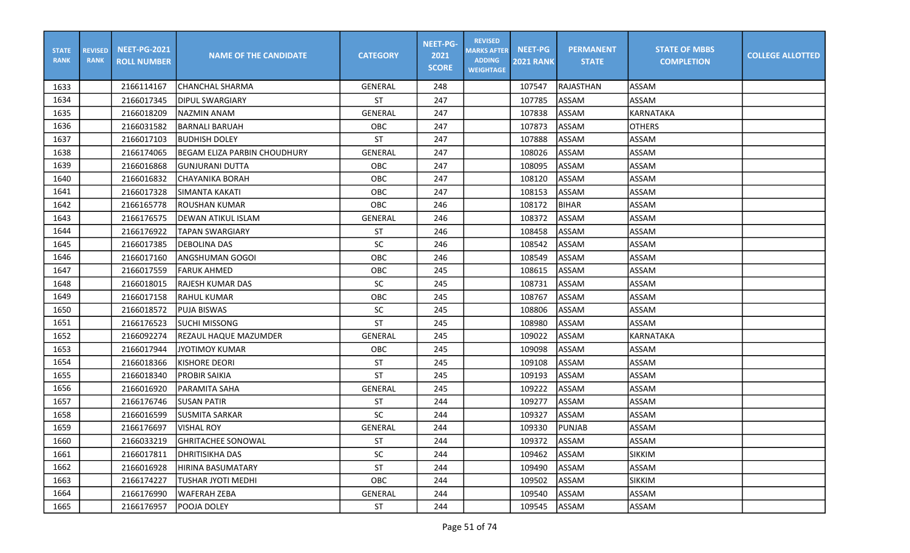| STATE RANK | REVISED RANK | NEET-PG-2021 ROLL NUMBER | NAME OF THE CANDIDATE | CATEGORY | NEET-PG-2021 SCORE | REVISED MARKS AFTER ADDING WEIGHTAGE | NEET-PG 2021 RANK | PERMANENT STATE | STATE OF MBBS COMPLETION | COLLEGE ALLOTTED |
|---|---|---|---|---|---|---|---|---|---|---|
| 1633 | | 2166114167 | CHANCHAL SHARMA | GENERAL | 248 | | 107547 | RAJASTHAN | ASSAM | |
| 1634 | | 2166017345 | DIPUL SWARGIARY | ST | 247 | | 107785 | ASSAM | ASSAM | |
| 1635 | | 2166018209 | NAZMIN ANAM | GENERAL | 247 | | 107838 | ASSAM | KARNATAKA | |
| 1636 | | 2166031582 | BARNALI BARUAH | OBC | 247 | | 107873 | ASSAM | OTHERS | |
| 1637 | | 2166017103 | BUDHISH DOLEY | ST | 247 | | 107888 | ASSAM | ASSAM | |
| 1638 | | 2166174065 | BEGAM ELIZA PARBIN CHOUDHURY | GENERAL | 247 | | 108026 | ASSAM | ASSAM | |
| 1639 | | 2166016868 | GUNJURANI DUTTA | OBC | 247 | | 108095 | ASSAM | ASSAM | |
| 1640 | | 2166016832 | CHAYANIKA BORAH | OBC | 247 | | 108120 | ASSAM | ASSAM | |
| 1641 | | 2166017328 | SIMANTA KAKATI | OBC | 247 | | 108153 | ASSAM | ASSAM | |
| 1642 | | 2166165778 | ROUSHAN KUMAR | OBC | 246 | | 108172 | BIHAR | ASSAM | |
| 1643 | | 2166176575 | DEWAN ATIKUL ISLAM | GENERAL | 246 | | 108372 | ASSAM | ASSAM | |
| 1644 | | 2166176922 | TAPAN SWARGIARY | ST | 246 | | 108458 | ASSAM | ASSAM | |
| 1645 | | 2166017385 | DEBOLINA DAS | SC | 246 | | 108542 | ASSAM | ASSAM | |
| 1646 | | 2166017160 | ANGSHUMAN GOGOI | OBC | 246 | | 108549 | ASSAM | ASSAM | |
| 1647 | | 2166017559 | FARUK AHMED | OBC | 245 | | 108615 | ASSAM | ASSAM | |
| 1648 | | 2166018015 | RAJESH KUMAR DAS | SC | 245 | | 108731 | ASSAM | ASSAM | |
| 1649 | | 2166017158 | RAHUL KUMAR | OBC | 245 | | 108767 | ASSAM | ASSAM | |
| 1650 | | 2166018572 | PUJA BISWAS | SC | 245 | | 108806 | ASSAM | ASSAM | |
| 1651 | | 2166176523 | SUCHI MISSONG | ST | 245 | | 108980 | ASSAM | ASSAM | |
| 1652 | | 2166092274 | REZAUL HAQUE MAZUMDER | GENERAL | 245 | | 109022 | ASSAM | KARNATAKA | |
| 1653 | | 2166017944 | JYOTIMOY KUMAR | OBC | 245 | | 109098 | ASSAM | ASSAM | |
| 1654 | | 2166018366 | KISHORE DEORI | ST | 245 | | 109108 | ASSAM | ASSAM | |
| 1655 | | 2166018340 | PROBIR SAIKIA | ST | 245 | | 109193 | ASSAM | ASSAM | |
| 1656 | | 2166016920 | PARAMITA SAHA | GENERAL | 245 | | 109222 | ASSAM | ASSAM | |
| 1657 | | 2166176746 | SUSAN PATIR | ST | 244 | | 109277 | ASSAM | ASSAM | |
| 1658 | | 2166016599 | SUSMITA SARKAR | SC | 244 | | 109327 | ASSAM | ASSAM | |
| 1659 | | 2166176697 | VISHAL ROY | GENERAL | 244 | | 109330 | PUNJAB | ASSAM | |
| 1660 | | 2166033219 | GHRITACHEE SONOWAL | ST | 244 | | 109372 | ASSAM | ASSAM | |
| 1661 | | 2166017811 | DHRITISIKHA DAS | SC | 244 | | 109462 | ASSAM | SIKKIM | |
| 1662 | | 2166016928 | HIRINA BASUMATARY | ST | 244 | | 109490 | ASSAM | ASSAM | |
| 1663 | | 2166174227 | TUSHAR JYOTI MEDHI | OBC | 244 | | 109502 | ASSAM | SIKKIM | |
| 1664 | | 2166176990 | WAFERAH ZEBA | GENERAL | 244 | | 109540 | ASSAM | ASSAM | |
| 1665 | | 2166176957 | POOJA DOLEY | ST | 244 | | 109545 | ASSAM | ASSAM | |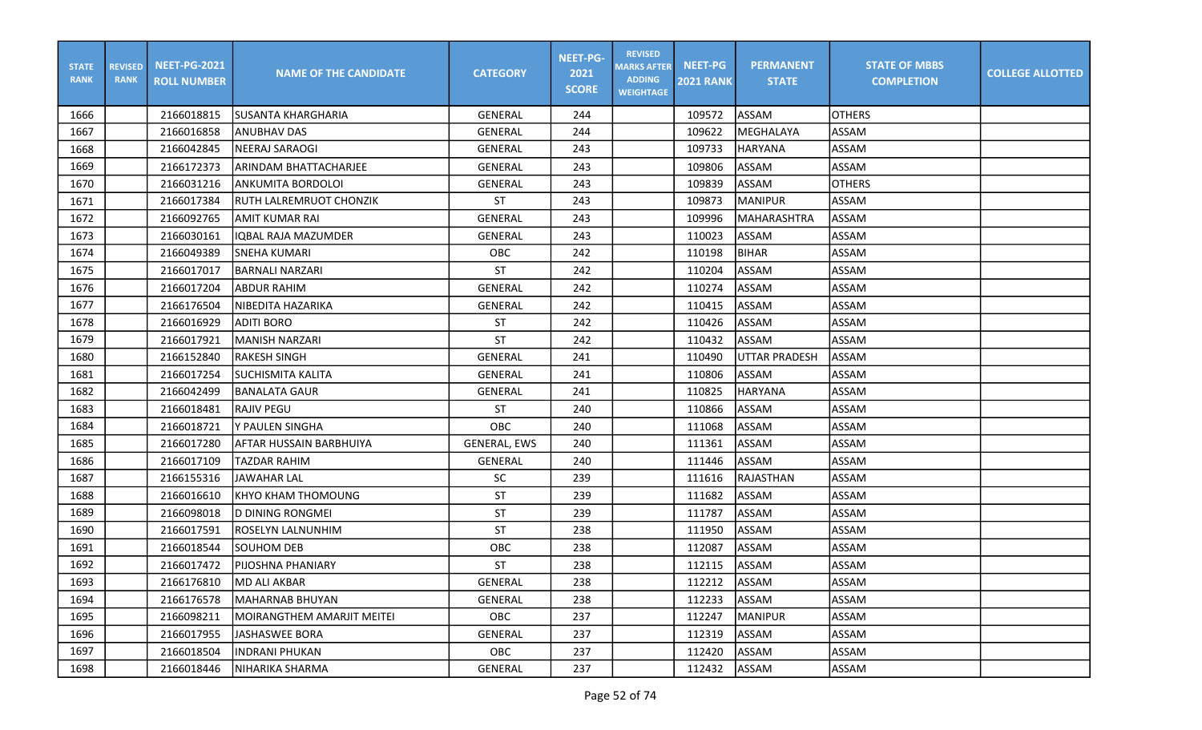| STATE RANK | REVISED RANK | NEET-PG-2021 ROLL NUMBER | NAME OF THE CANDIDATE | CATEGORY | NEET-PG-2021 SCORE | REVISED MARKS AFTER ADDING WEIGHTAGE | NEET-PG 2021 RANK | PERMANENT STATE | STATE OF MBBS COMPLETION | COLLEGE ALLOTTED |
|---|---|---|---|---|---|---|---|---|---|---|
| 1666 | | 2166018815 | SUSANTA KHARGHARIA | GENERAL | 244 | | 109572 | ASSAM | OTHERS | |
| 1667 | | 2166016858 | ANUBHAV DAS | GENERAL | 244 | | 109622 | MEGHALAYA | ASSAM | |
| 1668 | | 2166042845 | NEERAJ SARAOGI | GENERAL | 243 | | 109733 | HARYANA | ASSAM | |
| 1669 | | 2166172373 | ARINDAM BHATTACHARJEE | GENERAL | 243 | | 109806 | ASSAM | ASSAM | |
| 1670 | | 2166031216 | ANKUMITA BORDOLOI | GENERAL | 243 | | 109839 | ASSAM | OTHERS | |
| 1671 | | 2166017384 | RUTH LALREMRUOT CHONZIK | ST | 243 | | 109873 | MANIPUR | ASSAM | |
| 1672 | | 2166092765 | AMIT KUMAR RAI | GENERAL | 243 | | 109996 | MAHARASHTRA | ASSAM | |
| 1673 | | 2166030161 | IQBAL RAJA MAZUMDER | GENERAL | 243 | | 110023 | ASSAM | ASSAM | |
| 1674 | | 2166049389 | SNEHA KUMARI | OBC | 242 | | 110198 | BIHAR | ASSAM | |
| 1675 | | 2166017017 | BARNALI NARZARI | ST | 242 | | 110204 | ASSAM | ASSAM | |
| 1676 | | 2166017204 | ABDUR RAHIM | GENERAL | 242 | | 110274 | ASSAM | ASSAM | |
| 1677 | | 2166176504 | NIBEDITA HAZARIKA | GENERAL | 242 | | 110415 | ASSAM | ASSAM | |
| 1678 | | 2166016929 | ADITI BORO | ST | 242 | | 110426 | ASSAM | ASSAM | |
| 1679 | | 2166017921 | MANISH NARZARI | ST | 242 | | 110432 | ASSAM | ASSAM | |
| 1680 | | 2166152840 | RAKESH SINGH | GENERAL | 241 | | 110490 | UTTAR PRADESH | ASSAM | |
| 1681 | | 2166017254 | SUCHISMITA KALITA | GENERAL | 241 | | 110806 | ASSAM | ASSAM | |
| 1682 | | 2166042499 | BANALATA GAUR | GENERAL | 241 | | 110825 | HARYANA | ASSAM | |
| 1683 | | 2166018481 | RAJIV PEGU | ST | 240 | | 110866 | ASSAM | ASSAM | |
| 1684 | | 2166018721 | Y PAULEN SINGHA | OBC | 240 | | 111068 | ASSAM | ASSAM | |
| 1685 | | 2166017280 | AFTAR HUSSAIN BARBHUIYA | GENERAL, EWS | 240 | | 111361 | ASSAM | ASSAM | |
| 1686 | | 2166017109 | TAZDAR RAHIM | GENERAL | 240 | | 111446 | ASSAM | ASSAM | |
| 1687 | | 2166155316 | JAWAHAR LAL | SC | 239 | | 111616 | RAJASTHAN | ASSAM | |
| 1688 | | 2166016610 | KHYO KHAM THOMOUNG | ST | 239 | | 111682 | ASSAM | ASSAM | |
| 1689 | | 2166098018 | D DINING RONGMEI | ST | 239 | | 111787 | ASSAM | ASSAM | |
| 1690 | | 2166017591 | ROSELYN LALNUNHIM | ST | 238 | | 111950 | ASSAM | ASSAM | |
| 1691 | | 2166018544 | SOUHOM DEB | OBC | 238 | | 112087 | ASSAM | ASSAM | |
| 1692 | | 2166017472 | PIJOSHNA PHANIARY | ST | 238 | | 112115 | ASSAM | ASSAM | |
| 1693 | | 2166176810 | MD ALI AKBAR | GENERAL | 238 | | 112212 | ASSAM | ASSAM | |
| 1694 | | 2166176578 | MAHARNAB BHUYAN | GENERAL | 238 | | 112233 | ASSAM | ASSAM | |
| 1695 | | 2166098211 | MOIRANGTHEM AMARJIT MEITEI | OBC | 237 | | 112247 | MANIPUR | ASSAM | |
| 1696 | | 2166017955 | JASHASWEE BORA | GENERAL | 237 | | 112319 | ASSAM | ASSAM | |
| 1697 | | 2166018504 | INDRANI PHUKAN | OBC | 237 | | 112420 | ASSAM | ASSAM | |
| 1698 | | 2166018446 | NIHARIKA SHARMA | GENERAL | 237 | | 112432 | ASSAM | ASSAM | |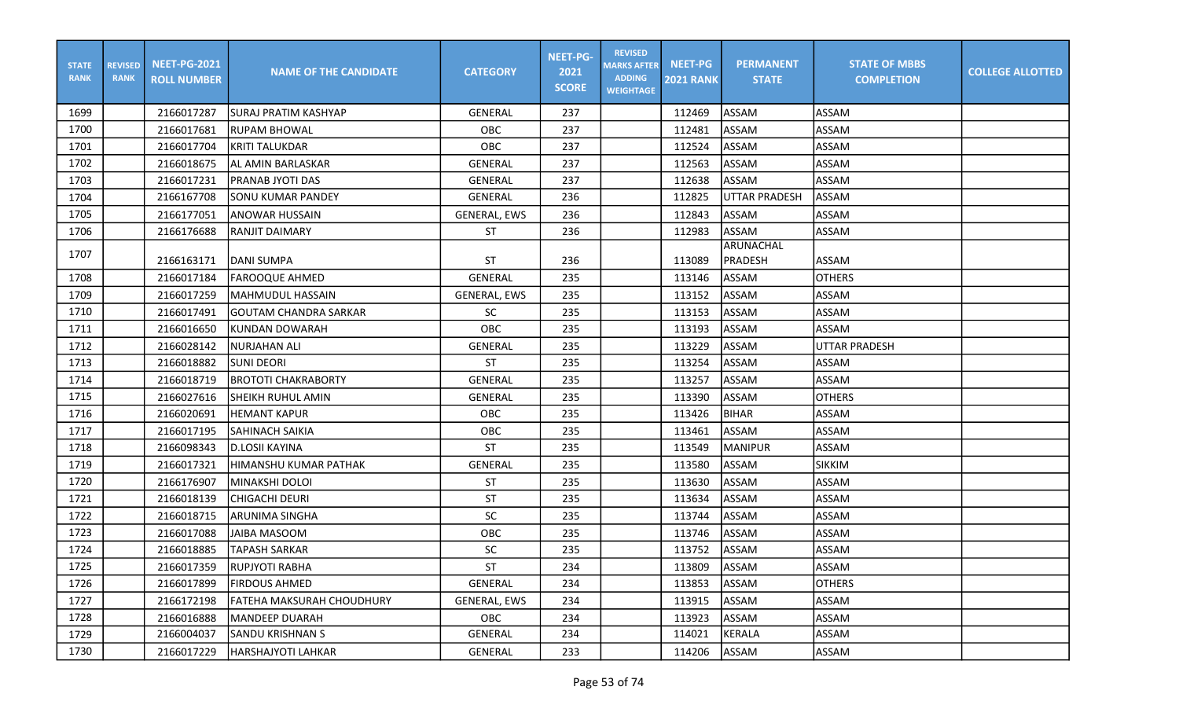| STATE RANK | REVISED RANK | NEET-PG-2021 ROLL NUMBER | NAME OF THE CANDIDATE | CATEGORY | NEET-PG-2021 SCORE | REVISED MARKS AFTER ADDING WEIGHTAGE | NEET-PG 2021 RANK | PERMANENT STATE | STATE OF MBBS COMPLETION | COLLEGE ALLOTTED |
|---|---|---|---|---|---|---|---|---|---|---|
| 1699 | | 2166017287 | SURAJ PRATIM KASHYAP | GENERAL | 237 | | 112469 | ASSAM | ASSAM | |
| 1700 | | 2166017681 | RUPAM BHOWAL | OBC | 237 | | 112481 | ASSAM | ASSAM | |
| 1701 | | 2166017704 | KRITI TALUKDAR | OBC | 237 | | 112524 | ASSAM | ASSAM | |
| 1702 | | 2166018675 | AL AMIN BARLASKAR | GENERAL | 237 | | 112563 | ASSAM | ASSAM | |
| 1703 | | 2166017231 | PRANAB JYOTI DAS | GENERAL | 237 | | 112638 | ASSAM | ASSAM | |
| 1704 | | 2166167708 | SONU KUMAR PANDEY | GENERAL | 236 | | 112825 | UTTAR PRADESH | ASSAM | |
| 1705 | | 2166177051 | ANOWAR HUSSAIN | GENERAL, EWS | 236 | | 112843 | ASSAM | ASSAM | |
| 1706 | | 2166176688 | RANJIT DAIMARY | ST | 236 | | 112983 | ASSAM | ASSAM | |
| 1707 | | 2166163171 | DANI SUMPA | ST | 236 | | 113089 | ARUNACHAL PRADESH | ASSAM | |
| 1708 | | 2166017184 | FAROOQUE AHMED | GENERAL | 235 | | 113146 | ASSAM | OTHERS | |
| 1709 | | 2166017259 | MAHMUDUL HASSAIN | GENERAL, EWS | 235 | | 113152 | ASSAM | ASSAM | |
| 1710 | | 2166017491 | GOUTAM CHANDRA SARKAR | SC | 235 | | 113153 | ASSAM | ASSAM | |
| 1711 | | 2166016650 | KUNDAN DOWARAH | OBC | 235 | | 113193 | ASSAM | ASSAM | |
| 1712 | | 2166028142 | NURJAHAN ALI | GENERAL | 235 | | 113229 | ASSAM | UTTAR PRADESH | |
| 1713 | | 2166018882 | SUNI DEORI | ST | 235 | | 113254 | ASSAM | ASSAM | |
| 1714 | | 2166018719 | BROTOTI CHAKRABORTY | GENERAL | 235 | | 113257 | ASSAM | ASSAM | |
| 1715 | | 2166027616 | SHEIKH RUHUL AMIN | GENERAL | 235 | | 113390 | ASSAM | OTHERS | |
| 1716 | | 2166020691 | HEMANT KAPUR | OBC | 235 | | 113426 | BIHAR | ASSAM | |
| 1717 | | 2166017195 | SAHINACH SAIKIA | OBC | 235 | | 113461 | ASSAM | ASSAM | |
| 1718 | | 2166098343 | D.LOSII KAYINA | ST | 235 | | 113549 | MANIPUR | ASSAM | |
| 1719 | | 2166017321 | HIMANSHU KUMAR PATHAK | GENERAL | 235 | | 113580 | ASSAM | SIKKIM | |
| 1720 | | 2166176907 | MINAKSHI DOLOI | ST | 235 | | 113630 | ASSAM | ASSAM | |
| 1721 | | 2166018139 | CHIGACHI DEURI | ST | 235 | | 113634 | ASSAM | ASSAM | |
| 1722 | | 2166018715 | ARUNIMA SINGHA | SC | 235 | | 113744 | ASSAM | ASSAM | |
| 1723 | | 2166017088 | JAIBA MASOOM | OBC | 235 | | 113746 | ASSAM | ASSAM | |
| 1724 | | 2166018885 | TAPASH SARKAR | SC | 235 | | 113752 | ASSAM | ASSAM | |
| 1725 | | 2166017359 | RUPJYOTI RABHA | ST | 234 | | 113809 | ASSAM | ASSAM | |
| 1726 | | 2166017899 | FIRDOUS AHMED | GENERAL | 234 | | 113853 | ASSAM | OTHERS | |
| 1727 | | 2166172198 | FATEHA MAKSURAH CHOUDHURY | GENERAL, EWS | 234 | | 113915 | ASSAM | ASSAM | |
| 1728 | | 2166016888 | MANDEEP DUARAH | OBC | 234 | | 113923 | ASSAM | ASSAM | |
| 1729 | | 2166004037 | SANDU KRISHNAN S | GENERAL | 234 | | 114021 | KERALA | ASSAM | |
| 1730 | | 2166017229 | HARSHAJYOTI LAHKAR | GENERAL | 233 | | 114206 | ASSAM | ASSAM | |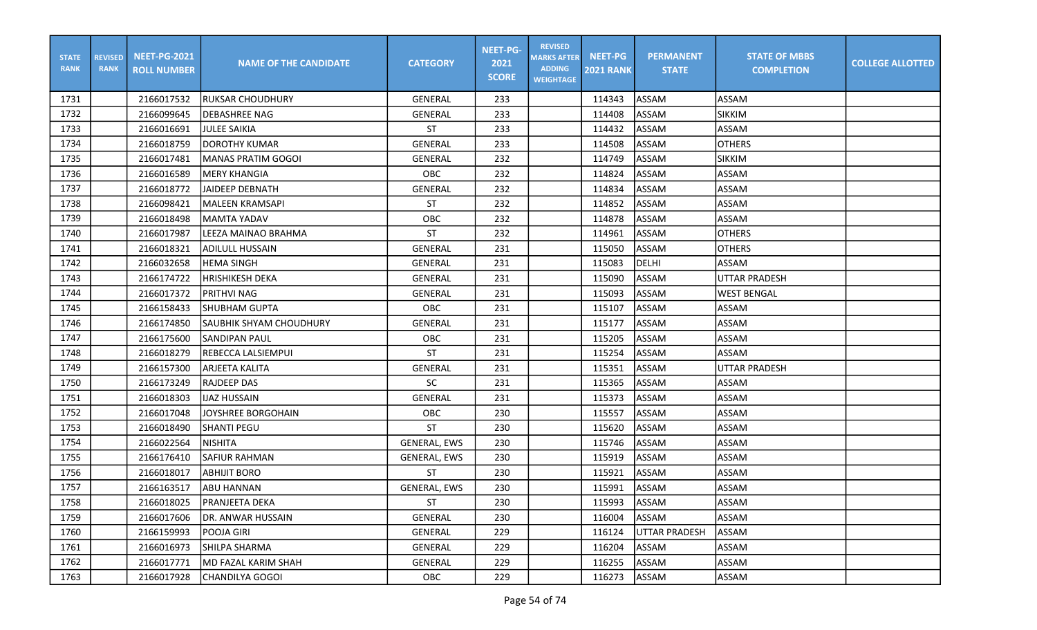| STATE RANK | REVISED RANK | NEET-PG-2021 ROLL NUMBER | NAME OF THE CANDIDATE | CATEGORY | NEET-PG-2021 SCORE | REVISED MARKS AFTER ADDING WEIGHTAGE | NEET-PG 2021 RANK | PERMANENT STATE | STATE OF MBBS COMPLETION | COLLEGE ALLOTTED |
|---|---|---|---|---|---|---|---|---|---|---|
| 1731 | | 2166017532 | RUKSAR CHOUDHURY | GENERAL | 233 | | 114343 | ASSAM | ASSAM | |
| 1732 | | 2166099645 | DEBASHREE NAG | GENERAL | 233 | | 114408 | ASSAM | SIKKIM | |
| 1733 | | 2166016691 | JULEE SAIKIA | ST | 233 | | 114432 | ASSAM | ASSAM | |
| 1734 | | 2166018759 | DOROTHY KUMAR | GENERAL | 233 | | 114508 | ASSAM | OTHERS | |
| 1735 | | 2166017481 | MANAS PRATIM GOGOI | GENERAL | 232 | | 114749 | ASSAM | SIKKIM | |
| 1736 | | 2166016589 | MERY KHANGIA | OBC | 232 | | 114824 | ASSAM | ASSAM | |
| 1737 | | 2166018772 | JAIDEEP DEBNATH | GENERAL | 232 | | 114834 | ASSAM | ASSAM | |
| 1738 | | 2166098421 | MALEEN KRAMSAPI | ST | 232 | | 114852 | ASSAM | ASSAM | |
| 1739 | | 2166018498 | MAMTA YADAV | OBC | 232 | | 114878 | ASSAM | ASSAM | |
| 1740 | | 2166017987 | LEEZA MAINAO BRAHMA | ST | 232 | | 114961 | ASSAM | OTHERS | |
| 1741 | | 2166018321 | ADILULL HUSSAIN | GENERAL | 231 | | 115050 | ASSAM | OTHERS | |
| 1742 | | 2166032658 | HEMA SINGH | GENERAL | 231 | | 115083 | DELHI | ASSAM | |
| 1743 | | 2166174722 | HRISHIKESH DEKA | GENERAL | 231 | | 115090 | ASSAM | UTTAR PRADESH | |
| 1744 | | 2166017372 | PRITHVI NAG | GENERAL | 231 | | 115093 | ASSAM | WEST BENGAL | |
| 1745 | | 2166158433 | SHUBHAM GUPTA | OBC | 231 | | 115107 | ASSAM | ASSAM | |
| 1746 | | 2166174850 | SAUBHIK SHYAM CHOUDHURY | GENERAL | 231 | | 115177 | ASSAM | ASSAM | |
| 1747 | | 2166175600 | SANDIPAN PAUL | OBC | 231 | | 115205 | ASSAM | ASSAM | |
| 1748 | | 2166018279 | REBECCA LALSIEMPUI | ST | 231 | | 115254 | ASSAM | ASSAM | |
| 1749 | | 2166157300 | ARJEETA KALITA | GENERAL | 231 | | 115351 | ASSAM | UTTAR PRADESH | |
| 1750 | | 2166173249 | RAJDEEP DAS | SC | 231 | | 115365 | ASSAM | ASSAM | |
| 1751 | | 2166018303 | IJAZ HUSSAIN | GENERAL | 231 | | 115373 | ASSAM | ASSAM | |
| 1752 | | 2166017048 | JOYSHREE BORGOHAIN | OBC | 230 | | 115557 | ASSAM | ASSAM | |
| 1753 | | 2166018490 | SHANTI PEGU | ST | 230 | | 115620 | ASSAM | ASSAM | |
| 1754 | | 2166022564 | NISHITA | GENERAL, EWS | 230 | | 115746 | ASSAM | ASSAM | |
| 1755 | | 2166176410 | SAFIUR RAHMAN | GENERAL, EWS | 230 | | 115919 | ASSAM | ASSAM | |
| 1756 | | 2166018017 | ABHIJIT BORO | ST | 230 | | 115921 | ASSAM | ASSAM | |
| 1757 | | 2166163517 | ABU HANNAN | GENERAL, EWS | 230 | | 115991 | ASSAM | ASSAM | |
| 1758 | | 2166018025 | PRANJEETA DEKA | ST | 230 | | 115993 | ASSAM | ASSAM | |
| 1759 | | 2166017606 | DR. ANWAR HUSSAIN | GENERAL | 230 | | 116004 | ASSAM | ASSAM | |
| 1760 | | 2166159993 | POOJA GIRI | GENERAL | 229 | | 116124 | UTTAR PRADESH | ASSAM | |
| 1761 | | 2166016973 | SHILPA SHARMA | GENERAL | 229 | | 116204 | ASSAM | ASSAM | |
| 1762 | | 2166017771 | MD FAZAL KARIM SHAH | GENERAL | 229 | | 116255 | ASSAM | ASSAM | |
| 1763 | | 2166017928 | CHANDILYA GOGOI | OBC | 229 | | 116273 | ASSAM | ASSAM | |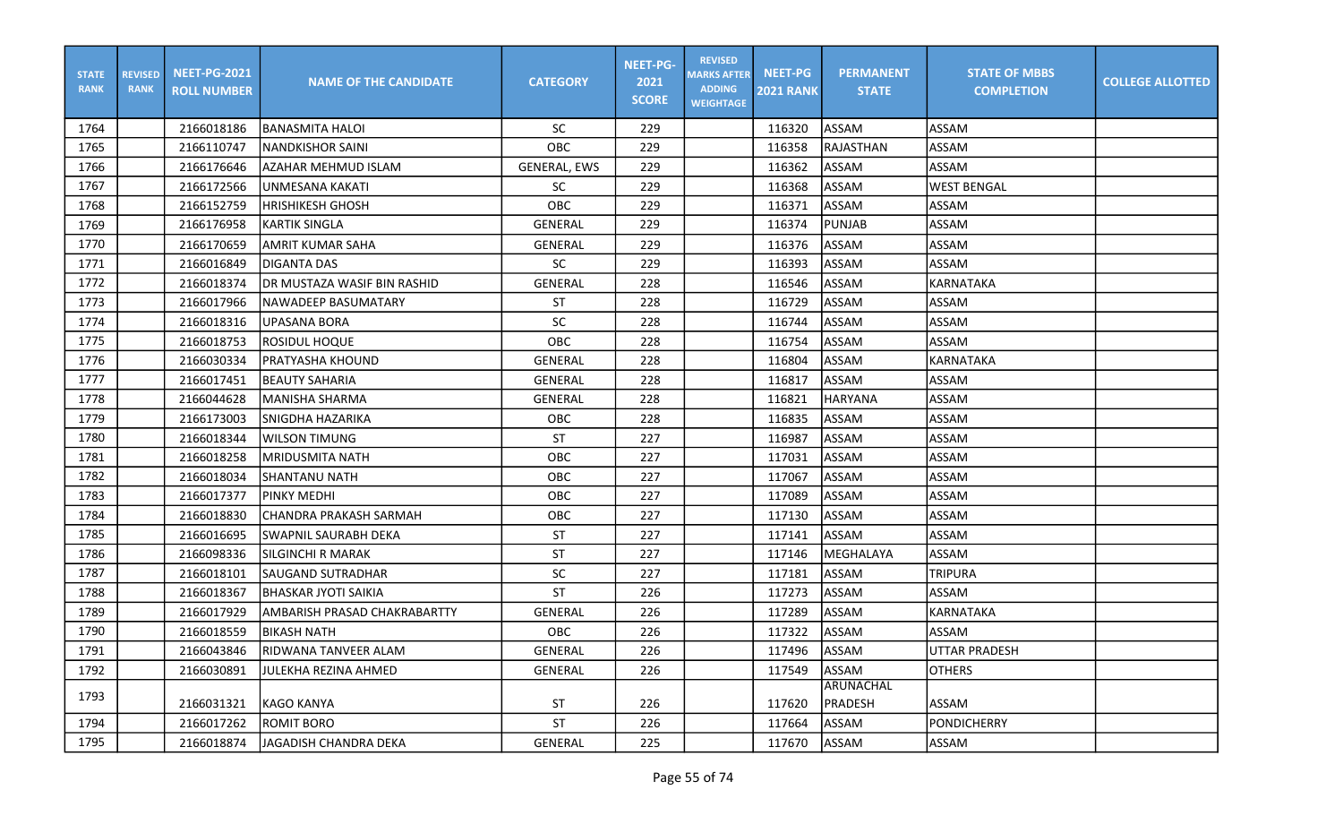| STATE RANK | REVISED RANK | NEET-PG-2021 ROLL NUMBER | NAME OF THE CANDIDATE | CATEGORY | NEET-PG-2021 SCORE | REVISED MARKS AFTER ADDING WEIGHTAGE | NEET-PG 2021 RANK | PERMANENT STATE | STATE OF MBBS COMPLETION | COLLEGE ALLOTTED |
|---|---|---|---|---|---|---|---|---|---|---|
| 1764 | | 2166018186 | BANASMITA HALOI | SC | 229 | | 116320 | ASSAM | ASSAM | |
| 1765 | | 2166110747 | NANDKISHOR SAINI | OBC | 229 | | 116358 | RAJASTHAN | ASSAM | |
| 1766 | | 2166176646 | AZAHAR MEHMUD ISLAM | GENERAL, EWS | 229 | | 116362 | ASSAM | ASSAM | |
| 1767 | | 2166172566 | UNMESANA KAKATI | SC | 229 | | 116368 | ASSAM | WEST BENGAL | |
| 1768 | | 2166152759 | HRISHIKESH GHOSH | OBC | 229 | | 116371 | ASSAM | ASSAM | |
| 1769 | | 2166176958 | KARTIK SINGLA | GENERAL | 229 | | 116374 | PUNJAB | ASSAM | |
| 1770 | | 2166170659 | AMRIT KUMAR SAHA | GENERAL | 229 | | 116376 | ASSAM | ASSAM | |
| 1771 | | 2166016849 | DIGANTA DAS | SC | 229 | | 116393 | ASSAM | ASSAM | |
| 1772 | | 2166018374 | DR MUSTAZA WASIF BIN RASHID | GENERAL | 228 | | 116546 | ASSAM | KARNATAKA | |
| 1773 | | 2166017966 | NAWADEEP BASUMATARY | ST | 228 | | 116729 | ASSAM | ASSAM | |
| 1774 | | 2166018316 | UPASANA BORA | SC | 228 | | 116744 | ASSAM | ASSAM | |
| 1775 | | 2166018753 | ROSIDUL HOQUE | OBC | 228 | | 116754 | ASSAM | ASSAM | |
| 1776 | | 2166030334 | PRATYASHA KHOUND | GENERAL | 228 | | 116804 | ASSAM | KARNATAKA | |
| 1777 | | 2166017451 | BEAUTY SAHARIA | GENERAL | 228 | | 116817 | ASSAM | ASSAM | |
| 1778 | | 2166044628 | MANISHA SHARMA | GENERAL | 228 | | 116821 | HARYANA | ASSAM | |
| 1779 | | 2166173003 | SNIGDHA HAZARIKA | OBC | 228 | | 116835 | ASSAM | ASSAM | |
| 1780 | | 2166018344 | WILSON TIMUNG | ST | 227 | | 116987 | ASSAM | ASSAM | |
| 1781 | | 2166018258 | MRIDUSMITA NATH | OBC | 227 | | 117031 | ASSAM | ASSAM | |
| 1782 | | 2166018034 | SHANTANU NATH | OBC | 227 | | 117067 | ASSAM | ASSAM | |
| 1783 | | 2166017377 | PINKY MEDHI | OBC | 227 | | 117089 | ASSAM | ASSAM | |
| 1784 | | 2166018830 | CHANDRA PRAKASH SARMAH | OBC | 227 | | 117130 | ASSAM | ASSAM | |
| 1785 | | 2166016695 | SWAPNIL SAURABH DEKA | ST | 227 | | 117141 | ASSAM | ASSAM | |
| 1786 | | 2166098336 | SILGINCHI R MARAK | ST | 227 | | 117146 | MEGHALAYA | ASSAM | |
| 1787 | | 2166018101 | SAUGAND SUTRADHAR | SC | 227 | | 117181 | ASSAM | TRIPURA | |
| 1788 | | 2166018367 | BHASKAR JYOTI SAIKIA | ST | 226 | | 117273 | ASSAM | ASSAM | |
| 1789 | | 2166017929 | AMBARISH PRASAD CHAKRABARTTY | GENERAL | 226 | | 117289 | ASSAM | KARNATAKA | |
| 1790 | | 2166018559 | BIKASH NATH | OBC | 226 | | 117322 | ASSAM | ASSAM | |
| 1791 | | 2166043846 | RIDWANA TANVEER ALAM | GENERAL | 226 | | 117496 | ASSAM | UTTAR PRADESH | |
| 1792 | | 2166030891 | JULEKHA REZINA AHMED | GENERAL | 226 | | 117549 | ASSAM | OTHERS | |
| 1793 | | 2166031321 | KAGO KANYA | ST | 226 | | 117620 | ARUNACHAL PRADESH | ASSAM | |
| 1794 | | 2166017262 | ROMIT BORO | ST | 226 | | 117664 | ASSAM | PONDICHERRY | |
| 1795 | | 2166018874 | JAGADISH CHANDRA DEKA | GENERAL | 225 | | 117670 | ASSAM | ASSAM | |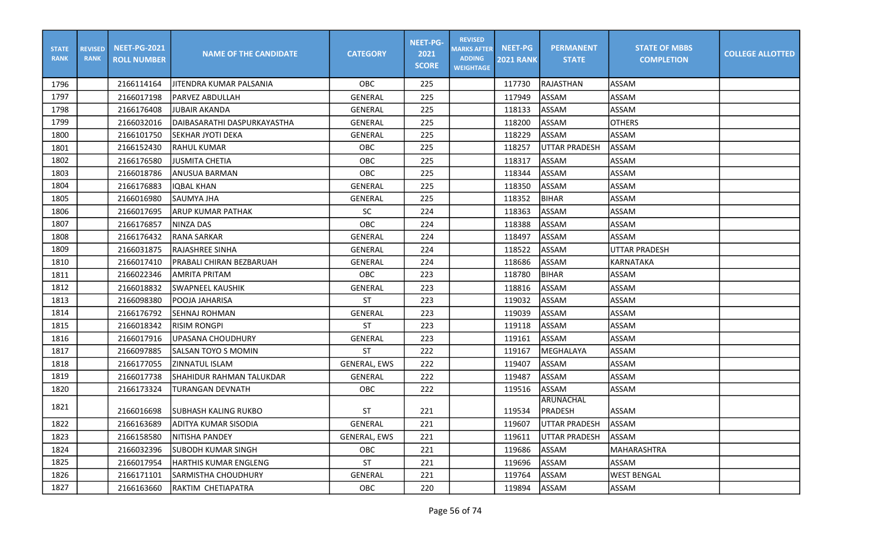| STATE RANK | REVISED RANK | NEET-PG-2021 ROLL NUMBER | NAME OF THE CANDIDATE | CATEGORY | NEET-PG-2021 SCORE | REVISED MARKS AFTER ADDING WEIGHTAGE | NEET-PG 2021 RANK | PERMANENT STATE | STATE OF MBBS COMPLETION | COLLEGE ALLOTTED |
|---|---|---|---|---|---|---|---|---|---|---|
| 1796 | | 2166114164 | JITENDRA KUMAR PALSANIA | OBC | 225 | | 117730 | RAJASTHAN | ASSAM | |
| 1797 | | 2166017198 | PARVEZ ABDULLAH | GENERAL | 225 | | 117949 | ASSAM | ASSAM | |
| 1798 | | 2166176408 | JUBAIR AKANDA | GENERAL | 225 | | 118133 | ASSAM | ASSAM | |
| 1799 | | 2166032016 | DAIBASARATHI DASPURKAYASTHA | GENERAL | 225 | | 118200 | ASSAM | OTHERS | |
| 1800 | | 2166101750 | SEKHAR JYOTI DEKA | GENERAL | 225 | | 118229 | ASSAM | ASSAM | |
| 1801 | | 2166152430 | RAHUL KUMAR | OBC | 225 | | 118257 | UTTAR PRADESH | ASSAM | |
| 1802 | | 2166176580 | JUSMITA CHETIA | OBC | 225 | | 118317 | ASSAM | ASSAM | |
| 1803 | | 2166018786 | ANUSUA BARMAN | OBC | 225 | | 118344 | ASSAM | ASSAM | |
| 1804 | | 2166176883 | IQBAL KHAN | GENERAL | 225 | | 118350 | ASSAM | ASSAM | |
| 1805 | | 2166016980 | SAUMYA JHA | GENERAL | 225 | | 118352 | BIHAR | ASSAM | |
| 1806 | | 2166017695 | ARUP KUMAR PATHAK | SC | 224 | | 118363 | ASSAM | ASSAM | |
| 1807 | | 2166176857 | NINZA DAS | OBC | 224 | | 118388 | ASSAM | ASSAM | |
| 1808 | | 2166176432 | RANA SARKAR | GENERAL | 224 | | 118497 | ASSAM | ASSAM | |
| 1809 | | 2166031875 | RAJASHREE SINHA | GENERAL | 224 | | 118522 | ASSAM | UTTAR PRADESH | |
| 1810 | | 2166017410 | PRABALI CHIRAN BEZBARUAH | GENERAL | 224 | | 118686 | ASSAM | KARNATAKA | |
| 1811 | | 2166022346 | AMRITA PRITAM | OBC | 223 | | 118780 | BIHAR | ASSAM | |
| 1812 | | 2166018832 | SWAPNEEL KAUSHIK | GENERAL | 223 | | 118816 | ASSAM | ASSAM | |
| 1813 | | 2166098380 | POOJA JAHARISA | ST | 223 | | 119032 | ASSAM | ASSAM | |
| 1814 | | 2166176792 | SEHNAJ ROHMAN | GENERAL | 223 | | 119039 | ASSAM | ASSAM | |
| 1815 | | 2166018342 | RISIM RONGPI | ST | 223 | | 119118 | ASSAM | ASSAM | |
| 1816 | | 2166017916 | UPASANA CHOUDHURY | GENERAL | 223 | | 119161 | ASSAM | ASSAM | |
| 1817 | | 2166097885 | SALSAN TOYO S MOMIN | ST | 222 | | 119167 | MEGHALAYA | ASSAM | |
| 1818 | | 2166177055 | ZINNATUL ISLAM | GENERAL, EWS | 222 | | 119407 | ASSAM | ASSAM | |
| 1819 | | 2166017738 | SHAHIDUR RAHMAN TALUKDAR | GENERAL | 222 | | 119487 | ASSAM | ASSAM | |
| 1820 | | 2166173324 | TURANGAN DEVNATH | OBC | 222 | | 119516 | ASSAM | ASSAM | |
| 1821 | | 2166016698 | SUBHASH KALING RUKBO | ST | 221 | | 119534 | ARUNACHAL PRADESH | ASSAM | |
| 1822 | | 2166163689 | ADITYA KUMAR SISODIA | GENERAL | 221 | | 119607 | UTTAR PRADESH | ASSAM | |
| 1823 | | 2166158580 | NITISHA PANDEY | GENERAL, EWS | 221 | | 119611 | UTTAR PRADESH | ASSAM | |
| 1824 | | 2166032396 | SUBODH KUMAR SINGH | OBC | 221 | | 119686 | ASSAM | MAHARASHTRA | |
| 1825 | | 2166017954 | HARTHIS KUMAR ENGLENG | ST | 221 | | 119696 | ASSAM | ASSAM | |
| 1826 | | 2166171101 | SARMISTHA CHOUDHURY | GENERAL | 221 | | 119764 | ASSAM | WEST BENGAL | |
| 1827 | | 2166163660 | RAKTIM CHETIAPATRA | OBC | 220 | | 119894 | ASSAM | ASSAM | |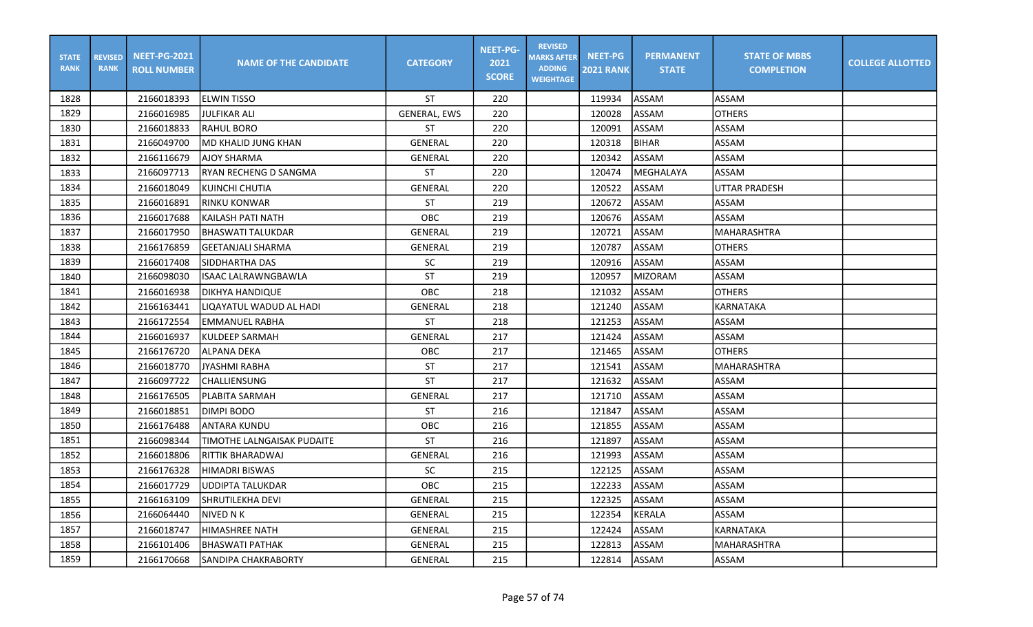| STATE RANK | REVISED RANK | NEET-PG-2021 ROLL NUMBER | NAME OF THE CANDIDATE | CATEGORY | NEET-PG-2021 SCORE | REVISED MARKS AFTER ADDING WEIGHTAGE | NEET-PG 2021 RANK | PERMANENT STATE | STATE OF MBBS COMPLETION | COLLEGE ALLOTTED |
|---|---|---|---|---|---|---|---|---|---|---|
| 1828 | | 2166018393 | ELWIN TISSO | ST | 220 | | 119934 | ASSAM | ASSAM | |
| 1829 | | 2166016985 | JULFIKAR ALI | GENERAL, EWS | 220 | | 120028 | ASSAM | OTHERS | |
| 1830 | | 2166018833 | RAHUL BORO | ST | 220 | | 120091 | ASSAM | ASSAM | |
| 1831 | | 2166049700 | MD KHALID JUNG KHAN | GENERAL | 220 | | 120318 | BIHAR | ASSAM | |
| 1832 | | 2166116679 | AJOY SHARMA | GENERAL | 220 | | 120342 | ASSAM | ASSAM | |
| 1833 | | 2166097713 | RYAN RECHENG D SANGMA | ST | 220 | | 120474 | MEGHALAYA | ASSAM | |
| 1834 | | 2166018049 | KUINCHI CHUTIA | GENERAL | 220 | | 120522 | ASSAM | UTTAR PRADESH | |
| 1835 | | 2166016891 | RINKU KONWAR | ST | 219 | | 120672 | ASSAM | ASSAM | |
| 1836 | | 2166017688 | KAILASH PATI NATH | OBC | 219 | | 120676 | ASSAM | ASSAM | |
| 1837 | | 2166017950 | BHASWATI TALUKDAR | GENERAL | 219 | | 120721 | ASSAM | MAHARASHTRA | |
| 1838 | | 2166176859 | GEETANJALI SHARMA | GENERAL | 219 | | 120787 | ASSAM | OTHERS | |
| 1839 | | 2166017408 | SIDDHARTHA DAS | SC | 219 | | 120916 | ASSAM | ASSAM | |
| 1840 | | 2166098030 | ISAAC LALRAWNGBAWLA | ST | 219 | | 120957 | MIZORAM | ASSAM | |
| 1841 | | 2166016938 | DIKHYA HANDIQUE | OBC | 218 | | 121032 | ASSAM | OTHERS | |
| 1842 | | 2166163441 | LIQAYATUL WADUD AL HADI | GENERAL | 218 | | 121240 | ASSAM | KARNATAKA | |
| 1843 | | 2166172554 | EMMANUEL RABHA | ST | 218 | | 121253 | ASSAM | ASSAM | |
| 1844 | | 2166016937 | KULDEEP SARMAH | GENERAL | 217 | | 121424 | ASSAM | ASSAM | |
| 1845 | | 2166176720 | ALPANA DEKA | OBC | 217 | | 121465 | ASSAM | OTHERS | |
| 1846 | | 2166018770 | JYASHMI RABHA | ST | 217 | | 121541 | ASSAM | MAHARASHTRA | |
| 1847 | | 2166097722 | CHALLIENSUNG | ST | 217 | | 121632 | ASSAM | ASSAM | |
| 1848 | | 2166176505 | PLABITA SARMAH | GENERAL | 217 | | 121710 | ASSAM | ASSAM | |
| 1849 | | 2166018851 | DIMPI BODO | ST | 216 | | 121847 | ASSAM | ASSAM | |
| 1850 | | 2166176488 | ANTARA KUNDU | OBC | 216 | | 121855 | ASSAM | ASSAM | |
| 1851 | | 2166098344 | TIMOTHE LALNGAISAK PUDAITE | ST | 216 | | 121897 | ASSAM | ASSAM | |
| 1852 | | 2166018806 | RITTIK BHARADWAJ | GENERAL | 216 | | 121993 | ASSAM | ASSAM | |
| 1853 | | 2166176328 | HIMADRI BISWAS | SC | 215 | | 122125 | ASSAM | ASSAM | |
| 1854 | | 2166017729 | UDDIPTA TALUKDAR | OBC | 215 | | 122233 | ASSAM | ASSAM | |
| 1855 | | 2166163109 | SHRUTILEKHA DEVI | GENERAL | 215 | | 122325 | ASSAM | ASSAM | |
| 1856 | | 2166064440 | NIVED N K | GENERAL | 215 | | 122354 | KERALA | ASSAM | |
| 1857 | | 2166018747 | HIMASHREE NATH | GENERAL | 215 | | 122424 | ASSAM | KARNATAKA | |
| 1858 | | 2166101406 | BHASWATI PATHAK | GENERAL | 215 | | 122813 | ASSAM | MAHARASHTRA | |
| 1859 | | 2166170668 | SANDIPA CHAKRABORTY | GENERAL | 215 | | 122814 | ASSAM | ASSAM | |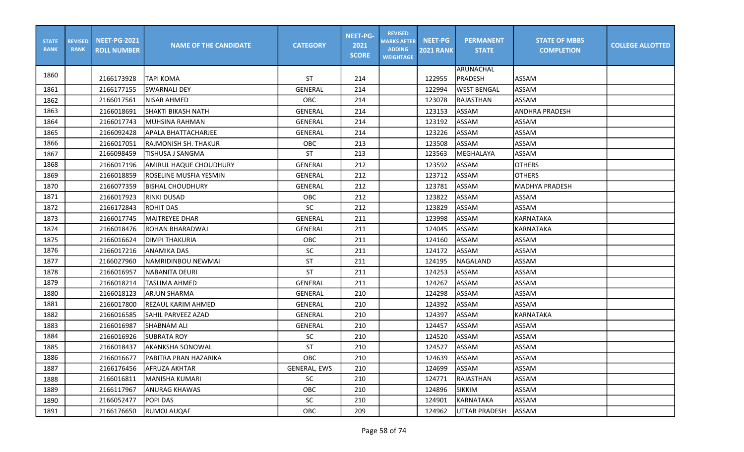| STATE RANK | REVISED RANK | NEET-PG-2021 ROLL NUMBER | NAME OF THE CANDIDATE | CATEGORY | NEET-PG-2021 SCORE | REVISED MARKS AFTER ADDING WEIGHTAGE | NEET-PG 2021 RANK | PERMANENT STATE | STATE OF MBBS COMPLETION | COLLEGE ALLOTTED |
|---|---|---|---|---|---|---|---|---|---|---|
| 1860 | | 2166173928 | TAPI KOMA | ST | 214 | | 122955 | ARUNACHAL PRADESH | ASSAM | |
| 1861 | | 2166177155 | SWARNALI DEY | GENERAL | 214 | | 122994 | WEST BENGAL | ASSAM | |
| 1862 | | 2166017561 | NISAR AHMED | OBC | 214 | | 123078 | RAJASTHAN | ASSAM | |
| 1863 | | 2166018691 | SHAKTI BIKASH NATH | GENERAL | 214 | | 123153 | ASSAM | ANDHRA PRADESH | |
| 1864 | | 2166017743 | MUHSINA RAHMAN | GENERAL | 214 | | 123192 | ASSAM | ASSAM | |
| 1865 | | 2166092428 | APALA BHATTACHARJEE | GENERAL | 214 | | 123226 | ASSAM | ASSAM | |
| 1866 | | 2166017051 | RAJMONISH SH. THAKUR | OBC | 213 | | 123508 | ASSAM | ASSAM | |
| 1867 | | 2166098459 | TISHUSA J SANGMA | ST | 213 | | 123563 | MEGHALAYA | ASSAM | |
| 1868 | | 2166017196 | AMIRUL HAQUE CHOUDHURY | GENERAL | 212 | | 123592 | ASSAM | OTHERS | |
| 1869 | | 2166018859 | ROSELINE MUSFIA YESMIN | GENERAL | 212 | | 123712 | ASSAM | OTHERS | |
| 1870 | | 2166077359 | BISHAL CHOUDHURY | GENERAL | 212 | | 123781 | ASSAM | MADHYA PRADESH | |
| 1871 | | 2166017923 | RINKI DUSAD | OBC | 212 | | 123822 | ASSAM | ASSAM | |
| 1872 | | 2166172843 | ROHIT DAS | SC | 212 | | 123829 | ASSAM | ASSAM | |
| 1873 | | 2166017745 | MAITREYEE DHAR | GENERAL | 211 | | 123998 | ASSAM | KARNATAKA | |
| 1874 | | 2166018476 | ROHAN BHARADWAJ | GENERAL | 211 | | 124045 | ASSAM | KARNATAKA | |
| 1875 | | 2166016624 | DIMPI THAKURIA | OBC | 211 | | 124160 | ASSAM | ASSAM | |
| 1876 | | 2166017216 | ANAMIKA DAS | SC | 211 | | 124172 | ASSAM | ASSAM | |
| 1877 | | 2166027960 | NAMRIDINBOU NEWMAI | ST | 211 | | 124195 | NAGALAND | ASSAM | |
| 1878 | | 2166016957 | NABANITA DEURI | ST | 211 | | 124253 | ASSAM | ASSAM | |
| 1879 | | 2166018214 | TASLIMA AHMED | GENERAL | 211 | | 124267 | ASSAM | ASSAM | |
| 1880 | | 2166018123 | ARJUN SHARMA | GENERAL | 210 | | 124298 | ASSAM | ASSAM | |
| 1881 | | 2166017800 | REZAUL KARIM AHMED | GENERAL | 210 | | 124392 | ASSAM | ASSAM | |
| 1882 | | 2166016585 | SAHIL PARVEEZ AZAD | GENERAL | 210 | | 124397 | ASSAM | KARNATAKA | |
| 1883 | | 2166016987 | SHABNAM ALI | GENERAL | 210 | | 124457 | ASSAM | ASSAM | |
| 1884 | | 2166016926 | SUBRATA ROY | SC | 210 | | 124520 | ASSAM | ASSAM | |
| 1885 | | 2166018437 | AKANKSHA SONOWAL | ST | 210 | | 124527 | ASSAM | ASSAM | |
| 1886 | | 2166016677 | PABITRA PRAN HAZARIKA | OBC | 210 | | 124639 | ASSAM | ASSAM | |
| 1887 | | 2166176456 | AFRUZA AKHTAR | GENERAL, EWS | 210 | | 124699 | ASSAM | ASSAM | |
| 1888 | | 2166016811 | MANISHA KUMARI | SC | 210 | | 124771 | RAJASTHAN | ASSAM | |
| 1889 | | 2166117967 | ANURAG KHAWAS | OBC | 210 | | 124896 | SIKKIM | ASSAM | |
| 1890 | | 2166052477 | POPI DAS | SC | 210 | | 124901 | KARNATAKA | ASSAM | |
| 1891 | | 2166176650 | RUMOJ AUQAF | OBC | 209 | | 124962 | UTTAR PRADESH | ASSAM | |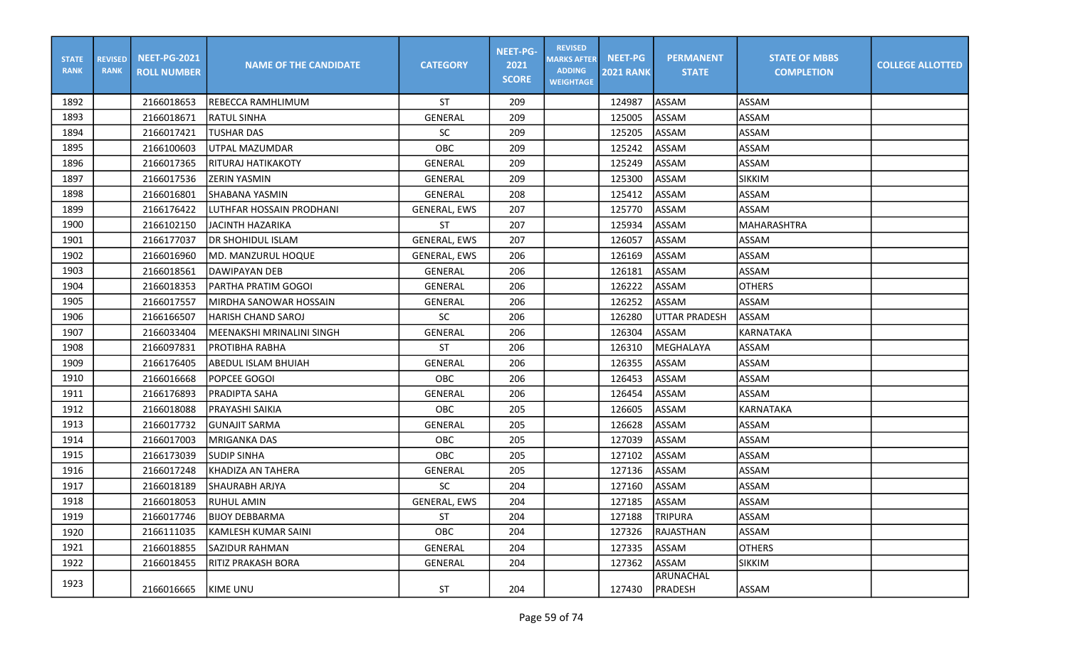| STATE RANK | REVISED RANK | NEET-PG-2021 ROLL NUMBER | NAME OF THE CANDIDATE | CATEGORY | NEET-PG-2021 SCORE | REVISED MARKS AFTER ADDING WEIGHTAGE | NEET-PG 2021 RANK | PERMANENT STATE | STATE OF MBBS COMPLETION | COLLEGE ALLOTTED |
|---|---|---|---|---|---|---|---|---|---|---|
| 1892 | | 2166018653 | REBECCA RAMHLIMUM | ST | 209 | | 124987 | ASSAM | ASSAM | |
| 1893 | | 2166018671 | RATUL SINHA | GENERAL | 209 | | 125005 | ASSAM | ASSAM | |
| 1894 | | 2166017421 | TUSHAR DAS | SC | 209 | | 125205 | ASSAM | ASSAM | |
| 1895 | | 2166100603 | UTPAL MAZUMDAR | OBC | 209 | | 125242 | ASSAM | ASSAM | |
| 1896 | | 2166017365 | RITURAJ HATIKAKOTY | GENERAL | 209 | | 125249 | ASSAM | ASSAM | |
| 1897 | | 2166017536 | ZERIN YASMIN | GENERAL | 209 | | 125300 | ASSAM | SIKKIM | |
| 1898 | | 2166016801 | SHABANA YASMIN | GENERAL | 208 | | 125412 | ASSAM | ASSAM | |
| 1899 | | 2166176422 | LUTHFAR HOSSAIN PRODHANI | GENERAL, EWS | 207 | | 125770 | ASSAM | ASSAM | |
| 1900 | | 2166102150 | JACINTH HAZARIKA | ST | 207 | | 125934 | ASSAM | MAHARASHTRA | |
| 1901 | | 2166177037 | DR SHOHIDUL ISLAM | GENERAL, EWS | 207 | | 126057 | ASSAM | ASSAM | |
| 1902 | | 2166016960 | MD. MANZURUL HOQUE | GENERAL, EWS | 206 | | 126169 | ASSAM | ASSAM | |
| 1903 | | 2166018561 | DAWIPAYAN DEB | GENERAL | 206 | | 126181 | ASSAM | ASSAM | |
| 1904 | | 2166018353 | PARTHA PRATIM GOGOI | GENERAL | 206 | | 126222 | ASSAM | OTHERS | |
| 1905 | | 2166017557 | MIRDHA SANOWAR HOSSAIN | GENERAL | 206 | | 126252 | ASSAM | ASSAM | |
| 1906 | | 2166166507 | HARISH CHAND SAROJ | SC | 206 | | 126280 | UTTAR PRADESH | ASSAM | |
| 1907 | | 2166033404 | MEENAKSHI MRINALINI SINGH | GENERAL | 206 | | 126304 | ASSAM | KARNATAKA | |
| 1908 | | 2166097831 | PROTIBHA RABHA | ST | 206 | | 126310 | MEGHALAYA | ASSAM | |
| 1909 | | 2166176405 | ABEDUL ISLAM BHUIAH | GENERAL | 206 | | 126355 | ASSAM | ASSAM | |
| 1910 | | 2166016668 | POPCEE GOGOI | OBC | 206 | | 126453 | ASSAM | ASSAM | |
| 1911 | | 2166176893 | PRADIPTA SAHA | GENERAL | 206 | | 126454 | ASSAM | ASSAM | |
| 1912 | | 2166018088 | PRAYASHI SAIKIA | OBC | 205 | | 126605 | ASSAM | KARNATAKA | |
| 1913 | | 2166017732 | GUNAJIT SARMA | GENERAL | 205 | | 126628 | ASSAM | ASSAM | |
| 1914 | | 2166017003 | MRIGANKA DAS | OBC | 205 | | 127039 | ASSAM | ASSAM | |
| 1915 | | 2166173039 | SUDIP SINHA | OBC | 205 | | 127102 | ASSAM | ASSAM | |
| 1916 | | 2166017248 | KHADIZA AN TAHERA | GENERAL | 205 | | 127136 | ASSAM | ASSAM | |
| 1917 | | 2166018189 | SHAURABH ARJYA | SC | 204 | | 127160 | ASSAM | ASSAM | |
| 1918 | | 2166018053 | RUHUL AMIN | GENERAL, EWS | 204 | | 127185 | ASSAM | ASSAM | |
| 1919 | | 2166017746 | BIJOY DEBBARMA | ST | 204 | | 127188 | TRIPURA | ASSAM | |
| 1920 | | 2166111035 | KAMLESH KUMAR SAINI | OBC | 204 | | 127326 | RAJASTHAN | ASSAM | |
| 1921 | | 2166018855 | SAZIDUR RAHMAN | GENERAL | 204 | | 127335 | ASSAM | OTHERS | |
| 1922 | | 2166018455 | RITIZ PRAKASH BORA | GENERAL | 204 | | 127362 | ASSAM | SIKKIM | |
| 1923 | | 2166016665 | KIME UNU | ST | 204 | | 127430 | ARUNACHAL PRADESH | ASSAM | |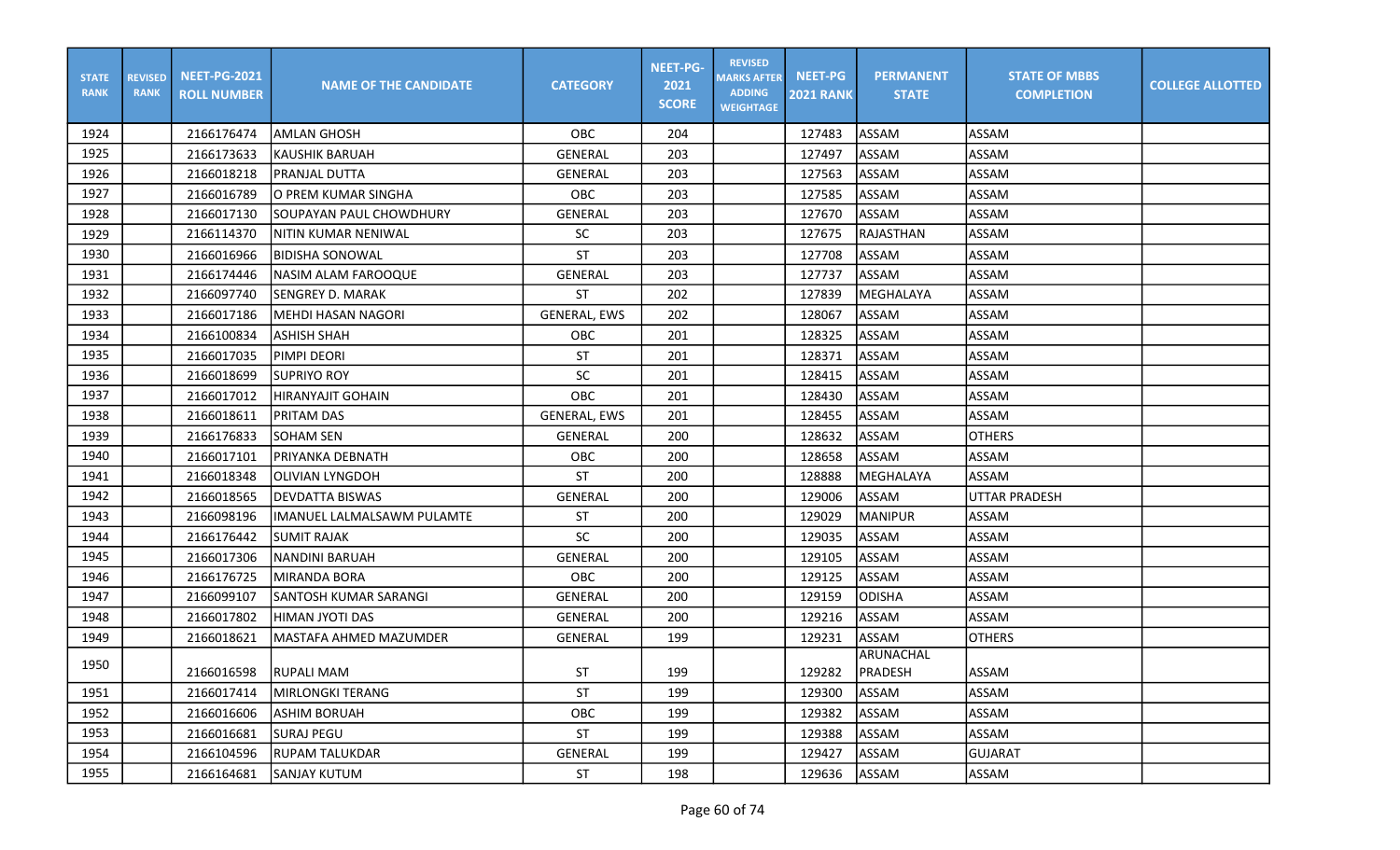| STATE RANK | REVISED RANK | NEET-PG-2021 ROLL NUMBER | NAME OF THE CANDIDATE | CATEGORY | NEET-PG-2021 SCORE | REVISED MARKS AFTER ADDING WEIGHTAGE | NEET-PG 2021 RANK | PERMANENT STATE | STATE OF MBBS COMPLETION | COLLEGE ALLOTTED |
|---|---|---|---|---|---|---|---|---|---|---|
| 1924 | | 2166176474 | AMLAN GHOSH | OBC | 204 | | 127483 | ASSAM | ASSAM | |
| 1925 | | 2166173633 | KAUSHIK BARUAH | GENERAL | 203 | | 127497 | ASSAM | ASSAM | |
| 1926 | | 2166018218 | PRANJAL DUTTA | GENERAL | 203 | | 127563 | ASSAM | ASSAM | |
| 1927 | | 2166016789 | O PREM KUMAR SINGHA | OBC | 203 | | 127585 | ASSAM | ASSAM | |
| 1928 | | 2166017130 | SOUPAYAN PAUL CHOWDHURY | GENERAL | 203 | | 127670 | ASSAM | ASSAM | |
| 1929 | | 2166114370 | NITIN KUMAR NENIWAL | SC | 203 | | 127675 | RAJASTHAN | ASSAM | |
| 1930 | | 2166016966 | BIDISHA SONOWAL | ST | 203 | | 127708 | ASSAM | ASSAM | |
| 1931 | | 2166174446 | NASIM ALAM FAROOQUE | GENERAL | 203 | | 127737 | ASSAM | ASSAM | |
| 1932 | | 2166097740 | SENGREY D. MARAK | ST | 202 | | 127839 | MEGHALAYA | ASSAM | |
| 1933 | | 2166017186 | MEHDI HASAN NAGORI | GENERAL, EWS | 202 | | 128067 | ASSAM | ASSAM | |
| 1934 | | 2166100834 | ASHISH SHAH | OBC | 201 | | 128325 | ASSAM | ASSAM | |
| 1935 | | 2166017035 | PIMPI DEORI | ST | 201 | | 128371 | ASSAM | ASSAM | |
| 1936 | | 2166018699 | SUPRIYO ROY | SC | 201 | | 128415 | ASSAM | ASSAM | |
| 1937 | | 2166017012 | HIRANYAJIT GOHAIN | OBC | 201 | | 128430 | ASSAM | ASSAM | |
| 1938 | | 2166018611 | PRITAM DAS | GENERAL, EWS | 201 | | 128455 | ASSAM | ASSAM | |
| 1939 | | 2166176833 | SOHAM SEN | GENERAL | 200 | | 128632 | ASSAM | OTHERS | |
| 1940 | | 2166017101 | PRIYANKA DEBNATH | OBC | 200 | | 128658 | ASSAM | ASSAM | |
| 1941 | | 2166018348 | OLIVIAN LYNGDOH | ST | 200 | | 128888 | MEGHALAYA | ASSAM | |
| 1942 | | 2166018565 | DEVDATTA BISWAS | GENERAL | 200 | | 129006 | ASSAM | UTTAR PRADESH | |
| 1943 | | 2166098196 | IMANUEL LALMALSAWM PULAMTE | ST | 200 | | 129029 | MANIPUR | ASSAM | |
| 1944 | | 2166176442 | SUMIT RAJAK | SC | 200 | | 129035 | ASSAM | ASSAM | |
| 1945 | | 2166017306 | NANDINI BARUAH | GENERAL | 200 | | 129105 | ASSAM | ASSAM | |
| 1946 | | 2166176725 | MIRANDA BORA | OBC | 200 | | 129125 | ASSAM | ASSAM | |
| 1947 | | 2166099107 | SANTOSH KUMAR SARANGI | GENERAL | 200 | | 129159 | ODISHA | ASSAM | |
| 1948 | | 2166017802 | HIMAN JYOTI DAS | GENERAL | 200 | | 129216 | ASSAM | ASSAM | |
| 1949 | | 2166018621 | MASTAFA AHMED MAZUMDER | GENERAL | 199 | | 129231 | ASSAM | OTHERS | |
| 1950 | | 2166016598 | RUPALI MAM | ST | 199 | | 129282 | ARUNACHAL PRADESH | ASSAM | |
| 1951 | | 2166017414 | MIRLONGKI TERANG | ST | 199 | | 129300 | ASSAM | ASSAM | |
| 1952 | | 2166016606 | ASHIM BORUAH | OBC | 199 | | 129382 | ASSAM | ASSAM | |
| 1953 | | 2166016681 | SURAJ PEGU | ST | 199 | | 129388 | ASSAM | ASSAM | |
| 1954 | | 2166104596 | RUPAM TALUKDAR | GENERAL | 199 | | 129427 | ASSAM | GUJARAT | |
| 1955 | | 2166164681 | SANJAY KUTUM | ST | 198 | | 129636 | ASSAM | ASSAM | |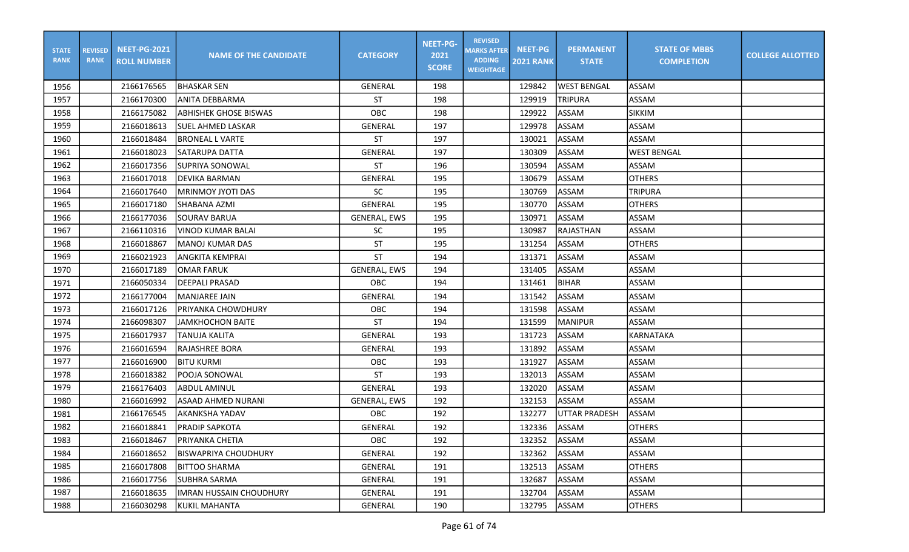| STATE RANK | REVISED RANK | NEET-PG-2021 ROLL NUMBER | NAME OF THE CANDIDATE | CATEGORY | NEET-PG-2021 SCORE | REVISED MARKS AFTER ADDING WEIGHTAGE | NEET-PG 2021 RANK | PERMANENT STATE | STATE OF MBBS COMPLETION | COLLEGE ALLOTTED |
|---|---|---|---|---|---|---|---|---|---|---|
| 1956 | | 2166176565 | BHASKAR SEN | GENERAL | 198 | | 129842 | WEST BENGAL | ASSAM | |
| 1957 | | 2166170300 | ANITA DEBBARMA | ST | 198 | | 129919 | TRIPURA | ASSAM | |
| 1958 | | 2166175082 | ABHISHEK GHOSE BISWAS | OBC | 198 | | 129922 | ASSAM | SIKKIM | |
| 1959 | | 2166018613 | SUEL AHMED LASKAR | GENERAL | 197 | | 129978 | ASSAM | ASSAM | |
| 1960 | | 2166018484 | BRONEAL L VARTE | ST | 197 | | 130021 | ASSAM | ASSAM | |
| 1961 | | 2166018023 | SATARUPA DATTA | GENERAL | 197 | | 130309 | ASSAM | WEST BENGAL | |
| 1962 | | 2166017356 | SUPRIYA SONOWAL | ST | 196 | | 130594 | ASSAM | ASSAM | |
| 1963 | | 2166017018 | DEVIKA BARMAN | GENERAL | 195 | | 130679 | ASSAM | OTHERS | |
| 1964 | | 2166017640 | MRINMOY JYOTI DAS | SC | 195 | | 130769 | ASSAM | TRIPURA | |
| 1965 | | 2166017180 | SHABANA AZMI | GENERAL | 195 | | 130770 | ASSAM | OTHERS | |
| 1966 | | 2166177036 | SOURAV BARUA | GENERAL, EWS | 195 | | 130971 | ASSAM | ASSAM | |
| 1967 | | 2166110316 | VINOD KUMAR BALAI | SC | 195 | | 130987 | RAJASTHAN | ASSAM | |
| 1968 | | 2166018867 | MANOJ KUMAR DAS | ST | 195 | | 131254 | ASSAM | OTHERS | |
| 1969 | | 2166021923 | ANGKITA KEMPRAI | ST | 194 | | 131371 | ASSAM | ASSAM | |
| 1970 | | 2166017189 | OMAR FARUK | GENERAL, EWS | 194 | | 131405 | ASSAM | ASSAM | |
| 1971 | | 2166050334 | DEEPALI PRASAD | OBC | 194 | | 131461 | BIHAR | ASSAM | |
| 1972 | | 2166177004 | MANJAREE JAIN | GENERAL | 194 | | 131542 | ASSAM | ASSAM | |
| 1973 | | 2166017126 | PRIYANKA CHOWDHURY | OBC | 194 | | 131598 | ASSAM | ASSAM | |
| 1974 | | 2166098307 | JAMKHOCHON BAITE | ST | 194 | | 131599 | MANIPUR | ASSAM | |
| 1975 | | 2166017937 | TANUJA KALITA | GENERAL | 193 | | 131723 | ASSAM | KARNATAKA | |
| 1976 | | 2166016594 | RAJASHREE BORA | GENERAL | 193 | | 131892 | ASSAM | ASSAM | |
| 1977 | | 2166016900 | BITU KURMI | OBC | 193 | | 131927 | ASSAM | ASSAM | |
| 1978 | | 2166018382 | POOJA SONOWAL | ST | 193 | | 132013 | ASSAM | ASSAM | |
| 1979 | | 2166176403 | ABDUL AMINUL | GENERAL | 193 | | 132020 | ASSAM | ASSAM | |
| 1980 | | 2166016992 | ASAAD AHMED NURANI | GENERAL, EWS | 192 | | 132153 | ASSAM | ASSAM | |
| 1981 | | 2166176545 | AKANKSHA YADAV | OBC | 192 | | 132277 | UTTAR PRADESH | ASSAM | |
| 1982 | | 2166018841 | PRADIP SAPKOTA | GENERAL | 192 | | 132336 | ASSAM | OTHERS | |
| 1983 | | 2166018467 | PRIYANKA CHETIA | OBC | 192 | | 132352 | ASSAM | ASSAM | |
| 1984 | | 2166018652 | BISWAPRIYA CHOUDHURY | GENERAL | 192 | | 132362 | ASSAM | ASSAM | |
| 1985 | | 2166017808 | BITTOO SHARMA | GENERAL | 191 | | 132513 | ASSAM | OTHERS | |
| 1986 | | 2166017756 | SUBHRA SARMA | GENERAL | 191 | | 132687 | ASSAM | ASSAM | |
| 1987 | | 2166018635 | IMRAN HUSSAIN CHOUDHURY | GENERAL | 191 | | 132704 | ASSAM | ASSAM | |
| 1988 | | 2166030298 | KUKIL MAHANTA | GENERAL | 190 | | 132795 | ASSAM | OTHERS | |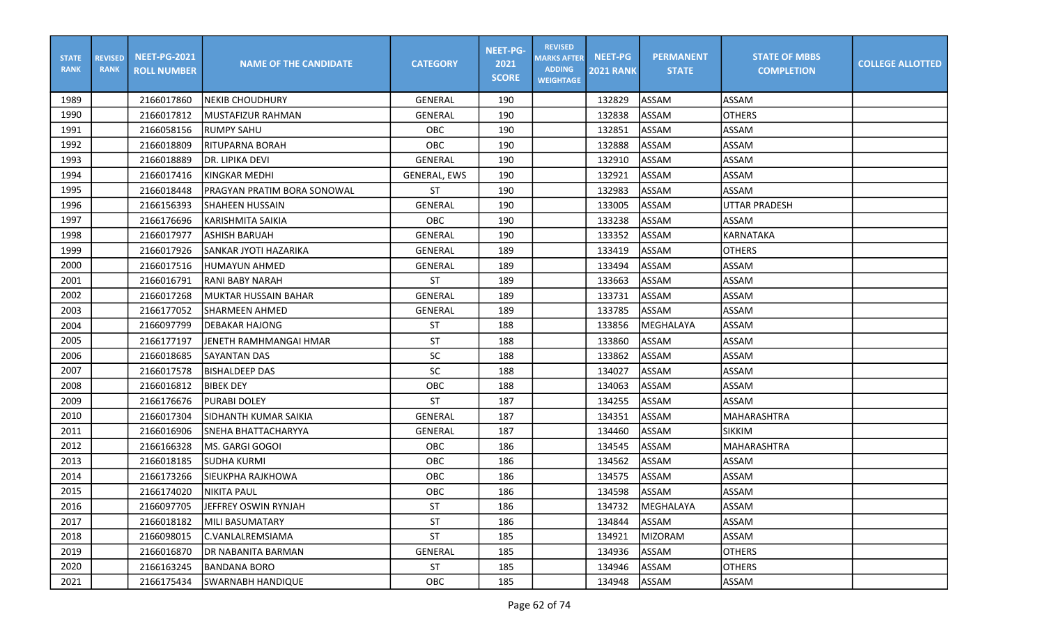| STATE RANK | REVISED RANK | NEET-PG-2021 ROLL NUMBER | NAME OF THE CANDIDATE | CATEGORY | NEET-PG-2021 SCORE | REVISED MARKS AFTER ADDING WEIGHTAGE | NEET-PG 2021 RANK | PERMANENT STATE | STATE OF MBBS COMPLETION | COLLEGE ALLOTTED |
|---|---|---|---|---|---|---|---|---|---|---|
| 1989 | | 2166017860 | NEKIB CHOUDHURY | GENERAL | 190 | | 132829 | ASSAM | ASSAM | |
| 1990 | | 2166017812 | MUSTAFIZUR RAHMAN | GENERAL | 190 | | 132838 | ASSAM | OTHERS | |
| 1991 | | 2166058156 | RUMPY SAHU | OBC | 190 | | 132851 | ASSAM | ASSAM | |
| 1992 | | 2166018809 | RITUPARNA BORAH | OBC | 190 | | 132888 | ASSAM | ASSAM | |
| 1993 | | 2166018889 | DR. LIPIKA DEVI | GENERAL | 190 | | 132910 | ASSAM | ASSAM | |
| 1994 | | 2166017416 | KINGKAR MEDHI | GENERAL, EWS | 190 | | 132921 | ASSAM | ASSAM | |
| 1995 | | 2166018448 | PRAGYAN PRATIM BORA SONOWAL | ST | 190 | | 132983 | ASSAM | ASSAM | |
| 1996 | | 2166156393 | SHAHEEN HUSSAIN | GENERAL | 190 | | 133005 | ASSAM | UTTAR PRADESH | |
| 1997 | | 2166176696 | KARISHMITA SAIKIA | OBC | 190 | | 133238 | ASSAM | ASSAM | |
| 1998 | | 2166017977 | ASHISH BARUAH | GENERAL | 190 | | 133352 | ASSAM | KARNATAKA | |
| 1999 | | 2166017926 | SANKAR JYOTI HAZARIKA | GENERAL | 189 | | 133419 | ASSAM | OTHERS | |
| 2000 | | 2166017516 | HUMAYUN AHMED | GENERAL | 189 | | 133494 | ASSAM | ASSAM | |
| 2001 | | 2166016791 | RANI BABY NARAH | ST | 189 | | 133663 | ASSAM | ASSAM | |
| 2002 | | 2166017268 | MUKTAR HUSSAIN BAHAR | GENERAL | 189 | | 133731 | ASSAM | ASSAM | |
| 2003 | | 2166177052 | SHARMEEN AHMED | GENERAL | 189 | | 133785 | ASSAM | ASSAM | |
| 2004 | | 2166097799 | DEBAKAR HAJONG | ST | 188 | | 133856 | MEGHALAYA | ASSAM | |
| 2005 | | 2166177197 | JENETH RAMHMANGAI HMAR | ST | 188 | | 133860 | ASSAM | ASSAM | |
| 2006 | | 2166018685 | SAYANTAN DAS | SC | 188 | | 133862 | ASSAM | ASSAM | |
| 2007 | | 2166017578 | BISHALDEEP DAS | SC | 188 | | 134027 | ASSAM | ASSAM | |
| 2008 | | 2166016812 | BIBEK DEY | OBC | 188 | | 134063 | ASSAM | ASSAM | |
| 2009 | | 2166176676 | PURABI DOLEY | ST | 187 | | 134255 | ASSAM | ASSAM | |
| 2010 | | 2166017304 | SIDHANTH KUMAR SAIKIA | GENERAL | 187 | | 134351 | ASSAM | MAHARASHTRA | |
| 2011 | | 2166016906 | SNEHA BHATTACHARYYA | GENERAL | 187 | | 134460 | ASSAM | SIKKIM | |
| 2012 | | 2166166328 | MS. GARGI GOGOI | OBC | 186 | | 134545 | ASSAM | MAHARASHTRA | |
| 2013 | | 2166018185 | SUDHA KURMI | OBC | 186 | | 134562 | ASSAM | ASSAM | |
| 2014 | | 2166173266 | SIEUKPHA RAJKHOWA | OBC | 186 | | 134575 | ASSAM | ASSAM | |
| 2015 | | 2166174020 | NIKITA PAUL | OBC | 186 | | 134598 | ASSAM | ASSAM | |
| 2016 | | 2166097705 | JEFFREY OSWIN RYNJAH | ST | 186 | | 134732 | MEGHALAYA | ASSAM | |
| 2017 | | 2166018182 | MILI BASUMATARY | ST | 186 | | 134844 | ASSAM | ASSAM | |
| 2018 | | 2166098015 | C.VANLALREMSIAMA | ST | 185 | | 134921 | MIZORAM | ASSAM | |
| 2019 | | 2166016870 | DR NABANITA BARMAN | GENERAL | 185 | | 134936 | ASSAM | OTHERS | |
| 2020 | | 2166163245 | BANDANA BORO | ST | 185 | | 134946 | ASSAM | OTHERS | |
| 2021 | | 2166175434 | SWARNABH HANDIQUE | OBC | 185 | | 134948 | ASSAM | ASSAM | |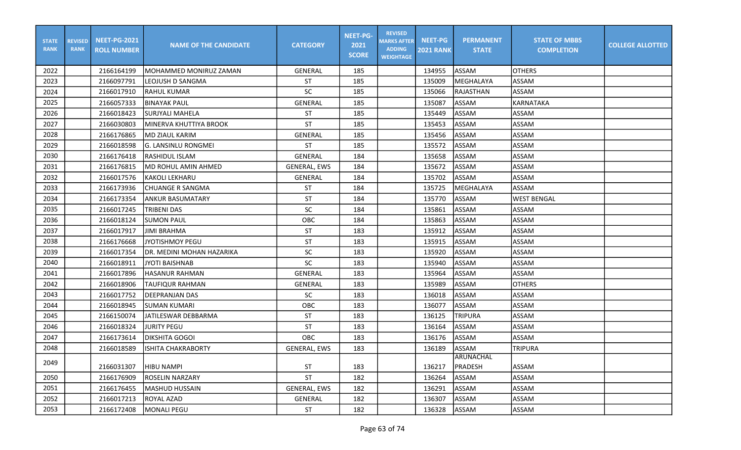| STATE RANK | REVISED RANK | NEET-PG-2021 ROLL NUMBER | NAME OF THE CANDIDATE | CATEGORY | NEET-PG-2021 SCORE | REVISED MARKS AFTER ADDING WEIGHTAGE | NEET-PG 2021 RANK | PERMANENT STATE | STATE OF MBBS COMPLETION | COLLEGE ALLOTTED |
|---|---|---|---|---|---|---|---|---|---|---|
| 2022 | | 2166164199 | MOHAMMED MONIRUZ ZAMAN | GENERAL | 185 | | 134955 | ASSAM | OTHERS | |
| 2023 | | 2166097791 | LEOJUSH D SANGMA | ST | 185 | | 135009 | MEGHALAYA | ASSAM | |
| 2024 | | 2166017910 | RAHUL KUMAR | SC | 185 | | 135066 | RAJASTHAN | ASSAM | |
| 2025 | | 2166057333 | BINAYAK PAUL | GENERAL | 185 | | 135087 | ASSAM | KARNATAKA | |
| 2026 | | 2166018423 | SURJYALI MAHELA | ST | 185 | | 135449 | ASSAM | ASSAM | |
| 2027 | | 2166030803 | MINERVA KHUTTIYA BROOK | ST | 185 | | 135453 | ASSAM | ASSAM | |
| 2028 | | 2166176865 | MD ZIAUL KARIM | GENERAL | 185 | | 135456 | ASSAM | ASSAM | |
| 2029 | | 2166018598 | G. LANSINLU RONGMEI | ST | 185 | | 135572 | ASSAM | ASSAM | |
| 2030 | | 2166176418 | RASHIDUL ISLAM | GENERAL | 184 | | 135658 | ASSAM | ASSAM | |
| 2031 | | 2166176815 | MD ROHUL AMIN AHMED | GENERAL, EWS | 184 | | 135672 | ASSAM | ASSAM | |
| 2032 | | 2166017576 | KAKOLI LEKHARU | GENERAL | 184 | | 135702 | ASSAM | ASSAM | |
| 2033 | | 2166173936 | CHUANGE R SANGMA | ST | 184 | | 135725 | MEGHALAYA | ASSAM | |
| 2034 | | 2166173354 | ANKUR BASUMATARY | ST | 184 | | 135770 | ASSAM | WEST BENGAL | |
| 2035 | | 2166017245 | TRIBENI DAS | SC | 184 | | 135861 | ASSAM | ASSAM | |
| 2036 | | 2166018124 | SUMON PAUL | OBC | 184 | | 135863 | ASSAM | ASSAM | |
| 2037 | | 2166017917 | JIMI BRAHMA | ST | 183 | | 135912 | ASSAM | ASSAM | |
| 2038 | | 2166176668 | JYOTISHMOY PEGU | ST | 183 | | 135915 | ASSAM | ASSAM | |
| 2039 | | 2166017354 | DR. MEDINI MOHAN HAZARIKA | SC | 183 | | 135920 | ASSAM | ASSAM | |
| 2040 | | 2166018911 | JYOTI BAISHNAB | SC | 183 | | 135940 | ASSAM | ASSAM | |
| 2041 | | 2166017896 | HASANUR RAHMAN | GENERAL | 183 | | 135964 | ASSAM | ASSAM | |
| 2042 | | 2166018906 | TAUFIQUR RAHMAN | GENERAL | 183 | | 135989 | ASSAM | OTHERS | |
| 2043 | | 2166017752 | DEEPRANJAN DAS | SC | 183 | | 136018 | ASSAM | ASSAM | |
| 2044 | | 2166018945 | SUMAN KUMARI | OBC | 183 | | 136077 | ASSAM | ASSAM | |
| 2045 | | 2166150074 | JATILESWAR DEBBARMA | ST | 183 | | 136125 | TRIPURA | ASSAM | |
| 2046 | | 2166018324 | JURITY PEGU | ST | 183 | | 136164 | ASSAM | ASSAM | |
| 2047 | | 2166173614 | DIKSHITA GOGOI | OBC | 183 | | 136176 | ASSAM | ASSAM | |
| 2048 | | 2166018589 | ISHITA CHAKRABORTY | GENERAL, EWS | 183 | | 136189 | ASSAM | TRIPURA | |
| 2049 | | 2166031307 | HIBU NAMPI | ST | 183 | | 136217 | ARUNACHAL PRADESH | ASSAM | |
| 2050 | | 2166176909 | ROSELIN NARZARY | ST | 182 | | 136264 | ASSAM | ASSAM | |
| 2051 | | 2166176455 | MASHUD HUSSAIN | GENERAL, EWS | 182 | | 136291 | ASSAM | ASSAM | |
| 2052 | | 2166017213 | ROYAL AZAD | GENERAL | 182 | | 136307 | ASSAM | ASSAM | |
| 2053 | | 2166172408 | MONALI PEGU | ST | 182 | | 136328 | ASSAM | ASSAM | |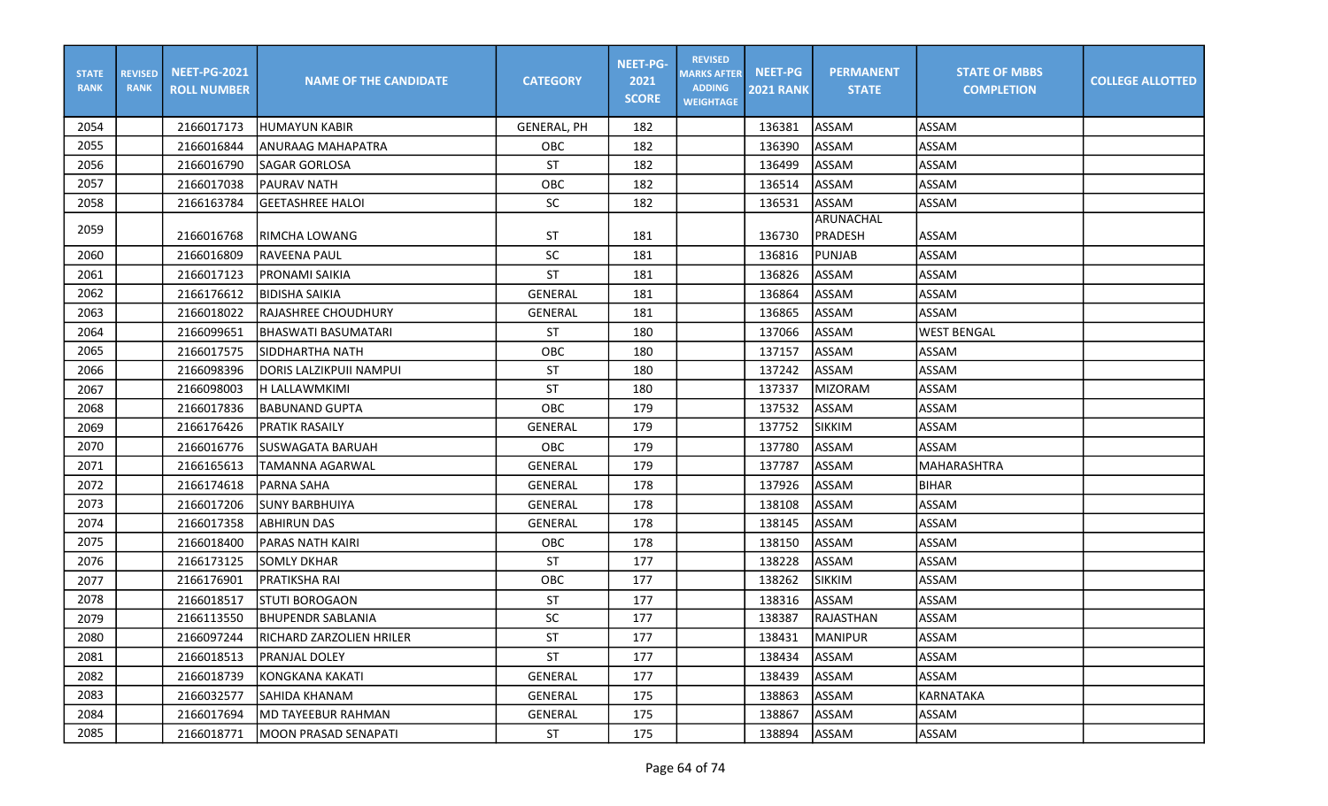| STATE RANK | REVISED RANK | NEET-PG-2021 ROLL NUMBER | NAME OF THE CANDIDATE | CATEGORY | NEET-PG-2021 SCORE | REVISED MARKS AFTER ADDING WEIGHTAGE | NEET-PG 2021 RANK | PERMANENT STATE | STATE OF MBBS COMPLETION | COLLEGE ALLOTTED |
|---|---|---|---|---|---|---|---|---|---|---|
| 2054 | | 2166017173 | HUMAYUN KABIR | GENERAL, PH | 182 | | 136381 | ASSAM | ASSAM | |
| 2055 | | 2166016844 | ANURAAG MAHAPATRA | OBC | 182 | | 136390 | ASSAM | ASSAM | |
| 2056 | | 2166016790 | SAGAR GORLOSA | ST | 182 | | 136499 | ASSAM | ASSAM | |
| 2057 | | 2166017038 | PAURAV NATH | OBC | 182 | | 136514 | ASSAM | ASSAM | |
| 2058 | | 2166163784 | GEETASHREE HALOI | SC | 182 | | 136531 | ASSAM | ASSAM | |
| 2059 | | 2166016768 | RIMCHA LOWANG | ST | 181 | | 136730 | ARUNACHAL PRADESH | ASSAM | |
| 2060 | | 2166016809 | RAVEENA PAUL | SC | 181 | | 136816 | PUNJAB | ASSAM | |
| 2061 | | 2166017123 | PRONAMI SAIKIA | ST | 181 | | 136826 | ASSAM | ASSAM | |
| 2062 | | 2166176612 | BIDISHA SAIKIA | GENERAL | 181 | | 136864 | ASSAM | ASSAM | |
| 2063 | | 2166018022 | RAJASHREE CHOUDHURY | GENERAL | 181 | | 136865 | ASSAM | ASSAM | |
| 2064 | | 2166099651 | BHASWATI BASUMATARI | ST | 180 | | 137066 | ASSAM | WEST BENGAL | |
| 2065 | | 2166017575 | SIDDHARTHA NATH | OBC | 180 | | 137157 | ASSAM | ASSAM | |
| 2066 | | 2166098396 | DORIS LALZIKPUII NAMPUI | ST | 180 | | 137242 | ASSAM | ASSAM | |
| 2067 | | 2166098003 | H LALLAWMKIMI | ST | 180 | | 137337 | MIZORAM | ASSAM | |
| 2068 | | 2166017836 | BABUNAND GUPTA | OBC | 179 | | 137532 | ASSAM | ASSAM | |
| 2069 | | 2166176426 | PRATIK RASAILY | GENERAL | 179 | | 137752 | SIKKIM | ASSAM | |
| 2070 | | 2166016776 | SUSWAGATA BARUAH | OBC | 179 | | 137780 | ASSAM | ASSAM | |
| 2071 | | 2166165613 | TAMANNA AGARWAL | GENERAL | 179 | | 137787 | ASSAM | MAHARASHTRA | |
| 2072 | | 2166174618 | PARNA SAHA | GENERAL | 178 | | 137926 | ASSAM | BIHAR | |
| 2073 | | 2166017206 | SUNY BARBHUIYA | GENERAL | 178 | | 138108 | ASSAM | ASSAM | |
| 2074 | | 2166017358 | ABHIRUN DAS | GENERAL | 178 | | 138145 | ASSAM | ASSAM | |
| 2075 | | 2166018400 | PARAS NATH KAIRI | OBC | 178 | | 138150 | ASSAM | ASSAM | |
| 2076 | | 2166173125 | SOMLY DKHAR | ST | 177 | | 138228 | ASSAM | ASSAM | |
| 2077 | | 2166176901 | PRATIKSHA RAI | OBC | 177 | | 138262 | SIKKIM | ASSAM | |
| 2078 | | 2166018517 | STUTI BOROGAON | ST | 177 | | 138316 | ASSAM | ASSAM | |
| 2079 | | 2166113550 | BHUPENDR SABLANIA | SC | 177 | | 138387 | RAJASTHAN | ASSAM | |
| 2080 | | 2166097244 | RICHARD ZARZOLIEN HRILER | ST | 177 | | 138431 | MANIPUR | ASSAM | |
| 2081 | | 2166018513 | PRANJAL DOLEY | ST | 177 | | 138434 | ASSAM | ASSAM | |
| 2082 | | 2166018739 | KONGKANA KAKATI | GENERAL | 177 | | 138439 | ASSAM | ASSAM | |
| 2083 | | 2166032577 | SAHIDA KHANAM | GENERAL | 175 | | 138863 | ASSAM | KARNATAKA | |
| 2084 | | 2166017694 | MD TAYEEBUR RAHMAN | GENERAL | 175 | | 138867 | ASSAM | ASSAM | |
| 2085 | | 2166018771 | MOON PRASAD SENAPATI | ST | 175 | | 138894 | ASSAM | ASSAM | |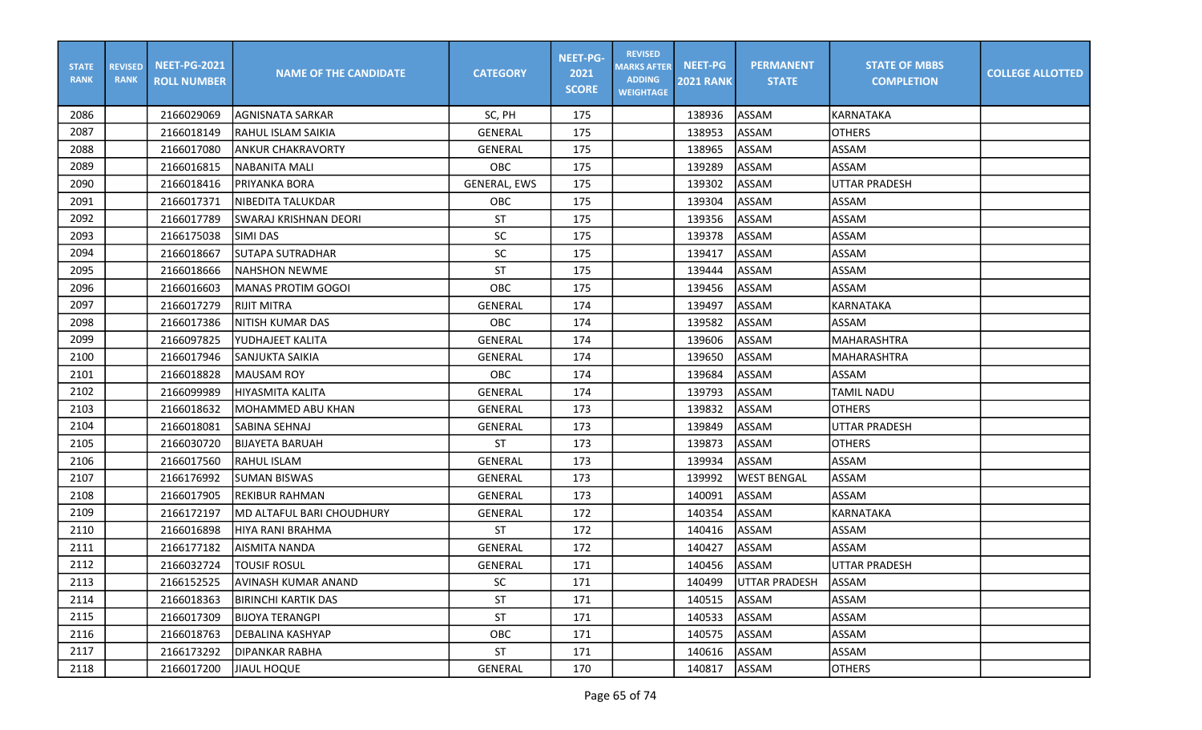| STATE RANK | REVISED RANK | NEET-PG-2021 ROLL NUMBER | NAME OF THE CANDIDATE | CATEGORY | NEET-PG-2021 SCORE | REVISED MARKS AFTER ADDING WEIGHTAGE | NEET-PG 2021 RANK | PERMANENT STATE | STATE OF MBBS COMPLETION | COLLEGE ALLOTTED |
|---|---|---|---|---|---|---|---|---|---|---|
| 2086 | | 2166029069 | AGNISNATA SARKAR | SC, PH | 175 | | 138936 | ASSAM | KARNATAKA | |
| 2087 | | 2166018149 | RAHUL ISLAM SAIKIA | GENERAL | 175 | | 138953 | ASSAM | OTHERS | |
| 2088 | | 2166017080 | ANKUR CHAKRAVORTY | GENERAL | 175 | | 138965 | ASSAM | ASSAM | |
| 2089 | | 2166016815 | NABANITA MALI | OBC | 175 | | 139289 | ASSAM | ASSAM | |
| 2090 | | 2166018416 | PRIYANKA BORA | GENERAL, EWS | 175 | | 139302 | ASSAM | UTTAR PRADESH | |
| 2091 | | 2166017371 | NIBEDITA TALUKDAR | OBC | 175 | | 139304 | ASSAM | ASSAM | |
| 2092 | | 2166017789 | SWARAJ KRISHNAN DEORI | ST | 175 | | 139356 | ASSAM | ASSAM | |
| 2093 | | 2166175038 | SIMI DAS | SC | 175 | | 139378 | ASSAM | ASSAM | |
| 2094 | | 2166018667 | SUTAPA SUTRADHAR | SC | 175 | | 139417 | ASSAM | ASSAM | |
| 2095 | | 2166018666 | NAHSHON NEWME | ST | 175 | | 139444 | ASSAM | ASSAM | |
| 2096 | | 2166016603 | MANAS PROTIM GOGOI | OBC | 175 | | 139456 | ASSAM | ASSAM | |
| 2097 | | 2166017279 | RIJIT MITRA | GENERAL | 174 | | 139497 | ASSAM | KARNATAKA | |
| 2098 | | 2166017386 | NITISH KUMAR DAS | OBC | 174 | | 139582 | ASSAM | ASSAM | |
| 2099 | | 2166097825 | YUDHAJEET KALITA | GENERAL | 174 | | 139606 | ASSAM | MAHARASHTRA | |
| 2100 | | 2166017946 | SANJUKTA SAIKIA | GENERAL | 174 | | 139650 | ASSAM | MAHARASHTRA | |
| 2101 | | 2166018828 | MAUSAM ROY | OBC | 174 | | 139684 | ASSAM | ASSAM | |
| 2102 | | 2166099989 | HIYASMITA KALITA | GENERAL | 174 | | 139793 | ASSAM | TAMIL NADU | |
| 2103 | | 2166018632 | MOHAMMED ABU KHAN | GENERAL | 173 | | 139832 | ASSAM | OTHERS | |
| 2104 | | 2166018081 | SABINA SEHNAJ | GENERAL | 173 | | 139849 | ASSAM | UTTAR PRADESH | |
| 2105 | | 2166030720 | BIJAYETA BARUAH | ST | 173 | | 139873 | ASSAM | OTHERS | |
| 2106 | | 2166017560 | RAHUL ISLAM | GENERAL | 173 | | 139934 | ASSAM | ASSAM | |
| 2107 | | 2166176992 | SUMAN BISWAS | GENERAL | 173 | | 139992 | WEST BENGAL | ASSAM | |
| 2108 | | 2166017905 | REKIBUR RAHMAN | GENERAL | 173 | | 140091 | ASSAM | ASSAM | |
| 2109 | | 2166172197 | MD ALTAFUL BARI CHOUDHURY | GENERAL | 172 | | 140354 | ASSAM | KARNATAKA | |
| 2110 | | 2166016898 | HIYA RANI BRAHMA | ST | 172 | | 140416 | ASSAM | ASSAM | |
| 2111 | | 2166177182 | AISMITA NANDA | GENERAL | 172 | | 140427 | ASSAM | ASSAM | |
| 2112 | | 2166032724 | TOUSIF ROSUL | GENERAL | 171 | | 140456 | ASSAM | UTTAR PRADESH | |
| 2113 | | 2166152525 | AVINASH KUMAR ANAND | SC | 171 | | 140499 | UTTAR PRADESH | ASSAM | |
| 2114 | | 2166018363 | BIRINCHI KARTIK DAS | ST | 171 | | 140515 | ASSAM | ASSAM | |
| 2115 | | 2166017309 | BIJOYA TERANGPI | ST | 171 | | 140533 | ASSAM | ASSAM | |
| 2116 | | 2166018763 | DEBALINA KASHYAP | OBC | 171 | | 140575 | ASSAM | ASSAM | |
| 2117 | | 2166173292 | DIPANKAR RABHA | ST | 171 | | 140616 | ASSAM | ASSAM | |
| 2118 | | 2166017200 | JIAUL HOQUE | GENERAL | 170 | | 140817 | ASSAM | OTHERS | |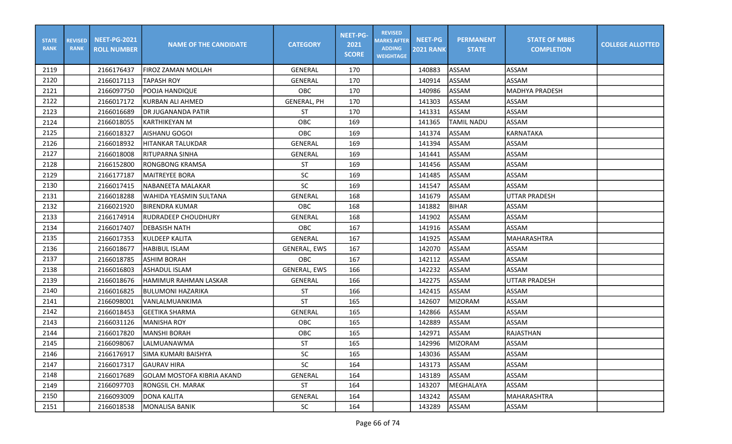| STATE RANK | REVISED RANK | NEET-PG-2021 ROLL NUMBER | NAME OF THE CANDIDATE | CATEGORY | NEET-PG-2021 SCORE | REVISED MARKS AFTER ADDING WEIGHTAGE | NEET-PG 2021 RANK | PERMANENT STATE | STATE OF MBBS COMPLETION | COLLEGE ALLOTTED |
|---|---|---|---|---|---|---|---|---|---|---|
| 2119 | | 2166176437 | FIROZ ZAMAN MOLLAH | GENERAL | 170 | | 140883 | ASSAM | ASSAM | |
| 2120 | | 2166017113 | TAPASH ROY | GENERAL | 170 | | 140914 | ASSAM | ASSAM | |
| 2121 | | 2166097750 | POOJA HANDIQUE | OBC | 170 | | 140986 | ASSAM | MADHYA PRADESH | |
| 2122 | | 2166017172 | KURBAN ALI AHMED | GENERAL, PH | 170 | | 141303 | ASSAM | ASSAM | |
| 2123 | | 2166016689 | DR JUGANANDA PATIR | ST | 170 | | 141331 | ASSAM | ASSAM | |
| 2124 | | 2166018055 | KARTHIKEYAN M | OBC | 169 | | 141365 | TAMIL NADU | ASSAM | |
| 2125 | | 2166018327 | AISHANU GOGOI | OBC | 169 | | 141374 | ASSAM | KARNATAKA | |
| 2126 | | 2166018932 | HITANKAR TALUKDAR | GENERAL | 169 | | 141394 | ASSAM | ASSAM | |
| 2127 | | 2166018008 | RITUPARNA SINHA | GENERAL | 169 | | 141441 | ASSAM | ASSAM | |
| 2128 | | 2166152800 | RONGBONG KRAMSA | ST | 169 | | 141456 | ASSAM | ASSAM | |
| 2129 | | 2166177187 | MAITREYEE BORA | SC | 169 | | 141485 | ASSAM | ASSAM | |
| 2130 | | 2166017415 | NABANEETA MALAKAR | SC | 169 | | 141547 | ASSAM | ASSAM | |
| 2131 | | 2166018288 | WAHIDA YEASMIN SULTANA | GENERAL | 168 | | 141679 | ASSAM | UTTAR PRADESH | |
| 2132 | | 2166021920 | BIRENDRA KUMAR | OBC | 168 | | 141882 | BIHAR | ASSAM | |
| 2133 | | 2166174914 | RUDRADEEP CHOUDHURY | GENERAL | 168 | | 141902 | ASSAM | ASSAM | |
| 2134 | | 2166017407 | DEBASISH NATH | OBC | 167 | | 141916 | ASSAM | ASSAM | |
| 2135 | | 2166017353 | KULDEEP KALITA | GENERAL | 167 | | 141925 | ASSAM | MAHARASHTRA | |
| 2136 | | 2166018677 | HABIBUL ISLAM | GENERAL, EWS | 167 | | 142070 | ASSAM | ASSAM | |
| 2137 | | 2166018785 | ASHIM BORAH | OBC | 167 | | 142112 | ASSAM | ASSAM | |
| 2138 | | 2166016803 | ASHADUL ISLAM | GENERAL, EWS | 166 | | 142232 | ASSAM | ASSAM | |
| 2139 | | 2166018676 | HAMIMUR RAHMAN LASKAR | GENERAL | 166 | | 142275 | ASSAM | UTTAR PRADESH | |
| 2140 | | 2166016825 | BULUMONI HAZARIKA | ST | 166 | | 142415 | ASSAM | ASSAM | |
| 2141 | | 2166098001 | VANLALMUANKIMA | ST | 165 | | 142607 | MIZORAM | ASSAM | |
| 2142 | | 2166018453 | GEETIKA SHARMA | GENERAL | 165 | | 142866 | ASSAM | ASSAM | |
| 2143 | | 2166031126 | MANISHA ROY | OBC | 165 | | 142889 | ASSAM | ASSAM | |
| 2144 | | 2166017820 | MANSHI BORAH | OBC | 165 | | 142971 | ASSAM | RAJASTHAN | |
| 2145 | | 2166098067 | LALMUANAWMA | ST | 165 | | 142996 | MIZORAM | ASSAM | |
| 2146 | | 2166176917 | SIMA KUMARI BAISHYA | SC | 165 | | 143036 | ASSAM | ASSAM | |
| 2147 | | 2166017317 | GAURAV HIRA | SC | 164 | | 143173 | ASSAM | ASSAM | |
| 2148 | | 2166017689 | GOLAM MOSTOFA KIBRIA AKAND | GENERAL | 164 | | 143189 | ASSAM | ASSAM | |
| 2149 | | 2166097703 | RONGSIL CH. MARAK | ST | 164 | | 143207 | MEGHALAYA | ASSAM | |
| 2150 | | 2166093009 | DONA KALITA | GENERAL | 164 | | 143242 | ASSAM | MAHARASHTRA | |
| 2151 | | 2166018538 | MONALISA BANIK | SC | 164 | | 143289 | ASSAM | ASSAM | |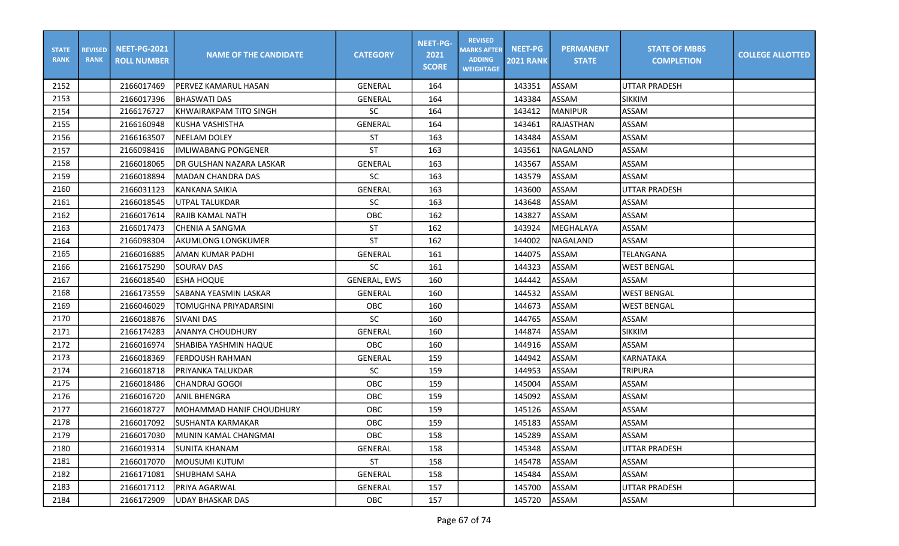| STATE RANK | REVISED RANK | NEET-PG-2021 ROLL NUMBER | NAME OF THE CANDIDATE | CATEGORY | NEET-PG-2021 SCORE | REVISED MARKS AFTER ADDING WEIGHTAGE | NEET-PG 2021 RANK | PERMANENT STATE | STATE OF MBBS COMPLETION | COLLEGE ALLOTTED |
|---|---|---|---|---|---|---|---|---|---|---|
| 2152 | | 2166017469 | PERVEZ KAMARUL HASAN | GENERAL | 164 | | 143351 | ASSAM | UTTAR PRADESH | |
| 2153 | | 2166017396 | BHASWATI DAS | GENERAL | 164 | | 143384 | ASSAM | SIKKIM | |
| 2154 | | 2166176727 | KHWAIRAKPAM TITO SINGH | SC | 164 | | 143412 | MANIPUR | ASSAM | |
| 2155 | | 2166160948 | KUSHA VASHISTHA | GENERAL | 164 | | 143461 | RAJASTHAN | ASSAM | |
| 2156 | | 2166163507 | NEELAM DOLEY | ST | 163 | | 143484 | ASSAM | ASSAM | |
| 2157 | | 2166098416 | IMLIWABANG PONGENER | ST | 163 | | 143561 | NAGALAND | ASSAM | |
| 2158 | | 2166018065 | DR GULSHAN NAZARA LASKAR | GENERAL | 163 | | 143567 | ASSAM | ASSAM | |
| 2159 | | 2166018894 | MADAN CHANDRA DAS | SC | 163 | | 143579 | ASSAM | ASSAM | |
| 2160 | | 2166031123 | KANKANA SAIKIA | GENERAL | 163 | | 143600 | ASSAM | UTTAR PRADESH | |
| 2161 | | 2166018545 | UTPAL TALUKDAR | SC | 163 | | 143648 | ASSAM | ASSAM | |
| 2162 | | 2166017614 | RAJIB KAMAL NATH | OBC | 162 | | 143827 | ASSAM | ASSAM | |
| 2163 | | 2166017473 | CHENIA A SANGMA | ST | 162 | | 143924 | MEGHALAYA | ASSAM | |
| 2164 | | 2166098304 | AKUMLONG LONGKUMER | ST | 162 | | 144002 | NAGALAND | ASSAM | |
| 2165 | | 2166016885 | AMAN KUMAR PADHI | GENERAL | 161 | | 144075 | ASSAM | TELANGANA | |
| 2166 | | 2166175290 | SOURAV DAS | SC | 161 | | 144323 | ASSAM | WEST BENGAL | |
| 2167 | | 2166018540 | ESHA HOQUE | GENERAL, EWS | 160 | | 144442 | ASSAM | ASSAM | |
| 2168 | | 2166173559 | SABANA YEASMIN LASKAR | GENERAL | 160 | | 144532 | ASSAM | WEST BENGAL | |
| 2169 | | 2166046029 | TOMUGHNA PRIYADARSINI | OBC | 160 | | 144673 | ASSAM | WEST BENGAL | |
| 2170 | | 2166018876 | SIVANI DAS | SC | 160 | | 144765 | ASSAM | ASSAM | |
| 2171 | | 2166174283 | ANANYA CHOUDHURY | GENERAL | 160 | | 144874 | ASSAM | SIKKIM | |
| 2172 | | 2166016974 | SHABIBA YASHMIN HAQUE | OBC | 160 | | 144916 | ASSAM | ASSAM | |
| 2173 | | 2166018369 | FERDOUSH RAHMAN | GENERAL | 159 | | 144942 | ASSAM | KARNATAKA | |
| 2174 | | 2166018718 | PRIYANKA TALUKDAR | SC | 159 | | 144953 | ASSAM | TRIPURA | |
| 2175 | | 2166018486 | CHANDRAJ GOGOI | OBC | 159 | | 145004 | ASSAM | ASSAM | |
| 2176 | | 2166016720 | ANIL BHENGRA | OBC | 159 | | 145092 | ASSAM | ASSAM | |
| 2177 | | 2166018727 | MOHAMMAD HANIF CHOUDHURY | OBC | 159 | | 145126 | ASSAM | ASSAM | |
| 2178 | | 2166017092 | SUSHANTA KARMAKAR | OBC | 159 | | 145183 | ASSAM | ASSAM | |
| 2179 | | 2166017030 | MUNIN KAMAL CHANGMAI | OBC | 158 | | 145289 | ASSAM | ASSAM | |
| 2180 | | 2166019314 | SUNITA KHANAM | GENERAL | 158 | | 145348 | ASSAM | UTTAR PRADESH | |
| 2181 | | 2166017070 | MOUSUMI KUTUM | ST | 158 | | 145478 | ASSAM | ASSAM | |
| 2182 | | 2166171081 | SHUBHAM SAHA | GENERAL | 158 | | 145484 | ASSAM | ASSAM | |
| 2183 | | 2166017112 | PRIYA AGARWAL | GENERAL | 157 | | 145700 | ASSAM | UTTAR PRADESH | |
| 2184 | | 2166172909 | UDAY BHASKAR DAS | OBC | 157 | | 145720 | ASSAM | ASSAM | |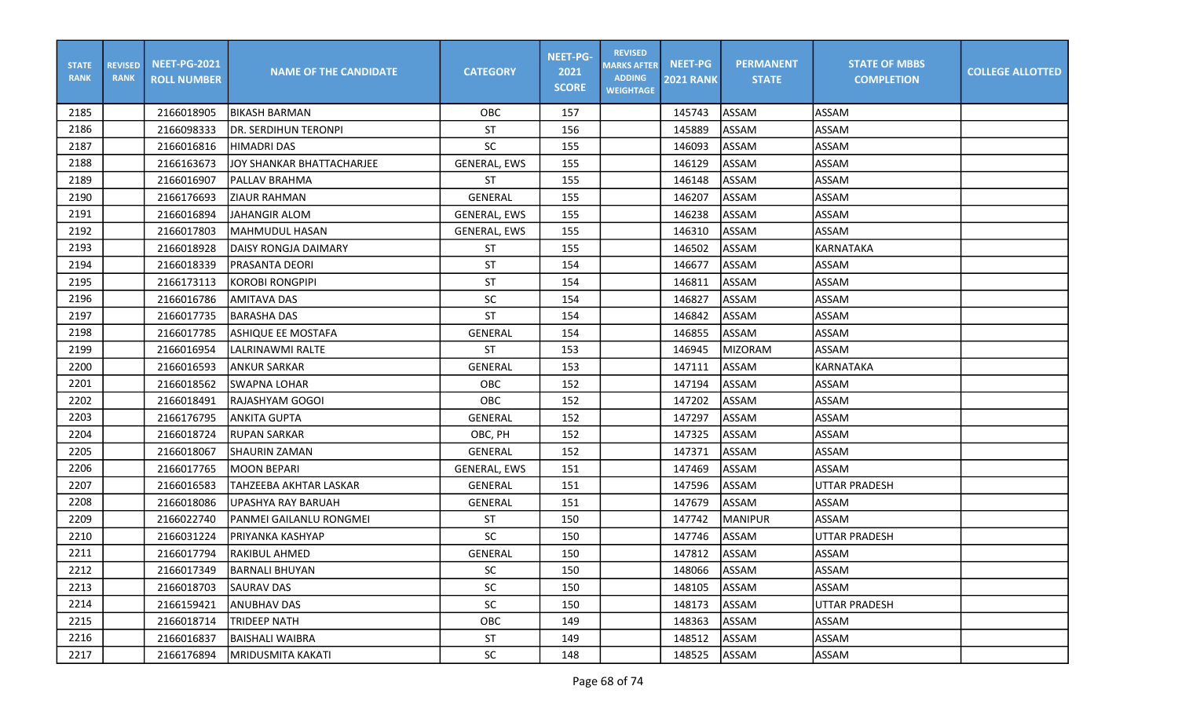| STATE RANK | REVISED RANK | NEET-PG-2021 ROLL NUMBER | NAME OF THE CANDIDATE | CATEGORY | NEET-PG-2021 SCORE | REVISED MARKS AFTER ADDING WEIGHTAGE | NEET-PG 2021 RANK | PERMANENT STATE | STATE OF MBBS COMPLETION | COLLEGE ALLOTTED |
|---|---|---|---|---|---|---|---|---|---|---|
| 2185 | | 2166018905 | BIKASH BARMAN | OBC | 157 | | 145743 | ASSAM | ASSAM | |
| 2186 | | 2166098333 | DR. SERDIHUN TERONPI | ST | 156 | | 145889 | ASSAM | ASSAM | |
| 2187 | | 2166016816 | HIMADRI DAS | SC | 155 | | 146093 | ASSAM | ASSAM | |
| 2188 | | 2166163673 | JOY SHANKAR BHATTACHARJEE | GENERAL, EWS | 155 | | 146129 | ASSAM | ASSAM | |
| 2189 | | 2166016907 | PALLAV BRAHMA | ST | 155 | | 146148 | ASSAM | ASSAM | |
| 2190 | | 2166176693 | ZIAUR RAHMAN | GENERAL | 155 | | 146207 | ASSAM | ASSAM | |
| 2191 | | 2166016894 | JAHANGIR ALOM | GENERAL, EWS | 155 | | 146238 | ASSAM | ASSAM | |
| 2192 | | 2166017803 | MAHMUDUL HASAN | GENERAL, EWS | 155 | | 146310 | ASSAM | ASSAM | |
| 2193 | | 2166018928 | DAISY RONGJA DAIMARY | ST | 155 | | 146502 | ASSAM | KARNATAKA | |
| 2194 | | 2166018339 | PRASANTA DEORI | ST | 154 | | 146677 | ASSAM | ASSAM | |
| 2195 | | 2166173113 | KOROBI RONGPIPI | ST | 154 | | 146811 | ASSAM | ASSAM | |
| 2196 | | 2166016786 | AMITAVA DAS | SC | 154 | | 146827 | ASSAM | ASSAM | |
| 2197 | | 2166017735 | BARASHA DAS | ST | 154 | | 146842 | ASSAM | ASSAM | |
| 2198 | | 2166017785 | ASHIQUE EE MOSTAFA | GENERAL | 154 | | 146855 | ASSAM | ASSAM | |
| 2199 | | 2166016954 | LALRINAWMI RALTE | ST | 153 | | 146945 | MIZORAM | ASSAM | |
| 2200 | | 2166016593 | ANKUR SARKAR | GENERAL | 153 | | 147111 | ASSAM | KARNATAKA | |
| 2201 | | 2166018562 | SWAPNA LOHAR | OBC | 152 | | 147194 | ASSAM | ASSAM | |
| 2202 | | 2166018491 | RAJASHYAM GOGOI | OBC | 152 | | 147202 | ASSAM | ASSAM | |
| 2203 | | 2166176795 | ANKITA GUPTA | GENERAL | 152 | | 147297 | ASSAM | ASSAM | |
| 2204 | | 2166018724 | RUPAN SARKAR | OBC, PH | 152 | | 147325 | ASSAM | ASSAM | |
| 2205 | | 2166018067 | SHAURIN ZAMAN | GENERAL | 152 | | 147371 | ASSAM | ASSAM | |
| 2206 | | 2166017765 | MOON BEPARI | GENERAL, EWS | 151 | | 147469 | ASSAM | ASSAM | |
| 2207 | | 2166016583 | TAHZEEBA AKHTAR LASKAR | GENERAL | 151 | | 147596 | ASSAM | UTTAR PRADESH | |
| 2208 | | 2166018086 | UPASHYA RAY BARUAH | GENERAL | 151 | | 147679 | ASSAM | ASSAM | |
| 2209 | | 2166022740 | PANMEI GAILANLU RONGMEI | ST | 150 | | 147742 | MANIPUR | ASSAM | |
| 2210 | | 2166031224 | PRIYANKA KASHYAP | SC | 150 | | 147746 | ASSAM | UTTAR PRADESH | |
| 2211 | | 2166017794 | RAKIBUL AHMED | GENERAL | 150 | | 147812 | ASSAM | ASSAM | |
| 2212 | | 2166017349 | BARNALI BHUYAN | SC | 150 | | 148066 | ASSAM | ASSAM | |
| 2213 | | 2166018703 | SAURAV DAS | SC | 150 | | 148105 | ASSAM | ASSAM | |
| 2214 | | 2166159421 | ANUBHAV DAS | SC | 150 | | 148173 | ASSAM | UTTAR PRADESH | |
| 2215 | | 2166018714 | TRIDEEP NATH | OBC | 149 | | 148363 | ASSAM | ASSAM | |
| 2216 | | 2166016837 | BAISHALI WAIBRA | ST | 149 | | 148512 | ASSAM | ASSAM | |
| 2217 | | 2166176894 | MRIDUSMITA KAKATI | SC | 148 | | 148525 | ASSAM | ASSAM | |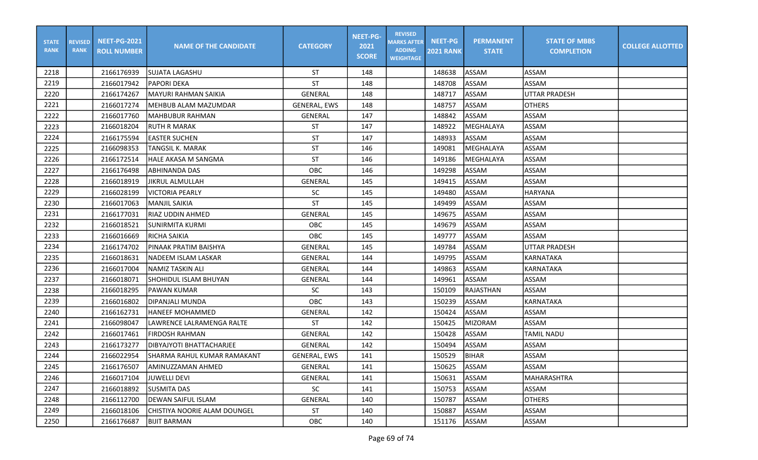| STATE RANK | REVISED RANK | NEET-PG-2021 ROLL NUMBER | NAME OF THE CANDIDATE | CATEGORY | NEET-PG-2021 SCORE | REVISED MARKS AFTER ADDING WEIGHTAGE | NEET-PG 2021 RANK | PERMANENT STATE | STATE OF MBBS COMPLETION | COLLEGE ALLOTTED |
|---|---|---|---|---|---|---|---|---|---|---|
| 2218 | | 2166176939 | SUJATA LAGASHU | ST | 148 | | 148638 | ASSAM | ASSAM | |
| 2219 | | 2166017942 | PAPORI DEKA | ST | 148 | | 148708 | ASSAM | ASSAM | |
| 2220 | | 2166174267 | MAYURI RAHMAN SAIKIA | GENERAL | 148 | | 148717 | ASSAM | UTTAR PRADESH | |
| 2221 | | 2166017274 | MEHBUB ALAM MAZUMDAR | GENERAL, EWS | 148 | | 148757 | ASSAM | OTHERS | |
| 2222 | | 2166017760 | MAHBUBUR RAHMAN | GENERAL | 147 | | 148842 | ASSAM | ASSAM | |
| 2223 | | 2166018204 | RUTH R MARAK | ST | 147 | | 148922 | MEGHALAYA | ASSAM | |
| 2224 | | 2166175594 | EASTER SUCHEN | ST | 147 | | 148933 | ASSAM | ASSAM | |
| 2225 | | 2166098353 | TANGSIL K. MARAK | ST | 146 | | 149081 | MEGHALAYA | ASSAM | |
| 2226 | | 2166172514 | HALE AKASA M SANGMA | ST | 146 | | 149186 | MEGHALAYA | ASSAM | |
| 2227 | | 2166176498 | ABHINANDA DAS | OBC | 146 | | 149298 | ASSAM | ASSAM | |
| 2228 | | 2166018919 | JIKRUL ALMULLAH | GENERAL | 145 | | 149415 | ASSAM | ASSAM | |
| 2229 | | 2166028199 | VICTORIA PEARLY | SC | 145 | | 149480 | ASSAM | HARYANA | |
| 2230 | | 2166017063 | MANJIL SAIKIA | ST | 145 | | 149499 | ASSAM | ASSAM | |
| 2231 | | 2166177031 | RIAZ UDDIN AHMED | GENERAL | 145 | | 149675 | ASSAM | ASSAM | |
| 2232 | | 2166018521 | SUNIRMITA KURMI | OBC | 145 | | 149679 | ASSAM | ASSAM | |
| 2233 | | 2166016669 | RICHA SAIKIA | OBC | 145 | | 149777 | ASSAM | ASSAM | |
| 2234 | | 2166174702 | PINAAK PRATIM BAISHYA | GENERAL | 145 | | 149784 | ASSAM | UTTAR PRADESH | |
| 2235 | | 2166018631 | NADEEM ISLAM LASKAR | GENERAL | 144 | | 149795 | ASSAM | KARNATAKA | |
| 2236 | | 2166017004 | NAMIZ TASKIN ALI | GENERAL | 144 | | 149863 | ASSAM | KARNATAKA | |
| 2237 | | 2166018071 | SHOHIDUL ISLAM BHUYAN | GENERAL | 144 | | 149961 | ASSAM | ASSAM | |
| 2238 | | 2166018295 | PAWAN KUMAR | SC | 143 | | 150109 | RAJASTHAN | ASSAM | |
| 2239 | | 2166016802 | DIPANJALI MUNDA | OBC | 143 | | 150239 | ASSAM | KARNATAKA | |
| 2240 | | 2166162731 | HANEEF MOHAMMED | GENERAL | 142 | | 150424 | ASSAM | ASSAM | |
| 2241 | | 2166098047 | LAWRENCE LALRAMENGA RALTE | ST | 142 | | 150425 | MIZORAM | ASSAM | |
| 2242 | | 2166017461 | FIRDOSH RAHMAN | GENERAL | 142 | | 150428 | ASSAM | TAMIL NADU | |
| 2243 | | 2166173277 | DIBYAJYOTI BHATTACHARJEE | GENERAL | 142 | | 150494 | ASSAM | ASSAM | |
| 2244 | | 2166022954 | SHARMA RAHUL KUMAR RAMAKANT | GENERAL, EWS | 141 | | 150529 | BIHAR | ASSAM | |
| 2245 | | 2166176507 | AMINUZZAMAN AHMED | GENERAL | 141 | | 150625 | ASSAM | ASSAM | |
| 2246 | | 2166017104 | JUWELLI DEVI | GENERAL | 141 | | 150631 | ASSAM | MAHARASHTRA | |
| 2247 | | 2166018892 | SUSMITA DAS | SC | 141 | | 150753 | ASSAM | ASSAM | |
| 2248 | | 2166112700 | DEWAN SAIFUL ISLAM | GENERAL | 140 | | 150787 | ASSAM | OTHERS | |
| 2249 | | 2166018106 | CHISTIYA NOORIE ALAM DOUNGEL | ST | 140 | | 150887 | ASSAM | ASSAM | |
| 2250 | | 2166176687 | BIJIT BARMAN | OBC | 140 | | 151176 | ASSAM | ASSAM | |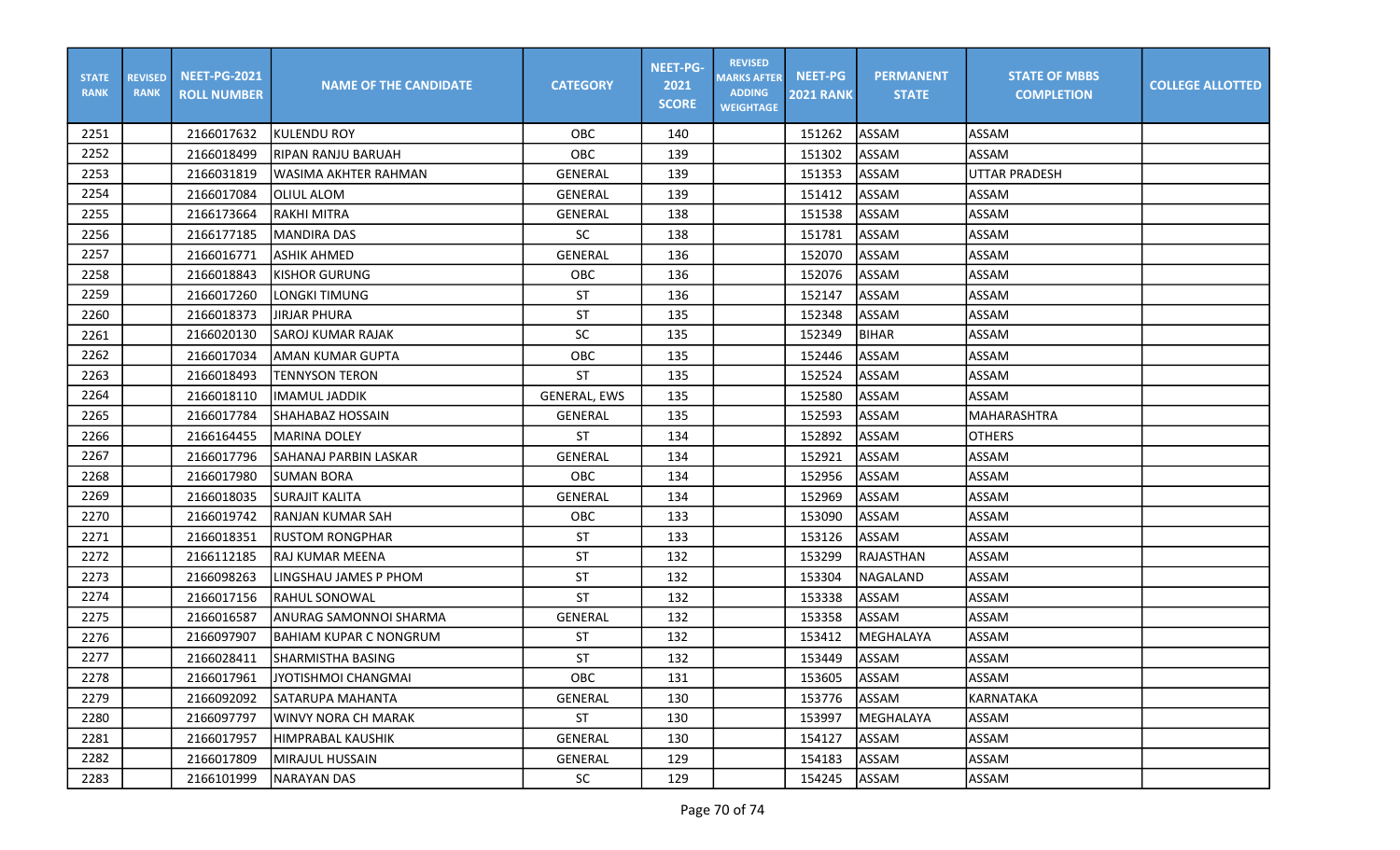| STATE RANK | REVISED RANK | NEET-PG-2021 ROLL NUMBER | NAME OF THE CANDIDATE | CATEGORY | NEET-PG-2021 SCORE | REVISED MARKS AFTER ADDING WEIGHTAGE | NEET-PG 2021 RANK | PERMANENT STATE | STATE OF MBBS COMPLETION | COLLEGE ALLOTTED |
|---|---|---|---|---|---|---|---|---|---|---|
| 2251 | | 2166017632 | KULENDU ROY | OBC | 140 | | 151262 | ASSAM | ASSAM | |
| 2252 | | 2166018499 | RIPAN RANJU BARUAH | OBC | 139 | | 151302 | ASSAM | ASSAM | |
| 2253 | | 2166031819 | WASIMA AKHTER RAHMAN | GENERAL | 139 | | 151353 | ASSAM | UTTAR PRADESH | |
| 2254 | | 2166017084 | OLIUL ALOM | GENERAL | 139 | | 151412 | ASSAM | ASSAM | |
| 2255 | | 2166173664 | RAKHI MITRA | GENERAL | 138 | | 151538 | ASSAM | ASSAM | |
| 2256 | | 2166177185 | MANDIRA DAS | SC | 138 | | 151781 | ASSAM | ASSAM | |
| 2257 | | 2166016771 | ASHIK AHMED | GENERAL | 136 | | 152070 | ASSAM | ASSAM | |
| 2258 | | 2166018843 | KISHOR GURUNG | OBC | 136 | | 152076 | ASSAM | ASSAM | |
| 2259 | | 2166017260 | LONGKI TIMUNG | ST | 136 | | 152147 | ASSAM | ASSAM | |
| 2260 | | 2166018373 | JIRJAR PHURA | ST | 135 | | 152348 | ASSAM | ASSAM | |
| 2261 | | 2166020130 | SAROJ KUMAR RAJAK | SC | 135 | | 152349 | BIHAR | ASSAM | |
| 2262 | | 2166017034 | AMAN KUMAR GUPTA | OBC | 135 | | 152446 | ASSAM | ASSAM | |
| 2263 | | 2166018493 | TENNYSON TERON | ST | 135 | | 152524 | ASSAM | ASSAM | |
| 2264 | | 2166018110 | IMAMUL JADDIK | GENERAL, EWS | 135 | | 152580 | ASSAM | ASSAM | |
| 2265 | | 2166017784 | SHAHABAZ HOSSAIN | GENERAL | 135 | | 152593 | ASSAM | MAHARASHTRA | |
| 2266 | | 2166164455 | MARINA DOLEY | ST | 134 | | 152892 | ASSAM | OTHERS | |
| 2267 | | 2166017796 | SAHANAJ PARBIN LASKAR | GENERAL | 134 | | 152921 | ASSAM | ASSAM | |
| 2268 | | 2166017980 | SUMAN BORA | OBC | 134 | | 152956 | ASSAM | ASSAM | |
| 2269 | | 2166018035 | SURAJIT KALITA | GENERAL | 134 | | 152969 | ASSAM | ASSAM | |
| 2270 | | 2166019742 | RANJAN KUMAR SAH | OBC | 133 | | 153090 | ASSAM | ASSAM | |
| 2271 | | 2166018351 | RUSTOM RONGPHAR | ST | 133 | | 153126 | ASSAM | ASSAM | |
| 2272 | | 2166112185 | RAJ KUMAR MEENA | ST | 132 | | 153299 | RAJASTHAN | ASSAM | |
| 2273 | | 2166098263 | LINGSHAU JAMES P PHOM | ST | 132 | | 153304 | NAGALAND | ASSAM | |
| 2274 | | 2166017156 | RAHUL SONOWAL | ST | 132 | | 153338 | ASSAM | ASSAM | |
| 2275 | | 2166016587 | ANURAG SAMONNOI SHARMA | GENERAL | 132 | | 153358 | ASSAM | ASSAM | |
| 2276 | | 2166097907 | BAHIAM KUPAR C NONGRUM | ST | 132 | | 153412 | MEGHALAYA | ASSAM | |
| 2277 | | 2166028411 | SHARMISTHA BASING | ST | 132 | | 153449 | ASSAM | ASSAM | |
| 2278 | | 2166017961 | JYOTISHMOI CHANGMAI | OBC | 131 | | 153605 | ASSAM | ASSAM | |
| 2279 | | 2166092092 | SATARUPA MAHANTA | GENERAL | 130 | | 153776 | ASSAM | KARNATAKA | |
| 2280 | | 2166097797 | WINVY NORA CH MARAK | ST | 130 | | 153997 | MEGHALAYA | ASSAM | |
| 2281 | | 2166017957 | HIMPRABAL KAUSHIK | GENERAL | 130 | | 154127 | ASSAM | ASSAM | |
| 2282 | | 2166017809 | MIRAJUL HUSSAIN | GENERAL | 129 | | 154183 | ASSAM | ASSAM | |
| 2283 | | 2166101999 | NARAYAN DAS | SC | 129 | | 154245 | ASSAM | ASSAM | |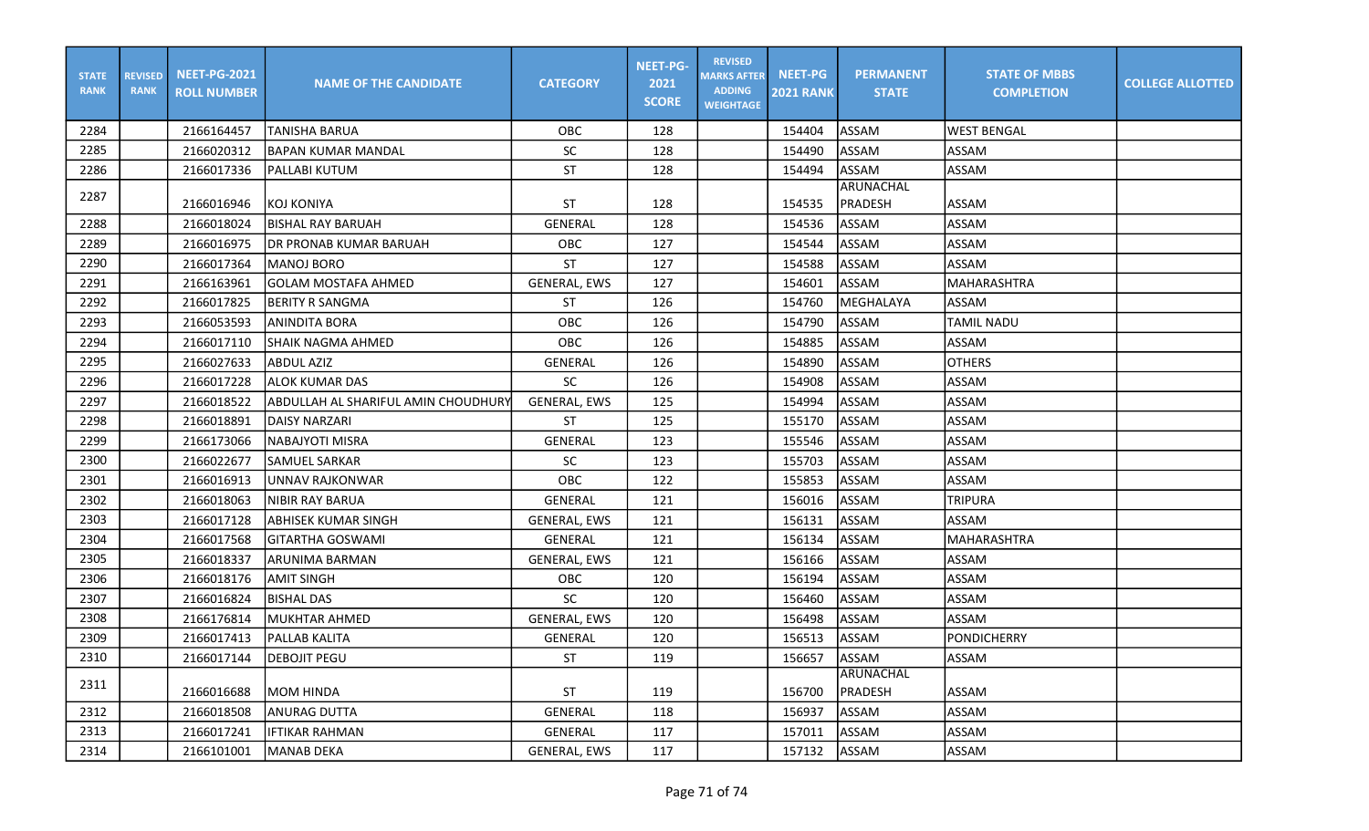| STATE RANK | REVISED RANK | NEET-PG-2021 ROLL NUMBER | NAME OF THE CANDIDATE | CATEGORY | NEET-PG-2021 SCORE | REVISED MARKS AFTER ADDING WEIGHTAGE | NEET-PG 2021 RANK | PERMANENT STATE | STATE OF MBBS COMPLETION | COLLEGE ALLOTTED |
|---|---|---|---|---|---|---|---|---|---|---|
| 2284 | | 2166164457 | TANISHA BARUA | OBC | 128 | | 154404 | ASSAM | WEST BENGAL | |
| 2285 | | 2166020312 | BAPAN KUMAR MANDAL | SC | 128 | | 154490 | ASSAM | ASSAM | |
| 2286 | | 2166017336 | PALLABI KUTUM | ST | 128 | | 154494 | ASSAM | ASSAM | |
| 2287 | | 2166016946 | KOJ KONIYA | ST | 128 | | 154535 | ARUNACHAL PRADESH | ASSAM | |
| 2288 | | 2166018024 | BISHAL RAY BARUAH | GENERAL | 128 | | 154536 | ASSAM | ASSAM | |
| 2289 | | 2166016975 | DR PRONAB KUMAR BARUAH | OBC | 127 | | 154544 | ASSAM | ASSAM | |
| 2290 | | 2166017364 | MANOJ BORO | ST | 127 | | 154588 | ASSAM | ASSAM | |
| 2291 | | 2166163961 | GOLAM MOSTAFA AHMED | GENERAL, EWS | 127 | | 154601 | ASSAM | MAHARASHTRA | |
| 2292 | | 2166017825 | BERITY R SANGMA | ST | 126 | | 154760 | MEGHALAYA | ASSAM | |
| 2293 | | 2166053593 | ANINDITA BORA | OBC | 126 | | 154790 | ASSAM | TAMIL NADU | |
| 2294 | | 2166017110 | SHAIK NAGMA AHMED | OBC | 126 | | 154885 | ASSAM | ASSAM | |
| 2295 | | 2166027633 | ABDUL AZIZ | GENERAL | 126 | | 154890 | ASSAM | OTHERS | |
| 2296 | | 2166017228 | ALOK KUMAR DAS | SC | 126 | | 154908 | ASSAM | ASSAM | |
| 2297 | | 2166018522 | ABDULLAH AL SHARIFUL AMIN CHOUDHURY | GENERAL, EWS | 125 | | 154994 | ASSAM | ASSAM | |
| 2298 | | 2166018891 | DAISY NARZARI | ST | 125 | | 155170 | ASSAM | ASSAM | |
| 2299 | | 2166173066 | NABAJYOTI MISRA | GENERAL | 123 | | 155546 | ASSAM | ASSAM | |
| 2300 | | 2166022677 | SAMUEL SARKAR | SC | 123 | | 155703 | ASSAM | ASSAM | |
| 2301 | | 2166016913 | UNNAV RAJKONWAR | OBC | 122 | | 155853 | ASSAM | ASSAM | |
| 2302 | | 2166018063 | NIBIR RAY BARUA | GENERAL | 121 | | 156016 | ASSAM | TRIPURA | |
| 2303 | | 2166017128 | ABHISEK KUMAR SINGH | GENERAL, EWS | 121 | | 156131 | ASSAM | ASSAM | |
| 2304 | | 2166017568 | GITARTHA GOSWAMI | GENERAL | 121 | | 156134 | ASSAM | MAHARASHTRA | |
| 2305 | | 2166018337 | ARUNIMA BARMAN | GENERAL, EWS | 121 | | 156166 | ASSAM | ASSAM | |
| 2306 | | 2166018176 | AMIT SINGH | OBC | 120 | | 156194 | ASSAM | ASSAM | |
| 2307 | | 2166016824 | BISHAL DAS | SC | 120 | | 156460 | ASSAM | ASSAM | |
| 2308 | | 2166176814 | MUKHTAR AHMED | GENERAL, EWS | 120 | | 156498 | ASSAM | ASSAM | |
| 2309 | | 2166017413 | PALLAB KALITA | GENERAL | 120 | | 156513 | ASSAM | PONDICHERRY | |
| 2310 | | 2166017144 | DEBOJIT PEGU | ST | 119 | | 156657 | ASSAM | ASSAM | |
| 2311 | | 2166016688 | MOM HINDA | ST | 119 | | 156700 | ARUNACHAL PRADESH | ASSAM | |
| 2312 | | 2166018508 | ANURAG DUTTA | GENERAL | 118 | | 156937 | ASSAM | ASSAM | |
| 2313 | | 2166017241 | IFTIKAR RAHMAN | GENERAL | 117 | | 157011 | ASSAM | ASSAM | |
| 2314 | | 2166101001 | MANAB DEKA | GENERAL, EWS | 117 | | 157132 | ASSAM | ASSAM | |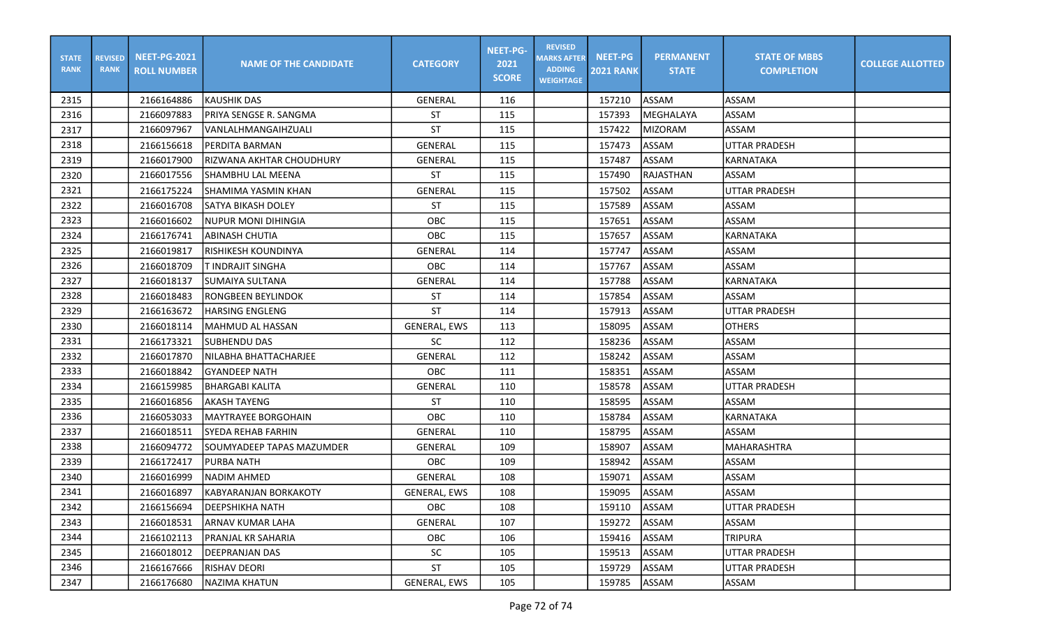| STATE RANK | REVISED RANK | NEET-PG-2021 ROLL NUMBER | NAME OF THE CANDIDATE | CATEGORY | NEET-PG-2021 SCORE | REVISED MARKS AFTER ADDING WEIGHTAGE | NEET-PG 2021 RANK | PERMANENT STATE | STATE OF MBBS COMPLETION | COLLEGE ALLOTTED |
|---|---|---|---|---|---|---|---|---|---|---|
| 2315 | | 2166164886 | KAUSHIK DAS | GENERAL | 116 | | 157210 | ASSAM | ASSAM | |
| 2316 | | 2166097883 | PRIYA SENGSE R. SANGMA | ST | 115 | | 157393 | MEGHALAYA | ASSAM | |
| 2317 | | 2166097967 | VANLALHMANGAIHZUALI | ST | 115 | | 157422 | MIZORAM | ASSAM | |
| 2318 | | 2166156618 | PERDITA BARMAN | GENERAL | 115 | | 157473 | ASSAM | UTTAR PRADESH | |
| 2319 | | 2166017900 | RIZWANA AKHTAR CHOUDHURY | GENERAL | 115 | | 157487 | ASSAM | KARNATAKA | |
| 2320 | | 2166017556 | SHAMBHU LAL MEENA | ST | 115 | | 157490 | RAJASTHAN | ASSAM | |
| 2321 | | 2166175224 | SHAMIMA YASMIN KHAN | GENERAL | 115 | | 157502 | ASSAM | UTTAR PRADESH | |
| 2322 | | 2166016708 | SATYA BIKASH DOLEY | ST | 115 | | 157589 | ASSAM | ASSAM | |
| 2323 | | 2166016602 | NUPUR MONI DIHINGIA | OBC | 115 | | 157651 | ASSAM | ASSAM | |
| 2324 | | 2166176741 | ABINASH CHUTIA | OBC | 115 | | 157657 | ASSAM | KARNATAKA | |
| 2325 | | 2166019817 | RISHIKESH KOUNDINYA | GENERAL | 114 | | 157747 | ASSAM | ASSAM | |
| 2326 | | 2166018709 | T INDRAJIT SINGHA | OBC | 114 | | 157767 | ASSAM | ASSAM | |
| 2327 | | 2166018137 | SUMAIYA SULTANA | GENERAL | 114 | | 157788 | ASSAM | KARNATAKA | |
| 2328 | | 2166018483 | RONGBEEN BEYLINDOK | ST | 114 | | 157854 | ASSAM | ASSAM | |
| 2329 | | 2166163672 | HARSING ENGLENG | ST | 114 | | 157913 | ASSAM | UTTAR PRADESH | |
| 2330 | | 2166018114 | MAHMUD AL HASSAN | GENERAL, EWS | 113 | | 158095 | ASSAM | OTHERS | |
| 2331 | | 2166173321 | SUBHENDU DAS | SC | 112 | | 158236 | ASSAM | ASSAM | |
| 2332 | | 2166017870 | NILABHA BHATTACHARJEE | GENERAL | 112 | | 158242 | ASSAM | ASSAM | |
| 2333 | | 2166018842 | GYANDEEP NATH | OBC | 111 | | 158351 | ASSAM | ASSAM | |
| 2334 | | 2166159985 | BHARGABI KALITA | GENERAL | 110 | | 158578 | ASSAM | UTTAR PRADESH | |
| 2335 | | 2166016856 | AKASH TAYENG | ST | 110 | | 158595 | ASSAM | ASSAM | |
| 2336 | | 2166053033 | MAYTRAYEE BORGOHAIN | OBC | 110 | | 158784 | ASSAM | KARNATAKA | |
| 2337 | | 2166018511 | SYEDA REHAB FARHIN | GENERAL | 110 | | 158795 | ASSAM | ASSAM | |
| 2338 | | 2166094772 | SOUMYADEEP TAPAS MAZUMDER | GENERAL | 109 | | 158907 | ASSAM | MAHARASHTRA | |
| 2339 | | 2166172417 | PURBA NATH | OBC | 109 | | 158942 | ASSAM | ASSAM | |
| 2340 | | 2166016999 | NADIM AHMED | GENERAL | 108 | | 159071 | ASSAM | ASSAM | |
| 2341 | | 2166016897 | KABYARANJAN BORKAKOTY | GENERAL, EWS | 108 | | 159095 | ASSAM | ASSAM | |
| 2342 | | 2166156694 | DEEPSHIKHA NATH | OBC | 108 | | 159110 | ASSAM | UTTAR PRADESH | |
| 2343 | | 2166018531 | ARNAV KUMAR LAHA | GENERAL | 107 | | 159272 | ASSAM | ASSAM | |
| 2344 | | 2166102113 | PRANJAL KR SAHARIA | OBC | 106 | | 159416 | ASSAM | TRIPURA | |
| 2345 | | 2166018012 | DEEPRANJAN DAS | SC | 105 | | 159513 | ASSAM | UTTAR PRADESH | |
| 2346 | | 2166167666 | RISHAV DEORI | ST | 105 | | 159729 | ASSAM | UTTAR PRADESH | |
| 2347 | | 2166176680 | NAZIMA KHATUN | GENERAL, EWS | 105 | | 159785 | ASSAM | ASSAM | |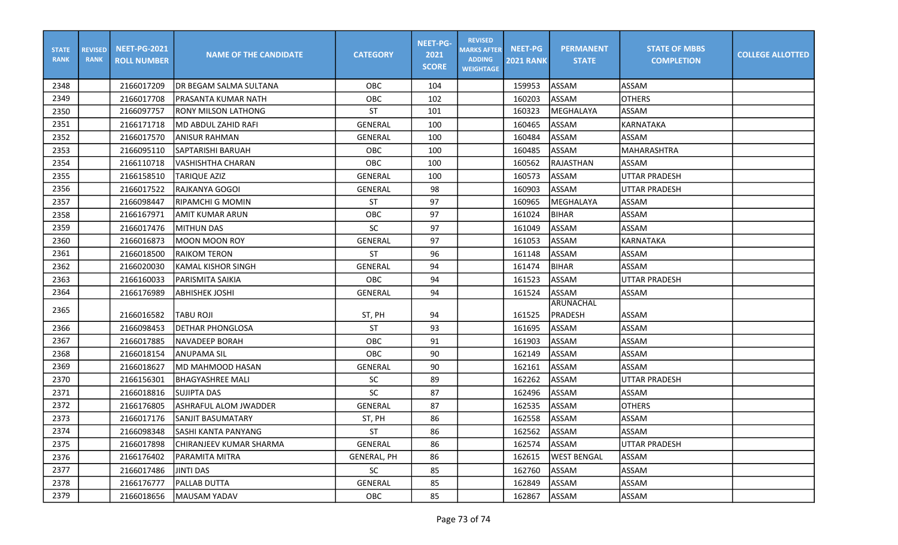| STATE RANK | REVISED RANK | NEET-PG-2021 ROLL NUMBER | NAME OF THE CANDIDATE | CATEGORY | NEET-PG-2021 SCORE | REVISED MARKS AFTER ADDING WEIGHTAGE | NEET-PG 2021 RANK | PERMANENT STATE | STATE OF MBBS COMPLETION | COLLEGE ALLOTTED |
|---|---|---|---|---|---|---|---|---|---|---|
| 2348 | | 2166017209 | DR BEGAM SALMA SULTANA | OBC | 104 | | 159953 | ASSAM | ASSAM | |
| 2349 | | 2166017708 | PRASANTA KUMAR NATH | OBC | 102 | | 160203 | ASSAM | OTHERS | |
| 2350 | | 2166097757 | RONY MILSON LATHONG | ST | 101 | | 160323 | MEGHALAYA | ASSAM | |
| 2351 | | 2166171718 | MD ABDUL ZAHID RAFI | GENERAL | 100 | | 160465 | ASSAM | KARNATAKA | |
| 2352 | | 2166017570 | ANISUR RAHMAN | GENERAL | 100 | | 160484 | ASSAM | ASSAM | |
| 2353 | | 2166095110 | SAPTARISHI BARUAH | OBC | 100 | | 160485 | ASSAM | MAHARASHTRA | |
| 2354 | | 2166110718 | VASHISHTHA CHARAN | OBC | 100 | | 160562 | RAJASTHAN | ASSAM | |
| 2355 | | 2166158510 | TARIQUE AZIZ | GENERAL | 100 | | 160573 | ASSAM | UTTAR PRADESH | |
| 2356 | | 2166017522 | RAJKANYA GOGOI | GENERAL | 98 | | 160903 | ASSAM | UTTAR PRADESH | |
| 2357 | | 2166098447 | RIPAMCHI G MOMIN | ST | 97 | | 160965 | MEGHALAYA | ASSAM | |
| 2358 | | 2166167971 | AMIT KUMAR ARUN | OBC | 97 | | 161024 | BIHAR | ASSAM | |
| 2359 | | 2166017476 | MITHUN DAS | SC | 97 | | 161049 | ASSAM | ASSAM | |
| 2360 | | 2166016873 | MOON MOON ROY | GENERAL | 97 | | 161053 | ASSAM | KARNATAKA | |
| 2361 | | 2166018500 | RAIKOM TERON | ST | 96 | | 161148 | ASSAM | ASSAM | |
| 2362 | | 2166020030 | KAMAL KISHOR SINGH | GENERAL | 94 | | 161474 | BIHAR | ASSAM | |
| 2363 | | 2166160033 | PARISMITA SAIKIA | OBC | 94 | | 161523 | ASSAM | UTTAR PRADESH | |
| 2364 | | 2166176989 | ABHISHEK JOSHI | GENERAL | 94 | | 161524 | ASSAM | ASSAM | |
| 2365 | | 2166016582 | TABU ROJI | ST, PH | 94 | | 161525 | ARUNACHAL PRADESH | ASSAM | |
| 2366 | | 2166098453 | DETHAR PHONGLOSA | ST | 93 | | 161695 | ASSAM | ASSAM | |
| 2367 | | 2166017885 | NAVADEEP BORAH | OBC | 91 | | 161903 | ASSAM | ASSAM | |
| 2368 | | 2166018154 | ANUPAMA SIL | OBC | 90 | | 162149 | ASSAM | ASSAM | |
| 2369 | | 2166018627 | MD MAHMOOD HASAN | GENERAL | 90 | | 162161 | ASSAM | ASSAM | |
| 2370 | | 2166156301 | BHAGYASHREE MALI | SC | 89 | | 162262 | ASSAM | UTTAR PRADESH | |
| 2371 | | 2166018816 | SUJIPTA DAS | SC | 87 | | 162496 | ASSAM | ASSAM | |
| 2372 | | 2166176805 | ASHRAFUL ALOM JWADDER | GENERAL | 87 | | 162535 | ASSAM | OTHERS | |
| 2373 | | 2166017176 | SANJIT BASUMATARY | ST, PH | 86 | | 162558 | ASSAM | ASSAM | |
| 2374 | | 2166098348 | SASHI KANTA PANYANG | ST | 86 | | 162562 | ASSAM | ASSAM | |
| 2375 | | 2166017898 | CHIRANJEEV KUMAR SHARMA | GENERAL | 86 | | 162574 | ASSAM | UTTAR PRADESH | |
| 2376 | | 2166176402 | PARAMITA MITRA | GENERAL, PH | 86 | | 162615 | WEST BENGAL | ASSAM | |
| 2377 | | 2166017486 | JINTI DAS | SC | 85 | | 162760 | ASSAM | ASSAM | |
| 2378 | | 2166176777 | PALLAB DUTTA | GENERAL | 85 | | 162849 | ASSAM | ASSAM | |
| 2379 | | 2166018656 | MAUSAM YADAV | OBC | 85 | | 162867 | ASSAM | ASSAM | |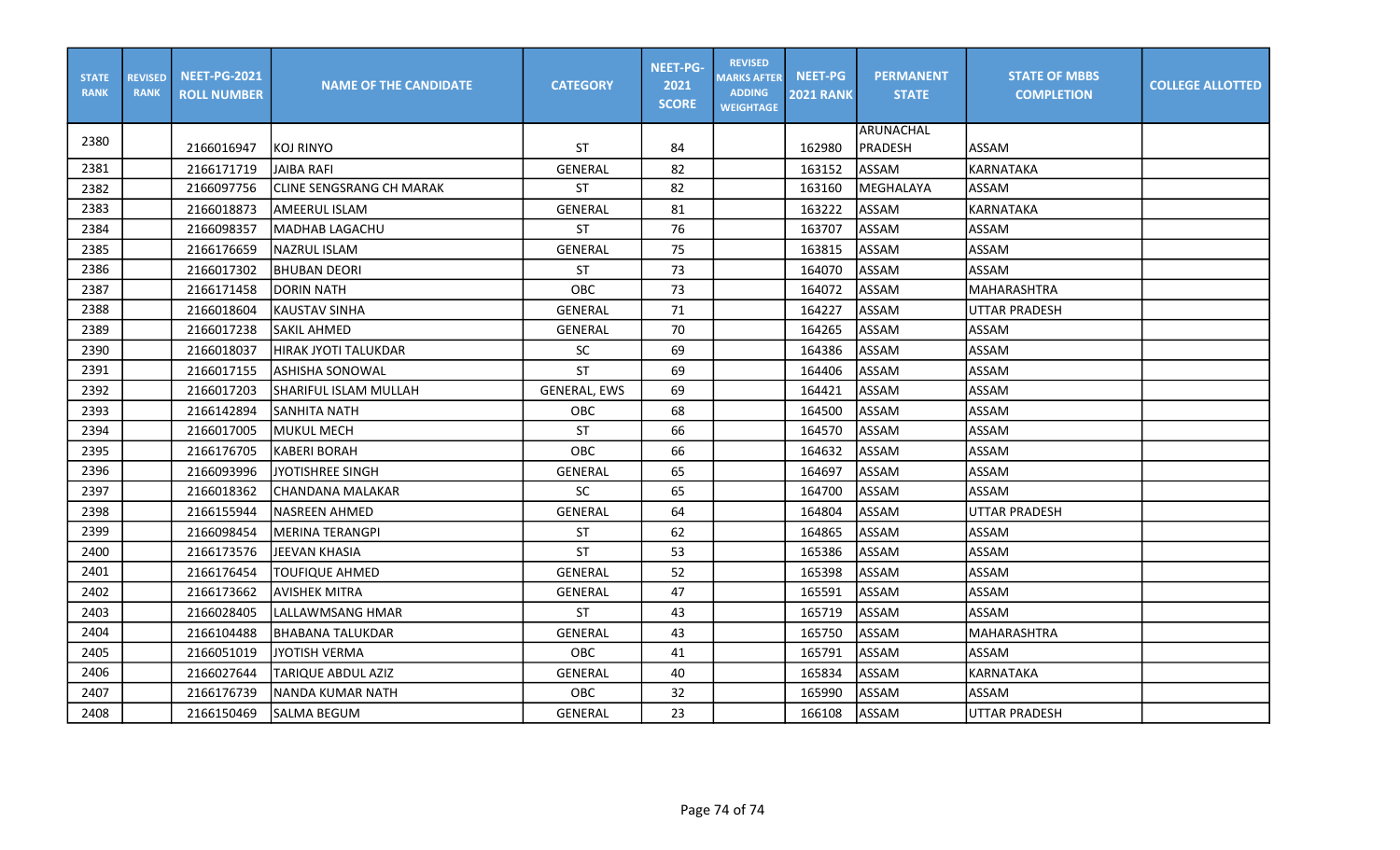| STATE RANK | REVISED RANK | NEET-PG-2021 ROLL NUMBER | NAME OF THE CANDIDATE | CATEGORY | NEET-PG-2021 SCORE | REVISED MARKS AFTER ADDING WEIGHTAGE | NEET-PG 2021 RANK | PERMANENT STATE | STATE OF MBBS COMPLETION | COLLEGE ALLOTTED |
|---|---|---|---|---|---|---|---|---|---|---|
| 2380 | | 2166016947 | KOJ RINYO | ST | 84 | | 162980 | ARUNACHAL PRADESH | ASSAM | |
| 2381 | | 2166171719 | JAIBA RAFI | GENERAL | 82 | | 163152 | ASSAM | KARNATAKA | |
| 2382 | | 2166097756 | CLINE SENGSRANG CH MARAK | ST | 82 | | 163160 | MEGHALAYA | ASSAM | |
| 2383 | | 2166018873 | AMEERUL ISLAM | GENERAL | 81 | | 163222 | ASSAM | KARNATAKA | |
| 2384 | | 2166098357 | MADHAB LAGACHU | ST | 76 | | 163707 | ASSAM | ASSAM | |
| 2385 | | 2166176659 | NAZRUL ISLAM | GENERAL | 75 | | 163815 | ASSAM | ASSAM | |
| 2386 | | 2166017302 | BHUBAN DEORI | ST | 73 | | 164070 | ASSAM | ASSAM | |
| 2387 | | 2166171458 | DORIN NATH | OBC | 73 | | 164072 | ASSAM | MAHARASHTRA | |
| 2388 | | 2166018604 | KAUSTAV SINHA | GENERAL | 71 | | 164227 | ASSAM | UTTAR PRADESH | |
| 2389 | | 2166017238 | SAKIL AHMED | GENERAL | 70 | | 164265 | ASSAM | ASSAM | |
| 2390 | | 2166018037 | HIRAK JYOTI TALUKDAR | SC | 69 | | 164386 | ASSAM | ASSAM | |
| 2391 | | 2166017155 | ASHISHA SONOWAL | ST | 69 | | 164406 | ASSAM | ASSAM | |
| 2392 | | 2166017203 | SHARIFUL ISLAM MULLAH | GENERAL, EWS | 69 | | 164421 | ASSAM | ASSAM | |
| 2393 | | 2166142894 | SANHITA NATH | OBC | 68 | | 164500 | ASSAM | ASSAM | |
| 2394 | | 2166017005 | MUKUL MECH | ST | 66 | | 164570 | ASSAM | ASSAM | |
| 2395 | | 2166176705 | KABERI BORAH | OBC | 66 | | 164632 | ASSAM | ASSAM | |
| 2396 | | 2166093996 | JYOTISHREE SINGH | GENERAL | 65 | | 164697 | ASSAM | ASSAM | |
| 2397 | | 2166018362 | CHANDANA MALAKAR | SC | 65 | | 164700 | ASSAM | ASSAM | |
| 2398 | | 2166155944 | NASREEN AHMED | GENERAL | 64 | | 164804 | ASSAM | UTTAR PRADESH | |
| 2399 | | 2166098454 | MERINA TERANGPI | ST | 62 | | 164865 | ASSAM | ASSAM | |
| 2400 | | 2166173576 | JEEVAN KHASIA | ST | 53 | | 165386 | ASSAM | ASSAM | |
| 2401 | | 2166176454 | TOUFIQUE AHMED | GENERAL | 52 | | 165398 | ASSAM | ASSAM | |
| 2402 | | 2166173662 | AVISHEK MITRA | GENERAL | 47 | | 165591 | ASSAM | ASSAM | |
| 2403 | | 2166028405 | LALLAWMSANG HMAR | ST | 43 | | 165719 | ASSAM | ASSAM | |
| 2404 | | 2166104488 | BHABANA TALUKDAR | GENERAL | 43 | | 165750 | ASSAM | MAHARASHTRA | |
| 2405 | | 2166051019 | JYOTISH VERMA | OBC | 41 | | 165791 | ASSAM | ASSAM | |
| 2406 | | 2166027644 | TARIQUE ABDUL AZIZ | GENERAL | 40 | | 165834 | ASSAM | KARNATAKA | |
| 2407 | | 2166176739 | NANDA KUMAR NATH | OBC | 32 | | 165990 | ASSAM | ASSAM | |
| 2408 | | 2166150469 | SALMA BEGUM | GENERAL | 23 | | 166108 | ASSAM | UTTAR PRADESH | |